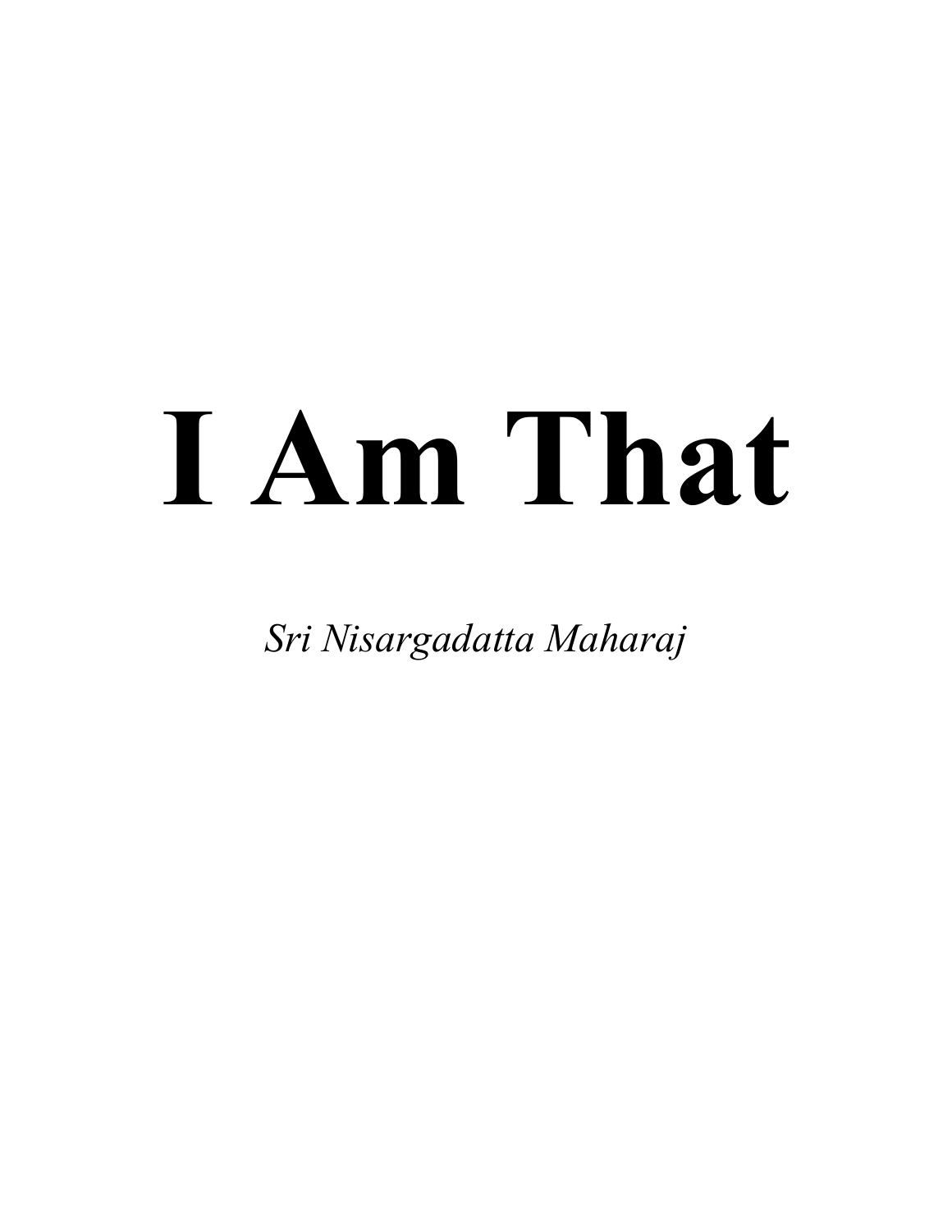# I Am That

*Sri Nisargadatta Maharaj*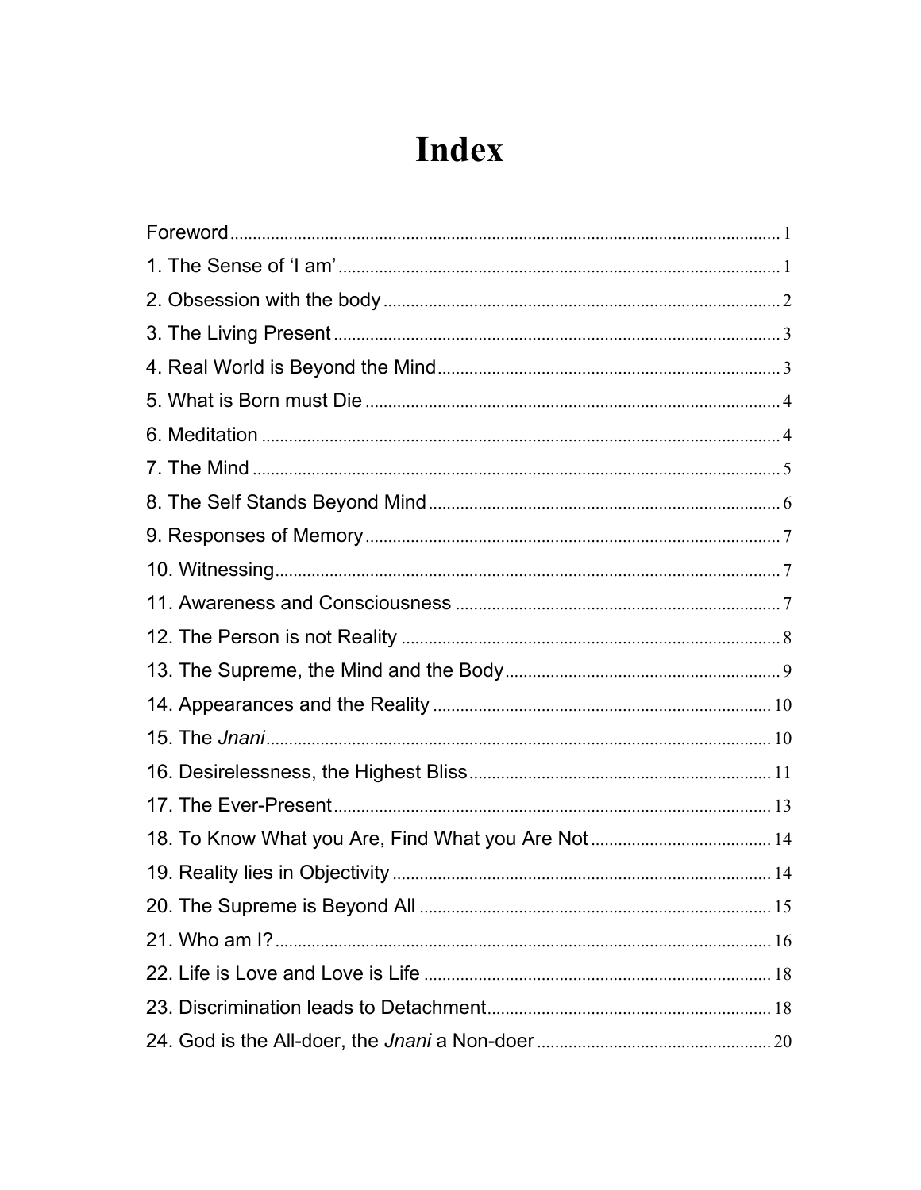# Index

Foreword ... 1
1. The Sense of 'I am' ... 1
2. Obsession with the body ... 2
3. The Living Present ... 3
4. Real World is Beyond the Mind ... 3
5. What is Born must Die ... 4
6. Meditation ... 4
7. The Mind ... 5
8. The Self Stands Beyond Mind ... 6
9. Responses of Memory ... 7
10. Witnessing ... 7
11. Awareness and Consciousness ... 7
12. The Person is not Reality ... 8
13. The Supreme, the Mind and the Body ... 9
14. Appearances and the Reality ... 10
15. The *Jnani* ... 10
16. Desirelessness, the Highest Bliss ... 11
17. The Ever-Present ... 13
18. To Know What you Are, Find What you Are Not ... 14
19. Reality lies in Objectivity ... 14
20. The Supreme is Beyond All ... 15
21. Who am I? ... 16
22. Life is Love and Love is Life ... 18
23. Discrimination leads to Detachment ... 18
24. God is the All-doer, the *Jnani* a Non-doer ... 20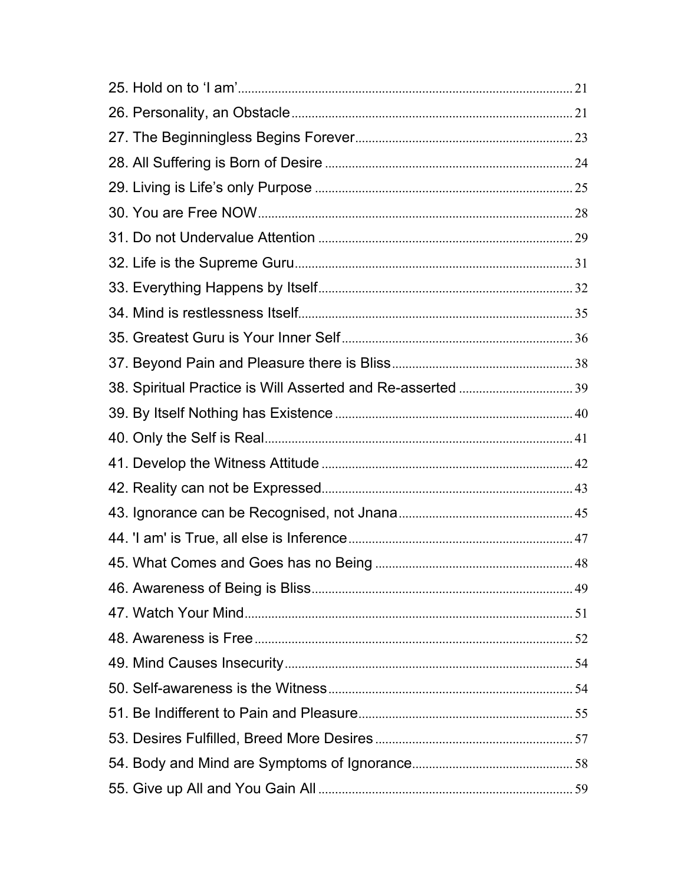25. Hold on to 'I am'.................................................................................................. 21
26. Personality, an Obstacle.................................................................................. 21
27. The Beginningless Begins Forever................................................................ 23
28. All Suffering is Born of Desire ........................................................................ 24
29. Living is Life's only Purpose ........................................................................... 25
30. You are Free NOW............................................................................................ 28
31. Do not Undervalue Attention .......................................................................... 29
32. Life is the Supreme Guru................................................................................. 31
33. Everything Happens by Itself.......................................................................... 32
34. Mind is restlessness Itself................................................................................ 35
35. Greatest Guru is Your Inner Self.................................................................... 36
37. Beyond Pain and Pleasure there is Bliss...................................................... 38
38. Spiritual Practice is Will Asserted and Re-asserted .................................. 39
39. By Itself Nothing has Existence ..................................................................... 40
40. Only the Self is Real.......................................................................................... 41
41. Develop the Witness Attitude .......................................................................... 42
42. Reality can not be Expressed......................................................................... 43
43. Ignorance can be Recognised, not Jnana.................................................... 45
44. 'I am' is True, all else is Inference.................................................................. 47
45. What Comes and Goes has no Being .......................................................... 48
46. Awareness of Being is Bliss............................................................................ 49
47. Watch Your Mind................................................................................................ 51
48. Awareness is Free ............................................................................................. 52
49. Mind Causes Insecurity..................................................................................... 54
50. Self-awareness is the Witness........................................................................ 54
51. Be Indifferent to Pain and Pleasure............................................................... 55
53. Desires Fulfilled, Breed More Desires .......................................................... 57
54. Body and Mind are Symptoms of Ignorance................................................ 58
55. Give up All and You Gain All .......................................................................... 59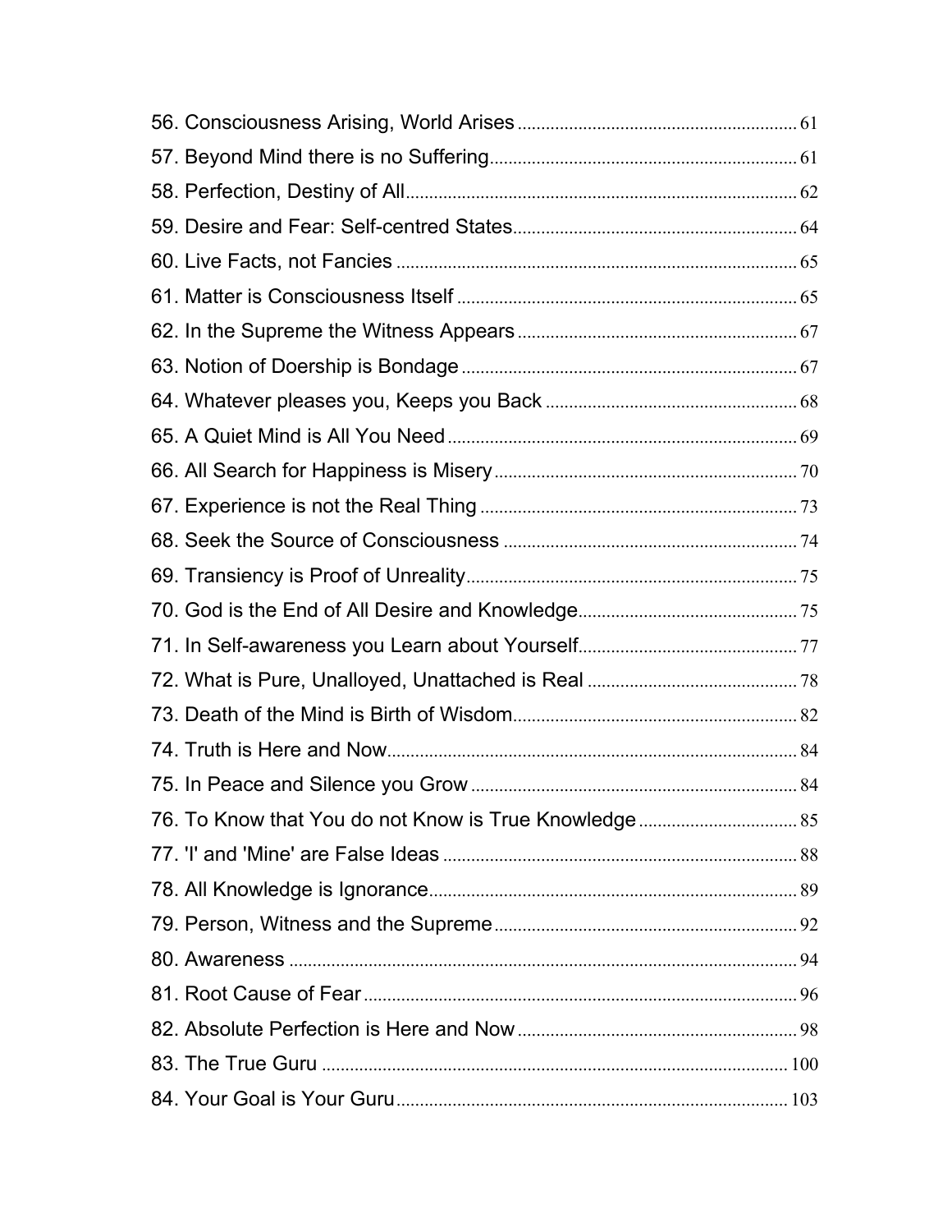56. Consciousness Arising, World Arises ........ 61
57. Beyond Mind there is no Suffering ........ 61
58. Perfection, Destiny of All ........ 62
59. Desire and Fear: Self-centred States ........ 64
60. Live Facts, not Fancies ........ 65
61. Matter is Consciousness Itself ........ 65
62. In the Supreme the Witness Appears ........ 67
63. Notion of Doership is Bondage ........ 67
64. Whatever pleases you, Keeps you Back ........ 68
65. A Quiet Mind is All You Need ........ 69
66. All Search for Happiness is Misery ........ 70
67. Experience is not the Real Thing ........ 73
68. Seek the Source of Consciousness ........ 74
69. Transiency is Proof of Unreality ........ 75
70. God is the End of All Desire and Knowledge ........ 75
71. In Self-awareness you Learn about Yourself ........ 77
72. What is Pure, Unalloyed, Unattached is Real ........ 78
73. Death of the Mind is Birth of Wisdom ........ 82
74. Truth is Here and Now ........ 84
75. In Peace and Silence you Grow ........ 84
76. To Know that You do not Know is True Knowledge ........ 85
77. 'I' and 'Mine' are False Ideas ........ 88
78. All Knowledge is Ignorance ........ 89
79. Person, Witness and the Supreme ........ 92
80. Awareness ........ 94
81. Root Cause of Fear ........ 96
82. Absolute Perfection is Here and Now ........ 98
83. The True Guru ........ 100
84. Your Goal is Your Guru ........ 103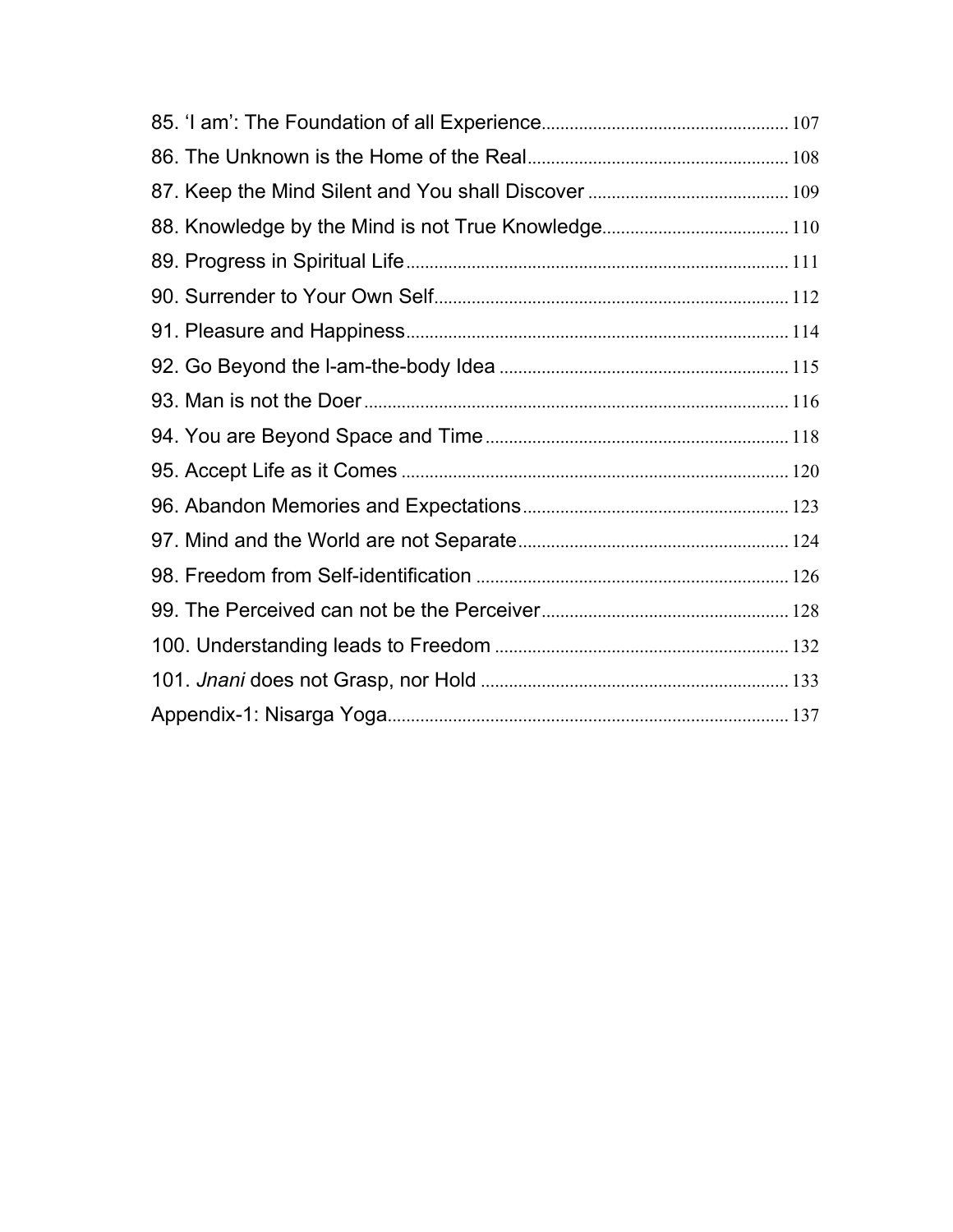85. 'I am': The Foundation of all Experience ........ 107
86. The Unknown is the Home of the Real ........ 108
87. Keep the Mind Silent and You shall Discover ........ 109
88. Knowledge by the Mind is not True Knowledge ........ 110
89. Progress in Spiritual Life ........ 111
90. Surrender to Your Own Self ........ 112
91. Pleasure and Happiness ........ 114
92. Go Beyond the I-am-the-body Idea ........ 115
93. Man is not the Doer ........ 116
94. You are Beyond Space and Time ........ 118
95. Accept Life as it Comes ........ 120
96. Abandon Memories and Expectations ........ 123
97. Mind and the World are not Separate ........ 124
98. Freedom from Self-identification ........ 126
99. The Perceived can not be the Perceiver ........ 128
100. Understanding leads to Freedom ........ 132
101. *Jnani* does not Grasp, nor Hold ........ 133
Appendix-1: Nisarga Yoga ........ 137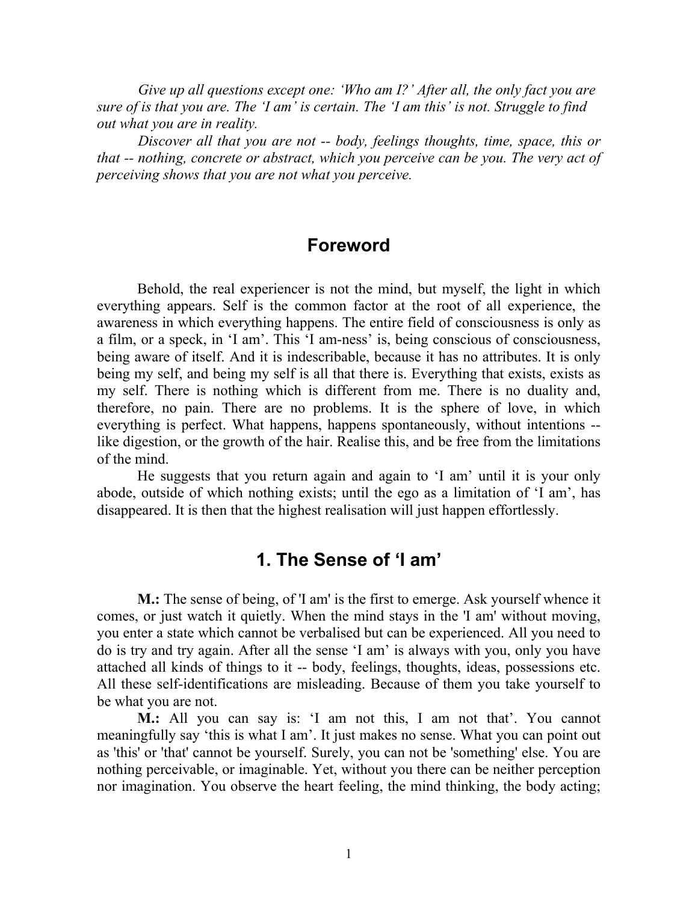*Give up all questions except one: 'Who am I?' After all, the only fact you are sure of is that you are. The 'I am' is certain. The 'I am this' is not. Struggle to find out what you are in reality.*

*Discover all that you are not -- body, feelings thoughts, time, space, this or that -- nothing, concrete or abstract, which you perceive can be you. The very act of perceiving shows that you are not what you perceive.*

## Foreword

Behold, the real experiencer is not the mind, but myself, the light in which everything appears. Self is the common factor at the root of all experience, the awareness in which everything happens. The entire field of consciousness is only as a film, or a speck, in 'I am'. This 'I am-ness' is, being conscious of consciousness, being aware of itself. And it is indescribable, because it has no attributes. It is only being my self, and being my self is all that there is. Everything that exists, exists as my self. There is nothing which is different from me. There is no duality and, therefore, no pain. There are no problems. It is the sphere of love, in which everything is perfect. What happens, happens spontaneously, without intentions -- like digestion, or the growth of the hair. Realise this, and be free from the limitations of the mind.

He suggests that you return again and again to 'I am' until it is your only abode, outside of which nothing exists; until the ego as a limitation of 'I am', has disappeared. It is then that the highest realisation will just happen effortlessly.

## 1. The Sense of 'I am'

**M.:** The sense of being, of 'I am' is the first to emerge. Ask yourself whence it comes, or just watch it quietly. When the mind stays in the 'I am' without moving, you enter a state which cannot be verbalised but can be experienced. All you need to do is try and try again. After all the sense 'I am' is always with you, only you have attached all kinds of things to it -- body, feelings, thoughts, ideas, possessions etc. All these self-identifications are misleading. Because of them you take yourself to be what you are not.

**M.:** All you can say is: 'I am not this, I am not that'. You cannot meaningfully say 'this is what I am'. It just makes no sense. What you can point out as 'this' or 'that' cannot be yourself. Surely, you can not be 'something' else. You are nothing perceivable, or imaginable. Yet, without you there can be neither perception nor imagination. You observe the heart feeling, the mind thinking, the body acting;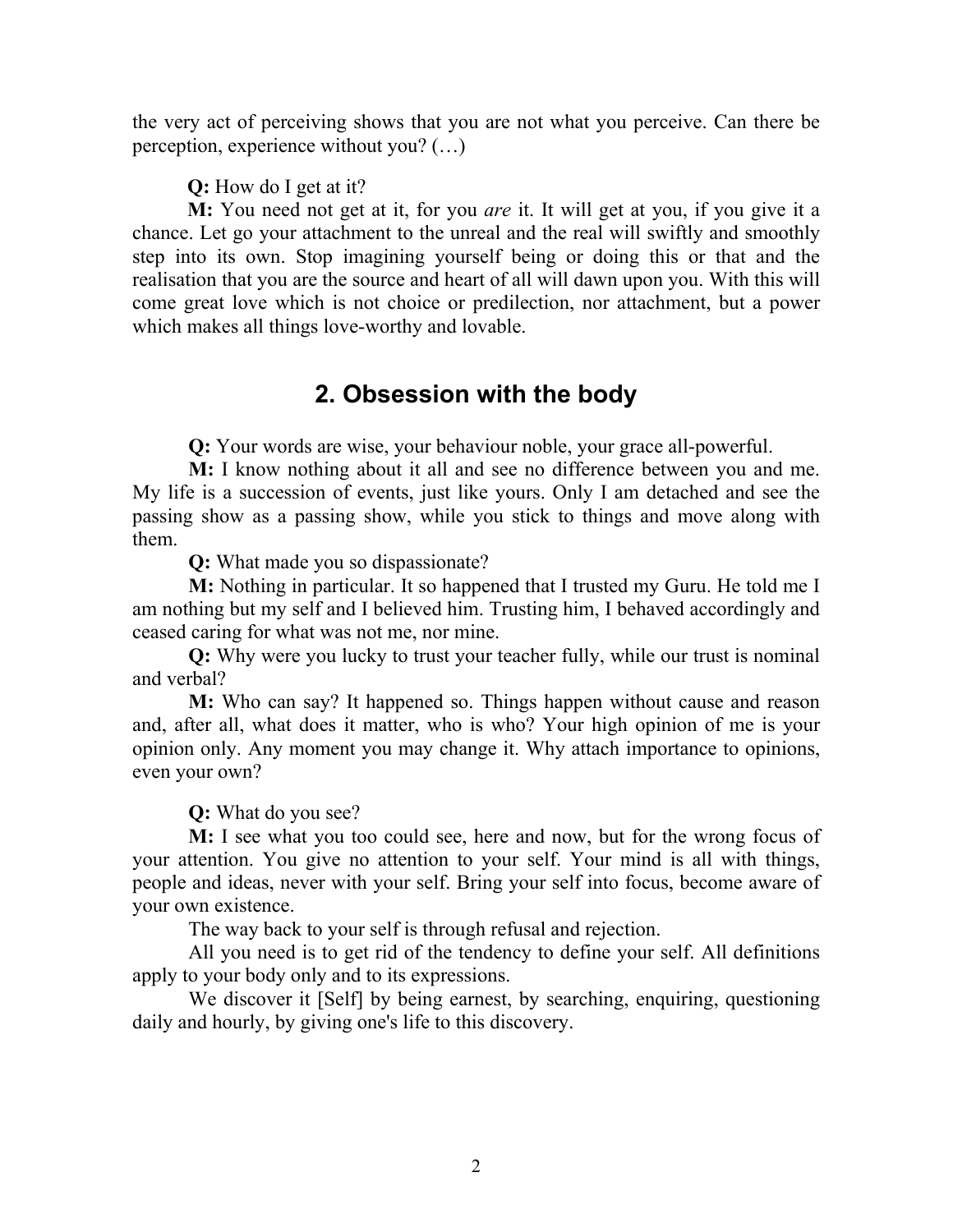the very act of perceiving shows that you are not what you perceive. Can there be perception, experience without you? (…)

**Q:** How do I get at it?

**M:** You need not get at it, for you *are* it. It will get at you, if you give it a chance. Let go your attachment to the unreal and the real will swiftly and smoothly step into its own. Stop imagining yourself being or doing this or that and the realisation that you are the source and heart of all will dawn upon you. With this will come great love which is not choice or predilection, nor attachment, but a power which makes all things love-worthy and lovable.

## 2. Obsession with the body

**Q:** Your words are wise, your behaviour noble, your grace all-powerful.

**M:** I know nothing about it all and see no difference between you and me. My life is a succession of events, just like yours. Only I am detached and see the passing show as a passing show, while you stick to things and move along with them.

**Q:** What made you so dispassionate?

**M:** Nothing in particular. It so happened that I trusted my Guru. He told me I am nothing but my self and I believed him. Trusting him, I behaved accordingly and ceased caring for what was not me, nor mine.

**Q:** Why were you lucky to trust your teacher fully, while our trust is nominal and verbal?

**M:** Who can say? It happened so. Things happen without cause and reason and, after all, what does it matter, who is who? Your high opinion of me is your opinion only. Any moment you may change it. Why attach importance to opinions, even your own?

**Q:** What do you see?

**M:** I see what you too could see, here and now, but for the wrong focus of your attention. You give no attention to your self. Your mind is all with things, people and ideas, never with your self. Bring your self into focus, become aware of your own existence.

The way back to your self is through refusal and rejection.

All you need is to get rid of the tendency to define your self. All definitions apply to your body only and to its expressions.

We discover it [Self] by being earnest, by searching, enquiring, questioning daily and hourly, by giving one's life to this discovery.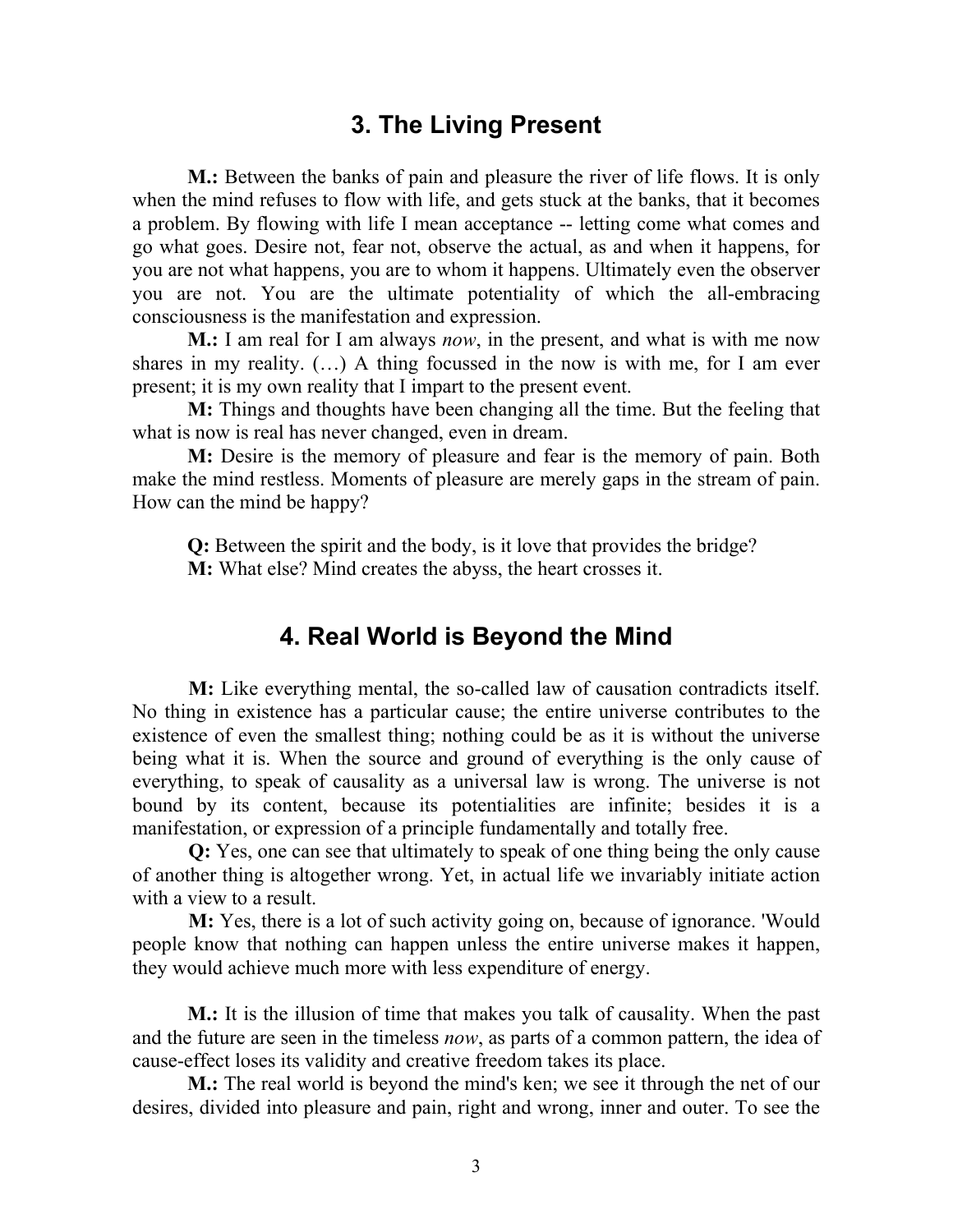## 3. The Living Present

**M.:** Between the banks of pain and pleasure the river of life flows. It is only when the mind refuses to flow with life, and gets stuck at the banks, that it becomes a problem. By flowing with life I mean acceptance -- letting come what comes and go what goes. Desire not, fear not, observe the actual, as and when it happens, for you are not what happens, you are to whom it happens. Ultimately even the observer you are not. You are the ultimate potentiality of which the all-embracing consciousness is the manifestation and expression.

**M.:** I am real for I am always *now*, in the present, and what is with me now shares in my reality. (…) A thing focussed in the now is with me, for I am ever present; it is my own reality that I impart to the present event.

**M:** Things and thoughts have been changing all the time. But the feeling that what is now is real has never changed, even in dream.

**M:** Desire is the memory of pleasure and fear is the memory of pain. Both make the mind restless. Moments of pleasure are merely gaps in the stream of pain. How can the mind be happy?

**Q:** Between the spirit and the body, is it love that provides the bridge?

**M:** What else? Mind creates the abyss, the heart crosses it.

## 4. Real World is Beyond the Mind

**M:** Like everything mental, the so-called law of causation contradicts itself. No thing in existence has a particular cause; the entire universe contributes to the existence of even the smallest thing; nothing could be as it is without the universe being what it is. When the source and ground of everything is the only cause of everything, to speak of causality as a universal law is wrong. The universe is not bound by its content, because its potentialities are infinite; besides it is a manifestation, or expression of a principle fundamentally and totally free.

**Q:** Yes, one can see that ultimately to speak of one thing being the only cause of another thing is altogether wrong. Yet, in actual life we invariably initiate action with a view to a result.

**M:** Yes, there is a lot of such activity going on, because of ignorance. 'Would people know that nothing can happen unless the entire universe makes it happen, they would achieve much more with less expenditure of energy.

**M.:** It is the illusion of time that makes you talk of causality. When the past and the future are seen in the timeless *now*, as parts of a common pattern, the idea of cause-effect loses its validity and creative freedom takes its place.

**M.:** The real world is beyond the mind's ken; we see it through the net of our desires, divided into pleasure and pain, right and wrong, inner and outer. To see the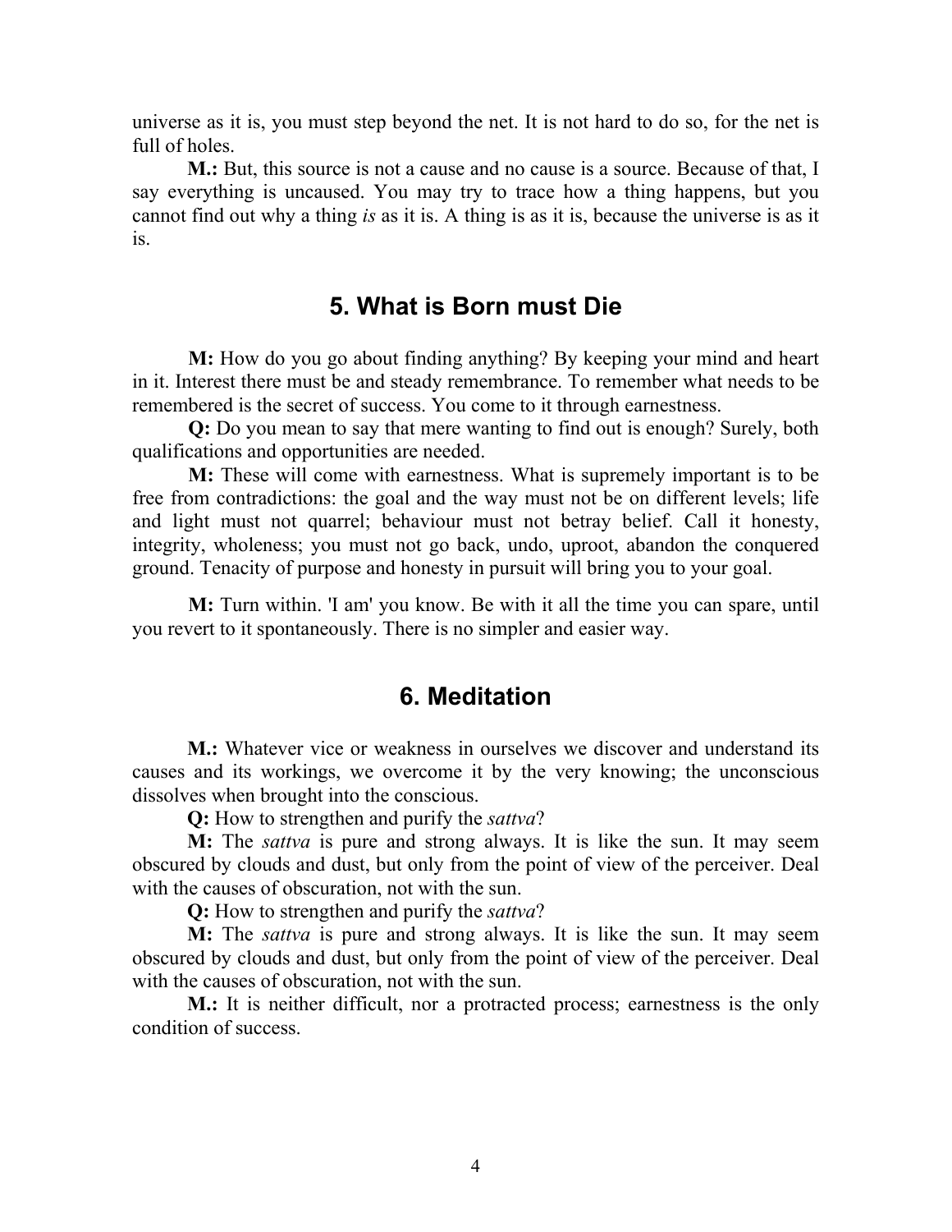universe as it is, you must step beyond the net. It is not hard to do so, for the net is full of holes.

**M.:** But, this source is not a cause and no cause is a source. Because of that, I say everything is uncaused. You may try to trace how a thing happens, but you cannot find out why a thing *is* as it is. A thing is as it is, because the universe is as it is.

## 5. What is Born must Die

**M:** How do you go about finding anything? By keeping your mind and heart in it. Interest there must be and steady remembrance. To remember what needs to be remembered is the secret of success. You come to it through earnestness.

**Q:** Do you mean to say that mere wanting to find out is enough? Surely, both qualifications and opportunities are needed.

**M:** These will come with earnestness. What is supremely important is to be free from contradictions: the goal and the way must not be on different levels; life and light must not quarrel; behaviour must not betray belief. Call it honesty, integrity, wholeness; you must not go back, undo, uproot, abandon the conquered ground. Tenacity of purpose and honesty in pursuit will bring you to your goal.

**M:** Turn within. 'I am' you know. Be with it all the time you can spare, until you revert to it spontaneously. There is no simpler and easier way.

## 6. Meditation

**M.:** Whatever vice or weakness in ourselves we discover and understand its causes and its workings, we overcome it by the very knowing; the unconscious dissolves when brought into the conscious.

**Q:** How to strengthen and purify the *sattva*?

**M:** The *sattva* is pure and strong always. It is like the sun. It may seem obscured by clouds and dust, but only from the point of view of the perceiver. Deal with the causes of obscuration, not with the sun.

**Q:** How to strengthen and purify the *sattva*?

**M:** The *sattva* is pure and strong always. It is like the sun. It may seem obscured by clouds and dust, but only from the point of view of the perceiver. Deal with the causes of obscuration, not with the sun.

**M.:** It is neither difficult, nor a protracted process; earnestness is the only condition of success.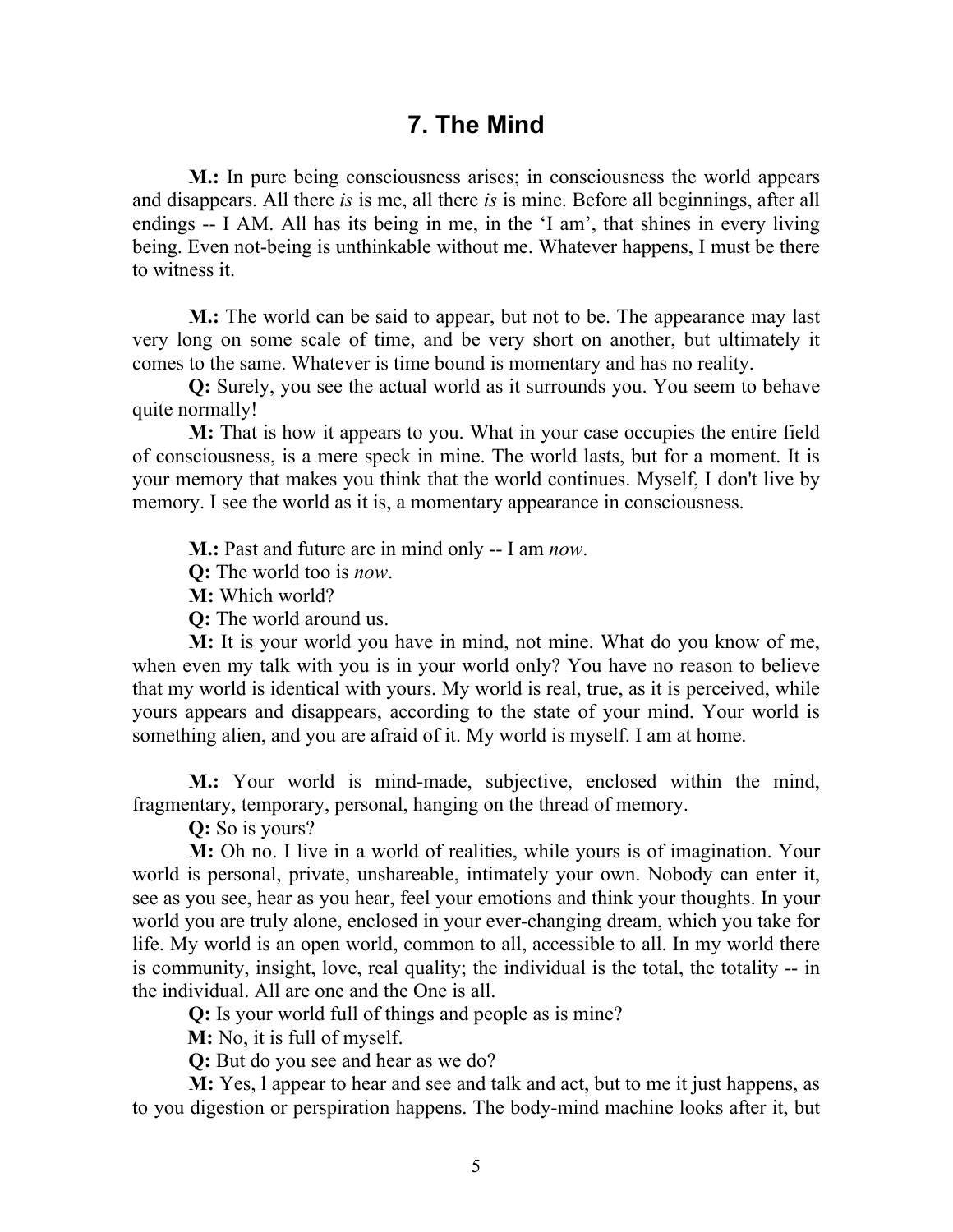# 7. The Mind

**M.:** In pure being consciousness arises; in consciousness the world appears and disappears. All there *is* is me, all there *is* is mine. Before all beginnings, after all endings -- I AM. All has its being in me, in the 'I am', that shines in every living being. Even not-being is unthinkable without me. Whatever happens, I must be there to witness it.

**M.:** The world can be said to appear, but not to be. The appearance may last very long on some scale of time, and be very short on another, but ultimately it comes to the same. Whatever is time bound is momentary and has no reality.

**Q:** Surely, you see the actual world as it surrounds you. You seem to behave quite normally!

**M:** That is how it appears to you. What in your case occupies the entire field of consciousness, is a mere speck in mine. The world lasts, but for a moment. It is your memory that makes you think that the world continues. Myself, I don't live by memory. I see the world as it is, a momentary appearance in consciousness.

**M.:** Past and future are in mind only -- I am *now*.

**Q:** The world too is *now*.

**M:** Which world?

**Q:** The world around us.

**M:** It is your world you have in mind, not mine. What do you know of me, when even my talk with you is in your world only? You have no reason to believe that my world is identical with yours. My world is real, true, as it is perceived, while yours appears and disappears, according to the state of your mind. Your world is something alien, and you are afraid of it. My world is myself. I am at home.

**M.:** Your world is mind-made, subjective, enclosed within the mind, fragmentary, temporary, personal, hanging on the thread of memory.

**Q:** So is yours?

**M:** Oh no. I live in a world of realities, while yours is of imagination. Your world is personal, private, unshareable, intimately your own. Nobody can enter it, see as you see, hear as you hear, feel your emotions and think your thoughts. In your world you are truly alone, enclosed in your ever-changing dream, which you take for life. My world is an open world, common to all, accessible to all. In my world there is community, insight, love, real quality; the individual is the total, the totality -- in the individual. All are one and the One is all.

**Q:** Is your world full of things and people as is mine?

**M:** No, it is full of myself.

**Q:** But do you see and hear as we do?

**M:** Yes, I appear to hear and see and talk and act, but to me it just happens, as to you digestion or perspiration happens. The body-mind machine looks after it, but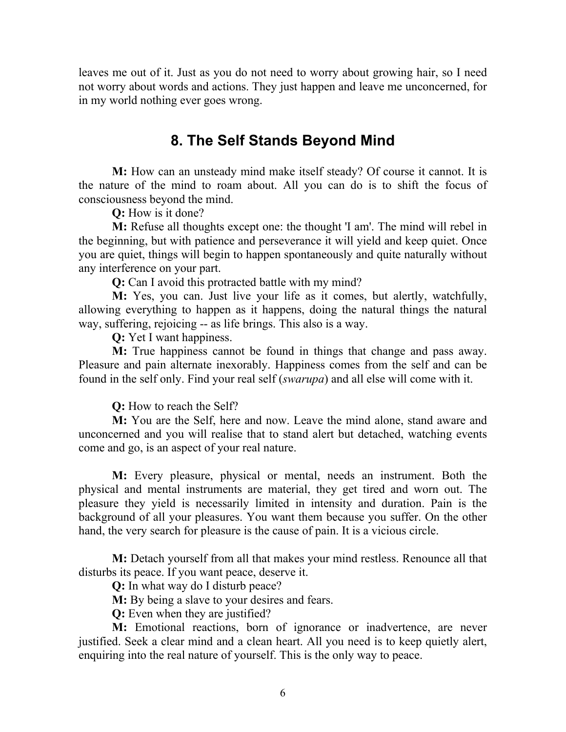leaves me out of it. Just as you do not need to worry about growing hair, so I need not worry about words and actions. They just happen and leave me unconcerned, for in my world nothing ever goes wrong.

## 8. The Self Stands Beyond Mind

**M:** How can an unsteady mind make itself steady? Of course it cannot. It is the nature of the mind to roam about. All you can do is to shift the focus of consciousness beyond the mind.

**Q:** How is it done?

**M:** Refuse all thoughts except one: the thought 'I am'. The mind will rebel in the beginning, but with patience and perseverance it will yield and keep quiet. Once you are quiet, things will begin to happen spontaneously and quite naturally without any interference on your part.

**Q:** Can I avoid this protracted battle with my mind?

**M:** Yes, you can. Just live your life as it comes, but alertly, watchfully, allowing everything to happen as it happens, doing the natural things the natural way, suffering, rejoicing -- as life brings. This also is a way.

**Q:** Yet I want happiness.

**M:** True happiness cannot be found in things that change and pass away. Pleasure and pain alternate inexorably. Happiness comes from the self and can be found in the self only. Find your real self (*swarupa*) and all else will come with it.

**Q:** How to reach the Self?

**M:** You are the Self, here and now. Leave the mind alone, stand aware and unconcerned and you will realise that to stand alert but detached, watching events come and go, is an aspect of your real nature.

**M:** Every pleasure, physical or mental, needs an instrument. Both the physical and mental instruments are material, they get tired and worn out. The pleasure they yield is necessarily limited in intensity and duration. Pain is the background of all your pleasures. You want them because you suffer. On the other hand, the very search for pleasure is the cause of pain. It is a vicious circle.

**M:** Detach yourself from all that makes your mind restless. Renounce all that disturbs its peace. If you want peace, deserve it.

**Q:** In what way do I disturb peace?

**M:** By being a slave to your desires and fears.

**Q:** Even when they are justified?

**M:** Emotional reactions, born of ignorance or inadvertence, are never justified. Seek a clear mind and a clean heart. All you need is to keep quietly alert, enquiring into the real nature of yourself. This is the only way to peace.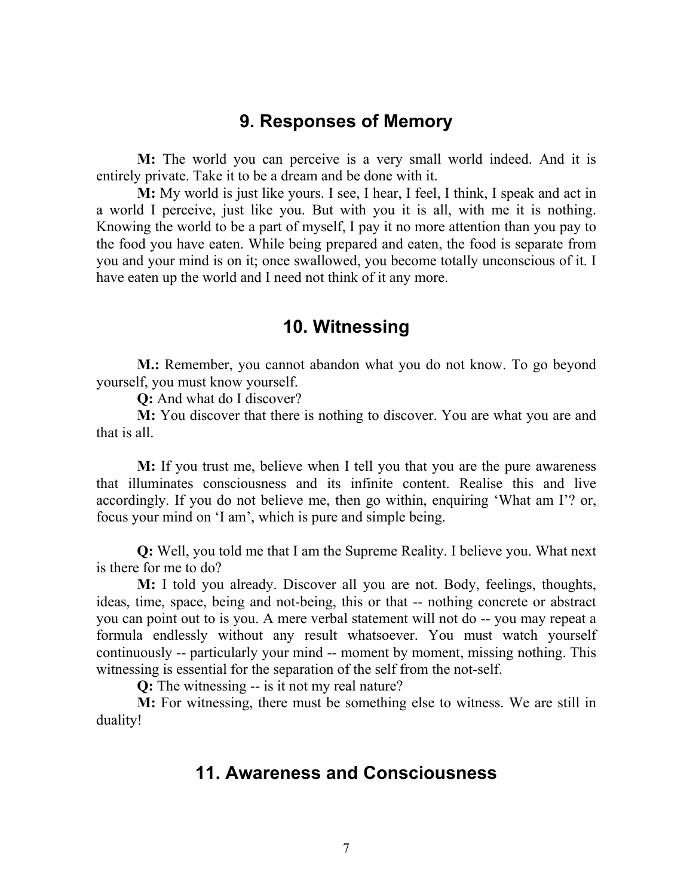## 9. Responses of Memory

**M:** The world you can perceive is a very small world indeed. And it is entirely private. Take it to be a dream and be done with it.

**M:** My world is just like yours. I see, I hear, I feel, I think, I speak and act in a world I perceive, just like you. But with you it is all, with me it is nothing. Knowing the world to be a part of myself, I pay it no more attention than you pay to the food you have eaten. While being prepared and eaten, the food is separate from you and your mind is on it; once swallowed, you become totally unconscious of it. I have eaten up the world and I need not think of it any more.

## 10. Witnessing

**M.:** Remember, you cannot abandon what you do not know. To go beyond yourself, you must know yourself.

**Q:** And what do I discover?

**M:** You discover that there is nothing to discover. You are what you are and that is all.

**M:** If you trust me, believe when I tell you that you are the pure awareness that illuminates consciousness and its infinite content. Realise this and live accordingly. If you do not believe me, then go within, enquiring 'What am I'? or, focus your mind on 'I am', which is pure and simple being.

**Q:** Well, you told me that I am the Supreme Reality. I believe you. What next is there for me to do?

**M:** I told you already. Discover all you are not. Body, feelings, thoughts, ideas, time, space, being and not-being, this or that -- nothing concrete or abstract you can point out to is you. A mere verbal statement will not do -- you may repeat a formula endlessly without any result whatsoever. You must watch yourself continuously -- particularly your mind -- moment by moment, missing nothing. This witnessing is essential for the separation of the self from the not-self.

**Q:** The witnessing -- is it not my real nature?

**M:** For witnessing, there must be something else to witness. We are still in duality!

## 11. Awareness and Consciousness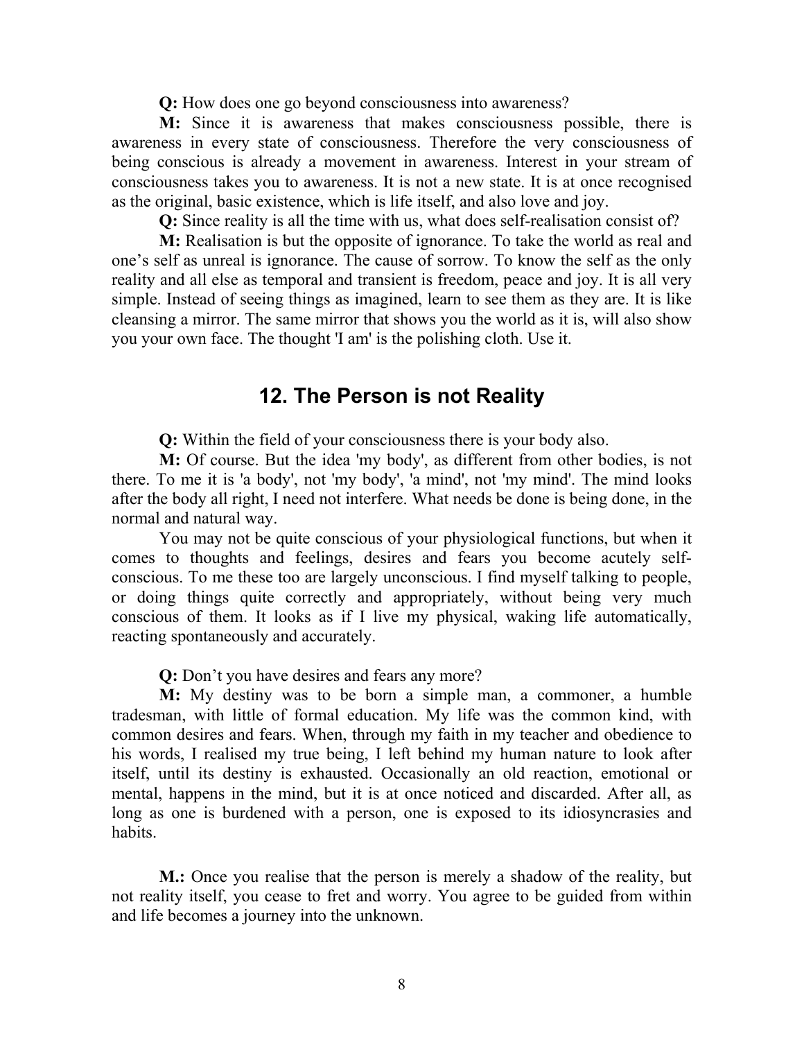**Q:** How does one go beyond consciousness into awareness?

**M:** Since it is awareness that makes consciousness possible, there is awareness in every state of consciousness. Therefore the very consciousness of being conscious is already a movement in awareness. Interest in your stream of consciousness takes you to awareness. It is not a new state. It is at once recognised as the original, basic existence, which is life itself, and also love and joy.

**Q:** Since reality is all the time with us, what does self-realisation consist of?

**M:** Realisation is but the opposite of ignorance. To take the world as real and one's self as unreal is ignorance. The cause of sorrow. To know the self as the only reality and all else as temporal and transient is freedom, peace and joy. It is all very simple. Instead of seeing things as imagined, learn to see them as they are. It is like cleansing a mirror. The same mirror that shows you the world as it is, will also show you your own face. The thought 'I am' is the polishing cloth. Use it.

## 12. The Person is not Reality

**Q:** Within the field of your consciousness there is your body also.

**M:** Of course. But the idea 'my body', as different from other bodies, is not there. To me it is 'a body', not 'my body', 'a mind', not 'my mind'. The mind looks after the body all right, I need not interfere. What needs be done is being done, in the normal and natural way.

You may not be quite conscious of your physiological functions, but when it comes to thoughts and feelings, desires and fears you become acutely self-conscious. To me these too are largely unconscious. I find myself talking to people, or doing things quite correctly and appropriately, without being very much conscious of them. It looks as if I live my physical, waking life automatically, reacting spontaneously and accurately.

**Q:** Don't you have desires and fears any more?

**M:** My destiny was to be born a simple man, a commoner, a humble tradesman, with little of formal education. My life was the common kind, with common desires and fears. When, through my faith in my teacher and obedience to his words, I realised my true being, I left behind my human nature to look after itself, until its destiny is exhausted. Occasionally an old reaction, emotional or mental, happens in the mind, but it is at once noticed and discarded. After all, as long as one is burdened with a person, one is exposed to its idiosyncrasies and habits.

**M.:** Once you realise that the person is merely a shadow of the reality, but not reality itself, you cease to fret and worry. You agree to be guided from within and life becomes a journey into the unknown.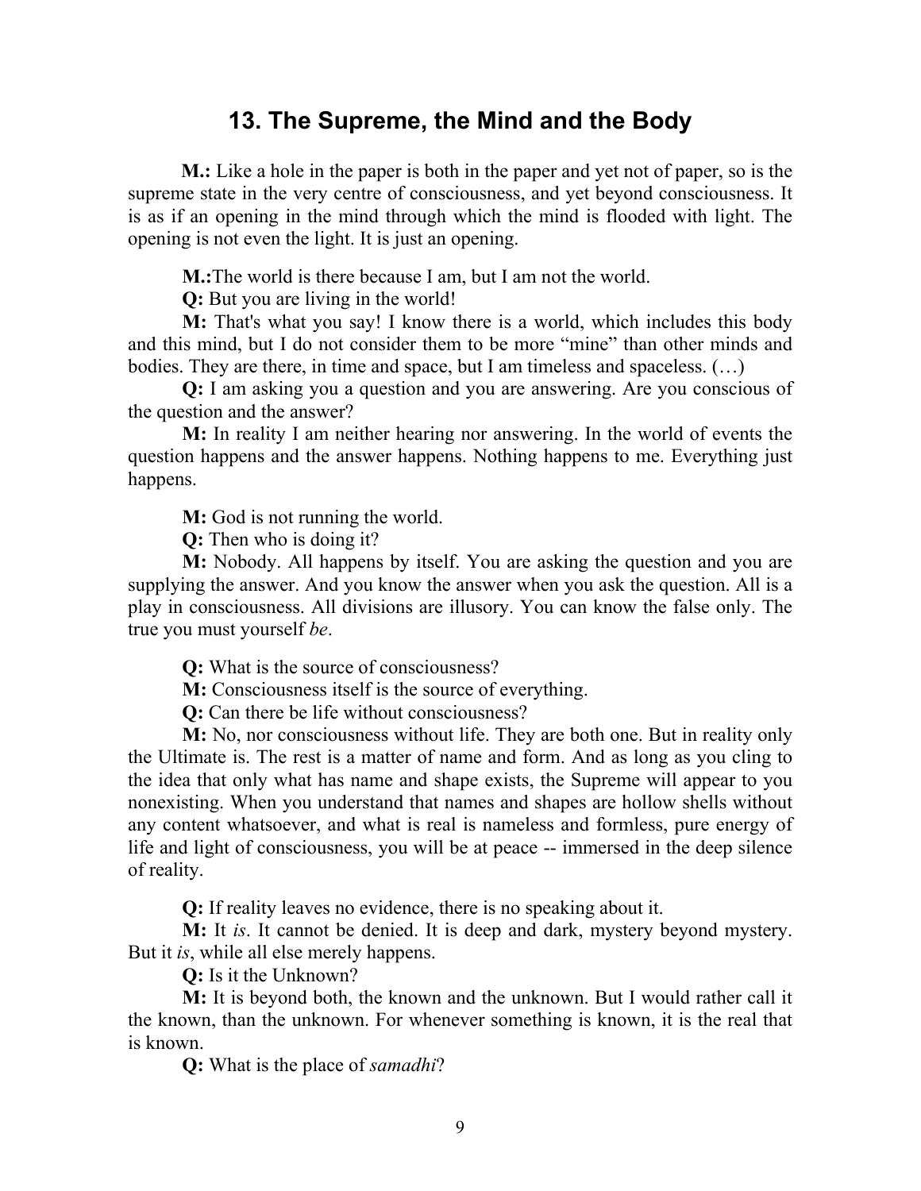## 13. The Supreme, the Mind and the Body

**M.:** Like a hole in the paper is both in the paper and yet not of paper, so is the supreme state in the very centre of consciousness, and yet beyond consciousness. It is as if an opening in the mind through which the mind is flooded with light. The opening is not even the light. It is just an opening.

**M.:**The world is there because I am, but I am not the world.

**Q:** But you are living in the world!

**M:** That's what you say! I know there is a world, which includes this body and this mind, but I do not consider them to be more "mine" than other minds and bodies. They are there, in time and space, but I am timeless and spaceless. (…)

**Q:** I am asking you a question and you are answering. Are you conscious of the question and the answer?

**M:** In reality I am neither hearing nor answering. In the world of events the question happens and the answer happens. Nothing happens to me. Everything just happens.

**M:** God is not running the world.

**Q:** Then who is doing it?

**M:** Nobody. All happens by itself. You are asking the question and you are supplying the answer. And you know the answer when you ask the question. All is a play in consciousness. All divisions are illusory. You can know the false only. The true you must yourself *be*.

**Q:** What is the source of consciousness?

**M:** Consciousness itself is the source of everything.

**Q:** Can there be life without consciousness?

**M:** No, nor consciousness without life. They are both one. But in reality only the Ultimate is. The rest is a matter of name and form. And as long as you cling to the idea that only what has name and shape exists, the Supreme will appear to you nonexisting. When you understand that names and shapes are hollow shells without any content whatsoever, and what is real is nameless and formless, pure energy of life and light of consciousness, you will be at peace -- immersed in the deep silence of reality.

**Q:** If reality leaves no evidence, there is no speaking about it.

**M:** It *is*. It cannot be denied. It is deep and dark, mystery beyond mystery. But it *is*, while all else merely happens.

**Q:** Is it the Unknown?

**M:** It is beyond both, the known and the unknown. But I would rather call it the known, than the unknown. For whenever something is known, it is the real that is known.

**Q:** What is the place of *samadhi*?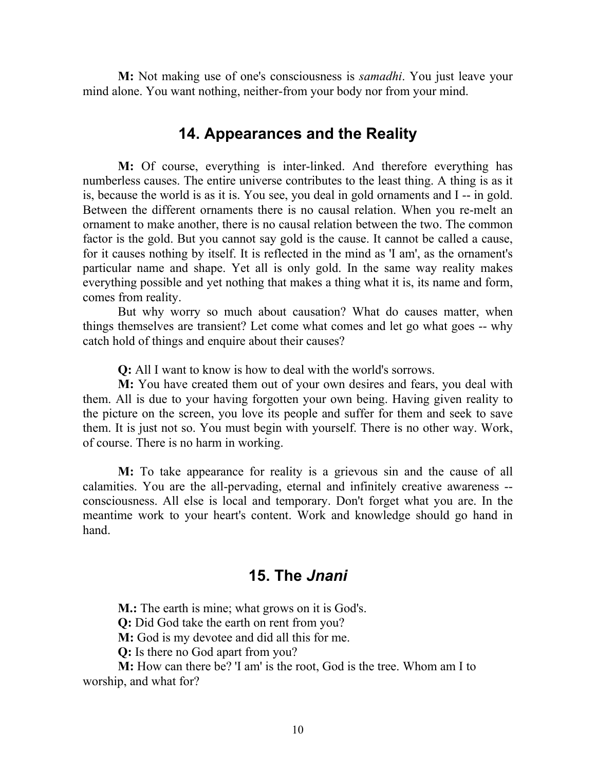**M:** Not making use of one's consciousness is *samadhi*. You just leave your mind alone. You want nothing, neither-from your body nor from your mind.

## 14. Appearances and the Reality

**M:** Of course, everything is inter-linked. And therefore everything has numberless causes. The entire universe contributes to the least thing. A thing is as it is, because the world is as it is. You see, you deal in gold ornaments and I -- in gold. Between the different ornaments there is no causal relation. When you re-melt an ornament to make another, there is no causal relation between the two. The common factor is the gold. But you cannot say gold is the cause. It cannot be called a cause, for it causes nothing by itself. It is reflected in the mind as 'I am', as the ornament's particular name and shape. Yet all is only gold. In the same way reality makes everything possible and yet nothing that makes a thing what it is, its name and form, comes from reality.

But why worry so much about causation? What do causes matter, when things themselves are transient? Let come what comes and let go what goes -- why catch hold of things and enquire about their causes?

**Q:** All I want to know is how to deal with the world's sorrows.

**M:** You have created them out of your own desires and fears, you deal with them. All is due to your having forgotten your own being. Having given reality to the picture on the screen, you love its people and suffer for them and seek to save them. It is just not so. You must begin with yourself. There is no other way. Work, of course. There is no harm in working.

**M:** To take appearance for reality is a grievous sin and the cause of all calamities. You are the all-pervading, eternal and infinitely creative awareness -- consciousness. All else is local and temporary. Don't forget what you are. In the meantime work to your heart's content. Work and knowledge should go hand in hand.

## 15. The *Jnani*

**M.:** The earth is mine; what grows on it is God's.

**Q:** Did God take the earth on rent from you?

**M:** God is my devotee and did all this for me.

**Q:** Is there no God apart from you?

**M:** How can there be? 'I am' is the root, God is the tree. Whom am I to worship, and what for?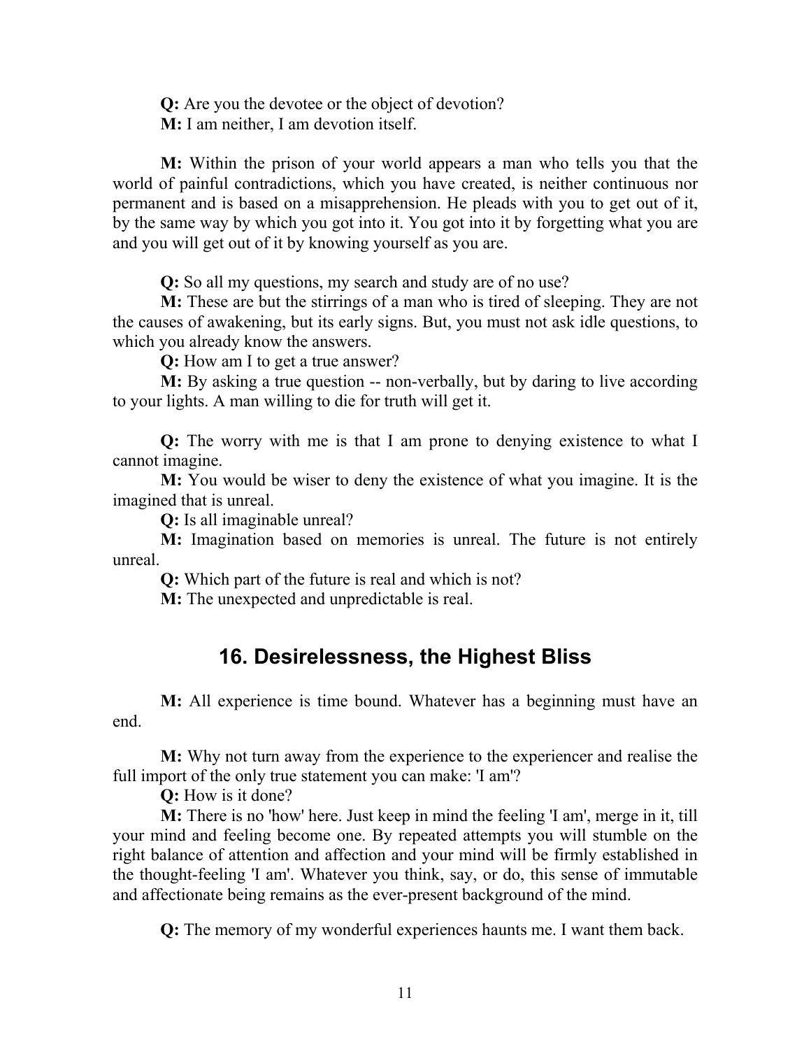**Q:** Are you the devotee or the object of devotion?

**M:** I am neither, I am devotion itself.

**M:** Within the prison of your world appears a man who tells you that the world of painful contradictions, which you have created, is neither continuous nor permanent and is based on a misapprehension. He pleads with you to get out of it, by the same way by which you got into it. You got into it by forgetting what you are and you will get out of it by knowing yourself as you are.

**Q:** So all my questions, my search and study are of no use?

**M:** These are but the stirrings of a man who is tired of sleeping. They are not the causes of awakening, but its early signs. But, you must not ask idle questions, to which you already know the answers.

**Q:** How am I to get a true answer?

**M:** By asking a true question -- non-verbally, but by daring to live according to your lights. A man willing to die for truth will get it.

**Q:** The worry with me is that I am prone to denying existence to what I cannot imagine.

**M:** You would be wiser to deny the existence of what you imagine. It is the imagined that is unreal.

**Q:** Is all imaginable unreal?

**M:** Imagination based on memories is unreal. The future is not entirely unreal.

**Q:** Which part of the future is real and which is not?

**M:** The unexpected and unpredictable is real.

## 16. Desirelessness, the Highest Bliss

**M:** All experience is time bound. Whatever has a beginning must have an end.

**M:** Why not turn away from the experience to the experiencer and realise the full import of the only true statement you can make: 'I am'?

**Q:** How is it done?

**M:** There is no 'how' here. Just keep in mind the feeling 'I am', merge in it, till your mind and feeling become one. By repeated attempts you will stumble on the right balance of attention and affection and your mind will be firmly established in the thought-feeling 'I am'. Whatever you think, say, or do, this sense of immutable and affectionate being remains as the ever-present background of the mind.

**Q:** The memory of my wonderful experiences haunts me. I want them back.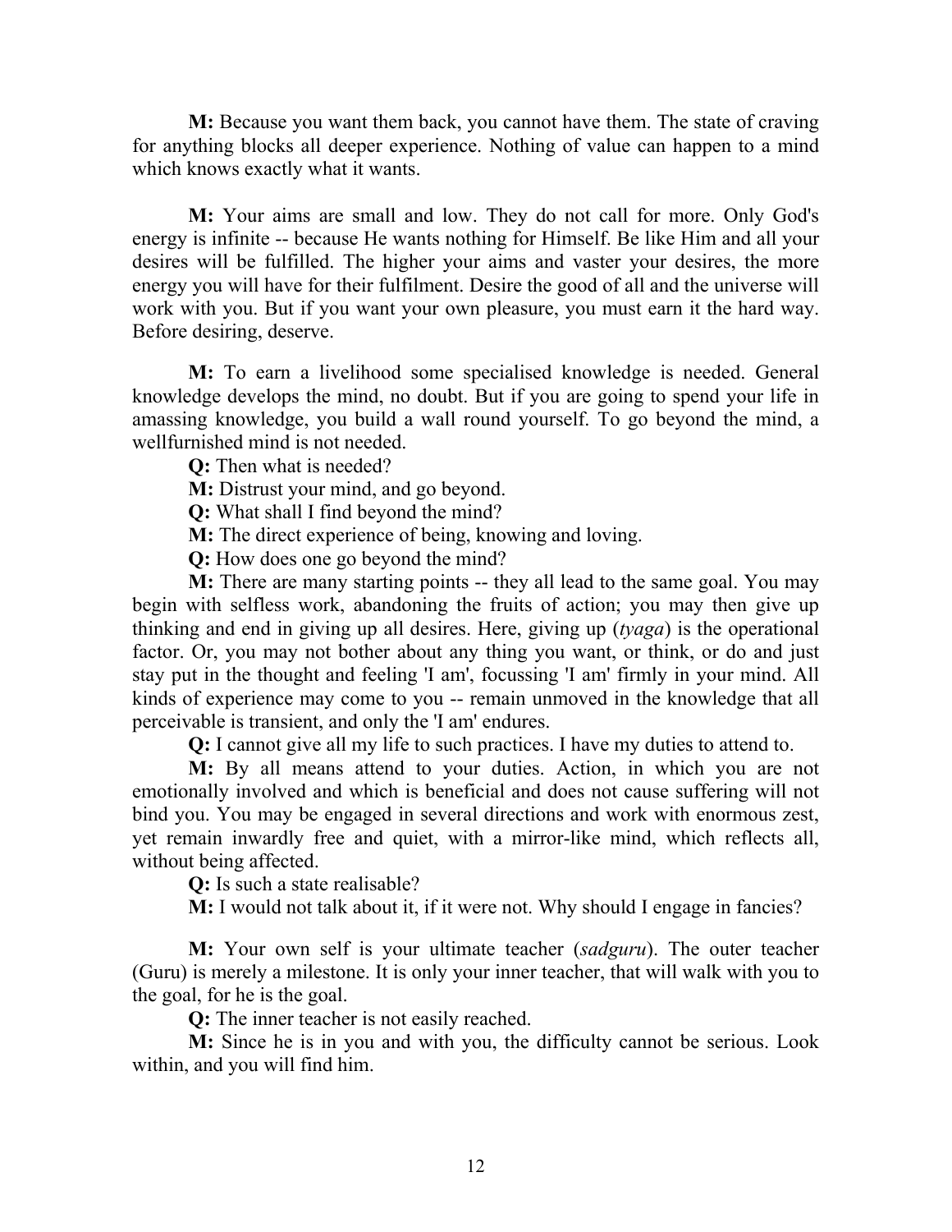**M:** Because you want them back, you cannot have them. The state of craving for anything blocks all deeper experience. Nothing of value can happen to a mind which knows exactly what it wants.

**M:** Your aims are small and low. They do not call for more. Only God's energy is infinite -- because He wants nothing for Himself. Be like Him and all your desires will be fulfilled. The higher your aims and vaster your desires, the more energy you will have for their fulfilment. Desire the good of all and the universe will work with you. But if you want your own pleasure, you must earn it the hard way. Before desiring, deserve.

**M:** To earn a livelihood some specialised knowledge is needed. General knowledge develops the mind, no doubt. But if you are going to spend your life in amassing knowledge, you build a wall round yourself. To go beyond the mind, a wellfurnished mind is not needed.

**Q:** Then what is needed?

**M:** Distrust your mind, and go beyond.

**Q:** What shall I find beyond the mind?

**M:** The direct experience of being, knowing and loving.

**Q:** How does one go beyond the mind?

**M:** There are many starting points -- they all lead to the same goal. You may begin with selfless work, abandoning the fruits of action; you may then give up thinking and end in giving up all desires. Here, giving up (*tyaga*) is the operational factor. Or, you may not bother about any thing you want, or think, or do and just stay put in the thought and feeling 'I am', focussing 'I am' firmly in your mind. All kinds of experience may come to you -- remain unmoved in the knowledge that all perceivable is transient, and only the 'I am' endures.

**Q:** I cannot give all my life to such practices. I have my duties to attend to.

**M:** By all means attend to your duties. Action, in which you are not emotionally involved and which is beneficial and does not cause suffering will not bind you. You may be engaged in several directions and work with enormous zest, yet remain inwardly free and quiet, with a mirror-like mind, which reflects all, without being affected.

**Q:** Is such a state realisable?

**M:** I would not talk about it, if it were not. Why should I engage in fancies?

**M:** Your own self is your ultimate teacher (*sadguru*). The outer teacher (Guru) is merely a milestone. It is only your inner teacher, that will walk with you to the goal, for he is the goal.

**Q:** The inner teacher is not easily reached.

**M:** Since he is in you and with you, the difficulty cannot be serious. Look within, and you will find him.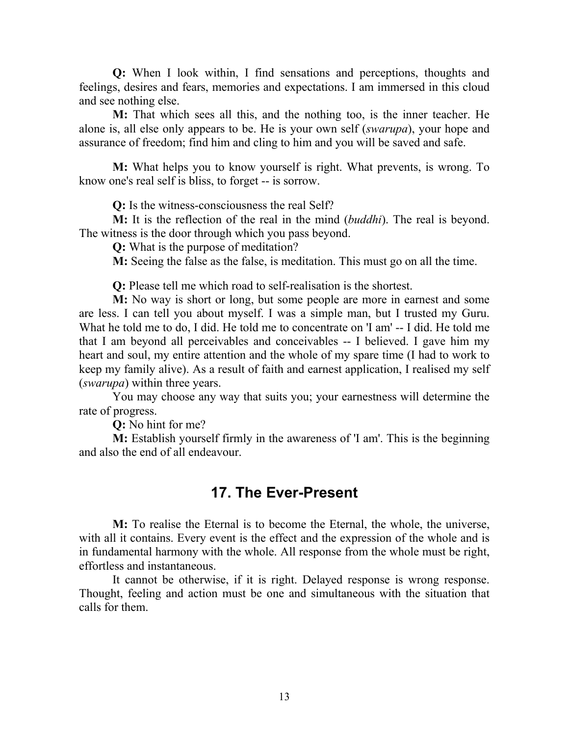**Q:** When I look within, I find sensations and perceptions, thoughts and feelings, desires and fears, memories and expectations. I am immersed in this cloud and see nothing else.

**M:** That which sees all this, and the nothing too, is the inner teacher. He alone is, all else only appears to be. He is your own self (*swarupa*), your hope and assurance of freedom; find him and cling to him and you will be saved and safe.

**M:** What helps you to know yourself is right. What prevents, is wrong. To know one's real self is bliss, to forget -- is sorrow.

**Q:** Is the witness-consciousness the real Self?

**M:** It is the reflection of the real in the mind (*buddhi*). The real is beyond. The witness is the door through which you pass beyond.

**Q:** What is the purpose of meditation?

**M:** Seeing the false as the false, is meditation. This must go on all the time.

**Q:** Please tell me which road to self-realisation is the shortest.

**M:** No way is short or long, but some people are more in earnest and some are less. I can tell you about myself. I was a simple man, but I trusted my Guru. What he told me to do, I did. He told me to concentrate on 'I am' -- I did. He told me that I am beyond all perceivables and conceivables -- I believed. I gave him my heart and soul, my entire attention and the whole of my spare time (I had to work to keep my family alive). As a result of faith and earnest application, I realised my self (*swarupa*) within three years.

You may choose any way that suits you; your earnestness will determine the rate of progress.

**Q:** No hint for me?

**M:** Establish yourself firmly in the awareness of 'I am'. This is the beginning and also the end of all endeavour.

## 17. The Ever-Present

**M:** To realise the Eternal is to become the Eternal, the whole, the universe, with all it contains. Every event is the effect and the expression of the whole and is in fundamental harmony with the whole. All response from the whole must be right, effortless and instantaneous.

It cannot be otherwise, if it is right. Delayed response is wrong response. Thought, feeling and action must be one and simultaneous with the situation that calls for them.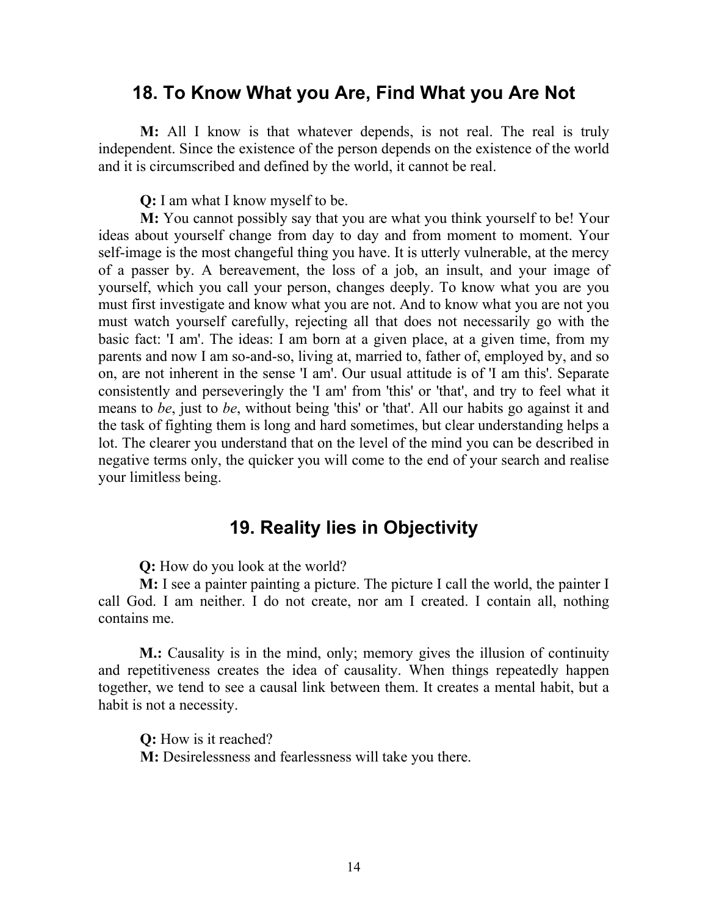## 18. To Know What you Are, Find What you Are Not

**M:** All I know is that whatever depends, is not real. The real is truly independent. Since the existence of the person depends on the existence of the world and it is circumscribed and defined by the world, it cannot be real.

**Q:** I am what I know myself to be.

**M:** You cannot possibly say that you are what you think yourself to be! Your ideas about yourself change from day to day and from moment to moment. Your self-image is the most changeful thing you have. It is utterly vulnerable, at the mercy of a passer by. A bereavement, the loss of a job, an insult, and your image of yourself, which you call your person, changes deeply. To know what you are you must first investigate and know what you are not. And to know what you are not you must watch yourself carefully, rejecting all that does not necessarily go with the basic fact: 'I am'. The ideas: I am born at a given place, at a given time, from my parents and now I am so-and-so, living at, married to, father of, employed by, and so on, are not inherent in the sense 'I am'. Our usual attitude is of 'I am this'. Separate consistently and perseveringly the 'I am' from 'this' or 'that', and try to feel what it means to *be*, just to *be*, without being 'this' or 'that'. All our habits go against it and the task of fighting them is long and hard sometimes, but clear understanding helps a lot. The clearer you understand that on the level of the mind you can be described in negative terms only, the quicker you will come to the end of your search and realise your limitless being.

## 19. Reality lies in Objectivity

**Q:** How do you look at the world?

**M:** I see a painter painting a picture. The picture I call the world, the painter I call God. I am neither. I do not create, nor am I created. I contain all, nothing contains me.

**M.:** Causality is in the mind, only; memory gives the illusion of continuity and repetitiveness creates the idea of causality. When things repeatedly happen together, we tend to see a causal link between them. It creates a mental habit, but a habit is not a necessity.

**Q:** How is it reached?

**M:** Desirelessness and fearlessness will take you there.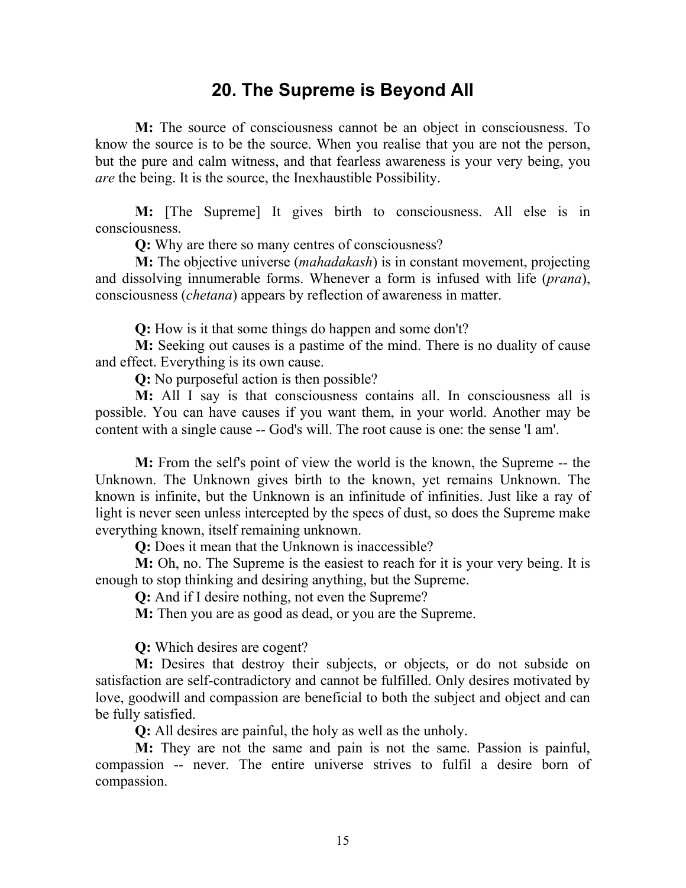## 20. The Supreme is Beyond All

**M:** The source of consciousness cannot be an object in consciousness. To know the source is to be the source. When you realise that you are not the person, but the pure and calm witness, and that fearless awareness is your very being, you *are* the being. It is the source, the Inexhaustible Possibility.

**M:** [The Supreme] It gives birth to consciousness. All else is in consciousness.

**Q:** Why are there so many centres of consciousness?

**M:** The objective universe (*mahadakash*) is in constant movement, projecting and dissolving innumerable forms. Whenever a form is infused with life (*prana*), consciousness (*chetana*) appears by reflection of awareness in matter.

**Q:** How is it that some things do happen and some don't?

**M:** Seeking out causes is a pastime of the mind. There is no duality of cause and effect. Everything is its own cause.

**Q:** No purposeful action is then possible?

**M:** All I say is that consciousness contains all. In consciousness all is possible. You can have causes if you want them, in your world. Another may be content with a single cause -- God's will. The root cause is one: the sense 'I am'.

**M:** From the self's point of view the world is the known, the Supreme -- the Unknown. The Unknown gives birth to the known, yet remains Unknown. The known is infinite, but the Unknown is an infinitude of infinities. Just like a ray of light is never seen unless intercepted by the specs of dust, so does the Supreme make everything known, itself remaining unknown.

**Q:** Does it mean that the Unknown is inaccessible?

**M:** Oh, no. The Supreme is the easiest to reach for it is your very being. It is enough to stop thinking and desiring anything, but the Supreme.

**Q:** And if I desire nothing, not even the Supreme?

**M:** Then you are as good as dead, or you are the Supreme.

**Q:** Which desires are cogent?

**M:** Desires that destroy their subjects, or objects, or do not subside on satisfaction are self-contradictory and cannot be fulfilled. Only desires motivated by love, goodwill and compassion are beneficial to both the subject and object and can be fully satisfied.

**Q:** All desires are painful, the holy as well as the unholy.

**M:** They are not the same and pain is not the same. Passion is painful, compassion -- never. The entire universe strives to fulfil a desire born of compassion.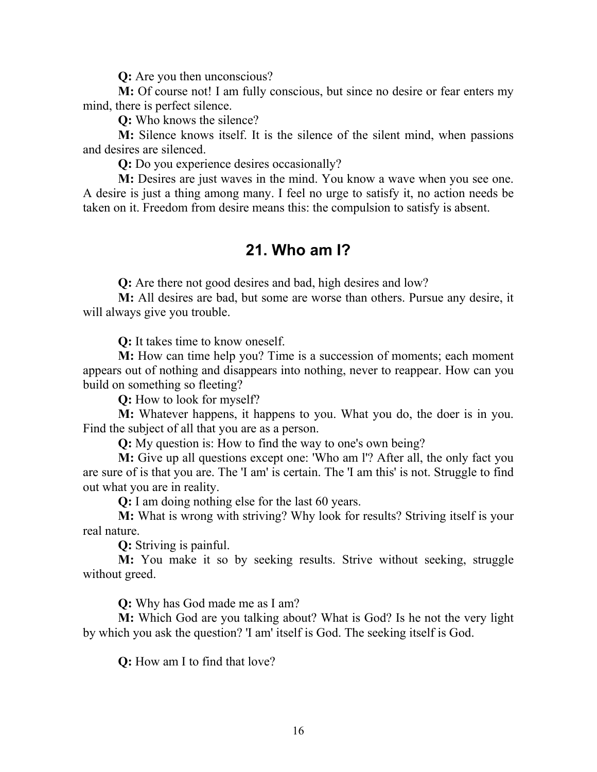**Q:** Are you then unconscious?

**M:** Of course not! I am fully conscious, but since no desire or fear enters my mind, there is perfect silence.

**Q:** Who knows the silence?

**M:** Silence knows itself. It is the silence of the silent mind, when passions and desires are silenced.

**Q:** Do you experience desires occasionally?

**M:** Desires are just waves in the mind. You know a wave when you see one. A desire is just a thing among many. I feel no urge to satisfy it, no action needs be taken on it. Freedom from desire means this: the compulsion to satisfy is absent.

## 21. Who am I?

**Q:** Are there not good desires and bad, high desires and low?

**M:** All desires are bad, but some are worse than others. Pursue any desire, it will always give you trouble.

**Q:** It takes time to know oneself.

**M:** How can time help you? Time is a succession of moments; each moment appears out of nothing and disappears into nothing, never to reappear. How can you build on something so fleeting?

**Q:** How to look for myself?

**M:** Whatever happens, it happens to you. What you do, the doer is in you. Find the subject of all that you are as a person.

**Q:** My question is: How to find the way to one's own being?

**M:** Give up all questions except one: 'Who am I'? After all, the only fact you are sure of is that you are. The 'I am' is certain. The 'I am this' is not. Struggle to find out what you are in reality.

**Q:** I am doing nothing else for the last 60 years.

**M:** What is wrong with striving? Why look for results? Striving itself is your real nature.

**Q:** Striving is painful.

**M:** You make it so by seeking results. Strive without seeking, struggle without greed.

**Q:** Why has God made me as I am?

**M:** Which God are you talking about? What is God? Is he not the very light by which you ask the question? 'I am' itself is God. The seeking itself is God.

**Q:** How am I to find that love?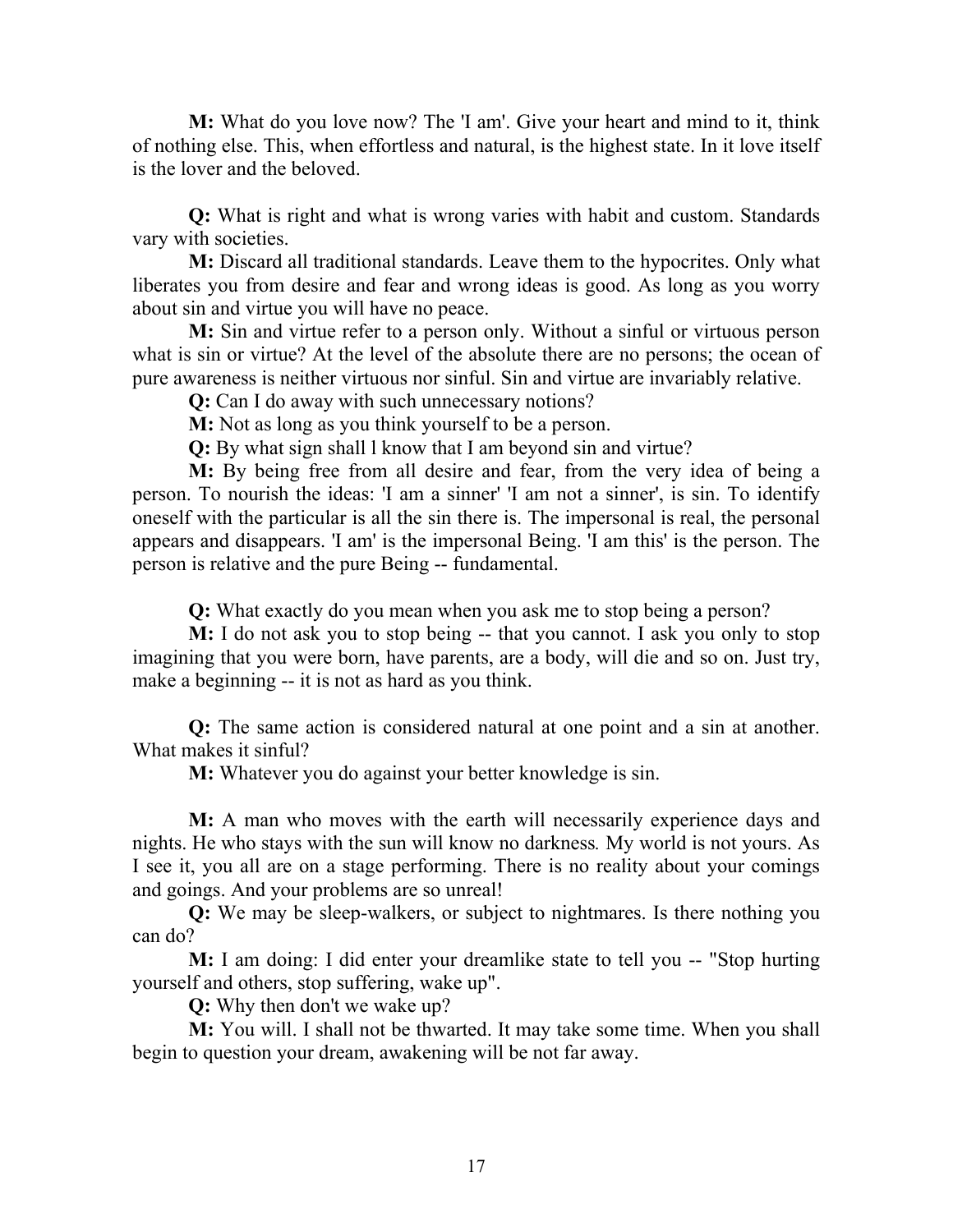**M:** What do you love now? The 'I am'. Give your heart and mind to it, think of nothing else. This, when effortless and natural, is the highest state. In it love itself is the lover and the beloved.

**Q:** What is right and what is wrong varies with habit and custom. Standards vary with societies.

**M:** Discard all traditional standards. Leave them to the hypocrites. Only what liberates you from desire and fear and wrong ideas is good. As long as you worry about sin and virtue you will have no peace.

**M:** Sin and virtue refer to a person only. Without a sinful or virtuous person what is sin or virtue? At the level of the absolute there are no persons; the ocean of pure awareness is neither virtuous nor sinful. Sin and virtue are invariably relative.

**Q:** Can I do away with such unnecessary notions?

**M:** Not as long as you think yourself to be a person.

**Q:** By what sign shall l know that I am beyond sin and virtue?

**M:** By being free from all desire and fear, from the very idea of being a person. To nourish the ideas: 'I am a sinner' 'I am not a sinner', is sin. To identify oneself with the particular is all the sin there is. The impersonal is real, the personal appears and disappears. 'I am' is the impersonal Being. 'I am this' is the person. The person is relative and the pure Being -- fundamental.

**Q:** What exactly do you mean when you ask me to stop being a person?

**M:** I do not ask you to stop being -- that you cannot. I ask you only to stop imagining that you were born, have parents, are a body, will die and so on. Just try, make a beginning -- it is not as hard as you think.

**Q:** The same action is considered natural at one point and a sin at another. What makes it sinful?

**M:** Whatever you do against your better knowledge is sin.

**M:** A man who moves with the earth will necessarily experience days and nights. He who stays with the sun will know no darkness. My world is not yours. As I see it, you all are on a stage performing. There is no reality about your comings and goings. And your problems are so unreal!

**Q:** We may be sleep-walkers, or subject to nightmares. Is there nothing you can do?

**M:** I am doing: I did enter your dreamlike state to tell you -- "Stop hurting yourself and others, stop suffering, wake up".

**Q:** Why then don't we wake up?

**M:** You will. I shall not be thwarted. It may take some time. When you shall begin to question your dream, awakening will be not far away.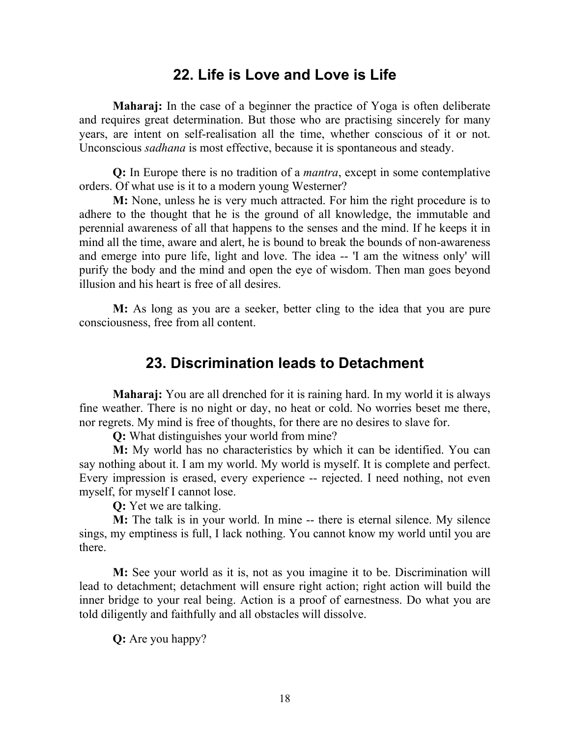## 22. Life is Love and Love is Life

**Maharaj:** In the case of a beginner the practice of Yoga is often deliberate and requires great determination. But those who are practising sincerely for many years, are intent on self-realisation all the time, whether conscious of it or not. Unconscious *sadhana* is most effective, because it is spontaneous and steady.

**Q:** In Europe there is no tradition of a *mantra*, except in some contemplative orders. Of what use is it to a modern young Westerner?

**M:** None, unless he is very much attracted. For him the right procedure is to adhere to the thought that he is the ground of all knowledge, the immutable and perennial awareness of all that happens to the senses and the mind. If he keeps it in mind all the time, aware and alert, he is bound to break the bounds of non-awareness and emerge into pure life, light and love. The idea -- 'I am the witness only' will purify the body and the mind and open the eye of wisdom. Then man goes beyond illusion and his heart is free of all desires.

**M:** As long as you are a seeker, better cling to the idea that you are pure consciousness, free from all content.

## 23. Discrimination leads to Detachment

**Maharaj:** You are all drenched for it is raining hard. In my world it is always fine weather. There is no night or day, no heat or cold. No worries beset me there, nor regrets. My mind is free of thoughts, for there are no desires to slave for.

**Q:** What distinguishes your world from mine?

**M:** My world has no characteristics by which it can be identified. You can say nothing about it. I am my world. My world is myself. It is complete and perfect. Every impression is erased, every experience -- rejected. I need nothing, not even myself, for myself I cannot lose.

**Q:** Yet we are talking.

**M:** The talk is in your world. In mine -- there is eternal silence. My silence sings, my emptiness is full, I lack nothing. You cannot know my world until you are there.

**M:** See your world as it is, not as you imagine it to be. Discrimination will lead to detachment; detachment will ensure right action; right action will build the inner bridge to your real being. Action is a proof of earnestness. Do what you are told diligently and faithfully and all obstacles will dissolve.

**Q:** Are you happy?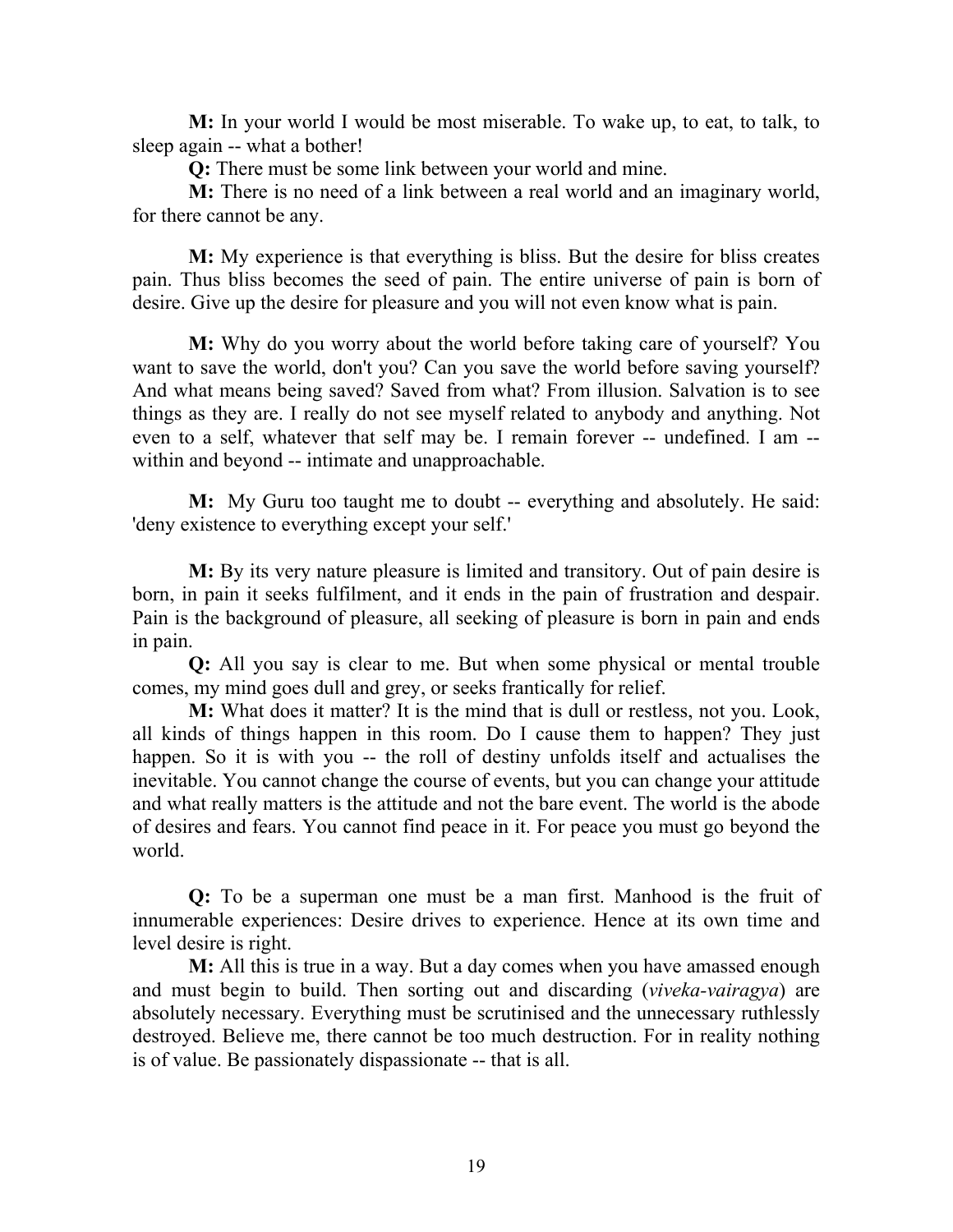**M:** In your world I would be most miserable. To wake up, to eat, to talk, to sleep again -- what a bother!

**Q:** There must be some link between your world and mine.

**M:** There is no need of a link between a real world and an imaginary world, for there cannot be any.

**M:** My experience is that everything is bliss. But the desire for bliss creates pain. Thus bliss becomes the seed of pain. The entire universe of pain is born of desire. Give up the desire for pleasure and you will not even know what is pain.

**M:** Why do you worry about the world before taking care of yourself? You want to save the world, don't you? Can you save the world before saving yourself? And what means being saved? Saved from what? From illusion. Salvation is to see things as they are. I really do not see myself related to anybody and anything. Not even to a self, whatever that self may be. I remain forever -- undefined. I am -- within and beyond -- intimate and unapproachable.

**M:** My Guru too taught me to doubt -- everything and absolutely. He said: 'deny existence to everything except your self.'

**M:** By its very nature pleasure is limited and transitory. Out of pain desire is born, in pain it seeks fulfilment, and it ends in the pain of frustration and despair. Pain is the background of pleasure, all seeking of pleasure is born in pain and ends in pain.

**Q:** All you say is clear to me. But when some physical or mental trouble comes, my mind goes dull and grey, or seeks frantically for relief.

**M:** What does it matter? It is the mind that is dull or restless, not you. Look, all kinds of things happen in this room. Do I cause them to happen? They just happen. So it is with you -- the roll of destiny unfolds itself and actualises the inevitable. You cannot change the course of events, but you can change your attitude and what really matters is the attitude and not the bare event. The world is the abode of desires and fears. You cannot find peace in it. For peace you must go beyond the world.

**Q:** To be a superman one must be a man first. Manhood is the fruit of innumerable experiences: Desire drives to experience. Hence at its own time and level desire is right.

**M:** All this is true in a way. But a day comes when you have amassed enough and must begin to build. Then sorting out and discarding (*viveka-vairagya*) are absolutely necessary. Everything must be scrutinised and the unnecessary ruthlessly destroyed. Believe me, there cannot be too much destruction. For in reality nothing is of value. Be passionately dispassionate -- that is all.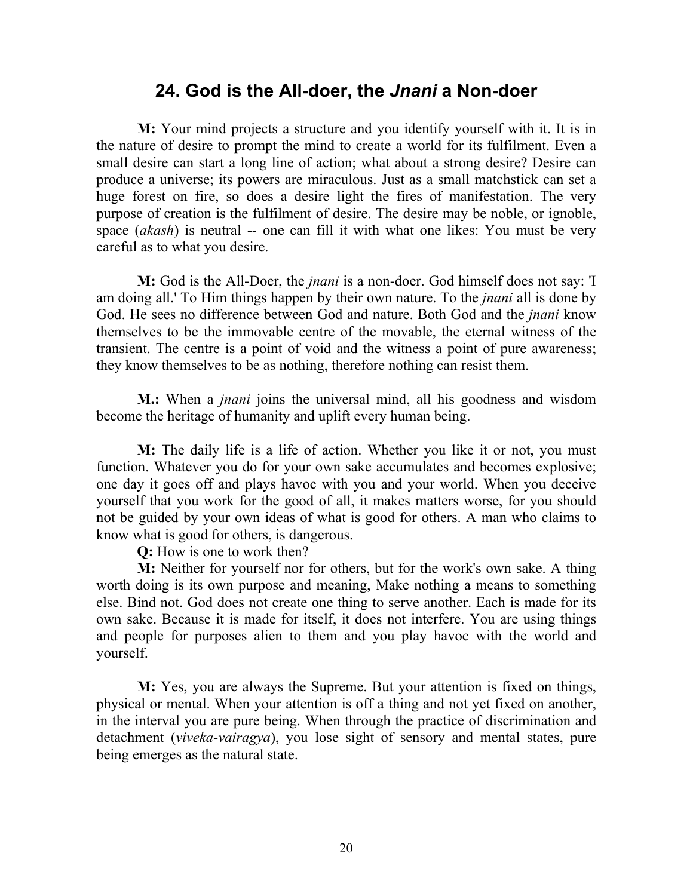## 24. God is the All-doer, the *Jnani* a Non-doer

**M:** Your mind projects a structure and you identify yourself with it. It is in the nature of desire to prompt the mind to create a world for its fulfilment. Even a small desire can start a long line of action; what about a strong desire? Desire can produce a universe; its powers are miraculous. Just as a small matchstick can set a huge forest on fire, so does a desire light the fires of manifestation. The very purpose of creation is the fulfilment of desire. The desire may be noble, or ignoble, space (*akash*) is neutral -- one can fill it with what one likes: You must be very careful as to what you desire.

**M:** God is the All-Doer, the *jnani* is a non-doer. God himself does not say: 'I am doing all.' To Him things happen by their own nature. To the *jnani* all is done by God. He sees no difference between God and nature. Both God and the *jnani* know themselves to be the immovable centre of the movable, the eternal witness of the transient. The centre is a point of void and the witness a point of pure awareness; they know themselves to be as nothing, therefore nothing can resist them.

**M.:** When a *jnani* joins the universal mind, all his goodness and wisdom become the heritage of humanity and uplift every human being.

**M:** The daily life is a life of action. Whether you like it or not, you must function. Whatever you do for your own sake accumulates and becomes explosive; one day it goes off and plays havoc with you and your world. When you deceive yourself that you work for the good of all, it makes matters worse, for you should not be guided by your own ideas of what is good for others. A man who claims to know what is good for others, is dangerous.

**Q:** How is one to work then?

**M:** Neither for yourself nor for others, but for the work's own sake. A thing worth doing is its own purpose and meaning, Make nothing a means to something else. Bind not. God does not create one thing to serve another. Each is made for its own sake. Because it is made for itself, it does not interfere. You are using things and people for purposes alien to them and you play havoc with the world and yourself.

**M:** Yes, you are always the Supreme. But your attention is fixed on things, physical or mental. When your attention is off a thing and not yet fixed on another, in the interval you are pure being. When through the practice of discrimination and detachment (*viveka-vairagya*), you lose sight of sensory and mental states, pure being emerges as the natural state.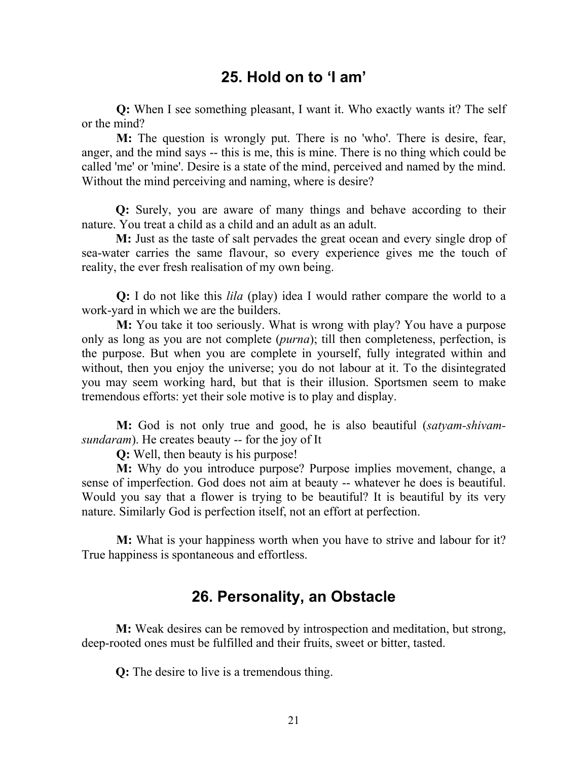## 25. Hold on to 'I am'

**Q:** When I see something pleasant, I want it. Who exactly wants it? The self or the mind?

**M:** The question is wrongly put. There is no 'who'. There is desire, fear, anger, and the mind says -- this is me, this is mine. There is no thing which could be called 'me' or 'mine'. Desire is a state of the mind, perceived and named by the mind. Without the mind perceiving and naming, where is desire?

**Q:** Surely, you are aware of many things and behave according to their nature. You treat a child as a child and an adult as an adult.

**M:** Just as the taste of salt pervades the great ocean and every single drop of sea-water carries the same flavour, so every experience gives me the touch of reality, the ever fresh realisation of my own being.

**Q:** I do not like this *lila* (play) idea I would rather compare the world to a work-yard in which we are the builders.

**M:** You take it too seriously. What is wrong with play? You have a purpose only as long as you are not complete (*purna*); till then completeness, perfection, is the purpose. But when you are complete in yourself, fully integrated within and without, then you enjoy the universe; you do not labour at it. To the disintegrated you may seem working hard, but that is their illusion. Sportsmen seem to make tremendous efforts: yet their sole motive is to play and display.

**M:** God is not only true and good, he is also beautiful (*satyam-shivam-sundaram*). He creates beauty -- for the joy of It

**Q:** Well, then beauty is his purpose!

**M:** Why do you introduce purpose? Purpose implies movement, change, a sense of imperfection. God does not aim at beauty -- whatever he does is beautiful. Would you say that a flower is trying to be beautiful? It is beautiful by its very nature. Similarly God is perfection itself, not an effort at perfection.

**M:** What is your happiness worth when you have to strive and labour for it? True happiness is spontaneous and effortless.

## 26. Personality, an Obstacle

**M:** Weak desires can be removed by introspection and meditation, but strong, deep-rooted ones must be fulfilled and their fruits, sweet or bitter, tasted.

**Q:** The desire to live is a tremendous thing.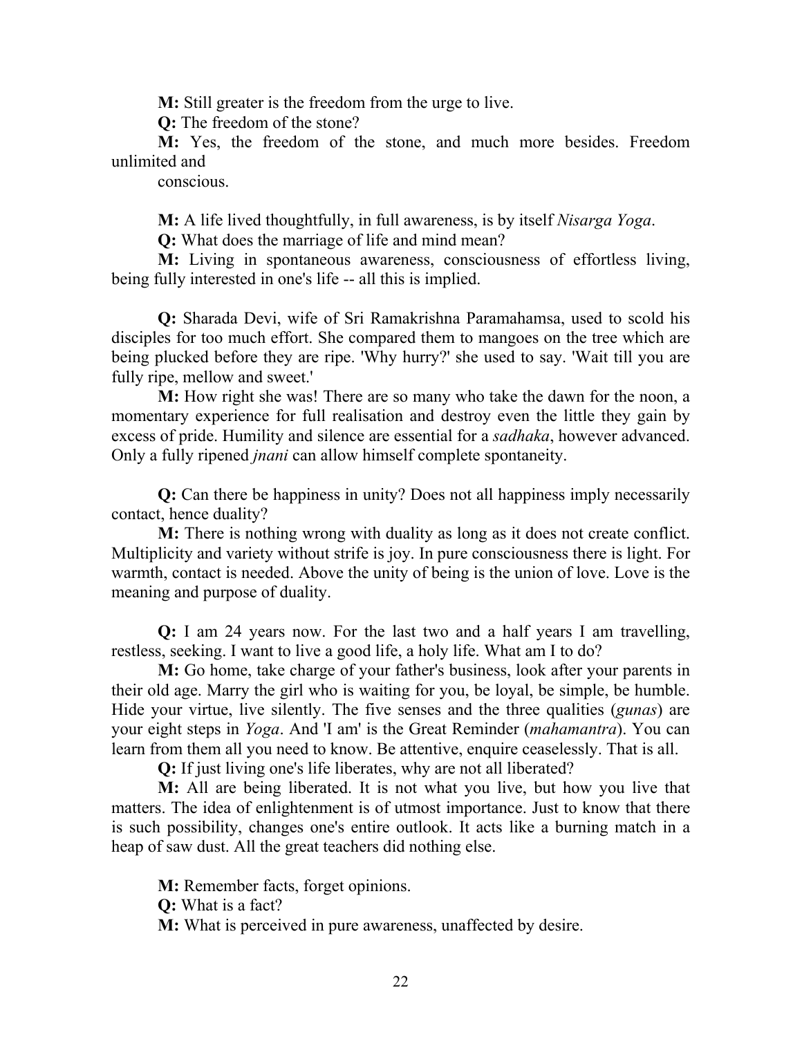**M:** Still greater is the freedom from the urge to live.

**Q:** The freedom of the stone?

**M:** Yes, the freedom of the stone, and much more besides. Freedom unlimited and conscious.

**M:** A life lived thoughtfully, in full awareness, is by itself *Nisarga Yoga*.

**Q:** What does the marriage of life and mind mean?

**M:** Living in spontaneous awareness, consciousness of effortless living, being fully interested in one's life -- all this is implied.

**Q:** Sharada Devi, wife of Sri Ramakrishna Paramahamsa, used to scold his disciples for too much effort. She compared them to mangoes on the tree which are being plucked before they are ripe. 'Why hurry?' she used to say. 'Wait till you are fully ripe, mellow and sweet.'

**M:** How right she was! There are so many who take the dawn for the noon, a momentary experience for full realisation and destroy even the little they gain by excess of pride. Humility and silence are essential for a *sadhaka*, however advanced. Only a fully ripened *jnani* can allow himself complete spontaneity.

**Q:** Can there be happiness in unity? Does not all happiness imply necessarily contact, hence duality?

**M:** There is nothing wrong with duality as long as it does not create conflict. Multiplicity and variety without strife is joy. In pure consciousness there is light. For warmth, contact is needed. Above the unity of being is the union of love. Love is the meaning and purpose of duality.

**Q:** I am 24 years now. For the last two and a half years I am travelling, restless, seeking. I want to live a good life, a holy life. What am I to do?

**M:** Go home, take charge of your father's business, look after your parents in their old age. Marry the girl who is waiting for you, be loyal, be simple, be humble. Hide your virtue, live silently. The five senses and the three qualities (*gunas*) are your eight steps in *Yoga*. And 'I am' is the Great Reminder (*mahamantra*). You can learn from them all you need to know. Be attentive, enquire ceaselessly. That is all.

**Q:** If just living one's life liberates, why are not all liberated?

**M:** All are being liberated. It is not what you live, but how you live that matters. The idea of enlightenment is of utmost importance. Just to know that there is such possibility, changes one's entire outlook. It acts like a burning match in a heap of saw dust. All the great teachers did nothing else.

**M:** Remember facts, forget opinions.

**Q:** What is a fact?

**M:** What is perceived in pure awareness, unaffected by desire.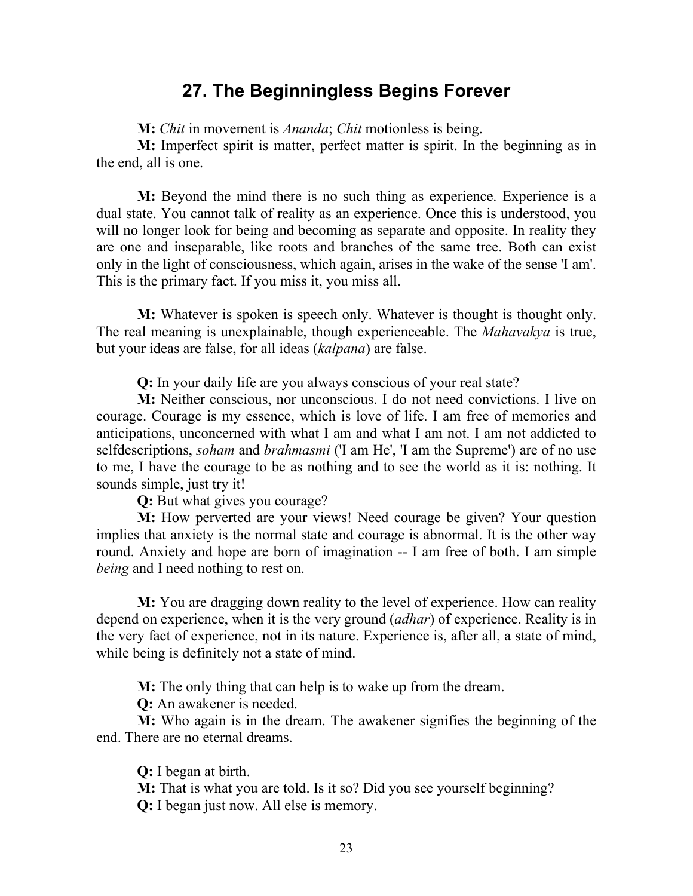## 27. The Beginningless Begins Forever

**M:** *Chit* in movement is *Ananda*; *Chit* motionless is being.

**M:** Imperfect spirit is matter, perfect matter is spirit. In the beginning as in the end, all is one.

**M:** Beyond the mind there is no such thing as experience. Experience is a dual state. You cannot talk of reality as an experience. Once this is understood, you will no longer look for being and becoming as separate and opposite. In reality they are one and inseparable, like roots and branches of the same tree. Both can exist only in the light of consciousness, which again, arises in the wake of the sense 'I am'. This is the primary fact. If you miss it, you miss all.

**M:** Whatever is spoken is speech only. Whatever is thought is thought only. The real meaning is unexplainable, though experienceable. The *Mahavakya* is true, but your ideas are false, for all ideas (*kalpana*) are false.

**Q:** In your daily life are you always conscious of your real state?

**M:** Neither conscious, nor unconscious. I do not need convictions. I live on courage. Courage is my essence, which is love of life. I am free of memories and anticipations, unconcerned with what I am and what I am not. I am not addicted to selfdescriptions, *soham* and *brahmasmi* ('I am He', 'I am the Supreme') are of no use to me, I have the courage to be as nothing and to see the world as it is: nothing. It sounds simple, just try it!

**Q:** But what gives you courage?

**M:** How perverted are your views! Need courage be given? Your question implies that anxiety is the normal state and courage is abnormal. It is the other way round. Anxiety and hope are born of imagination -- I am free of both. I am simple *being* and I need nothing to rest on.

**M:** You are dragging down reality to the level of experience. How can reality depend on experience, when it is the very ground (*adhar*) of experience. Reality is in the very fact of experience, not in its nature. Experience is, after all, a state of mind, while being is definitely not a state of mind.

**M:** The only thing that can help is to wake up from the dream.

**Q:** An awakener is needed.

**M:** Who again is in the dream. The awakener signifies the beginning of the end. There are no eternal dreams.

**Q:** I began at birth.

**M:** That is what you are told. Is it so? Did you see yourself beginning?

**Q:** I began just now. All else is memory.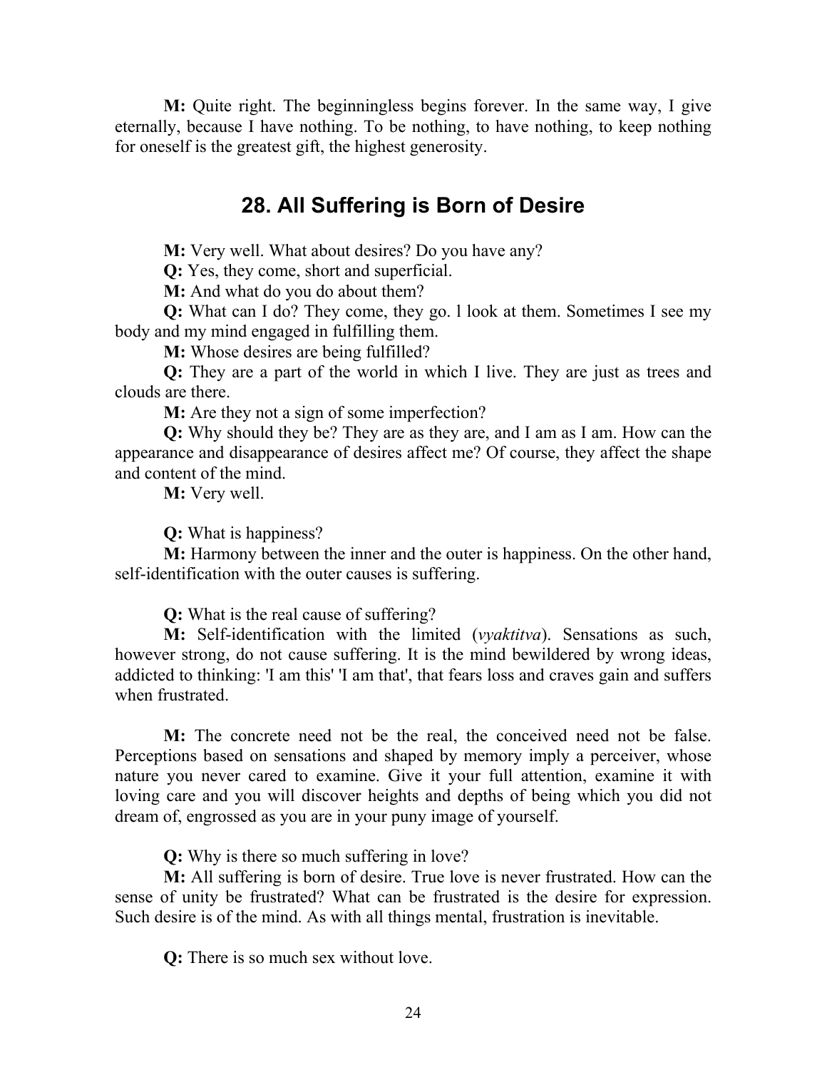**M:** Quite right. The beginningless begins forever. In the same way, I give eternally, because I have nothing. To be nothing, to have nothing, to keep nothing for oneself is the greatest gift, the highest generosity.

## 28. All Suffering is Born of Desire

**M:** Very well. What about desires? Do you have any?

**Q:** Yes, they come, short and superficial.

**M:** And what do you do about them?

**Q:** What can I do? They come, they go. l look at them. Sometimes I see my body and my mind engaged in fulfilling them.

**M:** Whose desires are being fulfilled?

**Q:** They are a part of the world in which I live. They are just as trees and clouds are there.

**M:** Are they not a sign of some imperfection?

**Q:** Why should they be? They are as they are, and I am as I am. How can the appearance and disappearance of desires affect me? Of course, they affect the shape and content of the mind.

**M:** Very well.

**Q:** What is happiness?

**M:** Harmony between the inner and the outer is happiness. On the other hand, self-identification with the outer causes is suffering.

**Q:** What is the real cause of suffering?

**M:** Self-identification with the limited (*vyaktitva*). Sensations as such, however strong, do not cause suffering. It is the mind bewildered by wrong ideas, addicted to thinking: 'I am this' 'I am that', that fears loss and craves gain and suffers when frustrated.

**M:** The concrete need not be the real, the conceived need not be false. Perceptions based on sensations and shaped by memory imply a perceiver, whose nature you never cared to examine. Give it your full attention, examine it with loving care and you will discover heights and depths of being which you did not dream of, engrossed as you are in your puny image of yourself.

**Q:** Why is there so much suffering in love?

**M:** All suffering is born of desire. True love is never frustrated. How can the sense of unity be frustrated? What can be frustrated is the desire for expression. Such desire is of the mind. As with all things mental, frustration is inevitable.

**Q:** There is so much sex without love.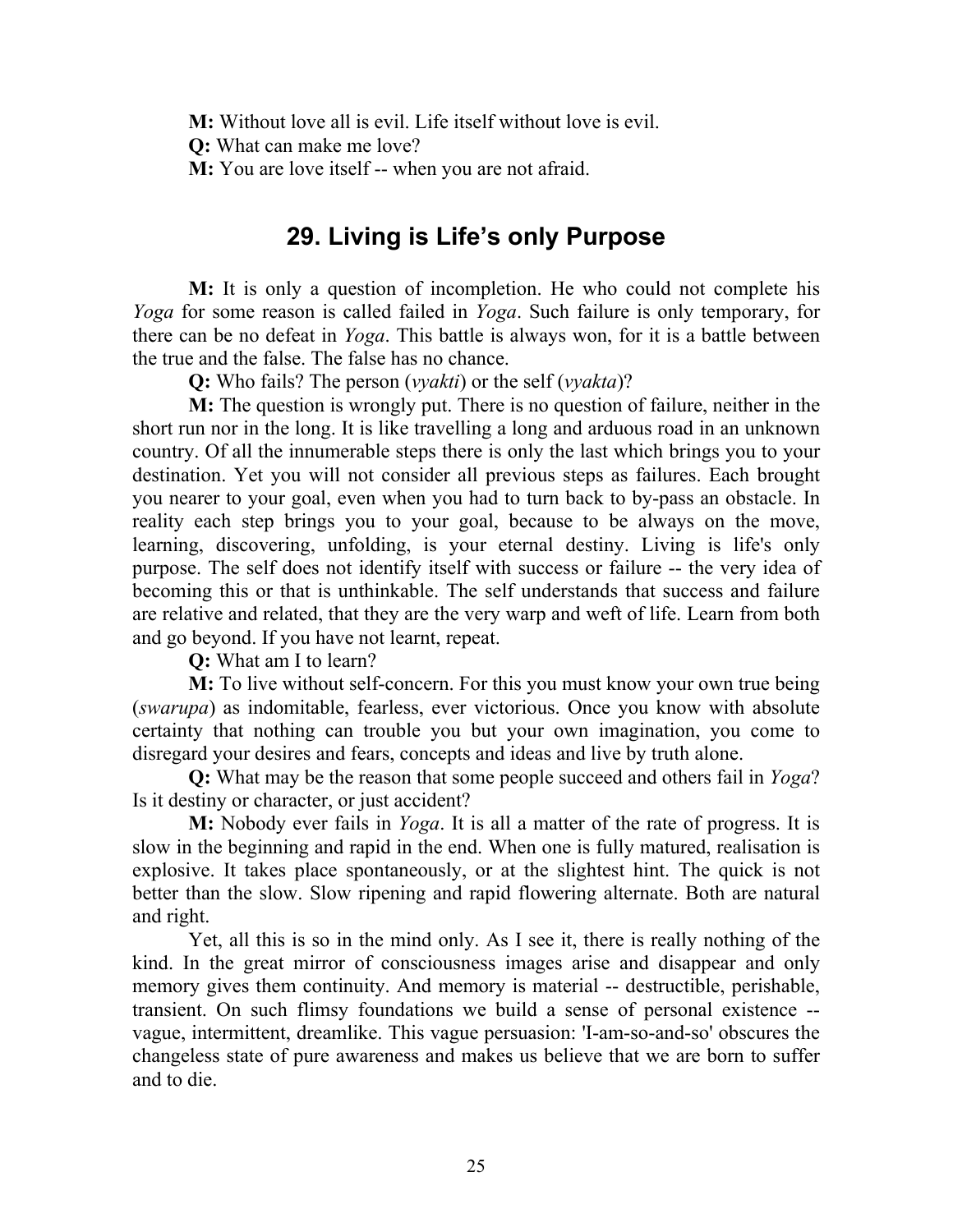**M:** Without love all is evil. Life itself without love is evil.

**Q:** What can make me love?

**M:** You are love itself -- when you are not afraid.

## 29. Living is Life's only Purpose

**M:** It is only a question of incompletion. He who could not complete his *Yoga* for some reason is called failed in *Yoga*. Such failure is only temporary, for there can be no defeat in *Yoga*. This battle is always won, for it is a battle between the true and the false. The false has no chance.

**Q:** Who fails? The person (*vyakti*) or the self (*vyakta*)?

**M:** The question is wrongly put. There is no question of failure, neither in the short run nor in the long. It is like travelling a long and arduous road in an unknown country. Of all the innumerable steps there is only the last which brings you to your destination. Yet you will not consider all previous steps as failures. Each brought you nearer to your goal, even when you had to turn back to by-pass an obstacle. In reality each step brings you to your goal, because to be always on the move, learning, discovering, unfolding, is your eternal destiny. Living is life's only purpose. The self does not identify itself with success or failure -- the very idea of becoming this or that is unthinkable. The self understands that success and failure are relative and related, that they are the very warp and weft of life. Learn from both and go beyond. If you have not learnt, repeat.

**Q:** What am I to learn?

**M:** To live without self-concern. For this you must know your own true being (*swarupa*) as indomitable, fearless, ever victorious. Once you know with absolute certainty that nothing can trouble you but your own imagination, you come to disregard your desires and fears, concepts and ideas and live by truth alone.

**Q:** What may be the reason that some people succeed and others fail in *Yoga*? Is it destiny or character, or just accident?

**M:** Nobody ever fails in *Yoga*. It is all a matter of the rate of progress. It is slow in the beginning and rapid in the end. When one is fully matured, realisation is explosive. It takes place spontaneously, or at the slightest hint. The quick is not better than the slow. Slow ripening and rapid flowering alternate. Both are natural and right.

Yet, all this is so in the mind only. As I see it, there is really nothing of the kind. In the great mirror of consciousness images arise and disappear and only memory gives them continuity. And memory is material -- destructible, perishable, transient. On such flimsy foundations we build a sense of personal existence -- vague, intermittent, dreamlike. This vague persuasion: 'I-am-so-and-so' obscures the changeless state of pure awareness and makes us believe that we are born to suffer and to die.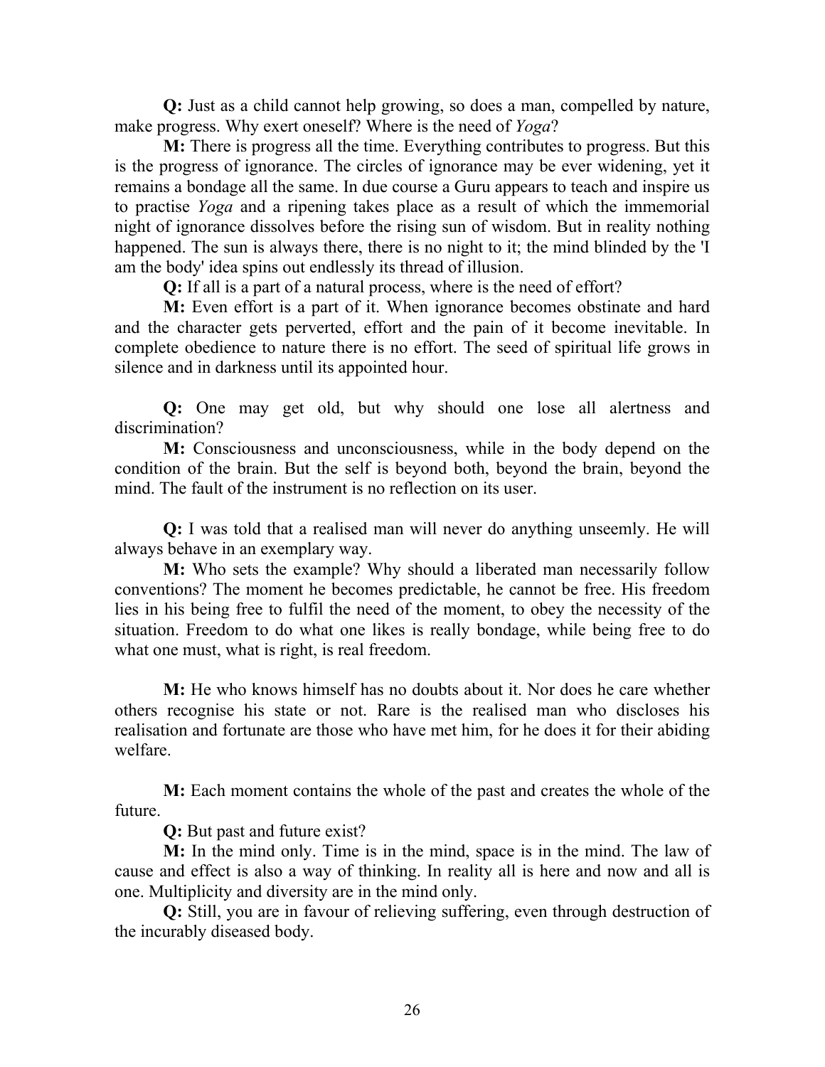**Q:** Just as a child cannot help growing, so does a man, compelled by nature, make progress. Why exert oneself? Where is the need of *Yoga*?

**M:** There is progress all the time. Everything contributes to progress. But this is the progress of ignorance. The circles of ignorance may be ever widening, yet it remains a bondage all the same. In due course a Guru appears to teach and inspire us to practise *Yoga* and a ripening takes place as a result of which the immemorial night of ignorance dissolves before the rising sun of wisdom. But in reality nothing happened. The sun is always there, there is no night to it; the mind blinded by the 'I am the body' idea spins out endlessly its thread of illusion.

**Q:** If all is a part of a natural process, where is the need of effort?

**M:** Even effort is a part of it. When ignorance becomes obstinate and hard and the character gets perverted, effort and the pain of it become inevitable. In complete obedience to nature there is no effort. The seed of spiritual life grows in silence and in darkness until its appointed hour.

**Q:** One may get old, but why should one lose all alertness and discrimination?

**M:** Consciousness and unconsciousness, while in the body depend on the condition of the brain. But the self is beyond both, beyond the brain, beyond the mind. The fault of the instrument is no reflection on its user.

**Q:** I was told that a realised man will never do anything unseemly. He will always behave in an exemplary way.

**M:** Who sets the example? Why should a liberated man necessarily follow conventions? The moment he becomes predictable, he cannot be free. His freedom lies in his being free to fulfil the need of the moment, to obey the necessity of the situation. Freedom to do what one likes is really bondage, while being free to do what one must, what is right, is real freedom.

**M:** He who knows himself has no doubts about it. Nor does he care whether others recognise his state or not. Rare is the realised man who discloses his realisation and fortunate are those who have met him, for he does it for their abiding welfare.

**M:** Each moment contains the whole of the past and creates the whole of the future.

**Q:** But past and future exist?

**M:** In the mind only. Time is in the mind, space is in the mind. The law of cause and effect is also a way of thinking. In reality all is here and now and all is one. Multiplicity and diversity are in the mind only.

**Q:** Still, you are in favour of relieving suffering, even through destruction of the incurably diseased body.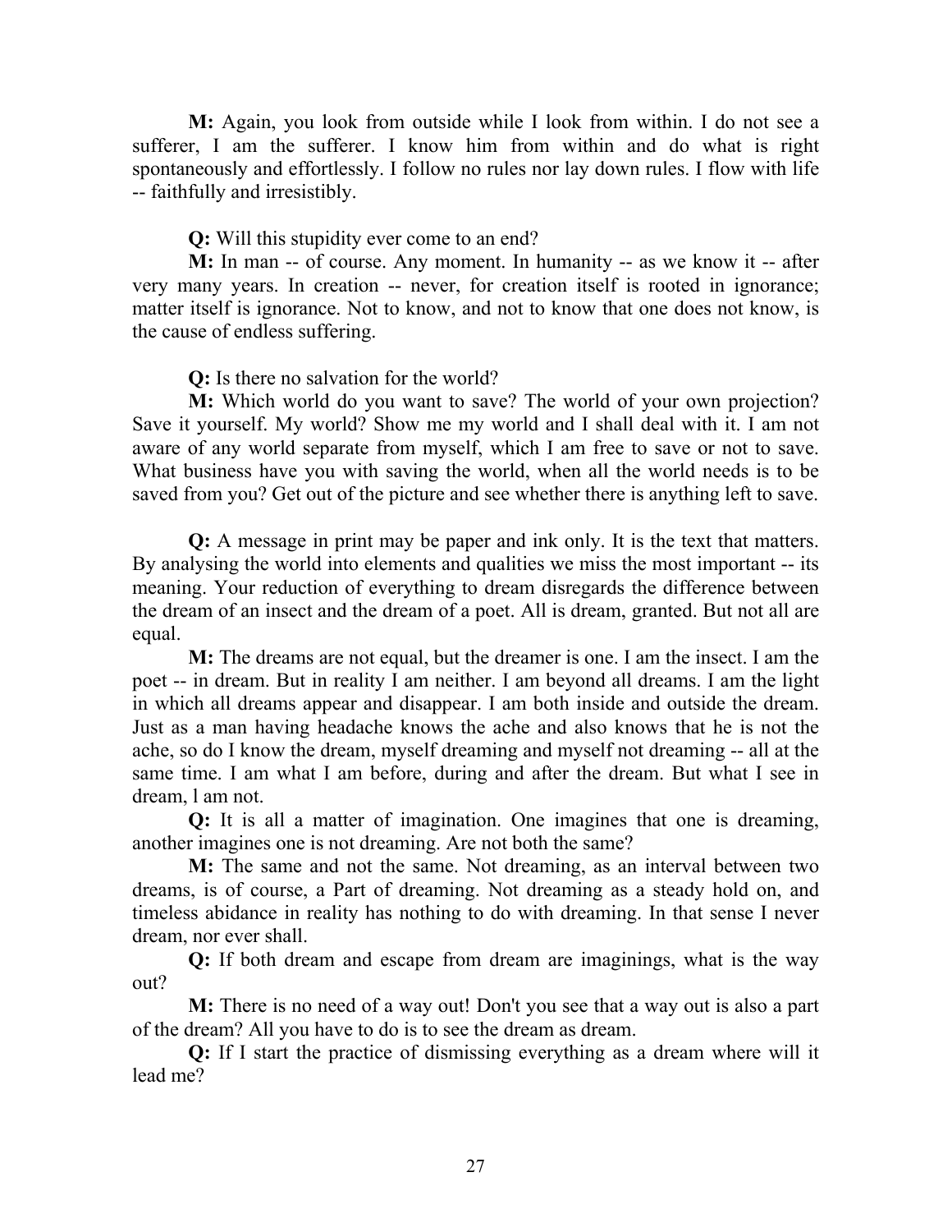**M:** Again, you look from outside while I look from within. I do not see a sufferer, I am the sufferer. I know him from within and do what is right spontaneously and effortlessly. I follow no rules nor lay down rules. I flow with life -- faithfully and irresistibly.

**Q:** Will this stupidity ever come to an end?

**M:** In man -- of course. Any moment. In humanity -- as we know it -- after very many years. In creation -- never, for creation itself is rooted in ignorance; matter itself is ignorance. Not to know, and not to know that one does not know, is the cause of endless suffering.

**Q:** Is there no salvation for the world?

**M:** Which world do you want to save? The world of your own projection? Save it yourself. My world? Show me my world and I shall deal with it. I am not aware of any world separate from myself, which I am free to save or not to save. What business have you with saving the world, when all the world needs is to be saved from you? Get out of the picture and see whether there is anything left to save.

**Q:** A message in print may be paper and ink only. It is the text that matters. By analysing the world into elements and qualities we miss the most important -- its meaning. Your reduction of everything to dream disregards the difference between the dream of an insect and the dream of a poet. All is dream, granted. But not all are equal.

**M:** The dreams are not equal, but the dreamer is one. I am the insect. I am the poet -- in dream. But in reality I am neither. I am beyond all dreams. I am the light in which all dreams appear and disappear. I am both inside and outside the dream. Just as a man having headache knows the ache and also knows that he is not the ache, so do I know the dream, myself dreaming and myself not dreaming -- all at the same time. I am what I am before, during and after the dream. But what I see in dream, l am not.

**Q:** It is all a matter of imagination. One imagines that one is dreaming, another imagines one is not dreaming. Are not both the same?

**M:** The same and not the same. Not dreaming, as an interval between two dreams, is of course, a Part of dreaming. Not dreaming as a steady hold on, and timeless abidance in reality has nothing to do with dreaming. In that sense I never dream, nor ever shall.

**Q:** If both dream and escape from dream are imaginings, what is the way out?

**M:** There is no need of a way out! Don't you see that a way out is also a part of the dream? All you have to do is to see the dream as dream.

**Q:** If I start the practice of dismissing everything as a dream where will it lead me?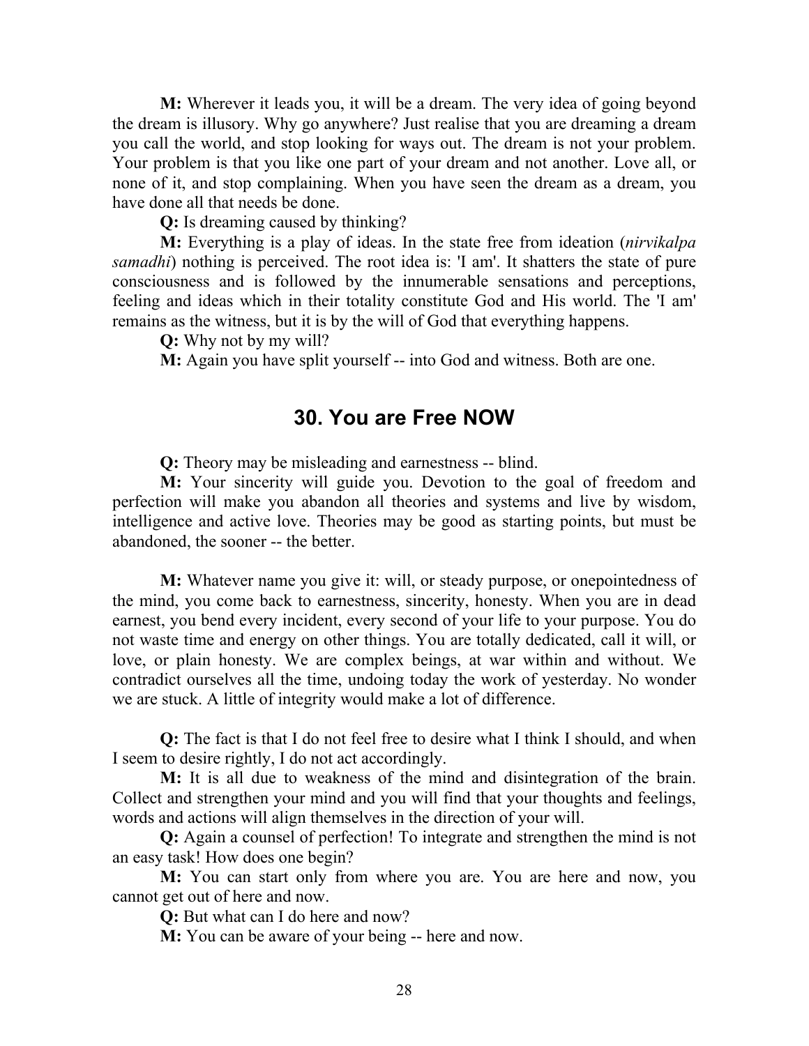**M:** Wherever it leads you, it will be a dream. The very idea of going beyond the dream is illusory. Why go anywhere? Just realise that you are dreaming a dream you call the world, and stop looking for ways out. The dream is not your problem. Your problem is that you like one part of your dream and not another. Love all, or none of it, and stop complaining. When you have seen the dream as a dream, you have done all that needs be done.

**Q:** Is dreaming caused by thinking?

**M:** Everything is a play of ideas. In the state free from ideation (*nirvikalpa samadhi*) nothing is perceived. The root idea is: 'I am'. It shatters the state of pure consciousness and is followed by the innumerable sensations and perceptions, feeling and ideas which in their totality constitute God and His world. The 'I am' remains as the witness, but it is by the will of God that everything happens.

**Q:** Why not by my will?

**M:** Again you have split yourself -- into God and witness. Both are one.

## 30. You are Free NOW

**Q:** Theory may be misleading and earnestness -- blind.

**M:** Your sincerity will guide you. Devotion to the goal of freedom and perfection will make you abandon all theories and systems and live by wisdom, intelligence and active love. Theories may be good as starting points, but must be abandoned, the sooner -- the better.

**M:** Whatever name you give it: will, or steady purpose, or onepointedness of the mind, you come back to earnestness, sincerity, honesty. When you are in dead earnest, you bend every incident, every second of your life to your purpose. You do not waste time and energy on other things. You are totally dedicated, call it will, or love, or plain honesty. We are complex beings, at war within and without. We contradict ourselves all the time, undoing today the work of yesterday. No wonder we are stuck. A little of integrity would make a lot of difference.

**Q:** The fact is that I do not feel free to desire what I think I should, and when I seem to desire rightly, I do not act accordingly.

**M:** It is all due to weakness of the mind and disintegration of the brain. Collect and strengthen your mind and you will find that your thoughts and feelings, words and actions will align themselves in the direction of your will.

**Q:** Again a counsel of perfection! To integrate and strengthen the mind is not an easy task! How does one begin?

**M:** You can start only from where you are. You are here and now, you cannot get out of here and now.

**Q:** But what can I do here and now?

**M:** You can be aware of your being -- here and now.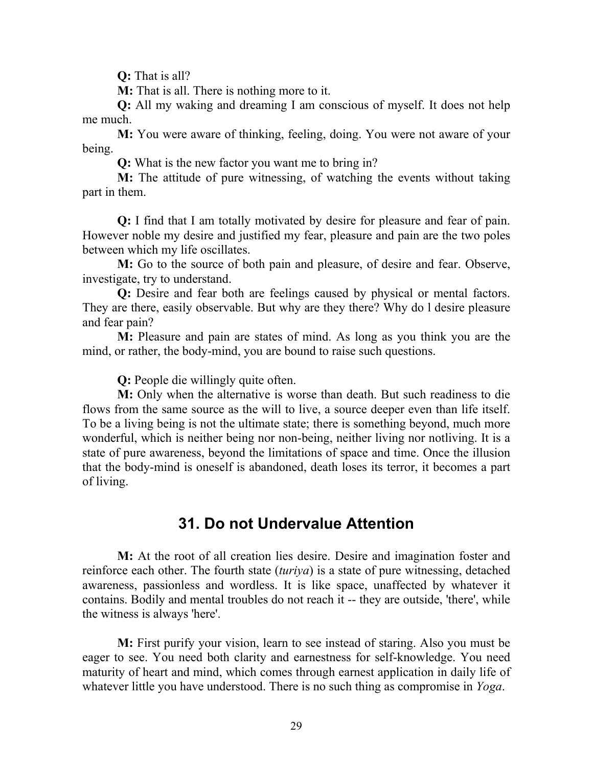**Q:** That is all?

**M:** That is all. There is nothing more to it.

**Q:** All my waking and dreaming I am conscious of myself. It does not help me much.

**M:** You were aware of thinking, feeling, doing. You were not aware of your being.

**Q:** What is the new factor you want me to bring in?

**M:** The attitude of pure witnessing, of watching the events without taking part in them.

**Q:** I find that I am totally motivated by desire for pleasure and fear of pain. However noble my desire and justified my fear, pleasure and pain are the two poles between which my life oscillates.

**M:** Go to the source of both pain and pleasure, of desire and fear. Observe, investigate, try to understand.

**Q:** Desire and fear both are feelings caused by physical or mental factors. They are there, easily observable. But why are they there? Why do l desire pleasure and fear pain?

**M:** Pleasure and pain are states of mind. As long as you think you are the mind, or rather, the body-mind, you are bound to raise such questions.

**Q:** People die willingly quite often.

**M:** Only when the alternative is worse than death. But such readiness to die flows from the same source as the will to live, a source deeper even than life itself. To be a living being is not the ultimate state; there is something beyond, much more wonderful, which is neither being nor non-being, neither living nor notliving. It is a state of pure awareness, beyond the limitations of space and time. Once the illusion that the body-mind is oneself is abandoned, death loses its terror, it becomes a part of living.

## 31. Do not Undervalue Attention

**M:** At the root of all creation lies desire. Desire and imagination foster and reinforce each other. The fourth state (*turiya*) is a state of pure witnessing, detached awareness, passionless and wordless. It is like space, unaffected by whatever it contains. Bodily and mental troubles do not reach it -- they are outside, 'there', while the witness is always 'here'.

**M:** First purify your vision, learn to see instead of staring. Also you must be eager to see. You need both clarity and earnestness for self-knowledge. You need maturity of heart and mind, which comes through earnest application in daily life of whatever little you have understood. There is no such thing as compromise in *Yoga*.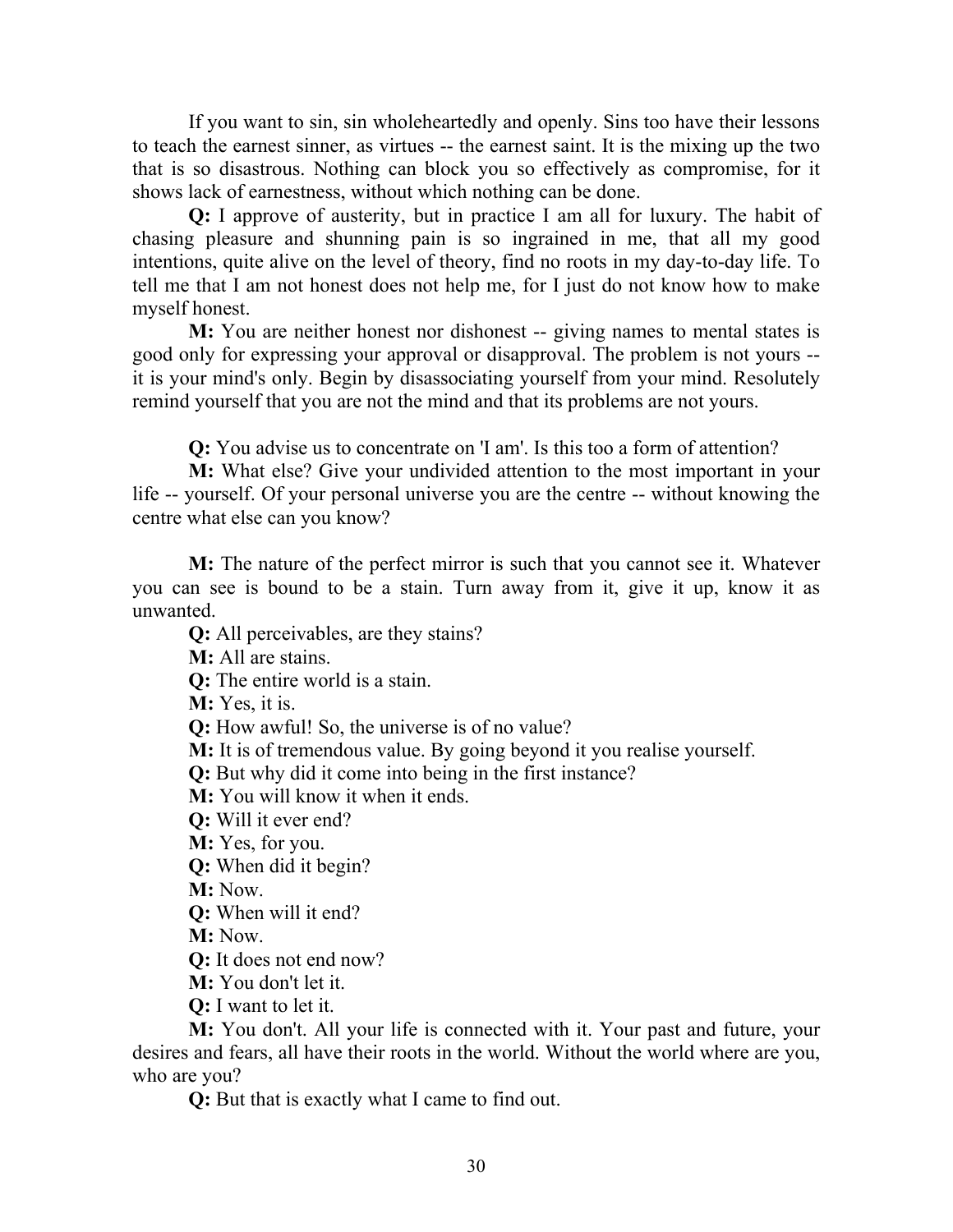If you want to sin, sin wholeheartedly and openly. Sins too have their lessons to teach the earnest sinner, as virtues -- the earnest saint. It is the mixing up the two that is so disastrous. Nothing can block you so effectively as compromise, for it shows lack of earnestness, without which nothing can be done.

**Q:** I approve of austerity, but in practice I am all for luxury. The habit of chasing pleasure and shunning pain is so ingrained in me, that all my good intentions, quite alive on the level of theory, find no roots in my day-to-day life. To tell me that I am not honest does not help me, for I just do not know how to make myself honest.

**M:** You are neither honest nor dishonest -- giving names to mental states is good only for expressing your approval or disapproval. The problem is not yours -- it is your mind's only. Begin by disassociating yourself from your mind. Resolutely remind yourself that you are not the mind and that its problems are not yours.

**Q:** You advise us to concentrate on 'I am'. Is this too a form of attention?

**M:** What else? Give your undivided attention to the most important in your life -- yourself. Of your personal universe you are the centre -- without knowing the centre what else can you know?

**M:** The nature of the perfect mirror is such that you cannot see it. Whatever you can see is bound to be a stain. Turn away from it, give it up, know it as unwanted.

**Q:** All perceivables, are they stains?

**M:** All are stains.

**Q:** The entire world is a stain.

**M:** Yes, it is.

**Q:** How awful! So, the universe is of no value?

**M:** It is of tremendous value. By going beyond it you realise yourself.

**Q:** But why did it come into being in the first instance?

**M:** You will know it when it ends.

**Q:** Will it ever end?

**M:** Yes, for you.

**Q:** When did it begin?

**M:** Now.

**Q:** When will it end?

**M:** Now.

**Q:** It does not end now?

**M:** You don't let it.

**Q:** I want to let it.

**M:** You don't. All your life is connected with it. Your past and future, your desires and fears, all have their roots in the world. Without the world where are you, who are you?

**Q:** But that is exactly what I came to find out.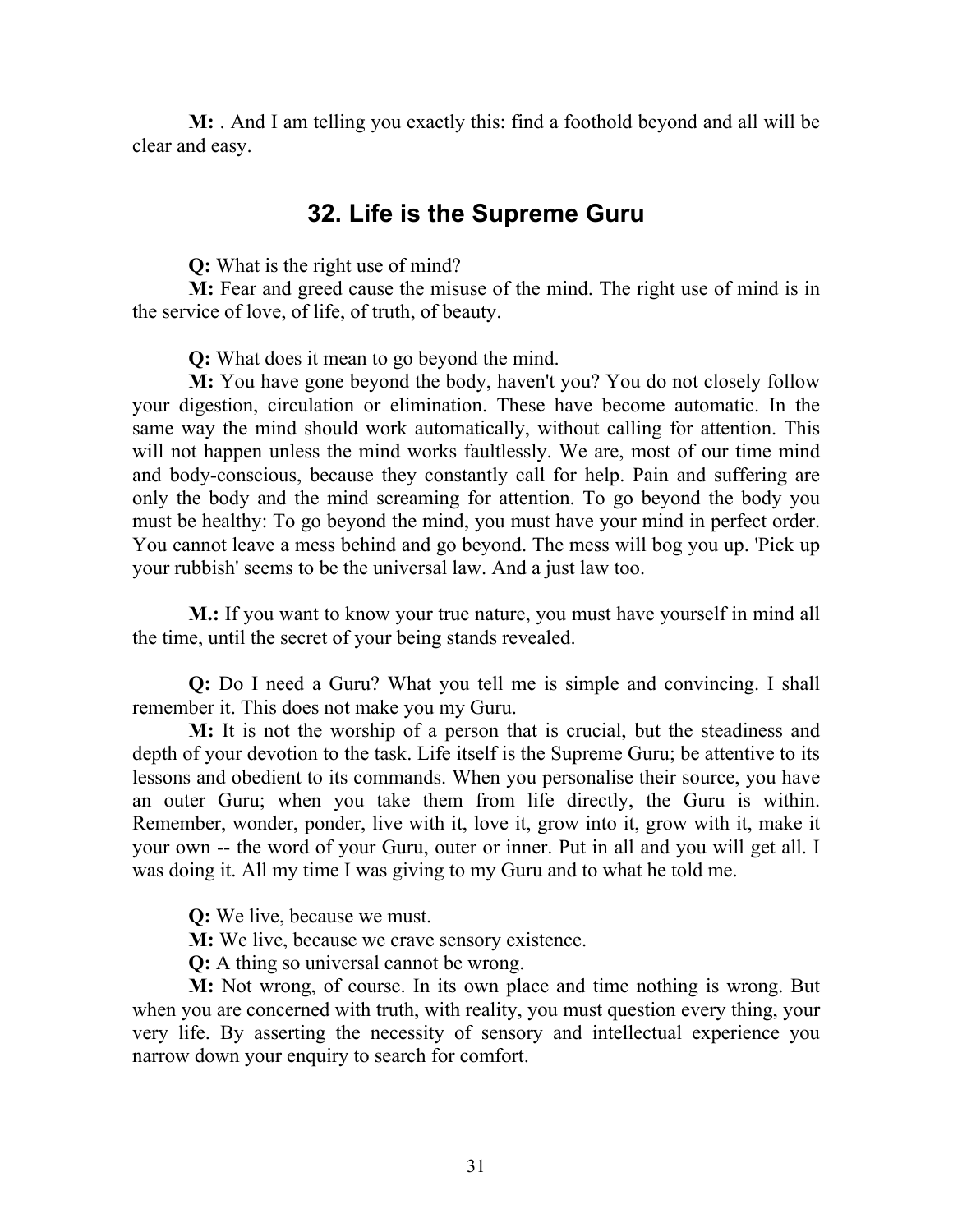**M:** . And I am telling you exactly this: find a foothold beyond and all will be clear and easy.

## 32. Life is the Supreme Guru

**Q:** What is the right use of mind?

**M:** Fear and greed cause the misuse of the mind. The right use of mind is in the service of love, of life, of truth, of beauty.

**Q:** What does it mean to go beyond the mind.

**M:** You have gone beyond the body, haven't you? You do not closely follow your digestion, circulation or elimination. These have become automatic. In the same way the mind should work automatically, without calling for attention. This will not happen unless the mind works faultlessly. We are, most of our time mind and body-conscious, because they constantly call for help. Pain and suffering are only the body and the mind screaming for attention. To go beyond the body you must be healthy: To go beyond the mind, you must have your mind in perfect order. You cannot leave a mess behind and go beyond. The mess will bog you up. 'Pick up your rubbish' seems to be the universal law. And a just law too.

**M.:** If you want to know your true nature, you must have yourself in mind all the time, until the secret of your being stands revealed.

**Q:** Do I need a Guru? What you tell me is simple and convincing. I shall remember it. This does not make you my Guru.

**M:** It is not the worship of a person that is crucial, but the steadiness and depth of your devotion to the task. Life itself is the Supreme Guru; be attentive to its lessons and obedient to its commands. When you personalise their source, you have an outer Guru; when you take them from life directly, the Guru is within. Remember, wonder, ponder, live with it, love it, grow into it, grow with it, make it your own -- the word of your Guru, outer or inner. Put in all and you will get all. I was doing it. All my time I was giving to my Guru and to what he told me.

**Q:** We live, because we must.

**M:** We live, because we crave sensory existence.

**Q:** A thing so universal cannot be wrong.

**M:** Not wrong, of course. In its own place and time nothing is wrong. But when you are concerned with truth, with reality, you must question every thing, your very life. By asserting the necessity of sensory and intellectual experience you narrow down your enquiry to search for comfort.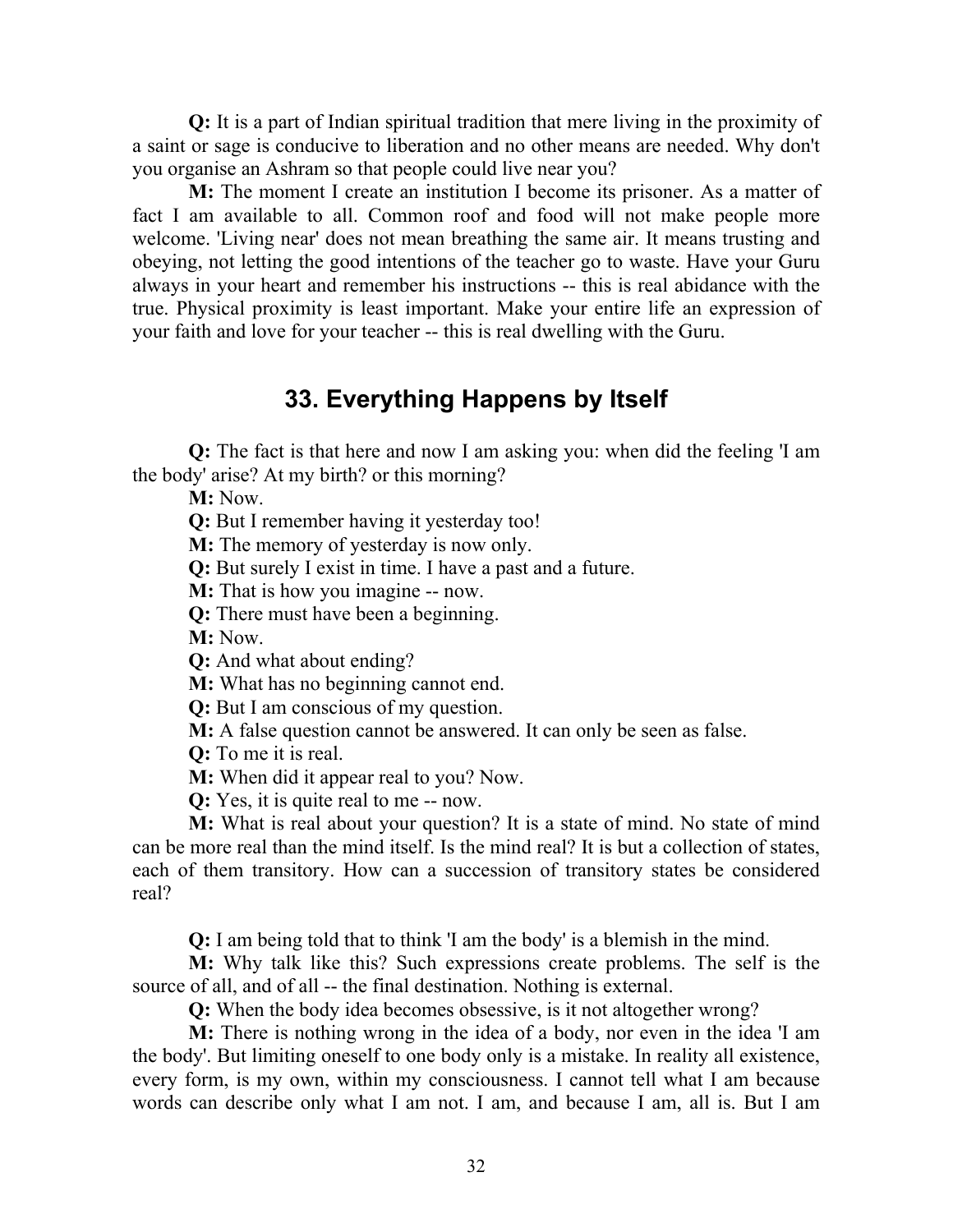**Q:** It is a part of Indian spiritual tradition that mere living in the proximity of a saint or sage is conducive to liberation and no other means are needed. Why don't you organise an Ashram so that people could live near you?

**M:** The moment I create an institution I become its prisoner. As a matter of fact I am available to all. Common roof and food will not make people more welcome. 'Living near' does not mean breathing the same air. It means trusting and obeying, not letting the good intentions of the teacher go to waste. Have your Guru always in your heart and remember his instructions -- this is real abidance with the true. Physical proximity is least important. Make your entire life an expression of your faith and love for your teacher -- this is real dwelling with the Guru.

## 33. Everything Happens by Itself

**Q:** The fact is that here and now I am asking you: when did the feeling 'I am the body' arise? At my birth? or this morning?

**M:** Now.

**Q:** But I remember having it yesterday too!

**M:** The memory of yesterday is now only.

**Q:** But surely I exist in time. I have a past and a future.

**M:** That is how you imagine -- now.

**Q:** There must have been a beginning.

**M:** Now.

**Q:** And what about ending?

**M:** What has no beginning cannot end.

**Q:** But I am conscious of my question.

**M:** A false question cannot be answered. It can only be seen as false.

**Q:** To me it is real.

**M:** When did it appear real to you? Now.

**Q:** Yes, it is quite real to me -- now.

**M:** What is real about your question? It is a state of mind. No state of mind can be more real than the mind itself. Is the mind real? It is but a collection of states, each of them transitory. How can a succession of transitory states be considered real?

**Q:** I am being told that to think 'I am the body' is a blemish in the mind.

**M:** Why talk like this? Such expressions create problems. The self is the source of all, and of all -- the final destination. Nothing is external.

**Q:** When the body idea becomes obsessive, is it not altogether wrong?

**M:** There is nothing wrong in the idea of a body, nor even in the idea 'I am the body'. But limiting oneself to one body only is a mistake. In reality all existence, every form, is my own, within my consciousness. I cannot tell what I am because words can describe only what I am not. I am, and because I am, all is. But I am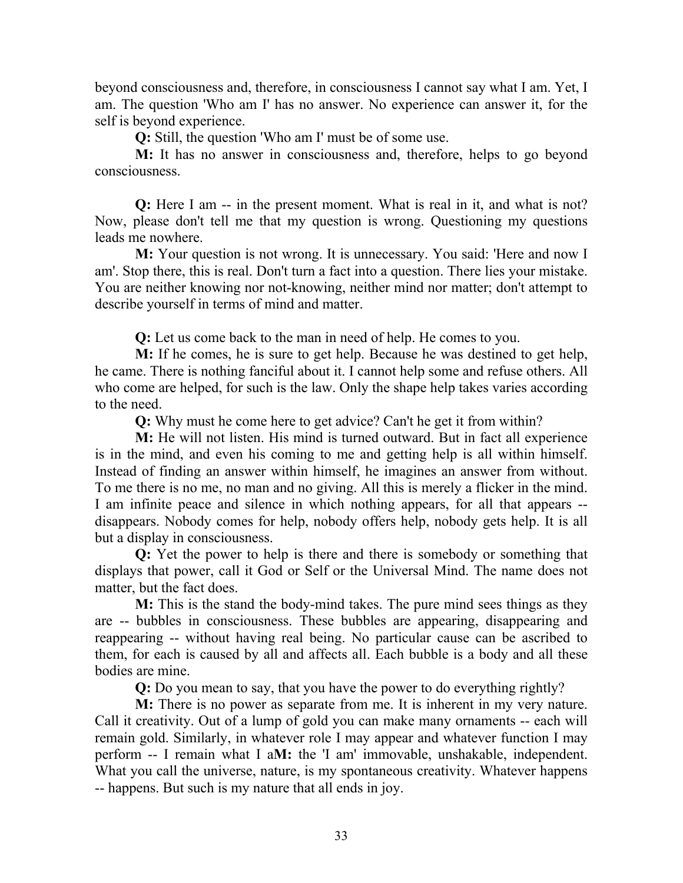beyond consciousness and, therefore, in consciousness I cannot say what I am. Yet, I am. The question 'Who am I' has no answer. No experience can answer it, for the self is beyond experience.

**Q:** Still, the question 'Who am I' must be of some use.

**M:** It has no answer in consciousness and, therefore, helps to go beyond consciousness.

**Q:** Here I am -- in the present moment. What is real in it, and what is not? Now, please don't tell me that my question is wrong. Questioning my questions leads me nowhere.

**M:** Your question is not wrong. It is unnecessary. You said: 'Here and now I am'. Stop there, this is real. Don't turn a fact into a question. There lies your mistake. You are neither knowing nor not-knowing, neither mind nor matter; don't attempt to describe yourself in terms of mind and matter.

**Q:** Let us come back to the man in need of help. He comes to you.

**M:** If he comes, he is sure to get help. Because he was destined to get help, he came. There is nothing fanciful about it. I cannot help some and refuse others. All who come are helped, for such is the law. Only the shape help takes varies according to the need.

**Q:** Why must he come here to get advice? Can't he get it from within?

**M:** He will not listen. His mind is turned outward. But in fact all experience is in the mind, and even his coming to me and getting help is all within himself. Instead of finding an answer within himself, he imagines an answer from without. To me there is no me, no man and no giving. All this is merely a flicker in the mind. I am infinite peace and silence in which nothing appears, for all that appears -- disappears. Nobody comes for help, nobody offers help, nobody gets help. It is all but a display in consciousness.

**Q:** Yet the power to help is there and there is somebody or something that displays that power, call it God or Self or the Universal Mind. The name does not matter, but the fact does.

**M:** This is the stand the body-mind takes. The pure mind sees things as they are -- bubbles in consciousness. These bubbles are appearing, disappearing and reappearing -- without having real being. No particular cause can be ascribed to them, for each is caused by all and affects all. Each bubble is a body and all these bodies are mine.

**Q:** Do you mean to say, that you have the power to do everything rightly?

**M:** There is no power as separate from me. It is inherent in my very nature. Call it creativity. Out of a lump of gold you can make many ornaments -- each will remain gold. Similarly, in whatever role I may appear and whatever function I may perform -- I remain what I a**M:** the 'I am' immovable, unshakable, independent. What you call the universe, nature, is my spontaneous creativity. Whatever happens -- happens. But such is my nature that all ends in joy.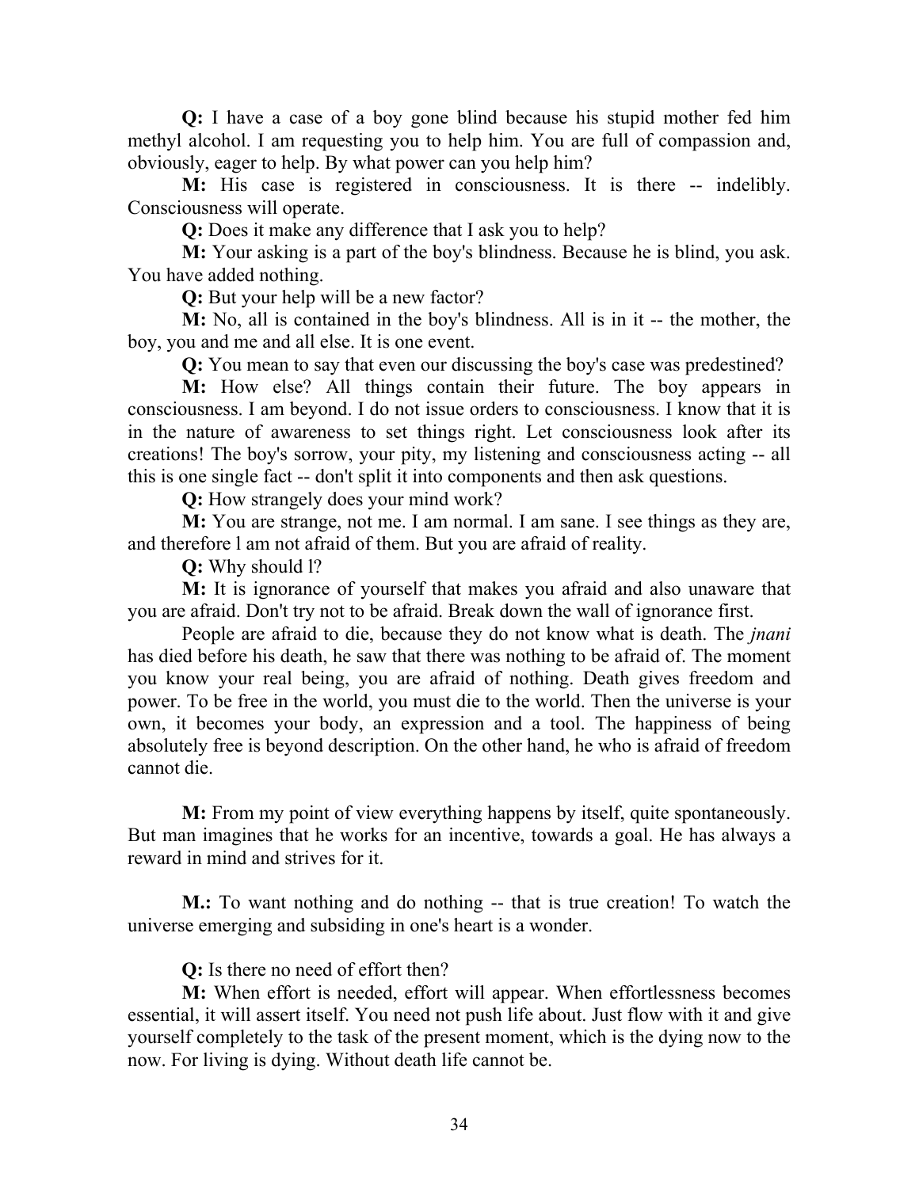**Q:** I have a case of a boy gone blind because his stupid mother fed him methyl alcohol. I am requesting you to help him. You are full of compassion and, obviously, eager to help. By what power can you help him?

**M:** His case is registered in consciousness. It is there -- indelibly. Consciousness will operate.

**Q:** Does it make any difference that I ask you to help?

**M:** Your asking is a part of the boy's blindness. Because he is blind, you ask. You have added nothing.

**Q:** But your help will be a new factor?

**M:** No, all is contained in the boy's blindness. All is in it -- the mother, the boy, you and me and all else. It is one event.

**Q:** You mean to say that even our discussing the boy's case was predestined?

**M:** How else? All things contain their future. The boy appears in consciousness. I am beyond. I do not issue orders to consciousness. I know that it is in the nature of awareness to set things right. Let consciousness look after its creations! The boy's sorrow, your pity, my listening and consciousness acting -- all this is one single fact -- don't split it into components and then ask questions.

**Q:** How strangely does your mind work?

**M:** You are strange, not me. I am normal. I am sane. I see things as they are, and therefore l am not afraid of them. But you are afraid of reality.

**Q:** Why should l?

**M:** It is ignorance of yourself that makes you afraid and also unaware that you are afraid. Don't try not to be afraid. Break down the wall of ignorance first.

People are afraid to die, because they do not know what is death. The *jnani* has died before his death, he saw that there was nothing to be afraid of. The moment you know your real being, you are afraid of nothing. Death gives freedom and power. To be free in the world, you must die to the world. Then the universe is your own, it becomes your body, an expression and a tool. The happiness of being absolutely free is beyond description. On the other hand, he who is afraid of freedom cannot die.

**M:** From my point of view everything happens by itself, quite spontaneously. But man imagines that he works for an incentive, towards a goal. He has always a reward in mind and strives for it.

**M.:** To want nothing and do nothing -- that is true creation! To watch the universe emerging and subsiding in one's heart is a wonder.

**Q:** Is there no need of effort then?

**M:** When effort is needed, effort will appear. When effortlessness becomes essential, it will assert itself. You need not push life about. Just flow with it and give yourself completely to the task of the present moment, which is the dying now to the now. For living is dying. Without death life cannot be.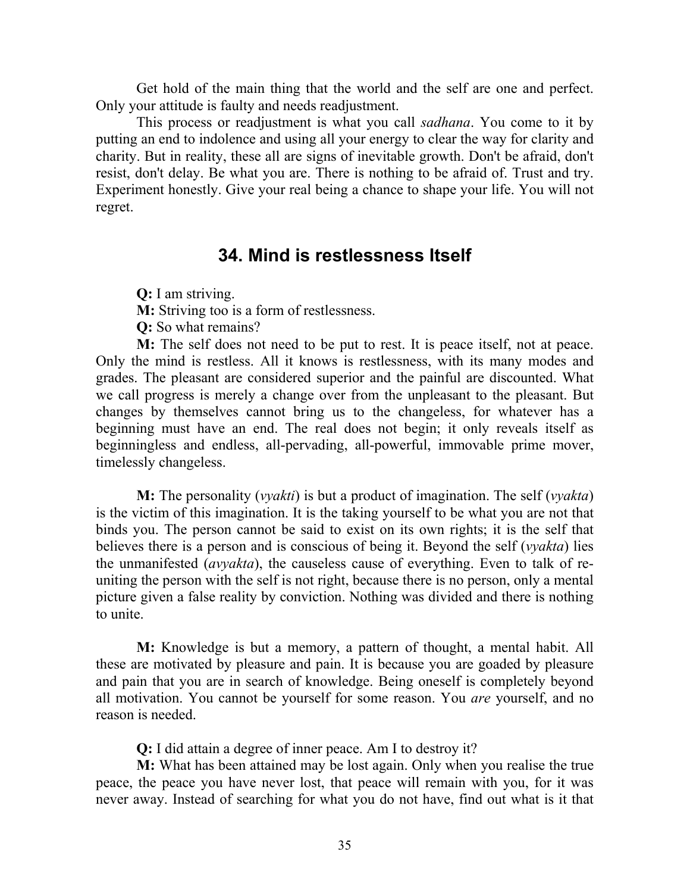Get hold of the main thing that the world and the self are one and perfect. Only your attitude is faulty and needs readjustment.

This process or readjustment is what you call *sadhana*. You come to it by putting an end to indolence and using all your energy to clear the way for clarity and charity. But in reality, these all are signs of inevitable growth. Don't be afraid, don't resist, don't delay. Be what you are. There is nothing to be afraid of. Trust and try. Experiment honestly. Give your real being a chance to shape your life. You will not regret.

## 34. Mind is restlessness Itself

**Q:** I am striving.

**M:** Striving too is a form of restlessness.

**Q:** So what remains?

**M:** The self does not need to be put to rest. It is peace itself, not at peace. Only the mind is restless. All it knows is restlessness, with its many modes and grades. The pleasant are considered superior and the painful are discounted. What we call progress is merely a change over from the unpleasant to the pleasant. But changes by themselves cannot bring us to the changeless, for whatever has a beginning must have an end. The real does not begin; it only reveals itself as beginningless and endless, all-pervading, all-powerful, immovable prime mover, timelessly changeless.

**M:** The personality (*vyakti*) is but a product of imagination. The self (*vyakta*) is the victim of this imagination. It is the taking yourself to be what you are not that binds you. The person cannot be said to exist on its own rights; it is the self that believes there is a person and is conscious of being it. Beyond the self (*vyakta*) lies the unmanifested (*avyakta*), the causeless cause of everything. Even to talk of re-uniting the person with the self is not right, because there is no person, only a mental picture given a false reality by conviction. Nothing was divided and there is nothing to unite.

**M:** Knowledge is but a memory, a pattern of thought, a mental habit. All these are motivated by pleasure and pain. It is because you are goaded by pleasure and pain that you are in search of knowledge. Being oneself is completely beyond all motivation. You cannot be yourself for some reason. You *are* yourself, and no reason is needed.

**Q:** I did attain a degree of inner peace. Am I to destroy it?

**M:** What has been attained may be lost again. Only when you realise the true peace, the peace you have never lost, that peace will remain with you, for it was never away. Instead of searching for what you do not have, find out what is it that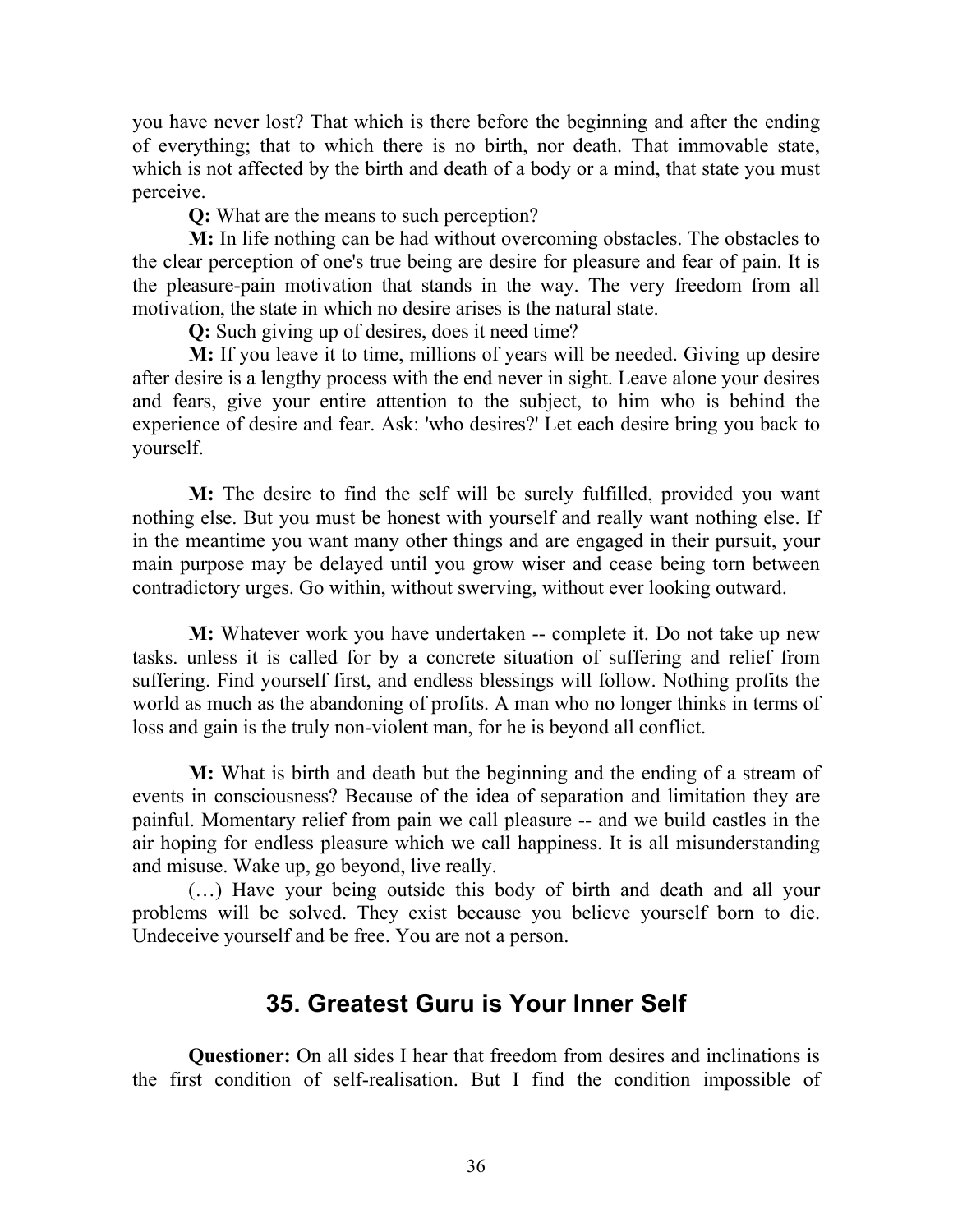you have never lost? That which is there before the beginning and after the ending of everything; that to which there is no birth, nor death. That immovable state, which is not affected by the birth and death of a body or a mind, that state you must perceive.

**Q:** What are the means to such perception?

**M:** In life nothing can be had without overcoming obstacles. The obstacles to the clear perception of one's true being are desire for pleasure and fear of pain. It is the pleasure-pain motivation that stands in the way. The very freedom from all motivation, the state in which no desire arises is the natural state.

**Q:** Such giving up of desires, does it need time?

**M:** If you leave it to time, millions of years will be needed. Giving up desire after desire is a lengthy process with the end never in sight. Leave alone your desires and fears, give your entire attention to the subject, to him who is behind the experience of desire and fear. Ask: 'who desires?' Let each desire bring you back to yourself.

**M:** The desire to find the self will be surely fulfilled, provided you want nothing else. But you must be honest with yourself and really want nothing else. If in the meantime you want many other things and are engaged in their pursuit, your main purpose may be delayed until you grow wiser and cease being torn between contradictory urges. Go within, without swerving, without ever looking outward.

**M:** Whatever work you have undertaken -- complete it. Do not take up new tasks. unless it is called for by a concrete situation of suffering and relief from suffering. Find yourself first, and endless blessings will follow. Nothing profits the world as much as the abandoning of profits. A man who no longer thinks in terms of loss and gain is the truly non-violent man, for he is beyond all conflict.

**M:** What is birth and death but the beginning and the ending of a stream of events in consciousness? Because of the idea of separation and limitation they are painful. Momentary relief from pain we call pleasure -- and we build castles in the air hoping for endless pleasure which we call happiness. It is all misunderstanding and misuse. Wake up, go beyond, live really.

(…) Have your being outside this body of birth and death and all your problems will be solved. They exist because you believe yourself born to die. Undeceive yourself and be free. You are not a person.

## 35. Greatest Guru is Your Inner Self

**Questioner:** On all sides I hear that freedom from desires and inclinations is the first condition of self-realisation. But I find the condition impossible of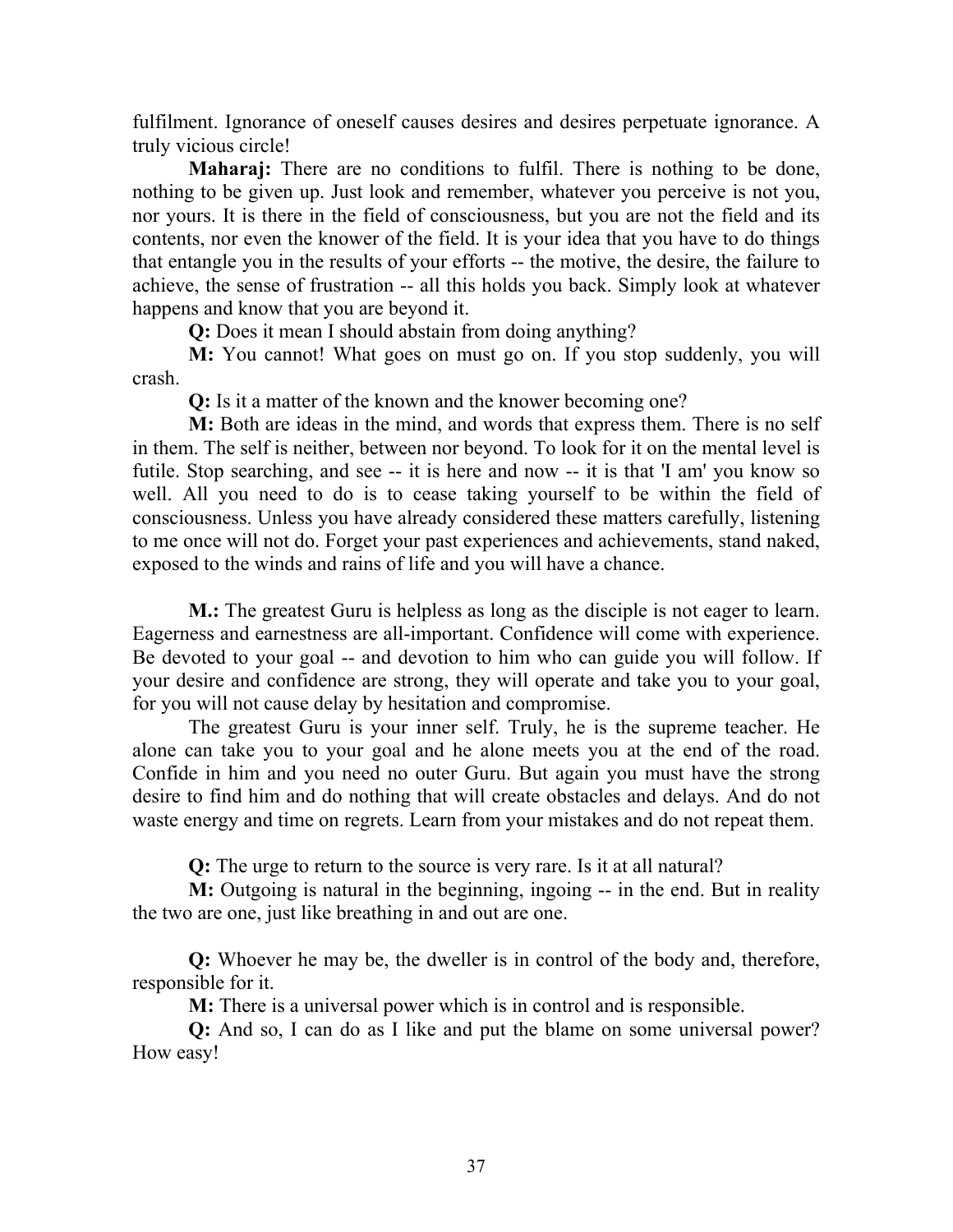fulfilment. Ignorance of oneself causes desires and desires perpetuate ignorance. A truly vicious circle!

**Maharaj:** There are no conditions to fulfil. There is nothing to be done, nothing to be given up. Just look and remember, whatever you perceive is not you, nor yours. It is there in the field of consciousness, but you are not the field and its contents, nor even the knower of the field. It is your idea that you have to do things that entangle you in the results of your efforts -- the motive, the desire, the failure to achieve, the sense of frustration -- all this holds you back. Simply look at whatever happens and know that you are beyond it.

**Q:** Does it mean I should abstain from doing anything?

**M:** You cannot! What goes on must go on. If you stop suddenly, you will crash.

**Q:** Is it a matter of the known and the knower becoming one?

**M:** Both are ideas in the mind, and words that express them. There is no self in them. The self is neither, between nor beyond. To look for it on the mental level is futile. Stop searching, and see -- it is here and now -- it is that 'I am' you know so well. All you need to do is to cease taking yourself to be within the field of consciousness. Unless you have already considered these matters carefully, listening to me once will not do. Forget your past experiences and achievements, stand naked, exposed to the winds and rains of life and you will have a chance.

**M.:** The greatest Guru is helpless as long as the disciple is not eager to learn. Eagerness and earnestness are all-important. Confidence will come with experience. Be devoted to your goal -- and devotion to him who can guide you will follow. If your desire and confidence are strong, they will operate and take you to your goal, for you will not cause delay by hesitation and compromise.

The greatest Guru is your inner self. Truly, he is the supreme teacher. He alone can take you to your goal and he alone meets you at the end of the road. Confide in him and you need no outer Guru. But again you must have the strong desire to find him and do nothing that will create obstacles and delays. And do not waste energy and time on regrets. Learn from your mistakes and do not repeat them.

**Q:** The urge to return to the source is very rare. Is it at all natural?

**M:** Outgoing is natural in the beginning, ingoing -- in the end. But in reality the two are one, just like breathing in and out are one.

**Q:** Whoever he may be, the dweller is in control of the body and, therefore, responsible for it.

**M:** There is a universal power which is in control and is responsible.

**Q:** And so, I can do as I like and put the blame on some universal power? How easy!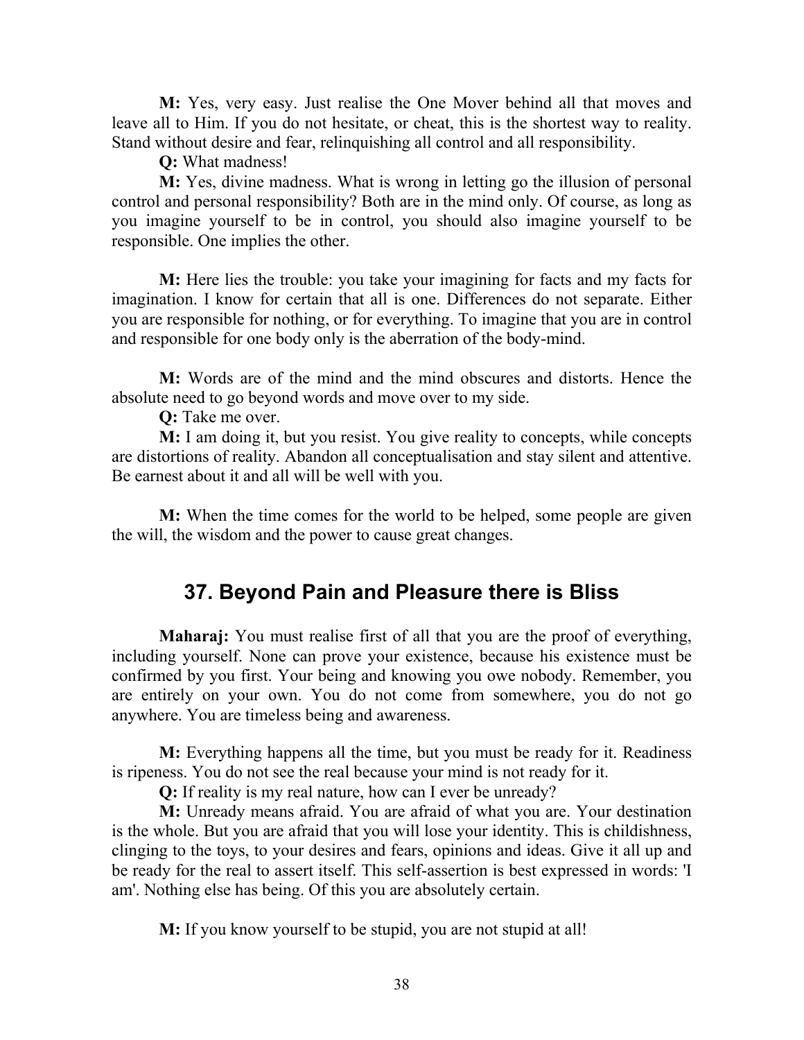**M:** Yes, very easy. Just realise the One Mover behind all that moves and leave all to Him. If you do not hesitate, or cheat, this is the shortest way to reality. Stand without desire and fear, relinquishing all control and all responsibility.

**Q:** What madness!

**M:** Yes, divine madness. What is wrong in letting go the illusion of personal control and personal responsibility? Both are in the mind only. Of course, as long as you imagine yourself to be in control, you should also imagine yourself to be responsible. One implies the other.

**M:** Here lies the trouble: you take your imagining for facts and my facts for imagination. I know for certain that all is one. Differences do not separate. Either you are responsible for nothing, or for everything. To imagine that you are in control and responsible for one body only is the aberration of the body-mind.

**M:** Words are of the mind and the mind obscures and distorts. Hence the absolute need to go beyond words and move over to my side.

**Q:** Take me over.

**M:** I am doing it, but you resist. You give reality to concepts, while concepts are distortions of reality. Abandon all conceptualisation and stay silent and attentive. Be earnest about it and all will be well with you.

**M:** When the time comes for the world to be helped, some people are given the will, the wisdom and the power to cause great changes.

## 37. Beyond Pain and Pleasure there is Bliss

**Maharaj:** You must realise first of all that you are the proof of everything, including yourself. None can prove your existence, because his existence must be confirmed by you first. Your being and knowing you owe nobody. Remember, you are entirely on your own. You do not come from somewhere, you do not go anywhere. You are timeless being and awareness.

**M:** Everything happens all the time, but you must be ready for it. Readiness is ripeness. You do not see the real because your mind is not ready for it.

**Q:** If reality is my real nature, how can I ever be unready?

**M:** Unready means afraid. You are afraid of what you are. Your destination is the whole. But you are afraid that you will lose your identity. This is childishness, clinging to the toys, to your desires and fears, opinions and ideas. Give it all up and be ready for the real to assert itself. This self-assertion is best expressed in words: 'I am'. Nothing else has being. Of this you are absolutely certain.

**M:** If you know yourself to be stupid, you are not stupid at all!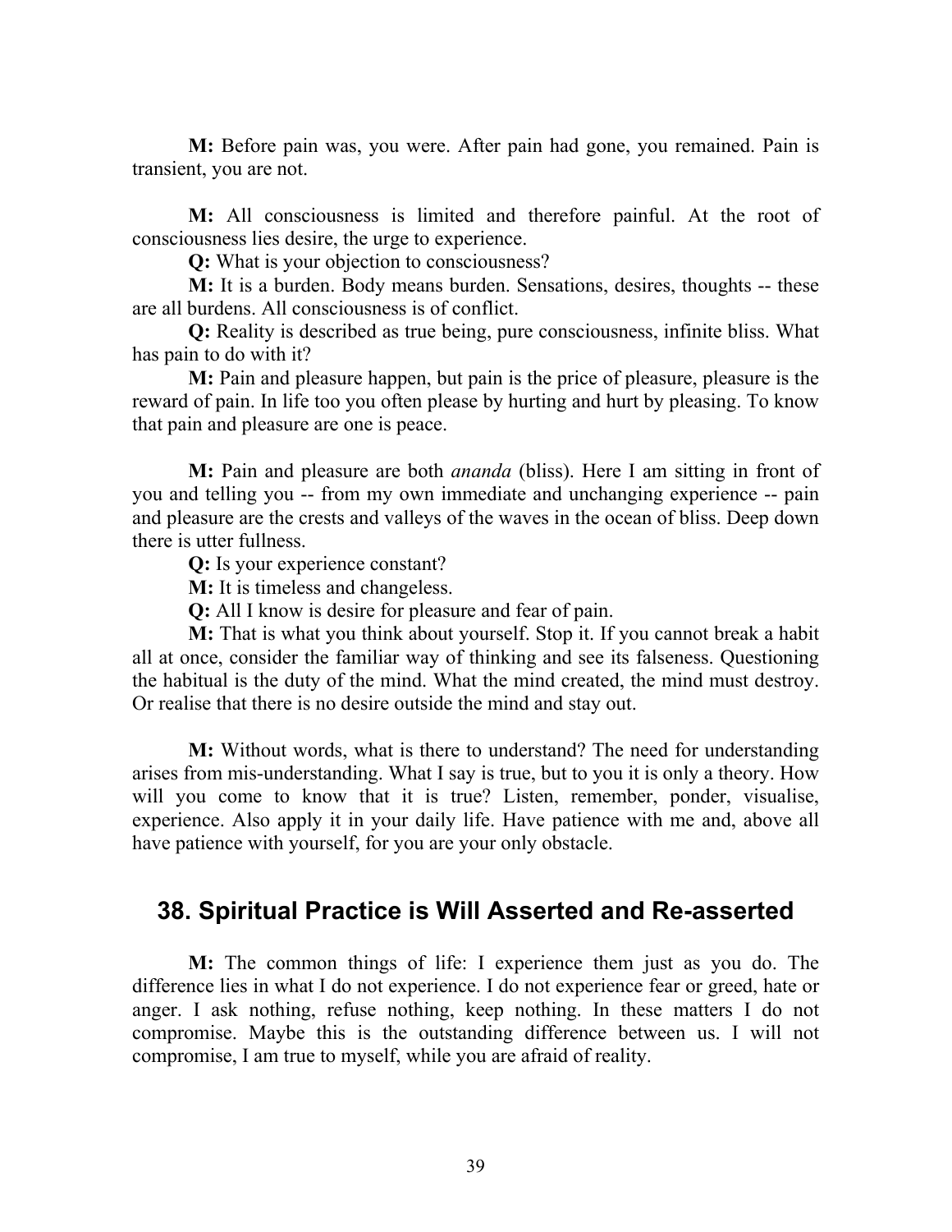**M:** Before pain was, you were. After pain had gone, you remained. Pain is transient, you are not.

**M:** All consciousness is limited and therefore painful. At the root of consciousness lies desire, the urge to experience.

**Q:** What is your objection to consciousness?

**M:** It is a burden. Body means burden. Sensations, desires, thoughts -- these are all burdens. All consciousness is of conflict.

**Q:** Reality is described as true being, pure consciousness, infinite bliss. What has pain to do with it?

**M:** Pain and pleasure happen, but pain is the price of pleasure, pleasure is the reward of pain. In life too you often please by hurting and hurt by pleasing. To know that pain and pleasure are one is peace.

**M:** Pain and pleasure are both *ananda* (bliss). Here I am sitting in front of you and telling you -- from my own immediate and unchanging experience -- pain and pleasure are the crests and valleys of the waves in the ocean of bliss. Deep down there is utter fullness.

**Q:** Is your experience constant?

**M:** It is timeless and changeless.

**Q:** All I know is desire for pleasure and fear of pain.

**M:** That is what you think about yourself. Stop it. If you cannot break a habit all at once, consider the familiar way of thinking and see its falseness. Questioning the habitual is the duty of the mind. What the mind created, the mind must destroy. Or realise that there is no desire outside the mind and stay out.

**M:** Without words, what is there to understand? The need for understanding arises from mis-understanding. What I say is true, but to you it is only a theory. How will you come to know that it is true? Listen, remember, ponder, visualise, experience. Also apply it in your daily life. Have patience with me and, above all have patience with yourself, for you are your only obstacle.

## 38. Spiritual Practice is Will Asserted and Re-asserted

**M:** The common things of life: I experience them just as you do. The difference lies in what I do not experience. I do not experience fear or greed, hate or anger. I ask nothing, refuse nothing, keep nothing. In these matters I do not compromise. Maybe this is the outstanding difference between us. I will not compromise, I am true to myself, while you are afraid of reality.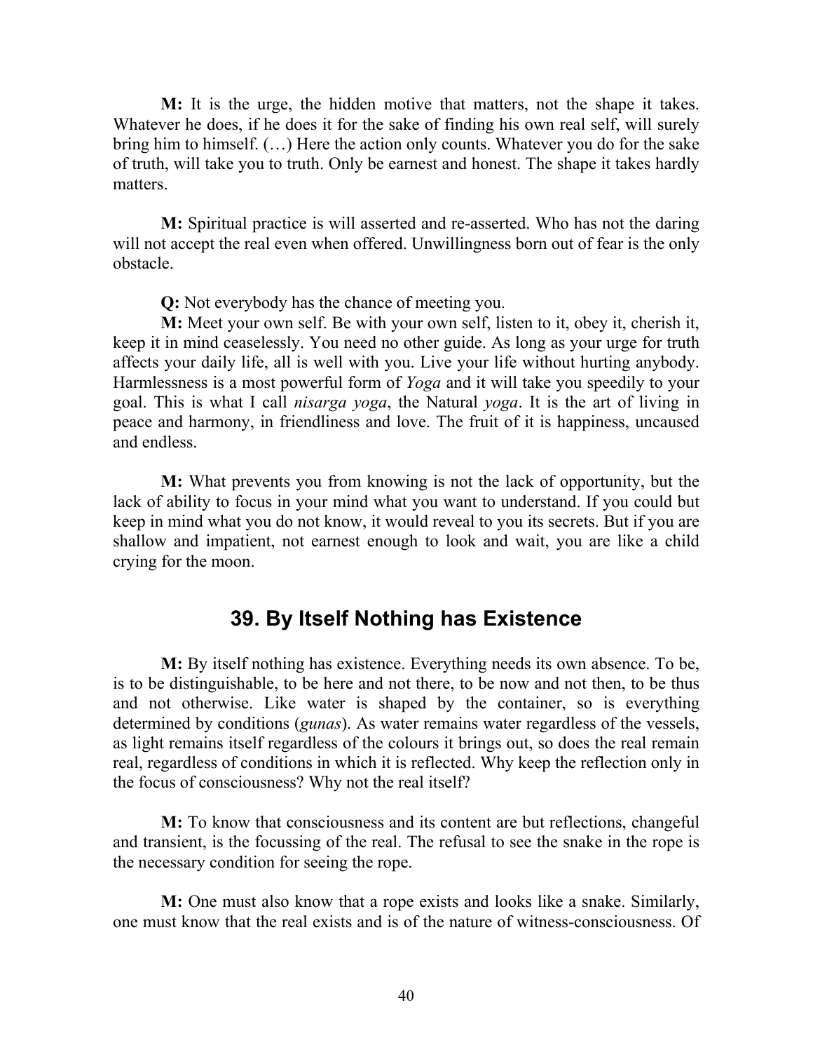**M:** It is the urge, the hidden motive that matters, not the shape it takes. Whatever he does, if he does it for the sake of finding his own real self, will surely bring him to himself. (…) Here the action only counts. Whatever you do for the sake of truth, will take you to truth. Only be earnest and honest. The shape it takes hardly matters.

**M:** Spiritual practice is will asserted and re-asserted. Who has not the daring will not accept the real even when offered. Unwillingness born out of fear is the only obstacle.

**Q:** Not everybody has the chance of meeting you.

**M:** Meet your own self. Be with your own self, listen to it, obey it, cherish it, keep it in mind ceaselessly. You need no other guide. As long as your urge for truth affects your daily life, all is well with you. Live your life without hurting anybody. Harmlessness is a most powerful form of *Yoga* and it will take you speedily to your goal. This is what I call *nisarga yoga*, the Natural *yoga*. It is the art of living in peace and harmony, in friendliness and love. The fruit of it is happiness, uncaused and endless.

**M:** What prevents you from knowing is not the lack of opportunity, but the lack of ability to focus in your mind what you want to understand. If you could but keep in mind what you do not know, it would reveal to you its secrets. But if you are shallow and impatient, not earnest enough to look and wait, you are like a child crying for the moon.

## 39. By Itself Nothing has Existence

**M:** By itself nothing has existence. Everything needs its own absence. To be, is to be distinguishable, to be here and not there, to be now and not then, to be thus and not otherwise. Like water is shaped by the container, so is everything determined by conditions (*gunas*). As water remains water regardless of the vessels, as light remains itself regardless of the colours it brings out, so does the real remain real, regardless of conditions in which it is reflected. Why keep the reflection only in the focus of consciousness? Why not the real itself?

**M:** To know that consciousness and its content are but reflections, changeful and transient, is the focussing of the real. The refusal to see the snake in the rope is the necessary condition for seeing the rope.

**M:** One must also know that a rope exists and looks like a snake. Similarly, one must know that the real exists and is of the nature of witness-consciousness. Of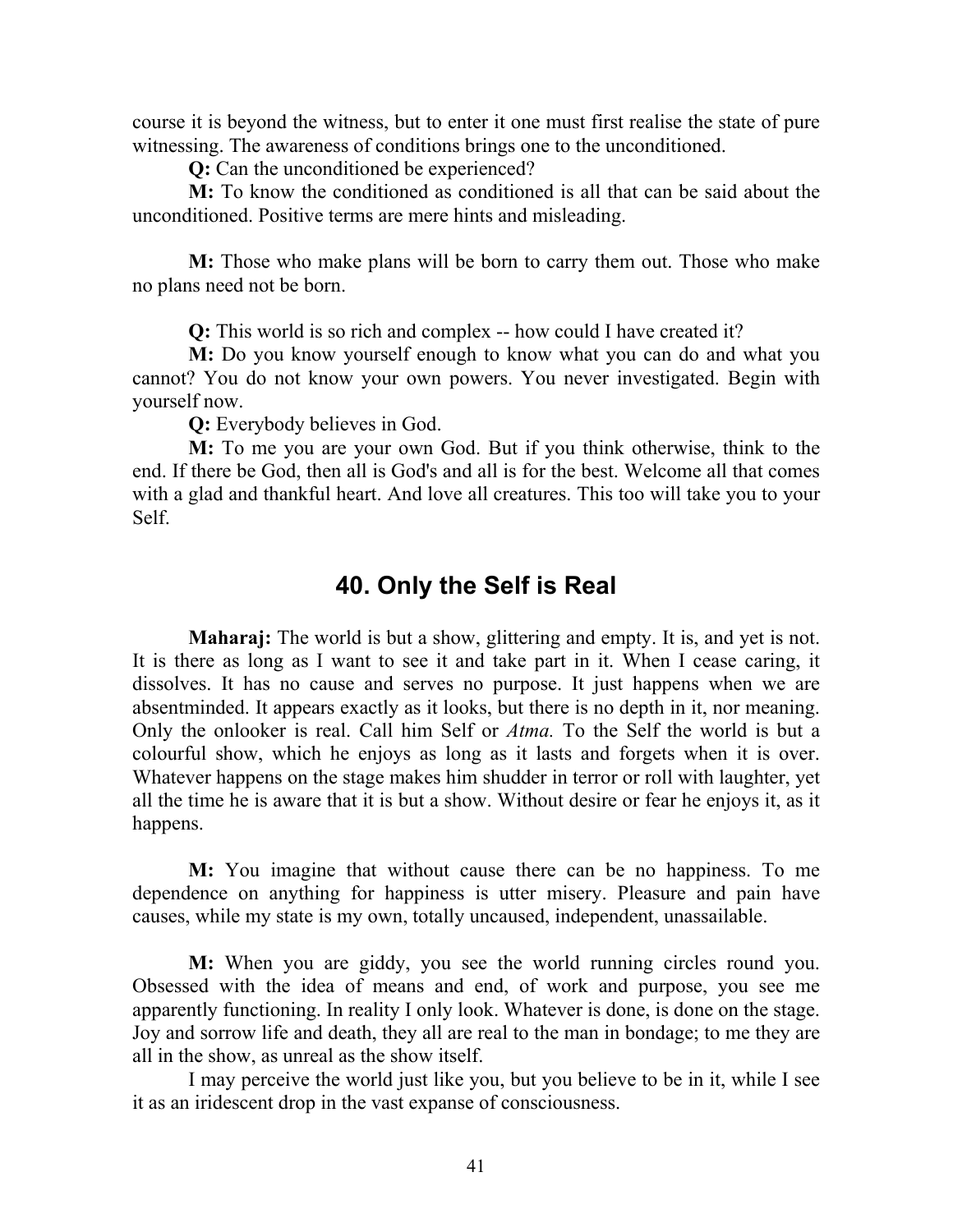course it is beyond the witness, but to enter it one must first realise the state of pure witnessing. The awareness of conditions brings one to the unconditioned.

**Q:** Can the unconditioned be experienced?

**M:** To know the conditioned as conditioned is all that can be said about the unconditioned. Positive terms are mere hints and misleading.

**M:** Those who make plans will be born to carry them out. Those who make no plans need not be born.

**Q:** This world is so rich and complex -- how could I have created it?

**M:** Do you know yourself enough to know what you can do and what you cannot? You do not know your own powers. You never investigated. Begin with yourself now.

**Q:** Everybody believes in God.

**M:** To me you are your own God. But if you think otherwise, think to the end. If there be God, then all is God's and all is for the best. Welcome all that comes with a glad and thankful heart. And love all creatures. This too will take you to your Self.

## 40. Only the Self is Real

**Maharaj:** The world is but a show, glittering and empty. It is, and yet is not. It is there as long as I want to see it and take part in it. When I cease caring, it dissolves. It has no cause and serves no purpose. It just happens when we are absentminded. It appears exactly as it looks, but there is no depth in it, nor meaning. Only the onlooker is real. Call him Self or *Atma.* To the Self the world is but a colourful show, which he enjoys as long as it lasts and forgets when it is over. Whatever happens on the stage makes him shudder in terror or roll with laughter, yet all the time he is aware that it is but a show. Without desire or fear he enjoys it, as it happens.

**M:** You imagine that without cause there can be no happiness. To me dependence on anything for happiness is utter misery. Pleasure and pain have causes, while my state is my own, totally uncaused, independent, unassailable.

**M:** When you are giddy, you see the world running circles round you. Obsessed with the idea of means and end, of work and purpose, you see me apparently functioning. In reality I only look. Whatever is done, is done on the stage. Joy and sorrow life and death, they all are real to the man in bondage; to me they are all in the show, as unreal as the show itself.

I may perceive the world just like you, but you believe to be in it, while I see it as an iridescent drop in the vast expanse of consciousness.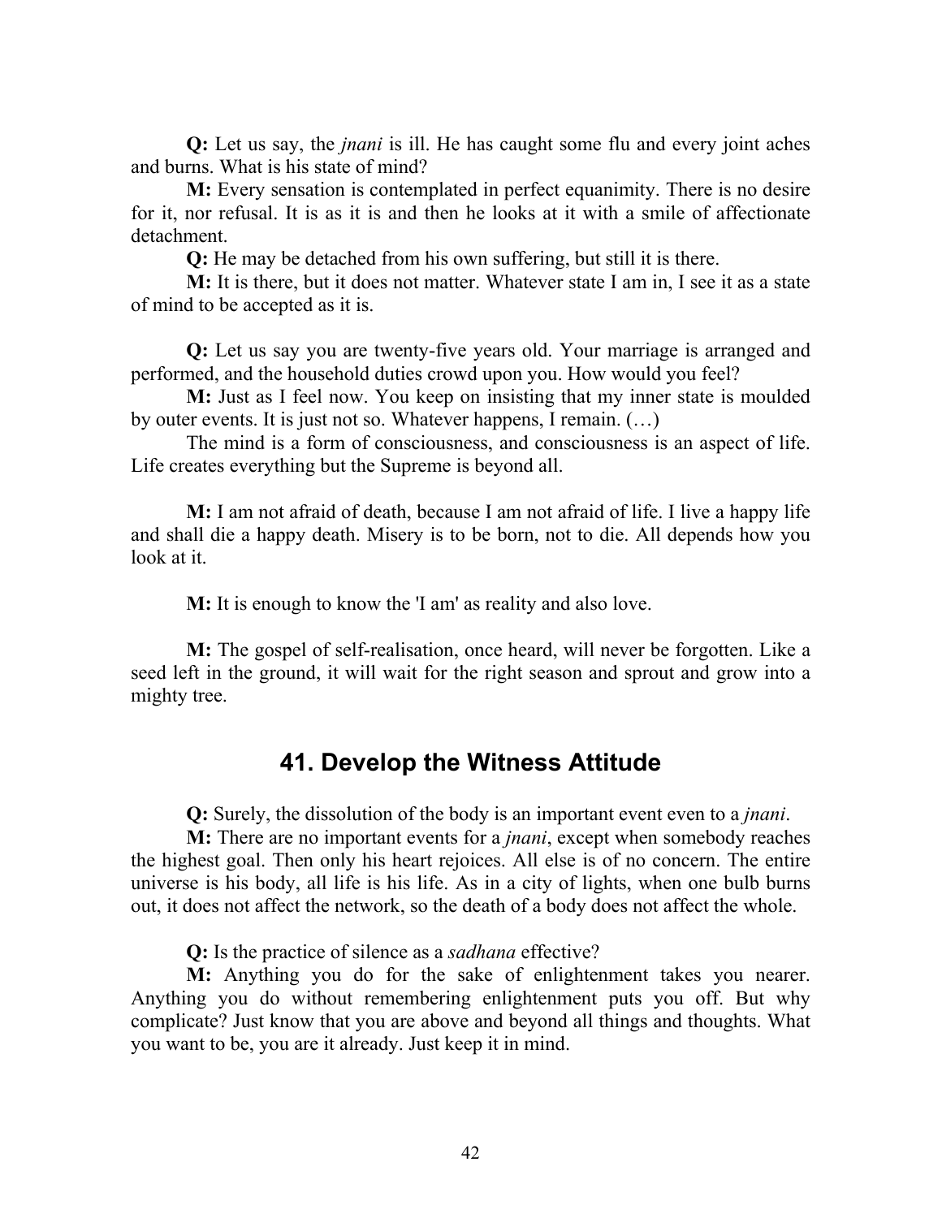**Q:** Let us say, the *jnani* is ill. He has caught some flu and every joint aches and burns. What is his state of mind?

**M:** Every sensation is contemplated in perfect equanimity. There is no desire for it, nor refusal. It is as it is and then he looks at it with a smile of affectionate detachment.

**Q:** He may be detached from his own suffering, but still it is there.

**M:** It is there, but it does not matter. Whatever state I am in, I see it as a state of mind to be accepted as it is.

**Q:** Let us say you are twenty-five years old. Your marriage is arranged and performed, and the household duties crowd upon you. How would you feel?

**M:** Just as I feel now. You keep on insisting that my inner state is moulded by outer events. It is just not so. Whatever happens, I remain. (…)

The mind is a form of consciousness, and consciousness is an aspect of life. Life creates everything but the Supreme is beyond all.

**M:** I am not afraid of death, because I am not afraid of life. I live a happy life and shall die a happy death. Misery is to be born, not to die. All depends how you look at it.

**M:** It is enough to know the 'I am' as reality and also love.

**M:** The gospel of self-realisation, once heard, will never be forgotten. Like a seed left in the ground, it will wait for the right season and sprout and grow into a mighty tree.

## 41. Develop the Witness Attitude

**Q:** Surely, the dissolution of the body is an important event even to a *jnani*.

**M:** There are no important events for a *jnani*, except when somebody reaches the highest goal. Then only his heart rejoices. All else is of no concern. The entire universe is his body, all life is his life. As in a city of lights, when one bulb burns out, it does not affect the network, so the death of a body does not affect the whole.

**Q:** Is the practice of silence as a *sadhana* effective?

**M:** Anything you do for the sake of enlightenment takes you nearer. Anything you do without remembering enlightenment puts you off. But why complicate? Just know that you are above and beyond all things and thoughts. What you want to be, you are it already. Just keep it in mind.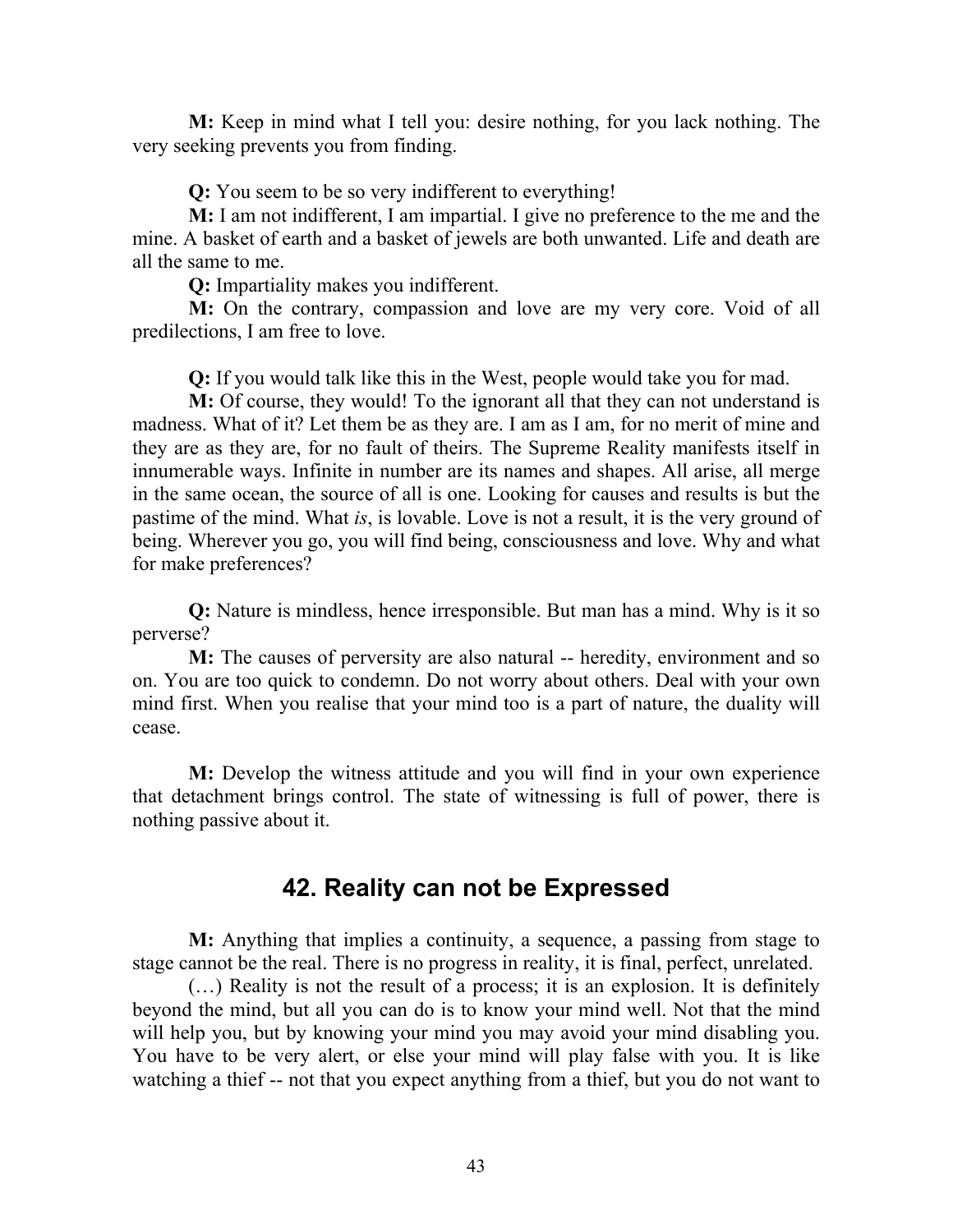**M:** Keep in mind what I tell you: desire nothing, for you lack nothing. The very seeking prevents you from finding.

**Q:** You seem to be so very indifferent to everything!

**M:** I am not indifferent, I am impartial. I give no preference to the me and the mine. A basket of earth and a basket of jewels are both unwanted. Life and death are all the same to me.

**Q:** Impartiality makes you indifferent.

**M:** On the contrary, compassion and love are my very core. Void of all predilections, I am free to love.

**Q:** If you would talk like this in the West, people would take you for mad.

**M:** Of course, they would! To the ignorant all that they can not understand is madness. What of it? Let them be as they are. I am as I am, for no merit of mine and they are as they are, for no fault of theirs. The Supreme Reality manifests itself in innumerable ways. Infinite in number are its names and shapes. All arise, all merge in the same ocean, the source of all is one. Looking for causes and results is but the pastime of the mind. What *is*, is lovable. Love is not a result, it is the very ground of being. Wherever you go, you will find being, consciousness and love. Why and what for make preferences?

**Q:** Nature is mindless, hence irresponsible. But man has a mind. Why is it so perverse?

**M:** The causes of perversity are also natural -- heredity, environment and so on. You are too quick to condemn. Do not worry about others. Deal with your own mind first. When you realise that your mind too is a part of nature, the duality will cease.

**M:** Develop the witness attitude and you will find in your own experience that detachment brings control. The state of witnessing is full of power, there is nothing passive about it.

## 42. Reality can not be Expressed

**M:** Anything that implies a continuity, a sequence, a passing from stage to stage cannot be the real. There is no progress in reality, it is final, perfect, unrelated.

(…) Reality is not the result of a process; it is an explosion. It is definitely beyond the mind, but all you can do is to know your mind well. Not that the mind will help you, but by knowing your mind you may avoid your mind disabling you. You have to be very alert, or else your mind will play false with you. It is like watching a thief -- not that you expect anything from a thief, but you do not want to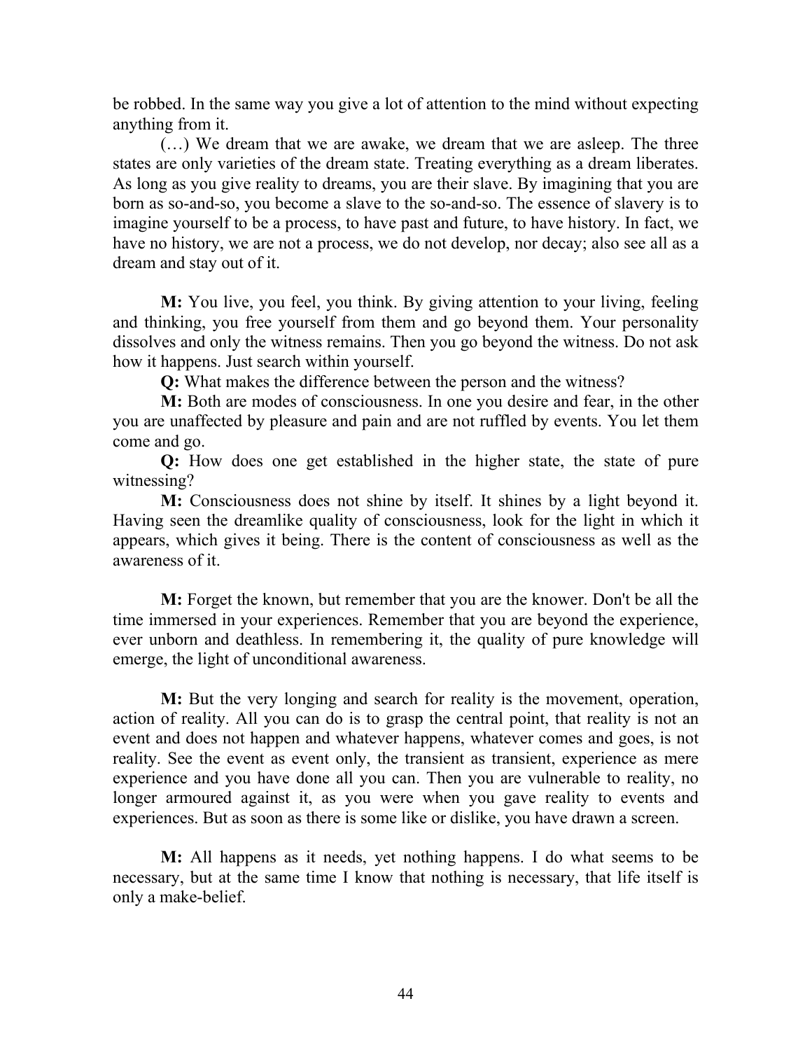be robbed. In the same way you give a lot of attention to the mind without expecting anything from it.

(…) We dream that we are awake, we dream that we are asleep. The three states are only varieties of the dream state. Treating everything as a dream liberates. As long as you give reality to dreams, you are their slave. By imagining that you are born as so-and-so, you become a slave to the so-and-so. The essence of slavery is to imagine yourself to be a process, to have past and future, to have history. In fact, we have no history, we are not a process, we do not develop, nor decay; also see all as a dream and stay out of it.

**M:** You live, you feel, you think. By giving attention to your living, feeling and thinking, you free yourself from them and go beyond them. Your personality dissolves and only the witness remains. Then you go beyond the witness. Do not ask how it happens. Just search within yourself.

**Q:** What makes the difference between the person and the witness?

**M:** Both are modes of consciousness. In one you desire and fear, in the other you are unaffected by pleasure and pain and are not ruffled by events. You let them come and go.

**Q:** How does one get established in the higher state, the state of pure witnessing?

**M:** Consciousness does not shine by itself. It shines by a light beyond it. Having seen the dreamlike quality of consciousness, look for the light in which it appears, which gives it being. There is the content of consciousness as well as the awareness of it.

**M:** Forget the known, but remember that you are the knower. Don't be all the time immersed in your experiences. Remember that you are beyond the experience, ever unborn and deathless. In remembering it, the quality of pure knowledge will emerge, the light of unconditional awareness.

**M:** But the very longing and search for reality is the movement, operation, action of reality. All you can do is to grasp the central point, that reality is not an event and does not happen and whatever happens, whatever comes and goes, is not reality. See the event as event only, the transient as transient, experience as mere experience and you have done all you can. Then you are vulnerable to reality, no longer armoured against it, as you were when you gave reality to events and experiences. But as soon as there is some like or dislike, you have drawn a screen.

**M:** All happens as it needs, yet nothing happens. I do what seems to be necessary, but at the same time I know that nothing is necessary, that life itself is only a make-belief.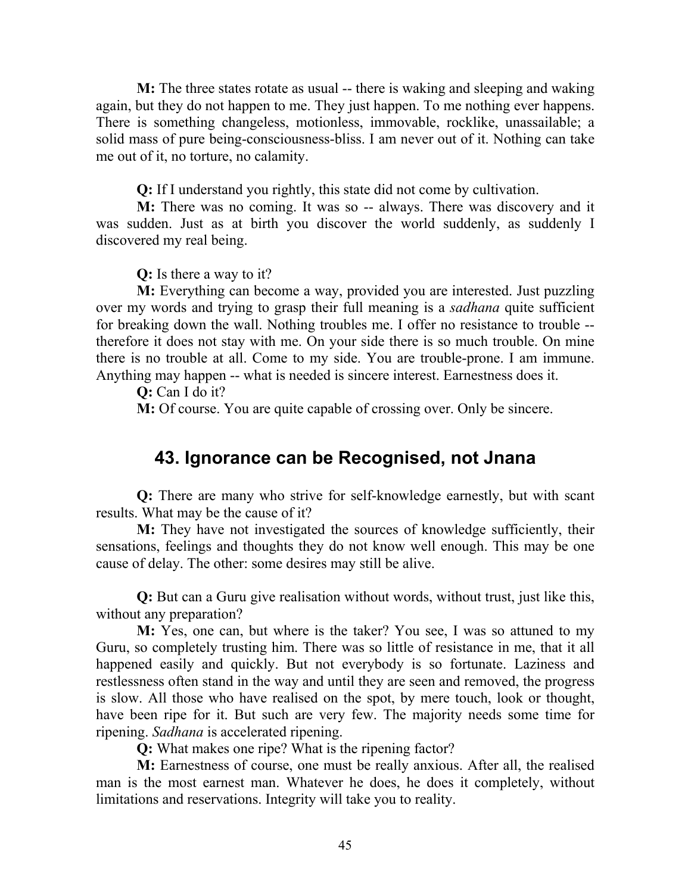**M:** The three states rotate as usual -- there is waking and sleeping and waking again, but they do not happen to me. They just happen. To me nothing ever happens. There is something changeless, motionless, immovable, rocklike, unassailable; a solid mass of pure being-consciousness-bliss. I am never out of it. Nothing can take me out of it, no torture, no calamity.

**Q:** If I understand you rightly, this state did not come by cultivation.

**M:** There was no coming. It was so -- always. There was discovery and it was sudden. Just as at birth you discover the world suddenly, as suddenly I discovered my real being.

**Q:** Is there a way to it?

**M:** Everything can become a way, provided you are interested. Just puzzling over my words and trying to grasp their full meaning is a *sadhana* quite sufficient for breaking down the wall. Nothing troubles me. I offer no resistance to trouble -- therefore it does not stay with me. On your side there is so much trouble. On mine there is no trouble at all. Come to my side. You are trouble-prone. I am immune. Anything may happen -- what is needed is sincere interest. Earnestness does it.

**Q:** Can I do it?

**M:** Of course. You are quite capable of crossing over. Only be sincere.

## 43. Ignorance can be Recognised, not Jnana

**Q:** There are many who strive for self-knowledge earnestly, but with scant results. What may be the cause of it?

**M:** They have not investigated the sources of knowledge sufficiently, their sensations, feelings and thoughts they do not know well enough. This may be one cause of delay. The other: some desires may still be alive.

**Q:** But can a Guru give realisation without words, without trust, just like this, without any preparation?

**M:** Yes, one can, but where is the taker? You see, I was so attuned to my Guru, so completely trusting him. There was so little of resistance in me, that it all happened easily and quickly. But not everybody is so fortunate. Laziness and restlessness often stand in the way and until they are seen and removed, the progress is slow. All those who have realised on the spot, by mere touch, look or thought, have been ripe for it. But such are very few. The majority needs some time for ripening. *Sadhana* is accelerated ripening.

**Q:** What makes one ripe? What is the ripening factor?

**M:** Earnestness of course, one must be really anxious. After all, the realised man is the most earnest man. Whatever he does, he does it completely, without limitations and reservations. Integrity will take you to reality.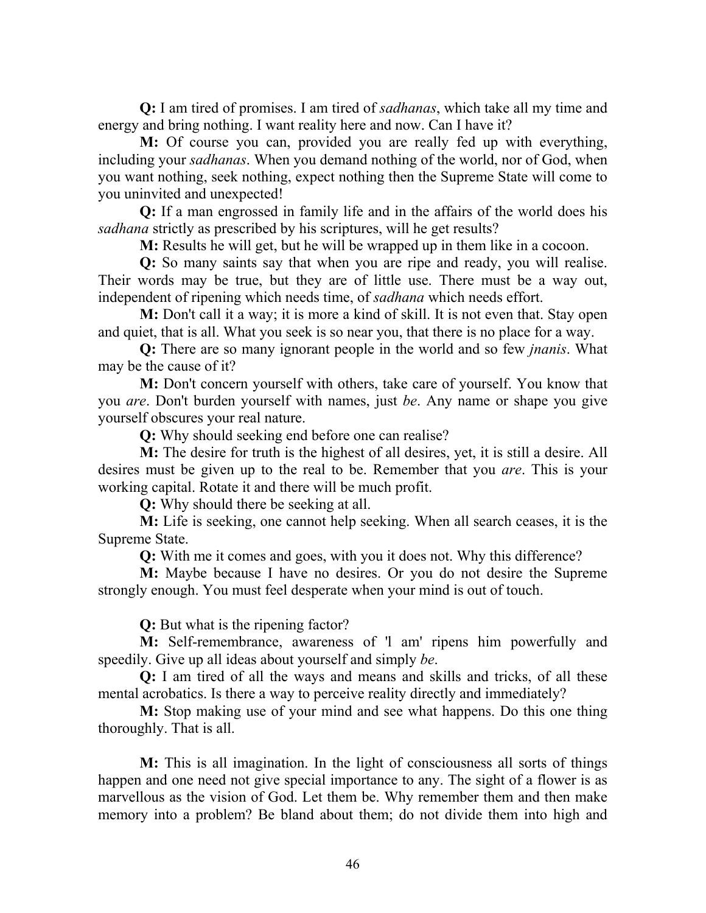**Q:** I am tired of promises. I am tired of *sadhanas*, which take all my time and energy and bring nothing. I want reality here and now. Can I have it?

**M:** Of course you can, provided you are really fed up with everything, including your *sadhanas*. When you demand nothing of the world, nor of God, when you want nothing, seek nothing, expect nothing then the Supreme State will come to you uninvited and unexpected!

**Q:** If a man engrossed in family life and in the affairs of the world does his *sadhana* strictly as prescribed by his scriptures, will he get results?

**M:** Results he will get, but he will be wrapped up in them like in a cocoon.

**Q:** So many saints say that when you are ripe and ready, you will realise. Their words may be true, but they are of little use. There must be a way out, independent of ripening which needs time, of *sadhana* which needs effort.

**M:** Don't call it a way; it is more a kind of skill. It is not even that. Stay open and quiet, that is all. What you seek is so near you, that there is no place for a way.

**Q:** There are so many ignorant people in the world and so few *jnanis*. What may be the cause of it?

**M:** Don't concern yourself with others, take care of yourself. You know that you *are*. Don't burden yourself with names, just *be*. Any name or shape you give yourself obscures your real nature.

**Q:** Why should seeking end before one can realise?

**M:** The desire for truth is the highest of all desires, yet, it is still a desire. All desires must be given up to the real to be. Remember that you *are*. This is your working capital. Rotate it and there will be much profit.

**Q:** Why should there be seeking at all.

**M:** Life is seeking, one cannot help seeking. When all search ceases, it is the Supreme State.

**Q:** With me it comes and goes, with you it does not. Why this difference?

**M:** Maybe because I have no desires. Or you do not desire the Supreme strongly enough. You must feel desperate when your mind is out of touch.

**Q:** But what is the ripening factor?

**M:** Self-remembrance, awareness of 'I am' ripens him powerfully and speedily. Give up all ideas about yourself and simply *be*.

**Q:** I am tired of all the ways and means and skills and tricks, of all these mental acrobatics. Is there a way to perceive reality directly and immediately?

**M:** Stop making use of your mind and see what happens. Do this one thing thoroughly. That is all.

**M:** This is all imagination. In the light of consciousness all sorts of things happen and one need not give special importance to any. The sight of a flower is as marvellous as the vision of God. Let them be. Why remember them and then make memory into a problem? Be bland about them; do not divide them into high and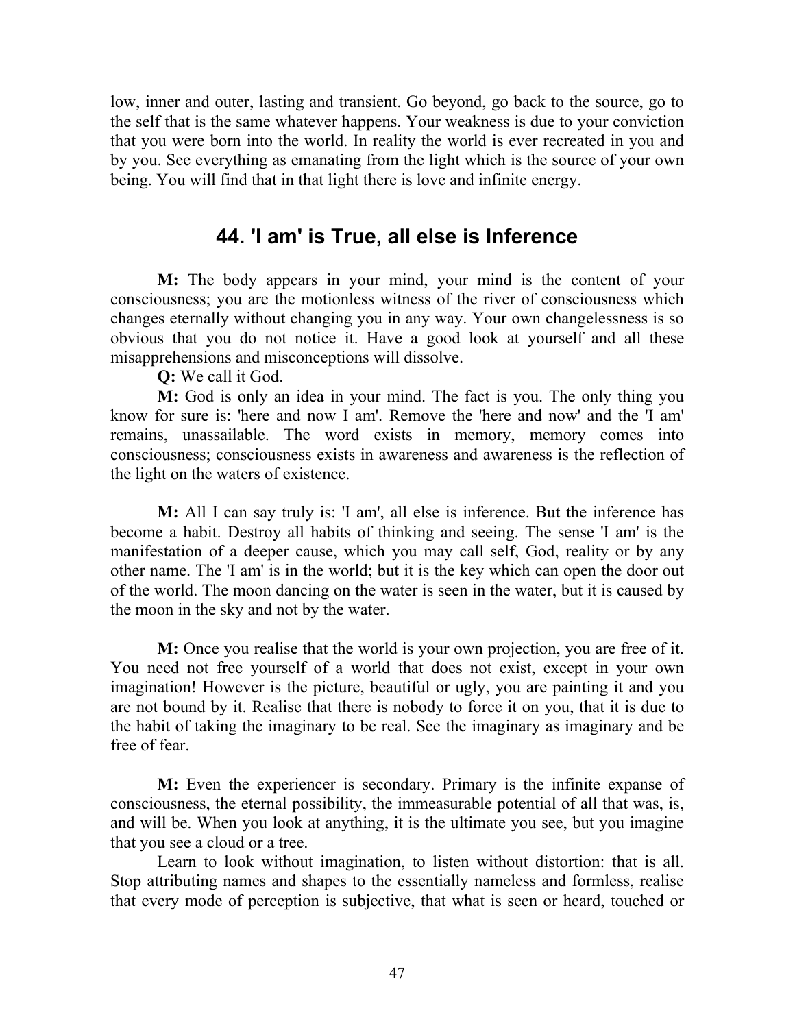low, inner and outer, lasting and transient. Go beyond, go back to the source, go to the self that is the same whatever happens. Your weakness is due to your conviction that you were born into the world. In reality the world is ever recreated in you and by you. See everything as emanating from the light which is the source of your own being. You will find that in that light there is love and infinite energy.

## 44. 'I am' is True, all else is Inference

**M:** The body appears in your mind, your mind is the content of your consciousness; you are the motionless witness of the river of consciousness which changes eternally without changing you in any way. Your own changelessness is so obvious that you do not notice it. Have a good look at yourself and all these misapprehensions and misconceptions will dissolve.

**Q:** We call it God.

**M:** God is only an idea in your mind. The fact is you. The only thing you know for sure is: 'here and now I am'. Remove the 'here and now' and the 'I am' remains, unassailable. The word exists in memory, memory comes into consciousness; consciousness exists in awareness and awareness is the reflection of the light on the waters of existence.

**M:** All I can say truly is: 'I am', all else is inference. But the inference has become a habit. Destroy all habits of thinking and seeing. The sense 'I am' is the manifestation of a deeper cause, which you may call self, God, reality or by any other name. The 'I am' is in the world; but it is the key which can open the door out of the world. The moon dancing on the water is seen in the water, but it is caused by the moon in the sky and not by the water.

**M:** Once you realise that the world is your own projection, you are free of it. You need not free yourself of a world that does not exist, except in your own imagination! However is the picture, beautiful or ugly, you are painting it and you are not bound by it. Realise that there is nobody to force it on you, that it is due to the habit of taking the imaginary to be real. See the imaginary as imaginary and be free of fear.

**M:** Even the experiencer is secondary. Primary is the infinite expanse of consciousness, the eternal possibility, the immeasurable potential of all that was, is, and will be. When you look at anything, it is the ultimate you see, but you imagine that you see a cloud or a tree.

Learn to look without imagination, to listen without distortion: that is all. Stop attributing names and shapes to the essentially nameless and formless, realise that every mode of perception is subjective, that what is seen or heard, touched or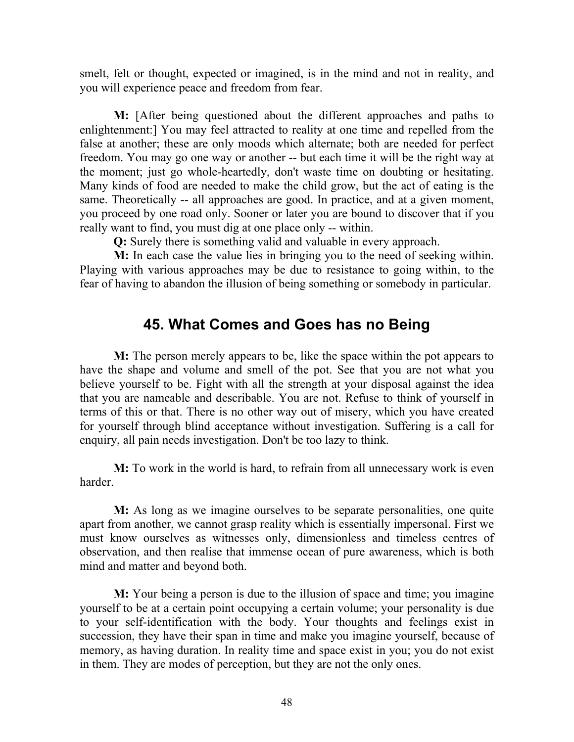smelt, felt or thought, expected or imagined, is in the mind and not in reality, and you will experience peace and freedom from fear.

**M:** [After being questioned about the different approaches and paths to enlightenment:] You may feel attracted to reality at one time and repelled from the false at another; these are only moods which alternate; both are needed for perfect freedom. You may go one way or another -- but each time it will be the right way at the moment; just go whole-heartedly, don't waste time on doubting or hesitating. Many kinds of food are needed to make the child grow, but the act of eating is the same. Theoretically -- all approaches are good. In practice, and at a given moment, you proceed by one road only. Sooner or later you are bound to discover that if you really want to find, you must dig at one place only -- within.

**Q:** Surely there is something valid and valuable in every approach.

**M:** In each case the value lies in bringing you to the need of seeking within. Playing with various approaches may be due to resistance to going within, to the fear of having to abandon the illusion of being something or somebody in particular.

## 45. What Comes and Goes has no Being

**M:** The person merely appears to be, like the space within the pot appears to have the shape and volume and smell of the pot. See that you are not what you believe yourself to be. Fight with all the strength at your disposal against the idea that you are nameable and describable. You are not. Refuse to think of yourself in terms of this or that. There is no other way out of misery, which you have created for yourself through blind acceptance without investigation. Suffering is a call for enquiry, all pain needs investigation. Don't be too lazy to think.

**M:** To work in the world is hard, to refrain from all unnecessary work is even harder.

**M:** As long as we imagine ourselves to be separate personalities, one quite apart from another, we cannot grasp reality which is essentially impersonal. First we must know ourselves as witnesses only, dimensionless and timeless centres of observation, and then realise that immense ocean of pure awareness, which is both mind and matter and beyond both.

**M:** Your being a person is due to the illusion of space and time; you imagine yourself to be at a certain point occupying a certain volume; your personality is due to your self-identification with the body. Your thoughts and feelings exist in succession, they have their span in time and make you imagine yourself, because of memory, as having duration. In reality time and space exist in you; you do not exist in them. They are modes of perception, but they are not the only ones.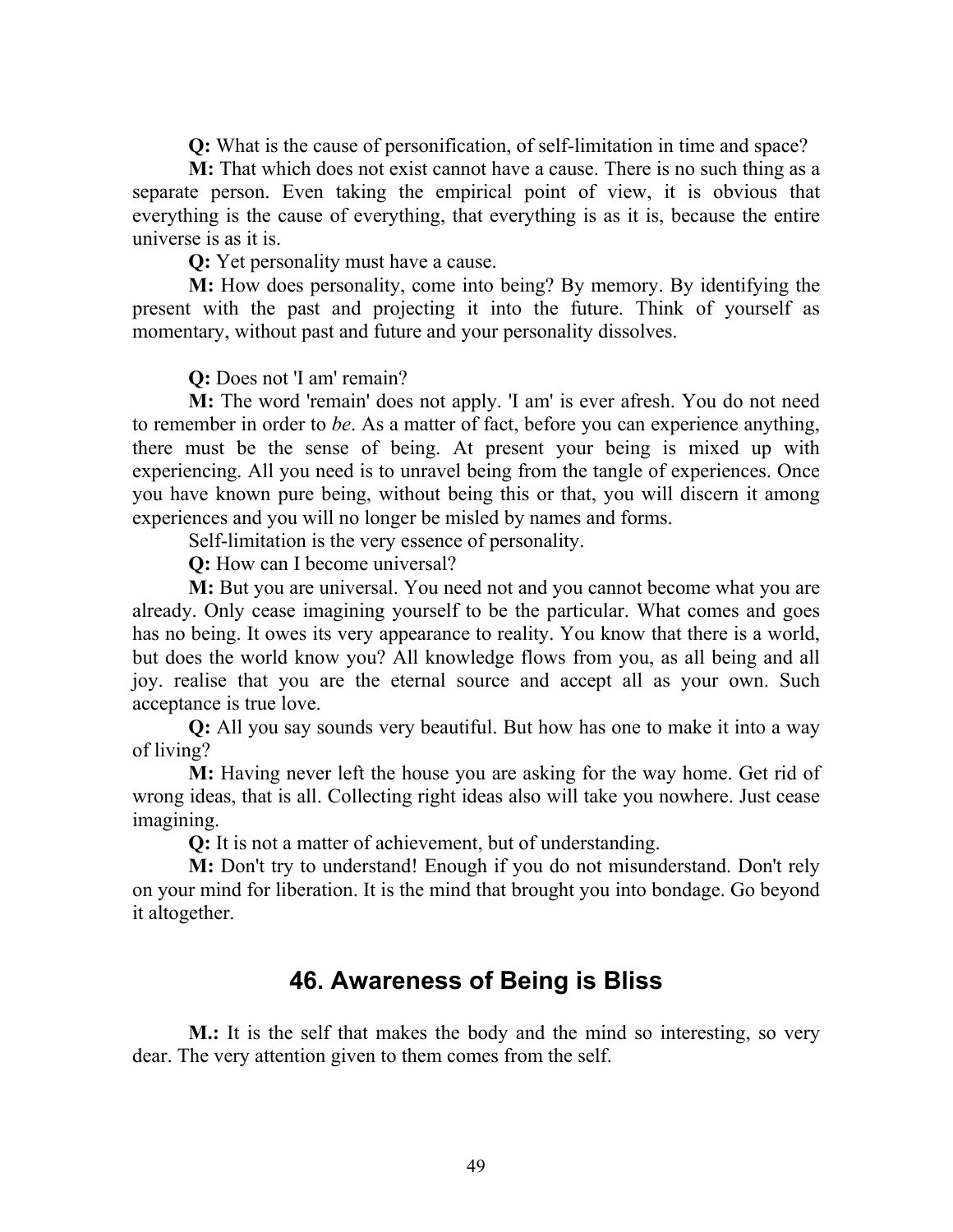**Q:** What is the cause of personification, of self-limitation in time and space?

**M:** That which does not exist cannot have a cause. There is no such thing as a separate person. Even taking the empirical point of view, it is obvious that everything is the cause of everything, that everything is as it is, because the entire universe is as it is.

**Q:** Yet personality must have a cause.

**M:** How does personality, come into being? By memory. By identifying the present with the past and projecting it into the future. Think of yourself as momentary, without past and future and your personality dissolves.

**Q:** Does not 'I am' remain?

**M:** The word 'remain' does not apply. 'I am' is ever afresh. You do not need to remember in order to *be*. As a matter of fact, before you can experience anything, there must be the sense of being. At present your being is mixed up with experiencing. All you need is to unravel being from the tangle of experiences. Once you have known pure being, without being this or that, you will discern it among experiences and you will no longer be misled by names and forms.

Self-limitation is the very essence of personality.

**Q:** How can I become universal?

**M:** But you are universal. You need not and you cannot become what you are already. Only cease imagining yourself to be the particular. What comes and goes has no being. It owes its very appearance to reality. You know that there is a world, but does the world know you? All knowledge flows from you, as all being and all joy. realise that you are the eternal source and accept all as your own. Such acceptance is true love.

**Q:** All you say sounds very beautiful. But how has one to make it into a way of living?

**M:** Having never left the house you are asking for the way home. Get rid of wrong ideas, that is all. Collecting right ideas also will take you nowhere. Just cease imagining.

**Q:** It is not a matter of achievement, but of understanding.

**M:** Don't try to understand! Enough if you do not misunderstand. Don't rely on your mind for liberation. It is the mind that brought you into bondage. Go beyond it altogether.

## 46. Awareness of Being is Bliss

**M.:** It is the self that makes the body and the mind so interesting, so very dear. The very attention given to them comes from the self.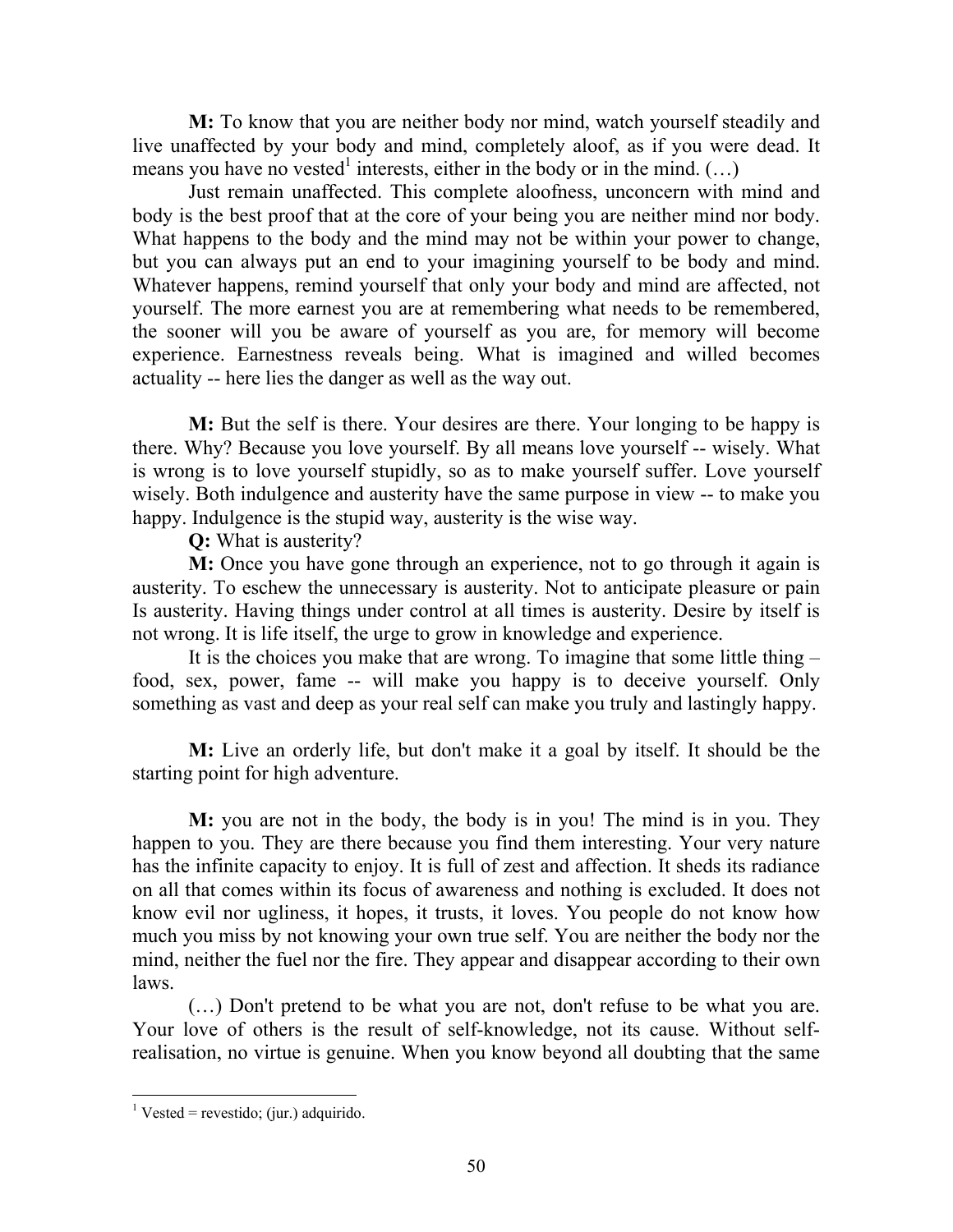**M:** To know that you are neither body nor mind, watch yourself steadily and live unaffected by your body and mind, completely aloof, as if you were dead. It means you have no vested[1] interests, either in the body or in the mind. (…)

Just remain unaffected. This complete aloofness, unconcern with mind and body is the best proof that at the core of your being you are neither mind nor body. What happens to the body and the mind may not be within your power to change, but you can always put an end to your imagining yourself to be body and mind. Whatever happens, remind yourself that only your body and mind are affected, not yourself. The more earnest you are at remembering what needs to be remembered, the sooner will you be aware of yourself as you are, for memory will become experience. Earnestness reveals being. What is imagined and willed becomes actuality -- here lies the danger as well as the way out.

**M:** But the self is there. Your desires are there. Your longing to be happy is there. Why? Because you love yourself. By all means love yourself -- wisely. What is wrong is to love yourself stupidly, so as to make yourself suffer. Love yourself wisely. Both indulgence and austerity have the same purpose in view -- to make you happy. Indulgence is the stupid way, austerity is the wise way.

**Q:** What is austerity?

**M:** Once you have gone through an experience, not to go through it again is austerity. To eschew the unnecessary is austerity. Not to anticipate pleasure or pain Is austerity. Having things under control at all times is austerity. Desire by itself is not wrong. It is life itself, the urge to grow in knowledge and experience.

It is the choices you make that are wrong. To imagine that some little thing – food, sex, power, fame -- will make you happy is to deceive yourself. Only something as vast and deep as your real self can make you truly and lastingly happy.

**M:** Live an orderly life, but don't make it a goal by itself. It should be the starting point for high adventure.

**M:** you are not in the body, the body is in you! The mind is in you. They happen to you. They are there because you find them interesting. Your very nature has the infinite capacity to enjoy. It is full of zest and affection. It sheds its radiance on all that comes within its focus of awareness and nothing is excluded. It does not know evil nor ugliness, it hopes, it trusts, it loves. You people do not know how much you miss by not knowing your own true self. You are neither the body nor the mind, neither the fuel nor the fire. They appear and disappear according to their own laws.

(…) Don't pretend to be what you are not, don't refuse to be what you are. Your love of others is the result of self-knowledge, not its cause. Without self-realisation, no virtue is genuine. When you know beyond all doubting that the same

---

[1] Vested = revestido; (jur.) adquirido.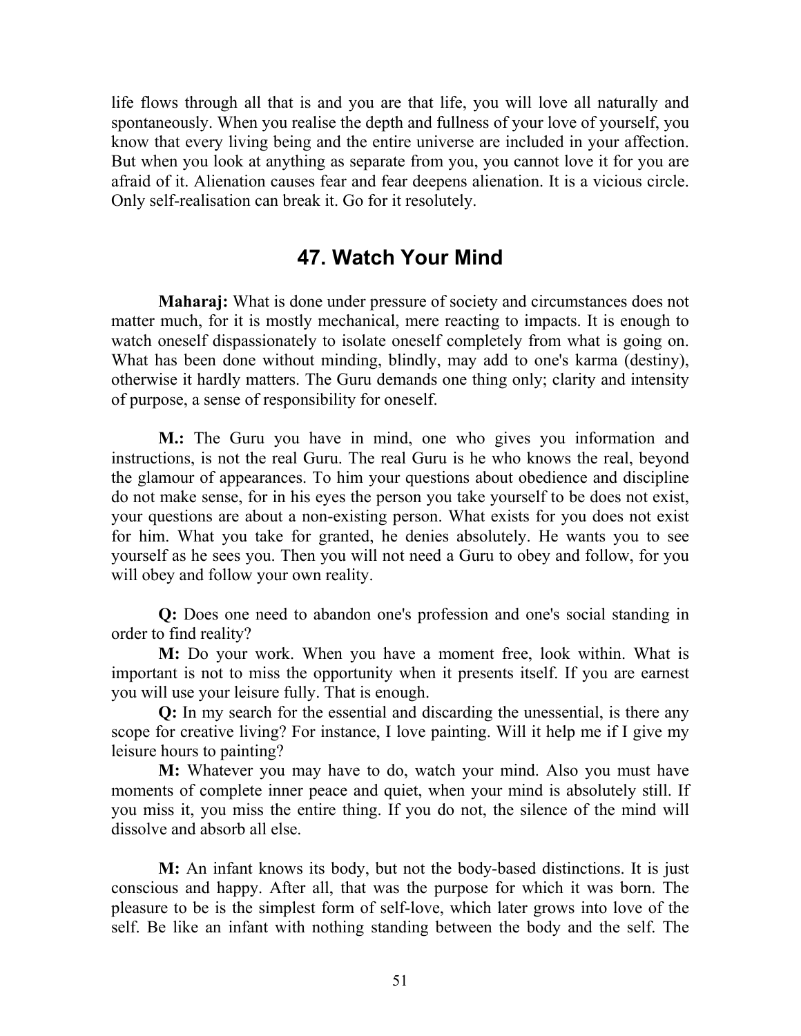life flows through all that is and you are that life, you will love all naturally and spontaneously. When you realise the depth and fullness of your love of yourself, you know that every living being and the entire universe are included in your affection. But when you look at anything as separate from you, you cannot love it for you are afraid of it. Alienation causes fear and fear deepens alienation. It is a vicious circle. Only self-realisation can break it. Go for it resolutely.

## 47. Watch Your Mind

**Maharaj:** What is done under pressure of society and circumstances does not matter much, for it is mostly mechanical, mere reacting to impacts. It is enough to watch oneself dispassionately to isolate oneself completely from what is going on. What has been done without minding, blindly, may add to one's karma (destiny), otherwise it hardly matters. The Guru demands one thing only; clarity and intensity of purpose, a sense of responsibility for oneself.

**M.:** The Guru you have in mind, one who gives you information and instructions, is not the real Guru. The real Guru is he who knows the real, beyond the glamour of appearances. To him your questions about obedience and discipline do not make sense, for in his eyes the person you take yourself to be does not exist, your questions are about a non-existing person. What exists for you does not exist for him. What you take for granted, he denies absolutely. He wants you to see yourself as he sees you. Then you will not need a Guru to obey and follow, for you will obey and follow your own reality.

**Q:** Does one need to abandon one's profession and one's social standing in order to find reality?

**M:** Do your work. When you have a moment free, look within. What is important is not to miss the opportunity when it presents itself. If you are earnest you will use your leisure fully. That is enough.

**Q:** In my search for the essential and discarding the unessential, is there any scope for creative living? For instance, I love painting. Will it help me if I give my leisure hours to painting?

**M:** Whatever you may have to do, watch your mind. Also you must have moments of complete inner peace and quiet, when your mind is absolutely still. If you miss it, you miss the entire thing. If you do not, the silence of the mind will dissolve and absorb all else.

**M:** An infant knows its body, but not the body-based distinctions. It is just conscious and happy. After all, that was the purpose for which it was born. The pleasure to be is the simplest form of self-love, which later grows into love of the self. Be like an infant with nothing standing between the body and the self. The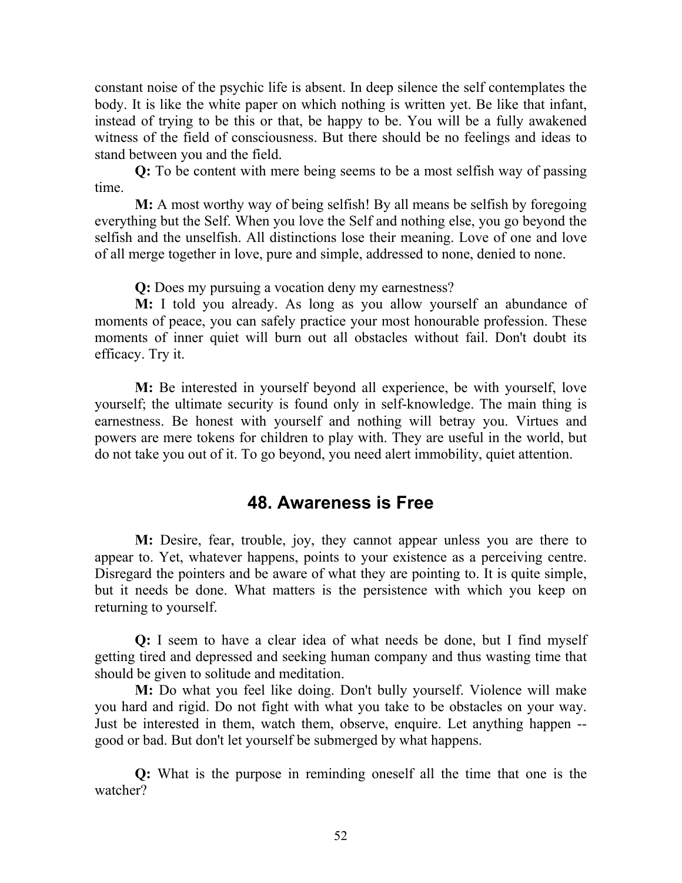constant noise of the psychic life is absent. In deep silence the self contemplates the body. It is like the white paper on which nothing is written yet. Be like that infant, instead of trying to be this or that, be happy to be. You will be a fully awakened witness of the field of consciousness. But there should be no feelings and ideas to stand between you and the field.

**Q:** To be content with mere being seems to be a most selfish way of passing time.

**M:** A most worthy way of being selfish! By all means be selfish by foregoing everything but the Self. When you love the Self and nothing else, you go beyond the selfish and the unselfish. All distinctions lose their meaning. Love of one and love of all merge together in love, pure and simple, addressed to none, denied to none.

**Q:** Does my pursuing a vocation deny my earnestness?

**M:** I told you already. As long as you allow yourself an abundance of moments of peace, you can safely practice your most honourable profession. These moments of inner quiet will burn out all obstacles without fail. Don't doubt its efficacy. Try it.

**M:** Be interested in yourself beyond all experience, be with yourself, love yourself; the ultimate security is found only in self-knowledge. The main thing is earnestness. Be honest with yourself and nothing will betray you. Virtues and powers are mere tokens for children to play with. They are useful in the world, but do not take you out of it. To go beyond, you need alert immobility, quiet attention.

## 48. Awareness is Free

**M:** Desire, fear, trouble, joy, they cannot appear unless you are there to appear to. Yet, whatever happens, points to your existence as a perceiving centre. Disregard the pointers and be aware of what they are pointing to. It is quite simple, but it needs be done. What matters is the persistence with which you keep on returning to yourself.

**Q:** I seem to have a clear idea of what needs be done, but I find myself getting tired and depressed and seeking human company and thus wasting time that should be given to solitude and meditation.

**M:** Do what you feel like doing. Don't bully yourself. Violence will make you hard and rigid. Do not fight with what you take to be obstacles on your way. Just be interested in them, watch them, observe, enquire. Let anything happen -- good or bad. But don't let yourself be submerged by what happens.

**Q:** What is the purpose in reminding oneself all the time that one is the watcher?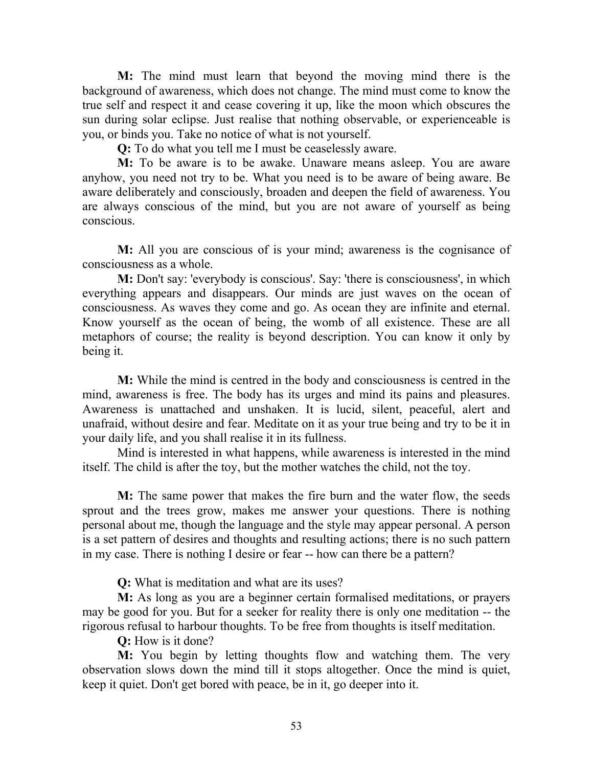**M:** The mind must learn that beyond the moving mind there is the background of awareness, which does not change. The mind must come to know the true self and respect it and cease covering it up, like the moon which obscures the sun during solar eclipse. Just realise that nothing observable, or experienceable is you, or binds you. Take no notice of what is not yourself.

**Q:** To do what you tell me I must be ceaselessly aware.

**M:** To be aware is to be awake. Unaware means asleep. You are aware anyhow, you need not try to be. What you need is to be aware of being aware. Be aware deliberately and consciously, broaden and deepen the field of awareness. You are always conscious of the mind, but you are not aware of yourself as being conscious.

**M:** All you are conscious of is your mind; awareness is the cognisance of consciousness as a whole.

**M:** Don't say: 'everybody is conscious'. Say: 'there is consciousness', in which everything appears and disappears. Our minds are just waves on the ocean of consciousness. As waves they come and go. As ocean they are infinite and eternal. Know yourself as the ocean of being, the womb of all existence. These are all metaphors of course; the reality is beyond description. You can know it only by being it.

**M:** While the mind is centred in the body and consciousness is centred in the mind, awareness is free. The body has its urges and mind its pains and pleasures. Awareness is unattached and unshaken. It is lucid, silent, peaceful, alert and unafraid, without desire and fear. Meditate on it as your true being and try to be it in your daily life, and you shall realise it in its fullness.

Mind is interested in what happens, while awareness is interested in the mind itself. The child is after the toy, but the mother watches the child, not the toy.

**M:** The same power that makes the fire burn and the water flow, the seeds sprout and the trees grow, makes me answer your questions. There is nothing personal about me, though the language and the style may appear personal. A person is a set pattern of desires and thoughts and resulting actions; there is no such pattern in my case. There is nothing I desire or fear -- how can there be a pattern?

**Q:** What is meditation and what are its uses?

**M:** As long as you are a beginner certain formalised meditations, or prayers may be good for you. But for a seeker for reality there is only one meditation -- the rigorous refusal to harbour thoughts. To be free from thoughts is itself meditation.

**Q:** How is it done?

**M:** You begin by letting thoughts flow and watching them. The very observation slows down the mind till it stops altogether. Once the mind is quiet, keep it quiet. Don't get bored with peace, be in it, go deeper into it.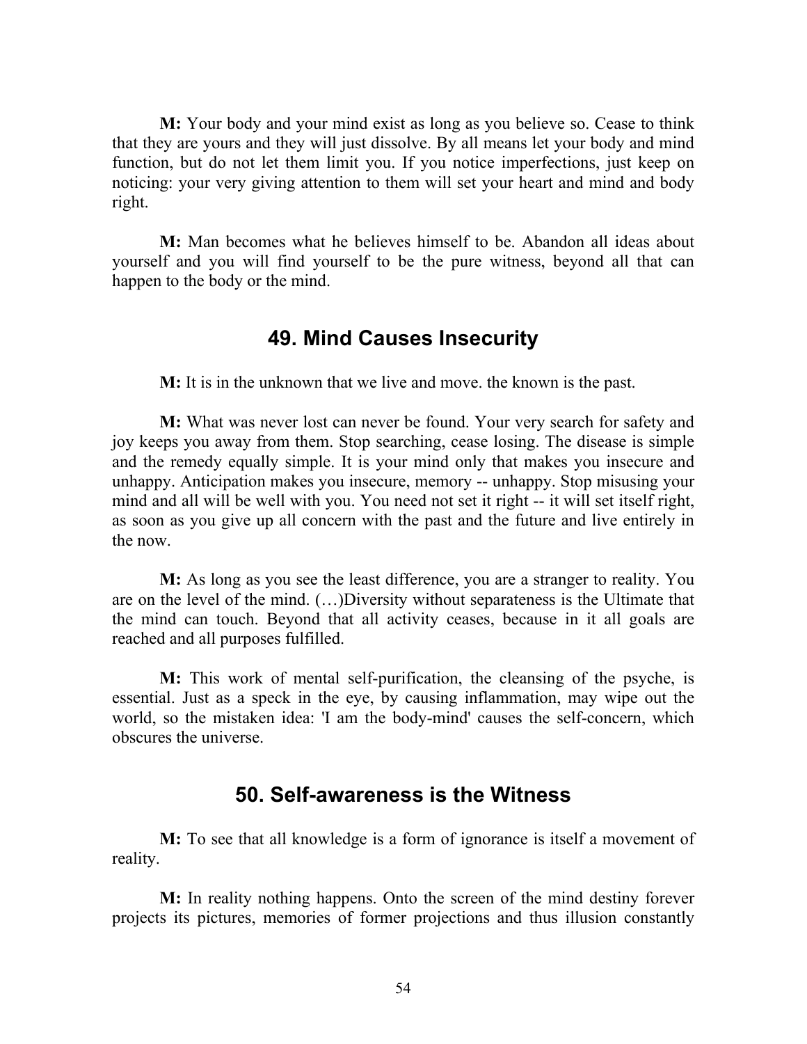**M:** Your body and your mind exist as long as you believe so. Cease to think that they are yours and they will just dissolve. By all means let your body and mind function, but do not let them limit you. If you notice imperfections, just keep on noticing: your very giving attention to them will set your heart and mind and body right.

**M:** Man becomes what he believes himself to be. Abandon all ideas about yourself and you will find yourself to be the pure witness, beyond all that can happen to the body or the mind.

## 49. Mind Causes Insecurity

**M:** It is in the unknown that we live and move. the known is the past.

**M:** What was never lost can never be found. Your very search for safety and joy keeps you away from them. Stop searching, cease losing. The disease is simple and the remedy equally simple. It is your mind only that makes you insecure and unhappy. Anticipation makes you insecure, memory -- unhappy. Stop misusing your mind and all will be well with you. You need not set it right -- it will set itself right, as soon as you give up all concern with the past and the future and live entirely in the now.

**M:** As long as you see the least difference, you are a stranger to reality. You are on the level of the mind. (…)Diversity without separateness is the Ultimate that the mind can touch. Beyond that all activity ceases, because in it all goals are reached and all purposes fulfilled.

**M:** This work of mental self-purification, the cleansing of the psyche, is essential. Just as a speck in the eye, by causing inflammation, may wipe out the world, so the mistaken idea: 'I am the body-mind' causes the self-concern, which obscures the universe.

## 50. Self-awareness is the Witness

**M:** To see that all knowledge is a form of ignorance is itself a movement of reality.

**M:** In reality nothing happens. Onto the screen of the mind destiny forever projects its pictures, memories of former projections and thus illusion constantly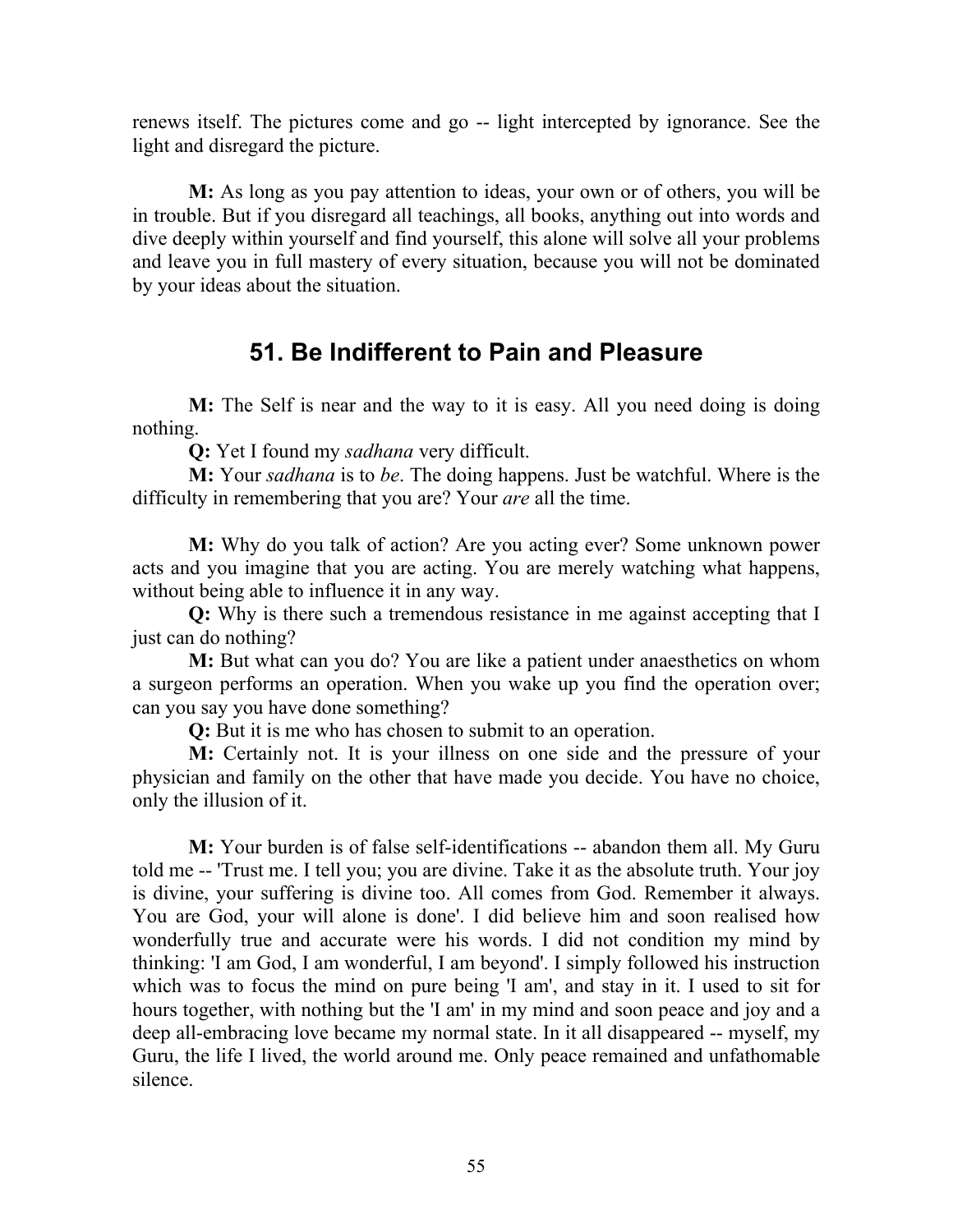renews itself. The pictures come and go -- light intercepted by ignorance. See the light and disregard the picture.

**M:** As long as you pay attention to ideas, your own or of others, you will be in trouble. But if you disregard all teachings, all books, anything out into words and dive deeply within yourself and find yourself, this alone will solve all your problems and leave you in full mastery of every situation, because you will not be dominated by your ideas about the situation.

## 51. Be Indifferent to Pain and Pleasure

**M:** The Self is near and the way to it is easy. All you need doing is doing nothing.

**Q:** Yet I found my *sadhana* very difficult.

**M:** Your *sadhana* is to *be*. The doing happens. Just be watchful. Where is the difficulty in remembering that you are? Your *are* all the time.

**M:** Why do you talk of action? Are you acting ever? Some unknown power acts and you imagine that you are acting. You are merely watching what happens, without being able to influence it in any way.

**Q:** Why is there such a tremendous resistance in me against accepting that I just can do nothing?

**M:** But what can you do? You are like a patient under anaesthetics on whom a surgeon performs an operation. When you wake up you find the operation over; can you say you have done something?

**Q:** But it is me who has chosen to submit to an operation.

**M:** Certainly not. It is your illness on one side and the pressure of your physician and family on the other that have made you decide. You have no choice, only the illusion of it.

**M:** Your burden is of false self-identifications -- abandon them all. My Guru told me -- 'Trust me. I tell you; you are divine. Take it as the absolute truth. Your joy is divine, your suffering is divine too. All comes from God. Remember it always. You are God, your will alone is done'. I did believe him and soon realised how wonderfully true and accurate were his words. I did not condition my mind by thinking: 'I am God, I am wonderful, I am beyond'. I simply followed his instruction which was to focus the mind on pure being 'I am', and stay in it. I used to sit for hours together, with nothing but the 'I am' in my mind and soon peace and joy and a deep all-embracing love became my normal state. In it all disappeared -- myself, my Guru, the life I lived, the world around me. Only peace remained and unfathomable silence.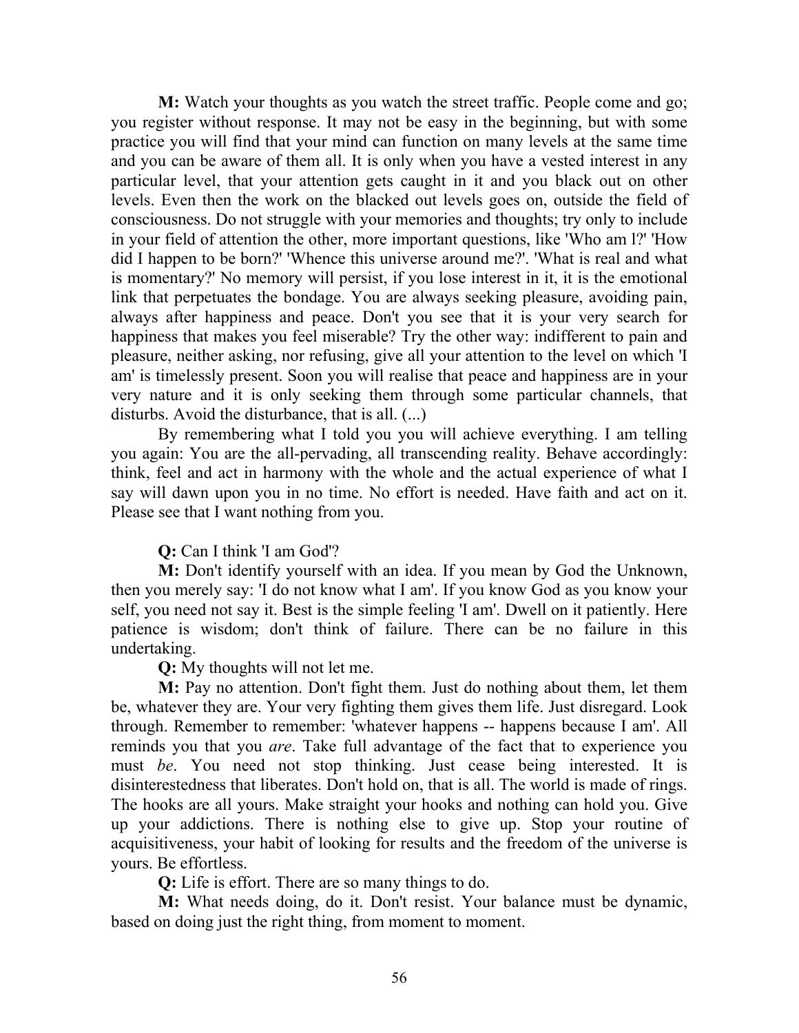**M:** Watch your thoughts as you watch the street traffic. People come and go; you register without response. It may not be easy in the beginning, but with some practice you will find that your mind can function on many levels at the same time and you can be aware of them all. It is only when you have a vested interest in any particular level, that your attention gets caught in it and you black out on other levels. Even then the work on the blacked out levels goes on, outside the field of consciousness. Do not struggle with your memories and thoughts; try only to include in your field of attention the other, more important questions, like 'Who am I?' 'How did I happen to be born?' 'Whence this universe around me?'. 'What is real and what is momentary?' No memory will persist, if you lose interest in it, it is the emotional link that perpetuates the bondage. You are always seeking pleasure, avoiding pain, always after happiness and peace. Don't you see that it is your very search for happiness that makes you feel miserable? Try the other way: indifferent to pain and pleasure, neither asking, nor refusing, give all your attention to the level on which 'I am' is timelessly present. Soon you will realise that peace and happiness are in your very nature and it is only seeking them through some particular channels, that disturbs. Avoid the disturbance, that is all. (...)

By remembering what I told you you will achieve everything. I am telling you again: You are the all-pervading, all transcending reality. Behave accordingly: think, feel and act in harmony with the whole and the actual experience of what I say will dawn upon you in no time. No effort is needed. Have faith and act on it. Please see that I want nothing from you.

**Q:** Can I think 'I am God'?

**M:** Don't identify yourself with an idea. If you mean by God the Unknown, then you merely say: 'I do not know what I am'. If you know God as you know your self, you need not say it. Best is the simple feeling 'I am'. Dwell on it patiently. Here patience is wisdom; don't think of failure. There can be no failure in this undertaking.

**Q:** My thoughts will not let me.

**M:** Pay no attention. Don't fight them. Just do nothing about them, let them be, whatever they are. Your very fighting them gives them life. Just disregard. Look through. Remember to remember: 'whatever happens -- happens because I am'. All reminds you that you *are*. Take full advantage of the fact that to experience you must *be*. You need not stop thinking. Just cease being interested. It is disinterestedness that liberates. Don't hold on, that is all. The world is made of rings. The hooks are all yours. Make straight your hooks and nothing can hold you. Give up your addictions. There is nothing else to give up. Stop your routine of acquisitiveness, your habit of looking for results and the freedom of the universe is yours. Be effortless.

**Q:** Life is effort. There are so many things to do.

**M:** What needs doing, do it. Don't resist. Your balance must be dynamic, based on doing just the right thing, from moment to moment.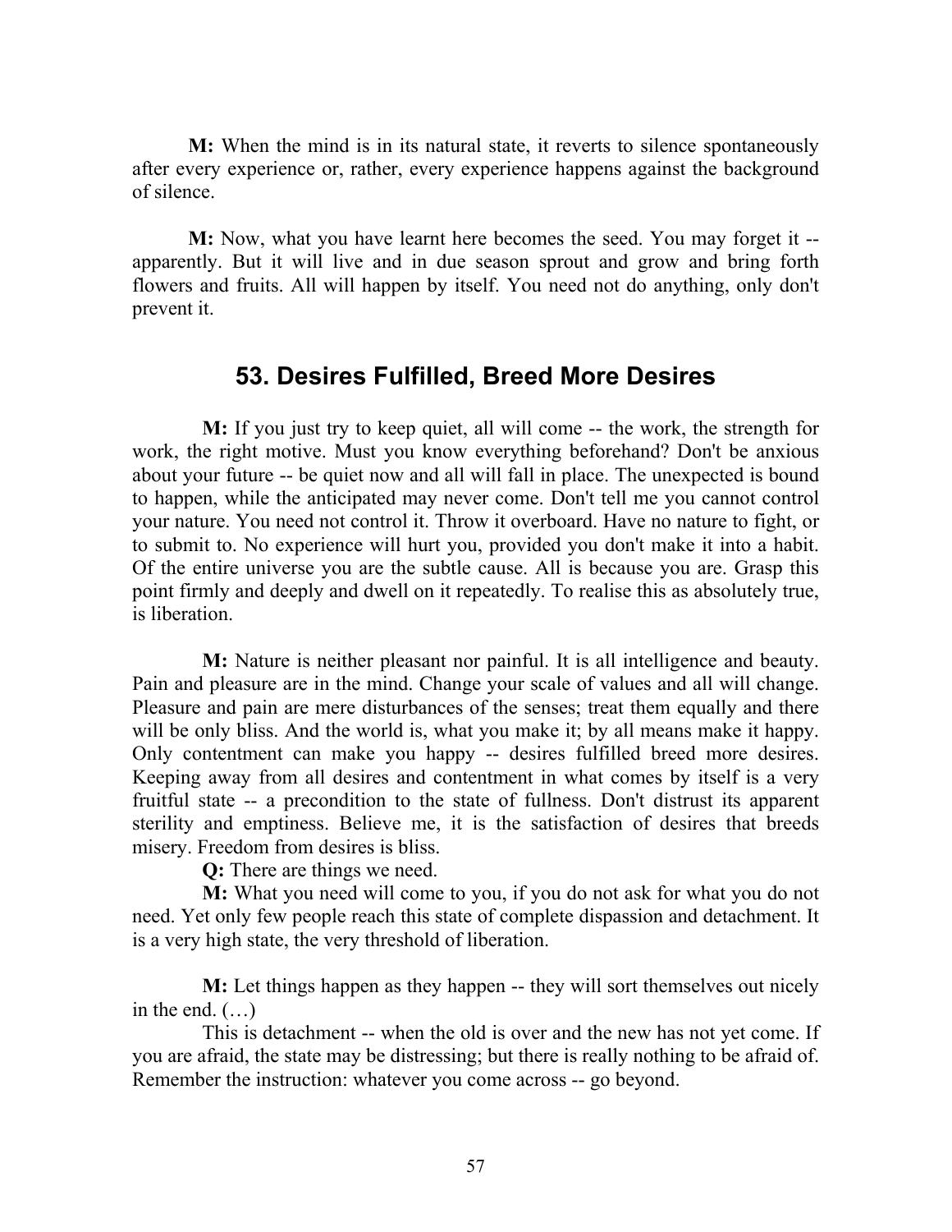**M:** When the mind is in its natural state, it reverts to silence spontaneously after every experience or, rather, every experience happens against the background of silence.

**M:** Now, what you have learnt here becomes the seed. You may forget it -- apparently. But it will live and in due season sprout and grow and bring forth flowers and fruits. All will happen by itself. You need not do anything, only don't prevent it.

## 53. Desires Fulfilled, Breed More Desires

**M:** If you just try to keep quiet, all will come -- the work, the strength for work, the right motive. Must you know everything beforehand? Don't be anxious about your future -- be quiet now and all will fall in place. The unexpected is bound to happen, while the anticipated may never come. Don't tell me you cannot control your nature. You need not control it. Throw it overboard. Have no nature to fight, or to submit to. No experience will hurt you, provided you don't make it into a habit. Of the entire universe you are the subtle cause. All is because you are. Grasp this point firmly and deeply and dwell on it repeatedly. To realise this as absolutely true, is liberation.

**M:** Nature is neither pleasant nor painful. It is all intelligence and beauty. Pain and pleasure are in the mind. Change your scale of values and all will change. Pleasure and pain are mere disturbances of the senses; treat them equally and there will be only bliss. And the world is, what you make it; by all means make it happy. Only contentment can make you happy -- desires fulfilled breed more desires. Keeping away from all desires and contentment in what comes by itself is a very fruitful state -- a precondition to the state of fullness. Don't distrust its apparent sterility and emptiness. Believe me, it is the satisfaction of desires that breeds misery. Freedom from desires is bliss.

**Q:** There are things we need.

**M:** What you need will come to you, if you do not ask for what you do not need. Yet only few people reach this state of complete dispassion and detachment. It is a very high state, the very threshold of liberation.

**M:** Let things happen as they happen -- they will sort themselves out nicely in the end. (…)

This is detachment -- when the old is over and the new has not yet come. If you are afraid, the state may be distressing; but there is really nothing to be afraid of. Remember the instruction: whatever you come across -- go beyond.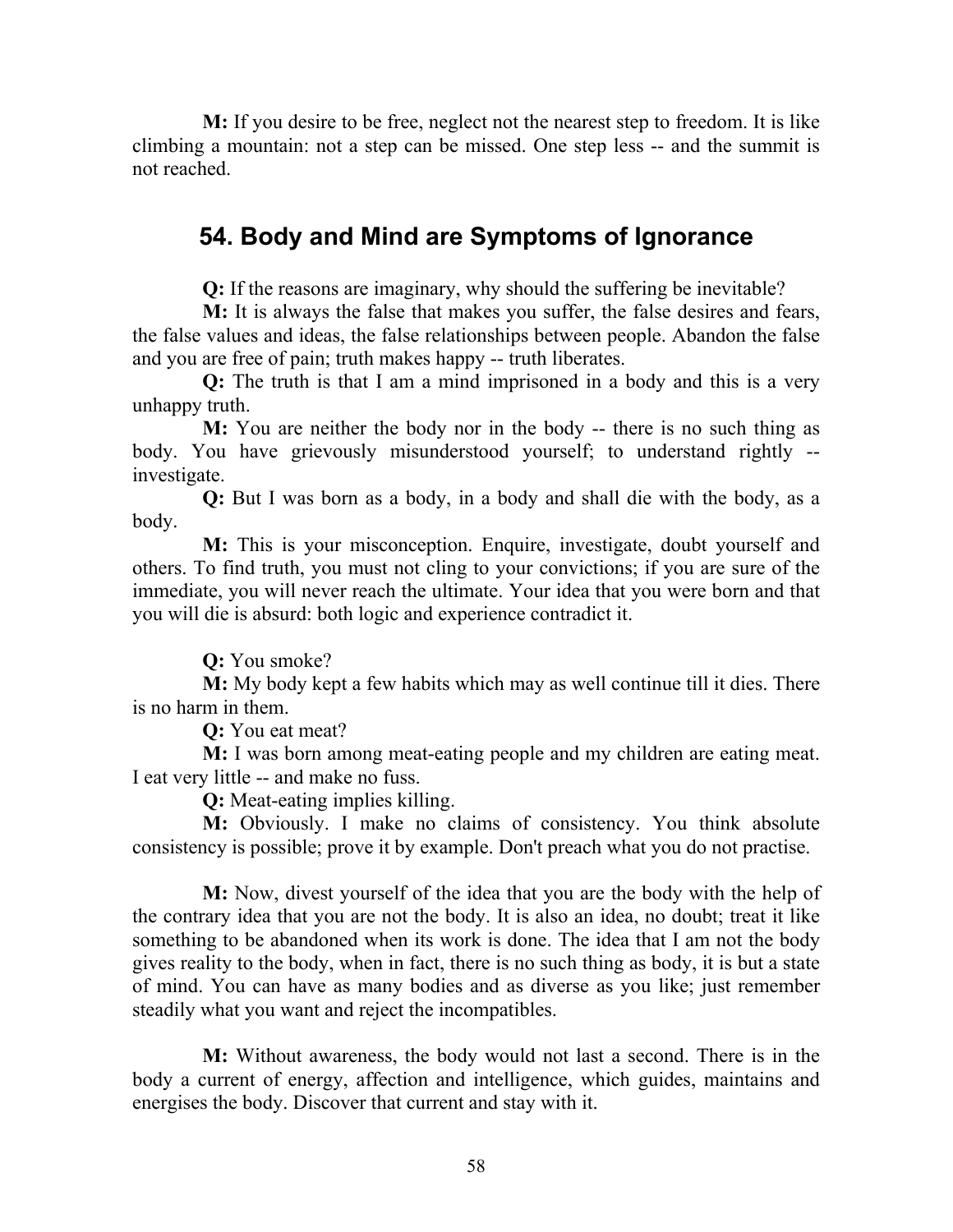**M:** If you desire to be free, neglect not the nearest step to freedom. It is like climbing a mountain: not a step can be missed. One step less -- and the summit is not reached.

## 54. Body and Mind are Symptoms of Ignorance

**Q:** If the reasons are imaginary, why should the suffering be inevitable?

**M:** It is always the false that makes you suffer, the false desires and fears, the false values and ideas, the false relationships between people. Abandon the false and you are free of pain; truth makes happy -- truth liberates.

**Q:** The truth is that I am a mind imprisoned in a body and this is a very unhappy truth.

**M:** You are neither the body nor in the body -- there is no such thing as body. You have grievously misunderstood yourself; to understand rightly -- investigate.

**Q:** But I was born as a body, in a body and shall die with the body, as a body.

**M:** This is your misconception. Enquire, investigate, doubt yourself and others. To find truth, you must not cling to your convictions; if you are sure of the immediate, you will never reach the ultimate. Your idea that you were born and that you will die is absurd: both logic and experience contradict it.

**Q:** You smoke?

**M:** My body kept a few habits which may as well continue till it dies. There is no harm in them.

**Q:** You eat meat?

**M:** I was born among meat-eating people and my children are eating meat. I eat very little -- and make no fuss.

**Q:** Meat-eating implies killing.

**M:** Obviously. I make no claims of consistency. You think absolute consistency is possible; prove it by example. Don't preach what you do not practise.

**M:** Now, divest yourself of the idea that you are the body with the help of the contrary idea that you are not the body. It is also an idea, no doubt; treat it like something to be abandoned when its work is done. The idea that I am not the body gives reality to the body, when in fact, there is no such thing as body, it is but a state of mind. You can have as many bodies and as diverse as you like; just remember steadily what you want and reject the incompatibles.

**M:** Without awareness, the body would not last a second. There is in the body a current of energy, affection and intelligence, which guides, maintains and energises the body. Discover that current and stay with it.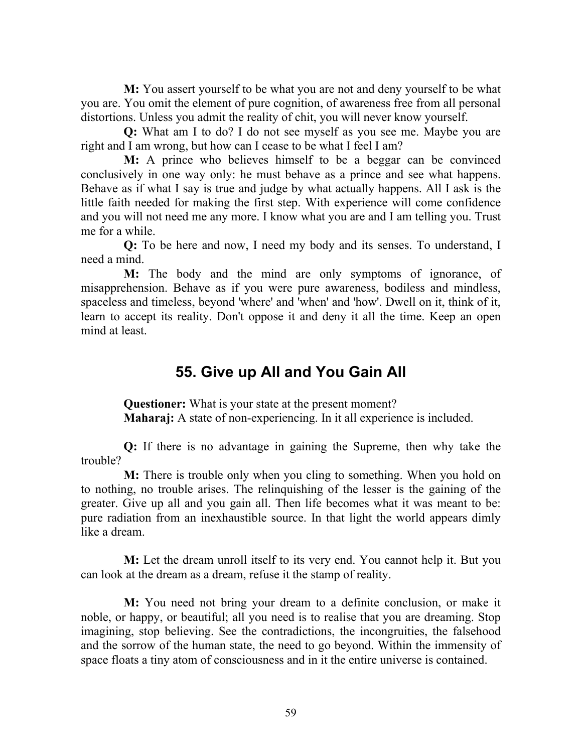**M:** You assert yourself to be what you are not and deny yourself to be what you are. You omit the element of pure cognition, of awareness free from all personal distortions. Unless you admit the reality of chit, you will never know yourself.

**Q:** What am I to do? I do not see myself as you see me. Maybe you are right and I am wrong, but how can I cease to be what I feel I am?

**M:** A prince who believes himself to be a beggar can be convinced conclusively in one way only: he must behave as a prince and see what happens. Behave as if what I say is true and judge by what actually happens. All I ask is the little faith needed for making the first step. With experience will come confidence and you will not need me any more. I know what you are and I am telling you. Trust me for a while.

**Q:** To be here and now, I need my body and its senses. To understand, I need a mind.

**M:** The body and the mind are only symptoms of ignorance, of misapprehension. Behave as if you were pure awareness, bodiless and mindless, spaceless and timeless, beyond 'where' and 'when' and 'how'. Dwell on it, think of it, learn to accept its reality. Don't oppose it and deny it all the time. Keep an open mind at least.

## 55. Give up All and You Gain All

**Questioner:** What is your state at the present moment?
**Maharaj:** A state of non-experiencing. In it all experience is included.

**Q:** If there is no advantage in gaining the Supreme, then why take the trouble?

**M:** There is trouble only when you cling to something. When you hold on to nothing, no trouble arises. The relinquishing of the lesser is the gaining of the greater. Give up all and you gain all. Then life becomes what it was meant to be: pure radiation from an inexhaustible source. In that light the world appears dimly like a dream.

**M:** Let the dream unroll itself to its very end. You cannot help it. But you can look at the dream as a dream, refuse it the stamp of reality.

**M:** You need not bring your dream to a definite conclusion, or make it noble, or happy, or beautiful; all you need is to realise that you are dreaming. Stop imagining, stop believing. See the contradictions, the incongruities, the falsehood and the sorrow of the human state, the need to go beyond. Within the immensity of space floats a tiny atom of consciousness and in it the entire universe is contained.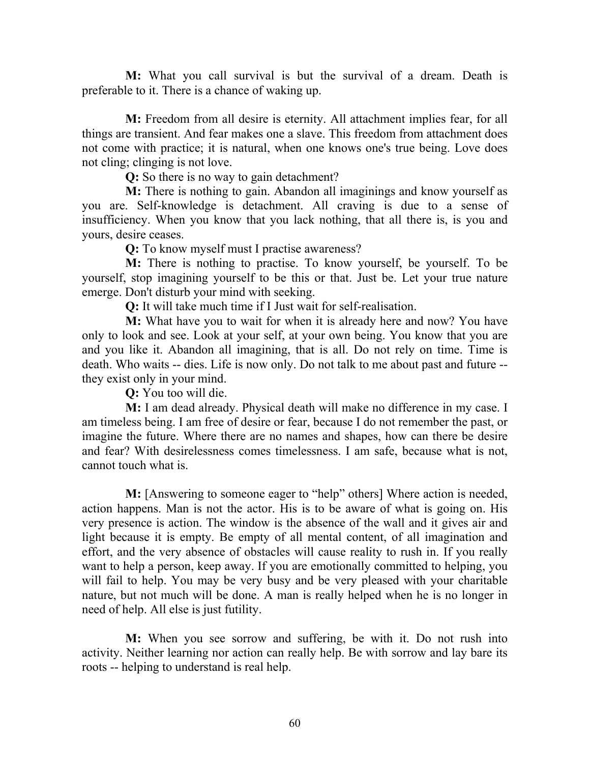**M:** What you call survival is but the survival of a dream. Death is preferable to it. There is a chance of waking up.

**M:** Freedom from all desire is eternity. All attachment implies fear, for all things are transient. And fear makes one a slave. This freedom from attachment does not come with practice; it is natural, when one knows one's true being. Love does not cling; clinging is not love.

**Q:** So there is no way to gain detachment?

**M:** There is nothing to gain. Abandon all imaginings and know yourself as you are. Self-knowledge is detachment. All craving is due to a sense of insufficiency. When you know that you lack nothing, that all there is, is you and yours, desire ceases.

**Q:** To know myself must I practise awareness?

**M:** There is nothing to practise. To know yourself, be yourself. To be yourself, stop imagining yourself to be this or that. Just be. Let your true nature emerge. Don't disturb your mind with seeking.

**Q:** It will take much time if I Just wait for self-realisation.

**M:** What have you to wait for when it is already here and now? You have only to look and see. Look at your self, at your own being. You know that you are and you like it. Abandon all imagining, that is all. Do not rely on time. Time is death. Who waits -- dies. Life is now only. Do not talk to me about past and future -- they exist only in your mind.

**Q:** You too will die.

**M:** I am dead already. Physical death will make no difference in my case. I am timeless being. I am free of desire or fear, because I do not remember the past, or imagine the future. Where there are no names and shapes, how can there be desire and fear? With desirelessness comes timelessness. I am safe, because what is not, cannot touch what is.

**M:** [Answering to someone eager to "help" others] Where action is needed, action happens. Man is not the actor. His is to be aware of what is going on. His very presence is action. The window is the absence of the wall and it gives air and light because it is empty. Be empty of all mental content, of all imagination and effort, and the very absence of obstacles will cause reality to rush in. If you really want to help a person, keep away. If you are emotionally committed to helping, you will fail to help. You may be very busy and be very pleased with your charitable nature, but not much will be done. A man is really helped when he is no longer in need of help. All else is just futility.

**M:** When you see sorrow and suffering, be with it. Do not rush into activity. Neither learning nor action can really help. Be with sorrow and lay bare its roots -- helping to understand is real help.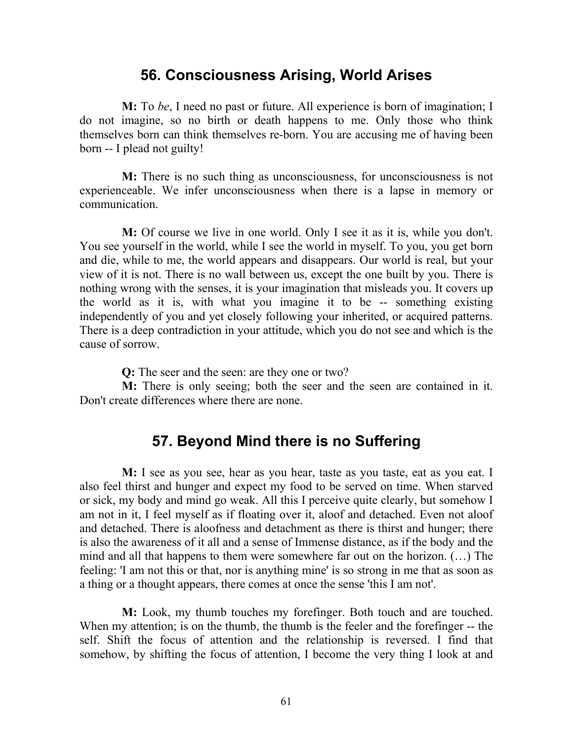## 56. Consciousness Arising, World Arises

**M:** To *be*, I need no past or future. All experience is born of imagination; I do not imagine, so no birth or death happens to me. Only those who think themselves born can think themselves re-born. You are accusing me of having been born -- I plead not guilty!

**M:** There is no such thing as unconsciousness, for unconsciousness is not experienceable. We infer unconsciousness when there is a lapse in memory or communication.

**M:** Of course we live in one world. Only I see it as it is, while you don't. You see yourself in the world, while I see the world in myself. To you, you get born and die, while to me, the world appears and disappears. Our world is real, but your view of it is not. There is no wall between us, except the one built by you. There is nothing wrong with the senses, it is your imagination that misleads you. It covers up the world as it is, with what you imagine it to be -- something existing independently of you and yet closely following your inherited, or acquired patterns. There is a deep contradiction in your attitude, which you do not see and which is the cause of sorrow.

**Q:** The seer and the seen: are they one or two?
**M:** There is only seeing; both the seer and the seen are contained in it. Don't create differences where there are none.

## 57. Beyond Mind there is no Suffering

**M:** I see as you see, hear as you hear, taste as you taste, eat as you eat. I also feel thirst and hunger and expect my food to be served on time. When starved or sick, my body and mind go weak. All this I perceive quite clearly, but somehow I am not in it, I feel myself as if floating over it, aloof and detached. Even not aloof and detached. There is aloofness and detachment as there is thirst and hunger; there is also the awareness of it all and a sense of Immense distance, as if the body and the mind and all that happens to them were somewhere far out on the horizon. (…) The feeling: 'I am not this or that, nor is anything mine' is so strong in me that as soon as a thing or a thought appears, there comes at once the sense 'this I am not'.

**M:** Look, my thumb touches my forefinger. Both touch and are touched. When my attention; is on the thumb, the thumb is the feeler and the forefinger -- the self. Shift the focus of attention and the relationship is reversed. I find that somehow, by shifting the focus of attention, I become the very thing I look at and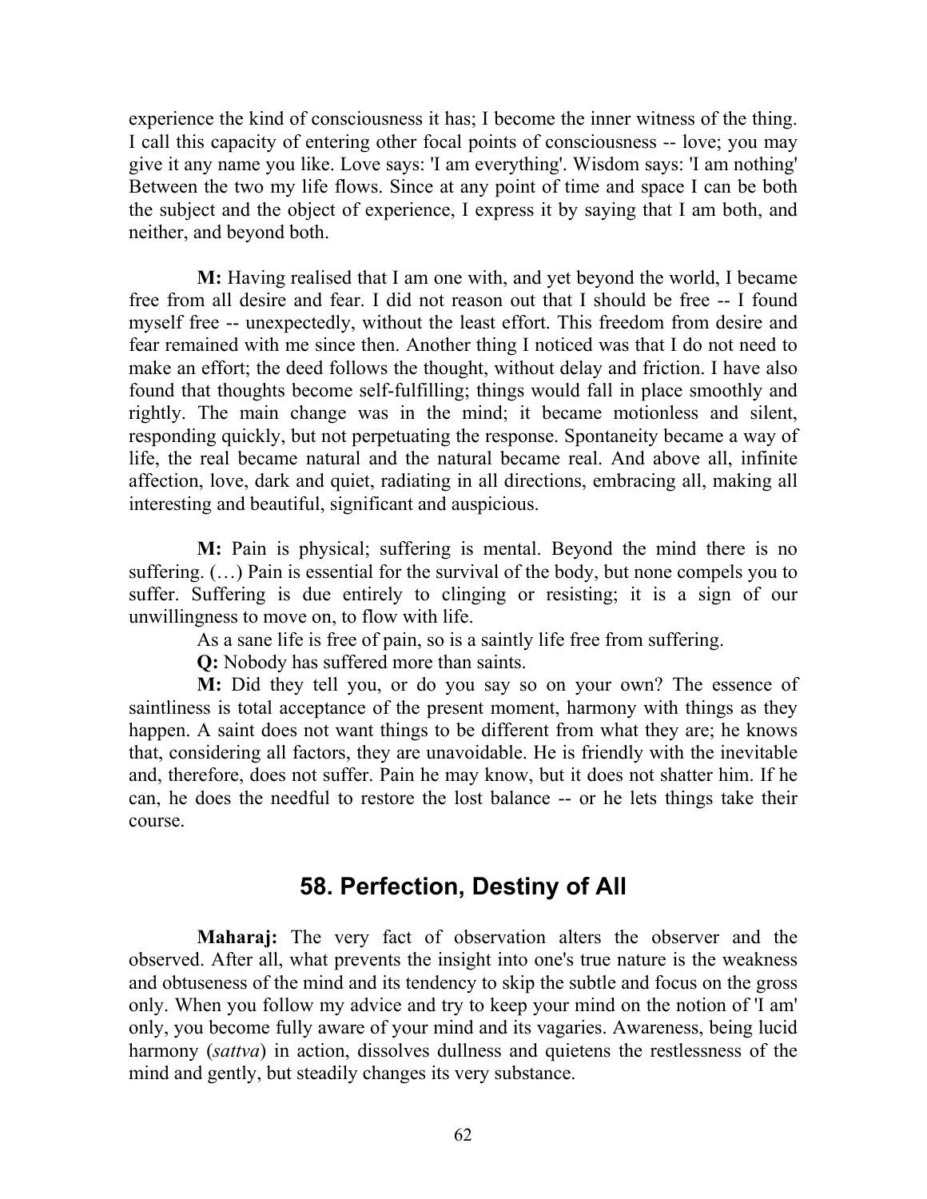experience the kind of consciousness it has; I become the inner witness of the thing. I call this capacity of entering other focal points of consciousness -- love; you may give it any name you like. Love says: 'I am everything'. Wisdom says: 'I am nothing' Between the two my life flows. Since at any point of time and space I can be both the subject and the object of experience, I express it by saying that I am both, and neither, and beyond both.

**M:** Having realised that I am one with, and yet beyond the world, I became free from all desire and fear. I did not reason out that I should be free -- I found myself free -- unexpectedly, without the least effort. This freedom from desire and fear remained with me since then. Another thing I noticed was that I do not need to make an effort; the deed follows the thought, without delay and friction. I have also found that thoughts become self-fulfilling; things would fall in place smoothly and rightly. The main change was in the mind; it became motionless and silent, responding quickly, but not perpetuating the response. Spontaneity became a way of life, the real became natural and the natural became real. And above all, infinite affection, love, dark and quiet, radiating in all directions, embracing all, making all interesting and beautiful, significant and auspicious.

**M:** Pain is physical; suffering is mental. Beyond the mind there is no suffering. (…) Pain is essential for the survival of the body, but none compels you to suffer. Suffering is due entirely to clinging or resisting; it is a sign of our unwillingness to move on, to flow with life.

As a sane life is free of pain, so is a saintly life free from suffering.

**Q:** Nobody has suffered more than saints.

**M:** Did they tell you, or do you say so on your own? The essence of saintliness is total acceptance of the present moment, harmony with things as they happen. A saint does not want things to be different from what they are; he knows that, considering all factors, they are unavoidable. He is friendly with the inevitable and, therefore, does not suffer. Pain he may know, but it does not shatter him. If he can, he does the needful to restore the lost balance -- or he lets things take their course.

## 58. Perfection, Destiny of All

**Maharaj:** The very fact of observation alters the observer and the observed. After all, what prevents the insight into one's true nature is the weakness and obtuseness of the mind and its tendency to skip the subtle and focus on the gross only. When you follow my advice and try to keep your mind on the notion of 'I am' only, you become fully aware of your mind and its vagaries. Awareness, being lucid harmony (*sattva*) in action, dissolves dullness and quietens the restlessness of the mind and gently, but steadily changes its very substance.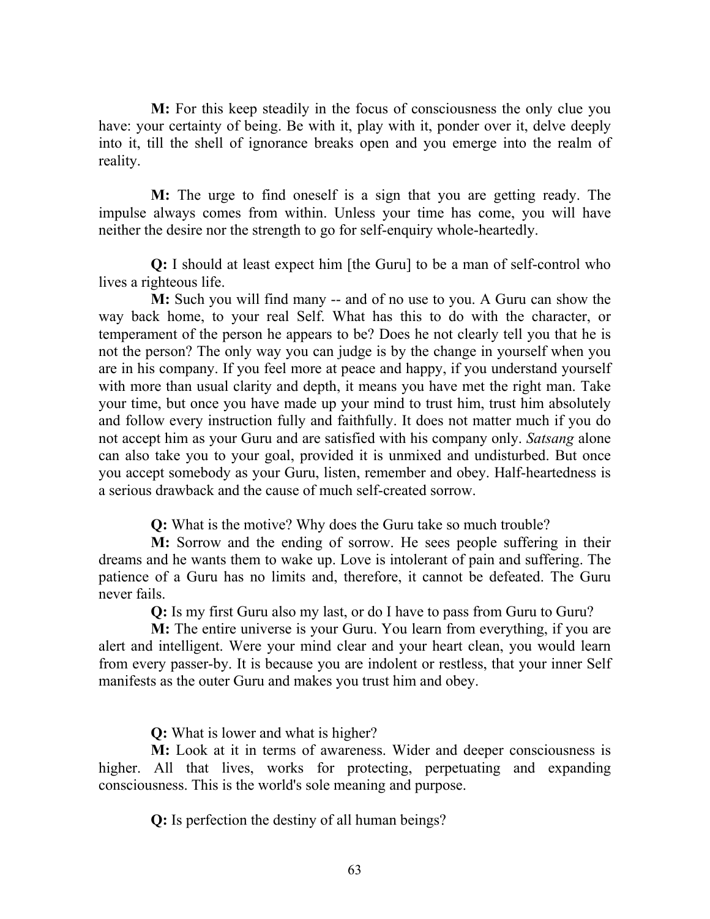**M:** For this keep steadily in the focus of consciousness the only clue you have: your certainty of being. Be with it, play with it, ponder over it, delve deeply into it, till the shell of ignorance breaks open and you emerge into the realm of reality.

**M:** The urge to find oneself is a sign that you are getting ready. The impulse always comes from within. Unless your time has come, you will have neither the desire nor the strength to go for self-enquiry whole-heartedly.

**Q:** I should at least expect him [the Guru] to be a man of self-control who lives a righteous life.

**M:** Such you will find many -- and of no use to you. A Guru can show the way back home, to your real Self. What has this to do with the character, or temperament of the person he appears to be? Does he not clearly tell you that he is not the person? The only way you can judge is by the change in yourself when you are in his company. If you feel more at peace and happy, if you understand yourself with more than usual clarity and depth, it means you have met the right man. Take your time, but once you have made up your mind to trust him, trust him absolutely and follow every instruction fully and faithfully. It does not matter much if you do not accept him as your Guru and are satisfied with his company only. *Satsang* alone can also take you to your goal, provided it is unmixed and undisturbed. But once you accept somebody as your Guru, listen, remember and obey. Half-heartedness is a serious drawback and the cause of much self-created sorrow.

**Q:** What is the motive? Why does the Guru take so much trouble?

**M:** Sorrow and the ending of sorrow. He sees people suffering in their dreams and he wants them to wake up. Love is intolerant of pain and suffering. The patience of a Guru has no limits and, therefore, it cannot be defeated. The Guru never fails.

**Q:** Is my first Guru also my last, or do I have to pass from Guru to Guru?

**M:** The entire universe is your Guru. You learn from everything, if you are alert and intelligent. Were your mind clear and your heart clean, you would learn from every passer-by. It is because you are indolent or restless, that your inner Self manifests as the outer Guru and makes you trust him and obey.

**Q:** What is lower and what is higher?

**M:** Look at it in terms of awareness. Wider and deeper consciousness is higher. All that lives, works for protecting, perpetuating and expanding consciousness. This is the world's sole meaning and purpose.

**Q:** Is perfection the destiny of all human beings?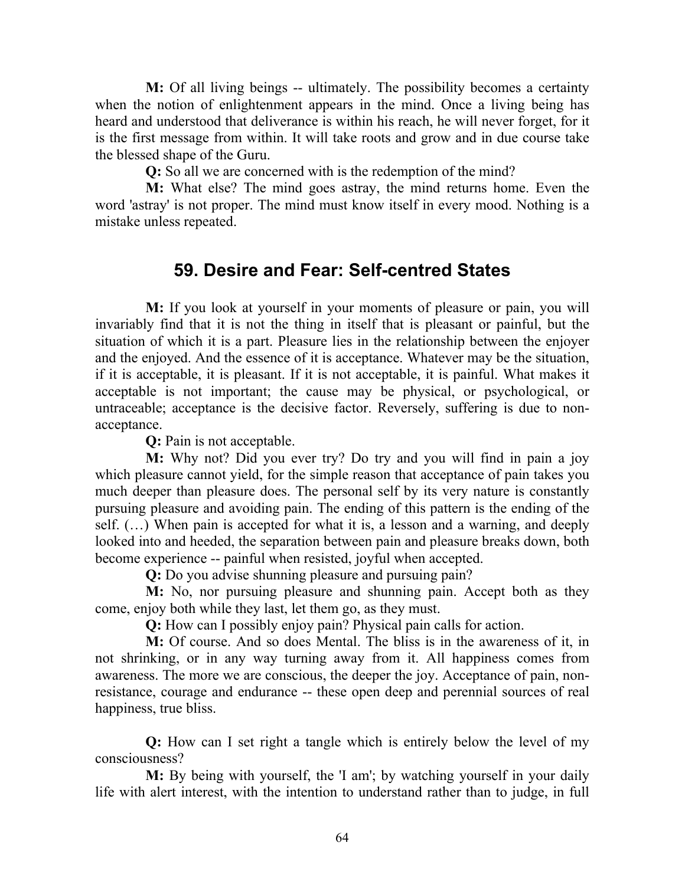**M:** Of all living beings -- ultimately. The possibility becomes a certainty when the notion of enlightenment appears in the mind. Once a living being has heard and understood that deliverance is within his reach, he will never forget, for it is the first message from within. It will take roots and grow and in due course take the blessed shape of the Guru.

**Q:** So all we are concerned with is the redemption of the mind?

**M:** What else? The mind goes astray, the mind returns home. Even the word 'astray' is not proper. The mind must know itself in every mood. Nothing is a mistake unless repeated.

## 59. Desire and Fear: Self-centred States

**M:** If you look at yourself in your moments of pleasure or pain, you will invariably find that it is not the thing in itself that is pleasant or painful, but the situation of which it is a part. Pleasure lies in the relationship between the enjoyer and the enjoyed. And the essence of it is acceptance. Whatever may be the situation, if it is acceptable, it is pleasant. If it is not acceptable, it is painful. What makes it acceptable is not important; the cause may be physical, or psychological, or untraceable; acceptance is the decisive factor. Reversely, suffering is due to non-acceptance.

**Q:** Pain is not acceptable.

**M:** Why not? Did you ever try? Do try and you will find in pain a joy which pleasure cannot yield, for the simple reason that acceptance of pain takes you much deeper than pleasure does. The personal self by its very nature is constantly pursuing pleasure and avoiding pain. The ending of this pattern is the ending of the self. (…) When pain is accepted for what it is, a lesson and a warning, and deeply looked into and heeded, the separation between pain and pleasure breaks down, both become experience -- painful when resisted, joyful when accepted.

**Q:** Do you advise shunning pleasure and pursuing pain?

**M:** No, nor pursuing pleasure and shunning pain. Accept both as they come, enjoy both while they last, let them go, as they must.

**Q:** How can I possibly enjoy pain? Physical pain calls for action.

**M:** Of course. And so does Mental. The bliss is in the awareness of it, in not shrinking, or in any way turning away from it. All happiness comes from awareness. The more we are conscious, the deeper the joy. Acceptance of pain, non-resistance, courage and endurance -- these open deep and perennial sources of real happiness, true bliss.

**Q:** How can I set right a tangle which is entirely below the level of my consciousness?

**M:** By being with yourself, the 'I am'; by watching yourself in your daily life with alert interest, with the intention to understand rather than to judge, in full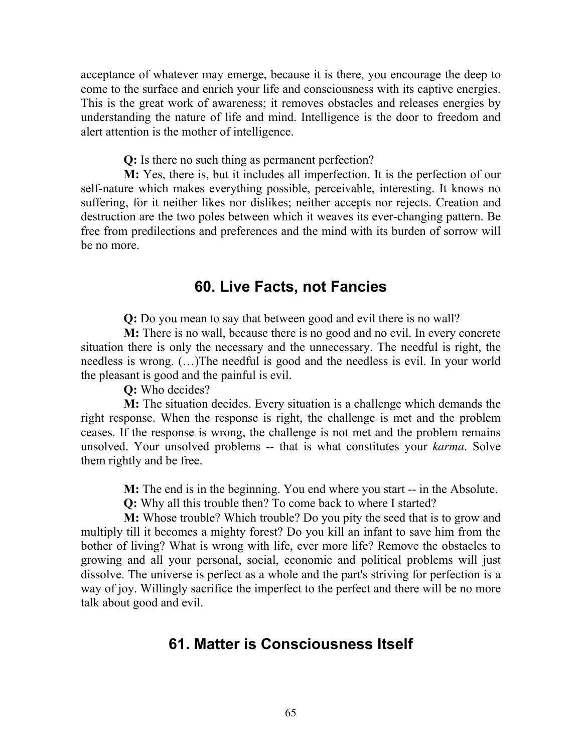acceptance of whatever may emerge, because it is there, you encourage the deep to come to the surface and enrich your life and consciousness with its captive energies. This is the great work of awareness; it removes obstacles and releases energies by understanding the nature of life and mind. Intelligence is the door to freedom and alert attention is the mother of intelligence.

**Q:** Is there no such thing as permanent perfection?

**M:** Yes, there is, but it includes all imperfection. It is the perfection of our self-nature which makes everything possible, perceivable, interesting. It knows no suffering, for it neither likes nor dislikes; neither accepts nor rejects. Creation and destruction are the two poles between which it weaves its ever-changing pattern. Be free from predilections and preferences and the mind with its burden of sorrow will be no more.

## 60. Live Facts, not Fancies

**Q:** Do you mean to say that between good and evil there is no wall?

**M:** There is no wall, because there is no good and no evil. In every concrete situation there is only the necessary and the unnecessary. The needful is right, the needless is wrong. (…)The needful is good and the needless is evil. In your world the pleasant is good and the painful is evil.

**Q:** Who decides?

**M:** The situation decides. Every situation is a challenge which demands the right response. When the response is right, the challenge is met and the problem ceases. If the response is wrong, the challenge is not met and the problem remains unsolved. Your unsolved problems -- that is what constitutes your *karma*. Solve them rightly and be free.

**M:** The end is in the beginning. You end where you start -- in the Absolute.

**Q:** Why all this trouble then? To come back to where I started?

**M:** Whose trouble? Which trouble? Do you pity the seed that is to grow and multiply till it becomes a mighty forest? Do you kill an infant to save him from the bother of living? What is wrong with life, ever more life? Remove the obstacles to growing and all your personal, social, economic and political problems will just dissolve. The universe is perfect as a whole and the part's striving for perfection is a way of joy. Willingly sacrifice the imperfect to the perfect and there will be no more talk about good and evil.

## 61. Matter is Consciousness Itself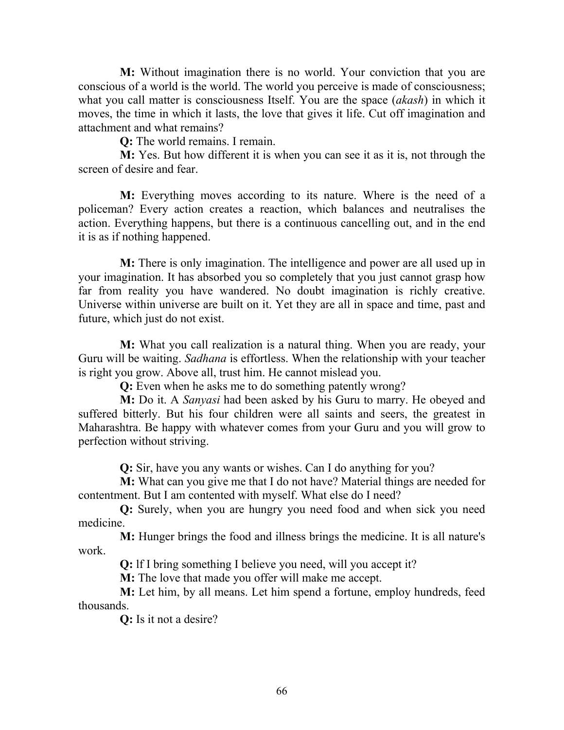**M:** Without imagination there is no world. Your conviction that you are conscious of a world is the world. The world you perceive is made of consciousness; what you call matter is consciousness Itself. You are the space (*akash*) in which it moves, the time in which it lasts, the love that gives it life. Cut off imagination and attachment and what remains?

**Q:** The world remains. I remain.

**M:** Yes. But how different it is when you can see it as it is, not through the screen of desire and fear.

**M:** Everything moves according to its nature. Where is the need of a policeman? Every action creates a reaction, which balances and neutralises the action. Everything happens, but there is a continuous cancelling out, and in the end it is as if nothing happened.

**M:** There is only imagination. The intelligence and power are all used up in your imagination. It has absorbed you so completely that you just cannot grasp how far from reality you have wandered. No doubt imagination is richly creative. Universe within universe are built on it. Yet they are all in space and time, past and future, which just do not exist.

**M:** What you call realization is a natural thing. When you are ready, your Guru will be waiting. *Sadhana* is effortless. When the relationship with your teacher is right you grow. Above all, trust him. He cannot mislead you.

**Q:** Even when he asks me to do something patently wrong?

**M:** Do it. A *Sanyasi* had been asked by his Guru to marry. He obeyed and suffered bitterly. But his four children were all saints and seers, the greatest in Maharashtra. Be happy with whatever comes from your Guru and you will grow to perfection without striving.

**Q:** Sir, have you any wants or wishes. Can I do anything for you?

**M:** What can you give me that I do not have? Material things are needed for contentment. But I am contented with myself. What else do I need?

**Q:** Surely, when you are hungry you need food and when sick you need medicine.

**M:** Hunger brings the food and illness brings the medicine. It is all nature's work.

**Q:** lf I bring something I believe you need, will you accept it?

**M:** The love that made you offer will make me accept.

**M:** Let him, by all means. Let him spend a fortune, employ hundreds, feed thousands.

**Q:** Is it not a desire?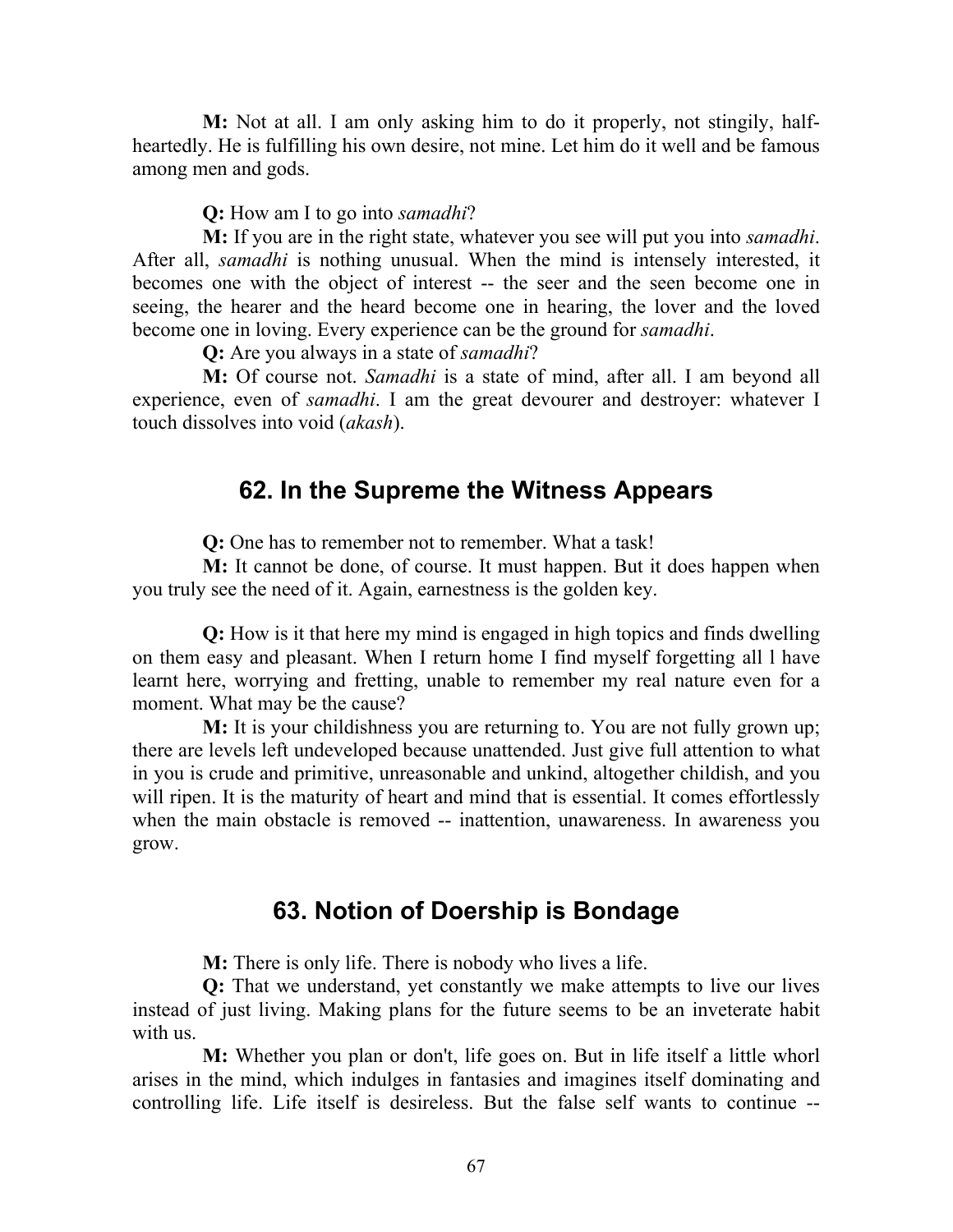**M:** Not at all. I am only asking him to do it properly, not stingily, half-heartedly. He is fulfilling his own desire, not mine. Let him do it well and be famous among men and gods.

**Q:** How am I to go into *samadhi*?

**M:** If you are in the right state, whatever you see will put you into *samadhi*. After all, *samadhi* is nothing unusual. When the mind is intensely interested, it becomes one with the object of interest -- the seer and the seen become one in seeing, the hearer and the heard become one in hearing, the lover and the loved become one in loving. Every experience can be the ground for *samadhi*.

**Q:** Are you always in a state of *samadhi*?

**M:** Of course not. *Samadhi* is a state of mind, after all. I am beyond all experience, even of *samadhi*. I am the great devourer and destroyer: whatever I touch dissolves into void (*akash*).

## 62. In the Supreme the Witness Appears

**Q:** One has to remember not to remember. What a task!

**M:** It cannot be done, of course. It must happen. But it does happen when you truly see the need of it. Again, earnestness is the golden key.

**Q:** How is it that here my mind is engaged in high topics and finds dwelling on them easy and pleasant. When I return home I find myself forgetting all l have learnt here, worrying and fretting, unable to remember my real nature even for a moment. What may be the cause?

**M:** It is your childishness you are returning to. You are not fully grown up; there are levels left undeveloped because unattended. Just give full attention to what in you is crude and primitive, unreasonable and unkind, altogether childish, and you will ripen. It is the maturity of heart and mind that is essential. It comes effortlessly when the main obstacle is removed -- inattention, unawareness. In awareness you grow.

## 63. Notion of Doership is Bondage

**M:** There is only life. There is nobody who lives a life.

**Q:** That we understand, yet constantly we make attempts to live our lives instead of just living. Making plans for the future seems to be an inveterate habit with us.

**M:** Whether you plan or don't, life goes on. But in life itself a little whorl arises in the mind, which indulges in fantasies and imagines itself dominating and controlling life. Life itself is desireless. But the false self wants to continue --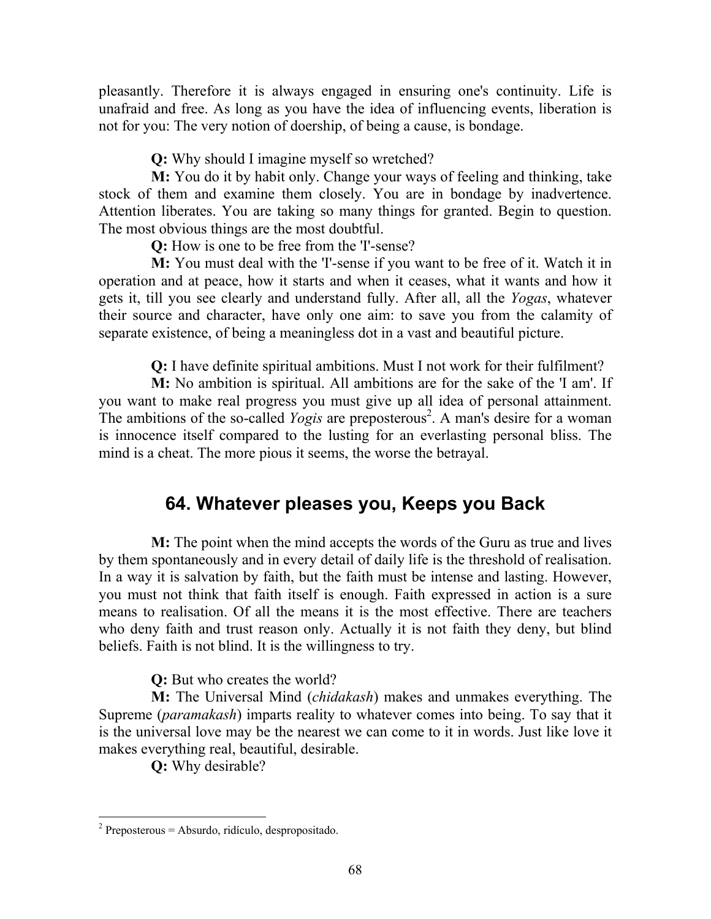pleasantly. Therefore it is always engaged in ensuring one's continuity. Life is unafraid and free. As long as you have the idea of influencing events, liberation is not for you: The very notion of doership, of being a cause, is bondage.

**Q:** Why should I imagine myself so wretched?

**M:** You do it by habit only. Change your ways of feeling and thinking, take stock of them and examine them closely. You are in bondage by inadvertence. Attention liberates. You are taking so many things for granted. Begin to question. The most obvious things are the most doubtful.

**Q:** How is one to be free from the 'I'-sense?

**M:** You must deal with the 'I'-sense if you want to be free of it. Watch it in operation and at peace, how it starts and when it ceases, what it wants and how it gets it, till you see clearly and understand fully. After all, all the *Yogas*, whatever their source and character, have only one aim: to save you from the calamity of separate existence, of being a meaningless dot in a vast and beautiful picture.

**Q:** I have definite spiritual ambitions. Must I not work for their fulfilment?

**M:** No ambition is spiritual. All ambitions are for the sake of the 'I am'. If you want to make real progress you must give up all idea of personal attainment. The ambitions of the so-called *Yogis* are preposterous[2]. A man's desire for a woman is innocence itself compared to the lusting for an everlasting personal bliss. The mind is a cheat. The more pious it seems, the worse the betrayal.

## 64. Whatever pleases you, Keeps you Back

**M:** The point when the mind accepts the words of the Guru as true and lives by them spontaneously and in every detail of daily life is the threshold of realisation. In a way it is salvation by faith, but the faith must be intense and lasting. However, you must not think that faith itself is enough. Faith expressed in action is a sure means to realisation. Of all the means it is the most effective. There are teachers who deny faith and trust reason only. Actually it is not faith they deny, but blind beliefs. Faith is not blind. It is the willingness to try.

**Q:** But who creates the world?

**M:** The Universal Mind (*chidakash*) makes and unmakes everything. The Supreme (*paramakash*) imparts reality to whatever comes into being. To say that it is the universal love may be the nearest we can come to it in words. Just like love it makes everything real, beautiful, desirable.

**Q:** Why desirable?

---

[2] Preposterous = Absurdo, ridículo, despropositado.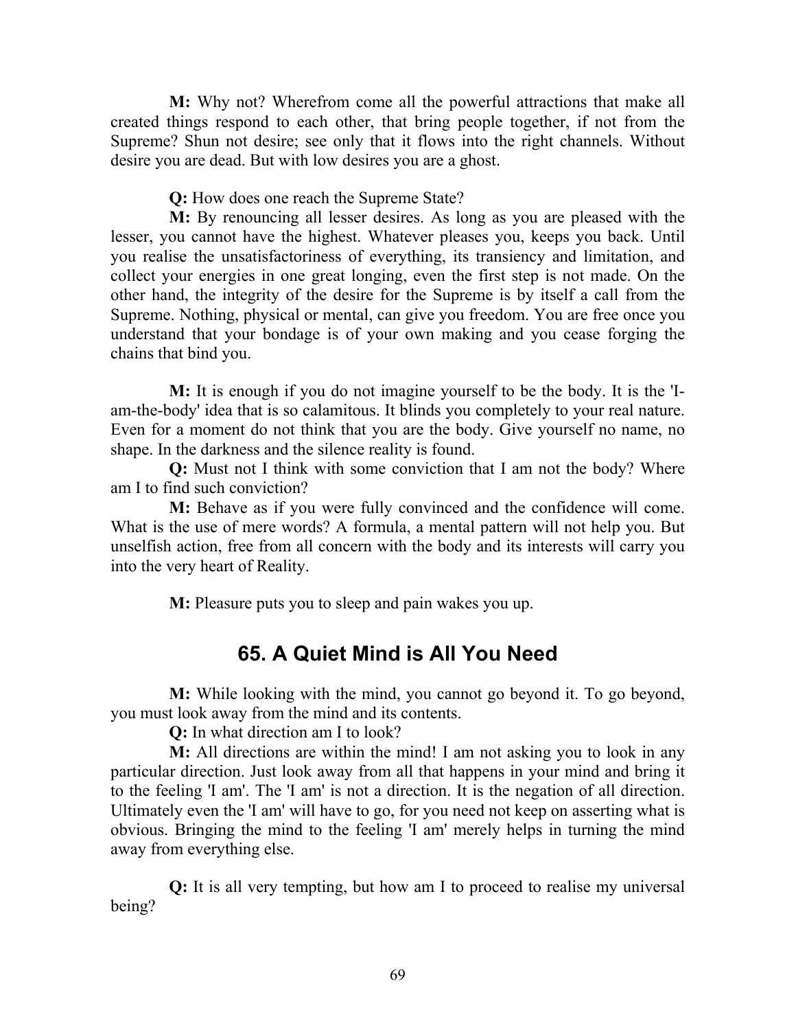**M:** Why not? Wherefrom come all the powerful attractions that make all created things respond to each other, that bring people together, if not from the Supreme? Shun not desire; see only that it flows into the right channels. Without desire you are dead. But with low desires you are a ghost.

**Q:** How does one reach the Supreme State?

**M:** By renouncing all lesser desires. As long as you are pleased with the lesser, you cannot have the highest. Whatever pleases you, keeps you back. Until you realise the unsatisfactoriness of everything, its transiency and limitation, and collect your energies in one great longing, even the first step is not made. On the other hand, the integrity of the desire for the Supreme is by itself a call from the Supreme. Nothing, physical or mental, can give you freedom. You are free once you understand that your bondage is of your own making and you cease forging the chains that bind you.

**M:** It is enough if you do not imagine yourself to be the body. It is the 'I-am-the-body' idea that is so calamitous. It blinds you completely to your real nature. Even for a moment do not think that you are the body. Give yourself no name, no shape. In the darkness and the silence reality is found.

**Q:** Must not I think with some conviction that I am not the body? Where am I to find such conviction?

**M:** Behave as if you were fully convinced and the confidence will come. What is the use of mere words? A formula, a mental pattern will not help you. But unselfish action, free from all concern with the body and its interests will carry you into the very heart of Reality.

**M:** Pleasure puts you to sleep and pain wakes you up.

## 65. A Quiet Mind is All You Need

**M:** While looking with the mind, you cannot go beyond it. To go beyond, you must look away from the mind and its contents.

**Q:** In what direction am I to look?

**M:** All directions are within the mind! I am not asking you to look in any particular direction. Just look away from all that happens in your mind and bring it to the feeling 'I am'. The 'I am' is not a direction. It is the negation of all direction. Ultimately even the 'I am' will have to go, for you need not keep on asserting what is obvious. Bringing the mind to the feeling 'I am' merely helps in turning the mind away from everything else.

**Q:** It is all very tempting, but how am I to proceed to realise my universal being?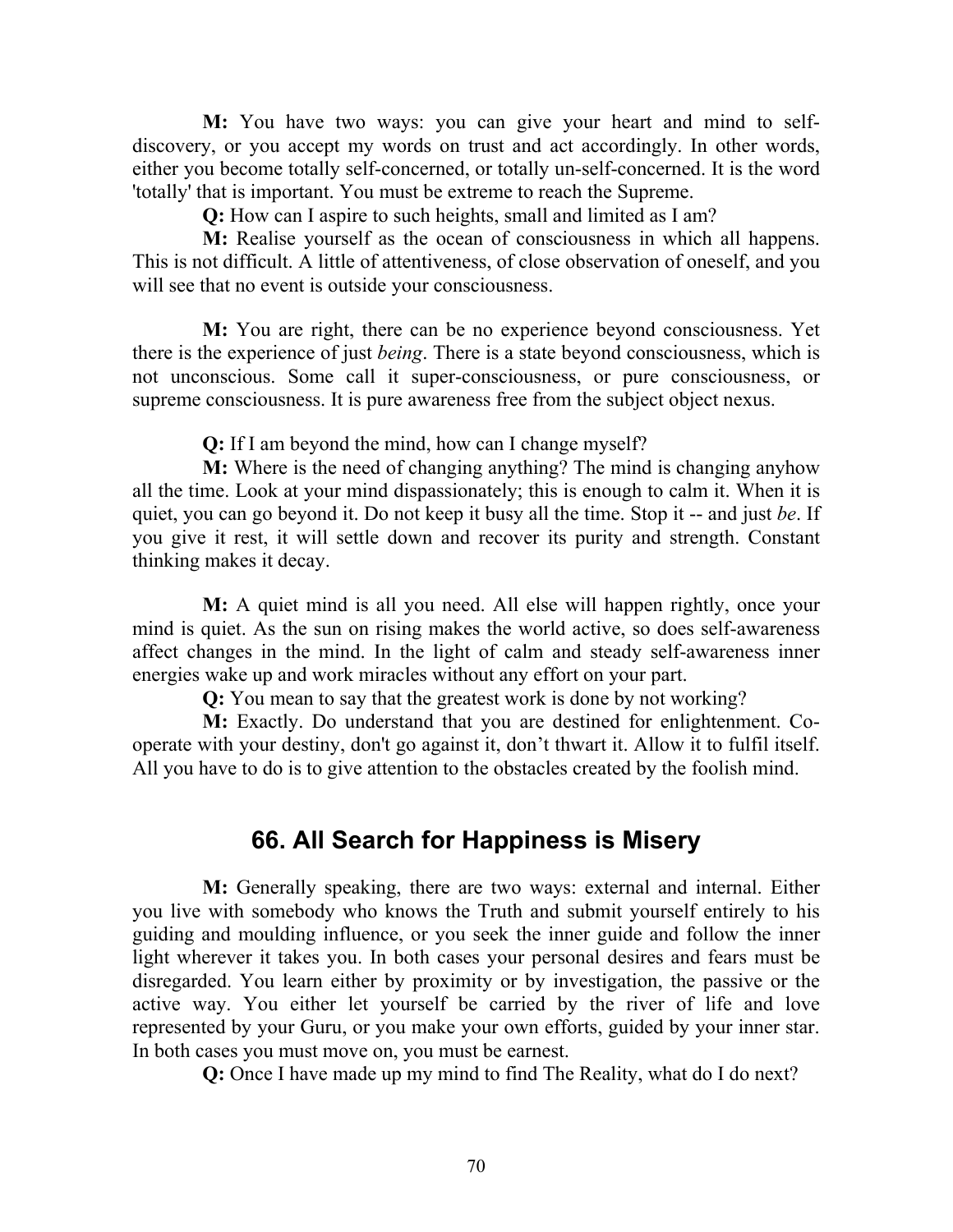**M:** You have two ways: you can give your heart and mind to self-discovery, or you accept my words on trust and act accordingly. In other words, either you become totally self-concerned, or totally un-self-concerned. It is the word 'totally' that is important. You must be extreme to reach the Supreme.

**Q:** How can I aspire to such heights, small and limited as I am?

**M:** Realise yourself as the ocean of consciousness in which all happens. This is not difficult. A little of attentiveness, of close observation of oneself, and you will see that no event is outside your consciousness.

**M:** You are right, there can be no experience beyond consciousness. Yet there is the experience of just *being*. There is a state beyond consciousness, which is not unconscious. Some call it super-consciousness, or pure consciousness, or supreme consciousness. It is pure awareness free from the subject object nexus.

**Q:** If I am beyond the mind, how can I change myself?

**M:** Where is the need of changing anything? The mind is changing anyhow all the time. Look at your mind dispassionately; this is enough to calm it. When it is quiet, you can go beyond it. Do not keep it busy all the time. Stop it -- and just *be*. If you give it rest, it will settle down and recover its purity and strength. Constant thinking makes it decay.

**M:** A quiet mind is all you need. All else will happen rightly, once your mind is quiet. As the sun on rising makes the world active, so does self-awareness affect changes in the mind. In the light of calm and steady self-awareness inner energies wake up and work miracles without any effort on your part.

**Q:** You mean to say that the greatest work is done by not working?

**M:** Exactly. Do understand that you are destined for enlightenment. Co-operate with your destiny, don't go against it, don’t thwart it. Allow it to fulfil itself. All you have to do is to give attention to the obstacles created by the foolish mind.

## 66. All Search for Happiness is Misery

**M:** Generally speaking, there are two ways: external and internal. Either you live with somebody who knows the Truth and submit yourself entirely to his guiding and moulding influence, or you seek the inner guide and follow the inner light wherever it takes you. In both cases your personal desires and fears must be disregarded. You learn either by proximity or by investigation, the passive or the active way. You either let yourself be carried by the river of life and love represented by your Guru, or you make your own efforts, guided by your inner star. In both cases you must move on, you must be earnest.

**Q:** Once I have made up my mind to find The Reality, what do I do next?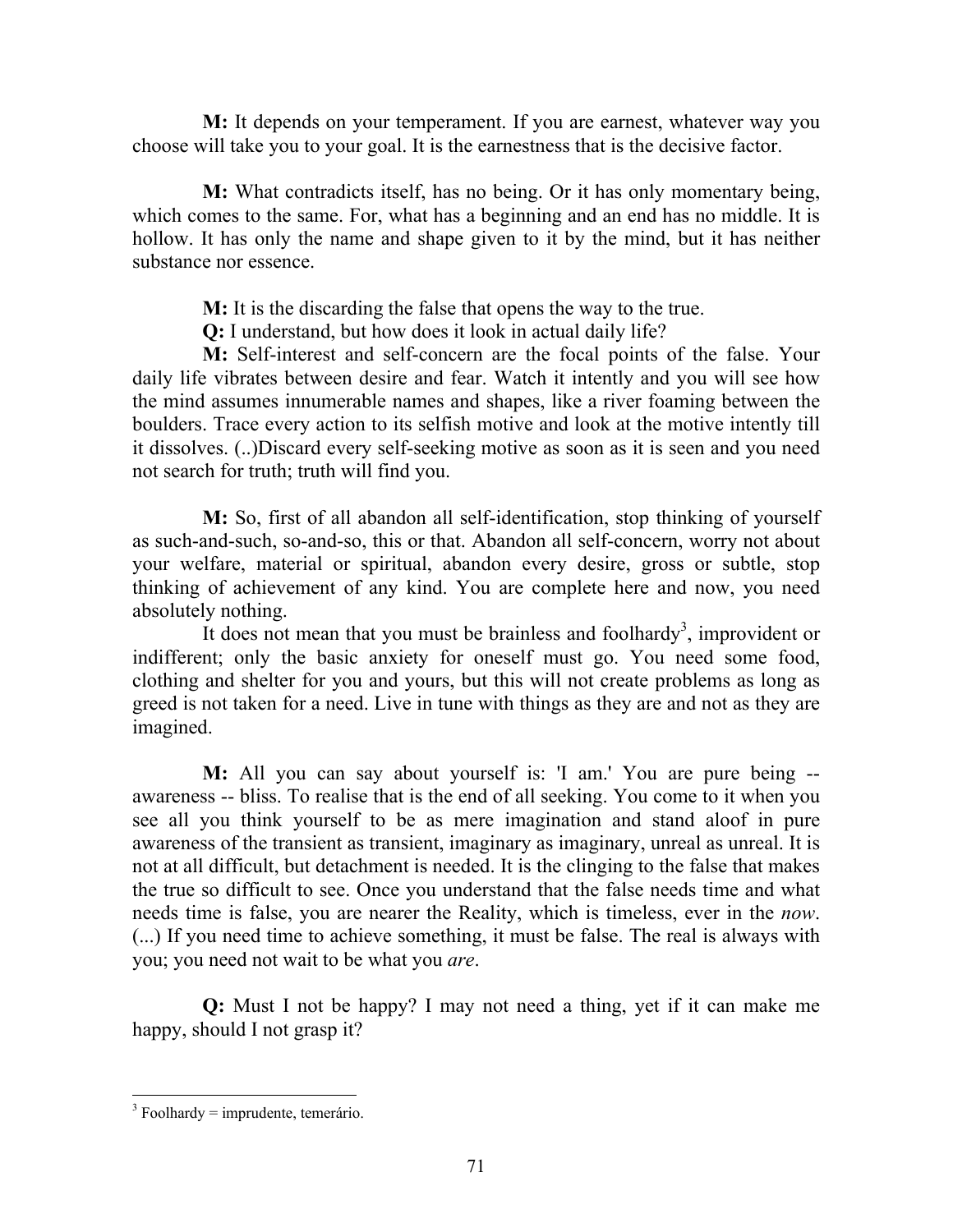**M:** It depends on your temperament. If you are earnest, whatever way you choose will take you to your goal. It is the earnestness that is the decisive factor.

**M:** What contradicts itself, has no being. Or it has only momentary being, which comes to the same. For, what has a beginning and an end has no middle. It is hollow. It has only the name and shape given to it by the mind, but it has neither substance nor essence.

**M:** It is the discarding the false that opens the way to the true.

**Q:** I understand, but how does it look in actual daily life?

**M:** Self-interest and self-concern are the focal points of the false. Your daily life vibrates between desire and fear. Watch it intently and you will see how the mind assumes innumerable names and shapes, like a river foaming between the boulders. Trace every action to its selfish motive and look at the motive intently till it dissolves. (..)Discard every self-seeking motive as soon as it is seen and you need not search for truth; truth will find you.

**M:** So, first of all abandon all self-identification, stop thinking of yourself as such-and-such, so-and-so, this or that. Abandon all self-concern, worry not about your welfare, material or spiritual, abandon every desire, gross or subtle, stop thinking of achievement of any kind. You are complete here and now, you need absolutely nothing.

It does not mean that you must be brainless and foolhardy[3], improvident or indifferent; only the basic anxiety for oneself must go. You need some food, clothing and shelter for you and yours, but this will not create problems as long as greed is not taken for a need. Live in tune with things as they are and not as they are imagined.

**M:** All you can say about yourself is: 'I am.' You are pure being -- awareness -- bliss. To realise that is the end of all seeking. You come to it when you see all you think yourself to be as mere imagination and stand aloof in pure awareness of the transient as transient, imaginary as imaginary, unreal as unreal. It is not at all difficult, but detachment is needed. It is the clinging to the false that makes the true so difficult to see. Once you understand that the false needs time and what needs time is false, you are nearer the Reality, which is timeless, ever in the *now*. (...) If you need time to achieve something, it must be false. The real is always with you; you need not wait to be what you *are*.

**Q:** Must I not be happy? I may not need a thing, yet if it can make me happy, should I not grasp it?

---

[3] Foolhardy = imprudente, temerário.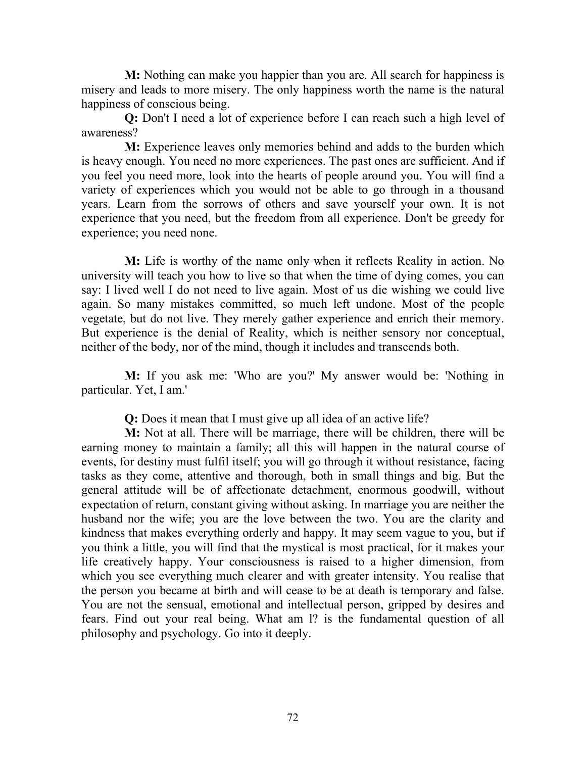**M:** Nothing can make you happier than you are. All search for happiness is misery and leads to more misery. The only happiness worth the name is the natural happiness of conscious being.

**Q:** Don't I need a lot of experience before I can reach such a high level of awareness?

**M:** Experience leaves only memories behind and adds to the burden which is heavy enough. You need no more experiences. The past ones are sufficient. And if you feel you need more, look into the hearts of people around you. You will find a variety of experiences which you would not be able to go through in a thousand years. Learn from the sorrows of others and save yourself your own. It is not experience that you need, but the freedom from all experience. Don't be greedy for experience; you need none.

**M:** Life is worthy of the name only when it reflects Reality in action. No university will teach you how to live so that when the time of dying comes, you can say: I lived well I do not need to live again. Most of us die wishing we could live again. So many mistakes committed, so much left undone. Most of the people vegetate, but do not live. They merely gather experience and enrich their memory. But experience is the denial of Reality, which is neither sensory nor conceptual, neither of the body, nor of the mind, though it includes and transcends both.

**M:** If you ask me: 'Who are you?' My answer would be: 'Nothing in particular. Yet, I am.'

**Q:** Does it mean that I must give up all idea of an active life?

**M:** Not at all. There will be marriage, there will be children, there will be earning money to maintain a family; all this will happen in the natural course of events, for destiny must fulfil itself; you will go through it without resistance, facing tasks as they come, attentive and thorough, both in small things and big. But the general attitude will be of affectionate detachment, enormous goodwill, without expectation of return, constant giving without asking. In marriage you are neither the husband nor the wife; you are the love between the two. You are the clarity and kindness that makes everything orderly and happy. It may seem vague to you, but if you think a little, you will find that the mystical is most practical, for it makes your life creatively happy. Your consciousness is raised to a higher dimension, from which you see everything much clearer and with greater intensity. You realise that the person you became at birth and will cease to be at death is temporary and false. You are not the sensual, emotional and intellectual person, gripped by desires and fears. Find out your real being. What am l? is the fundamental question of all philosophy and psychology. Go into it deeply.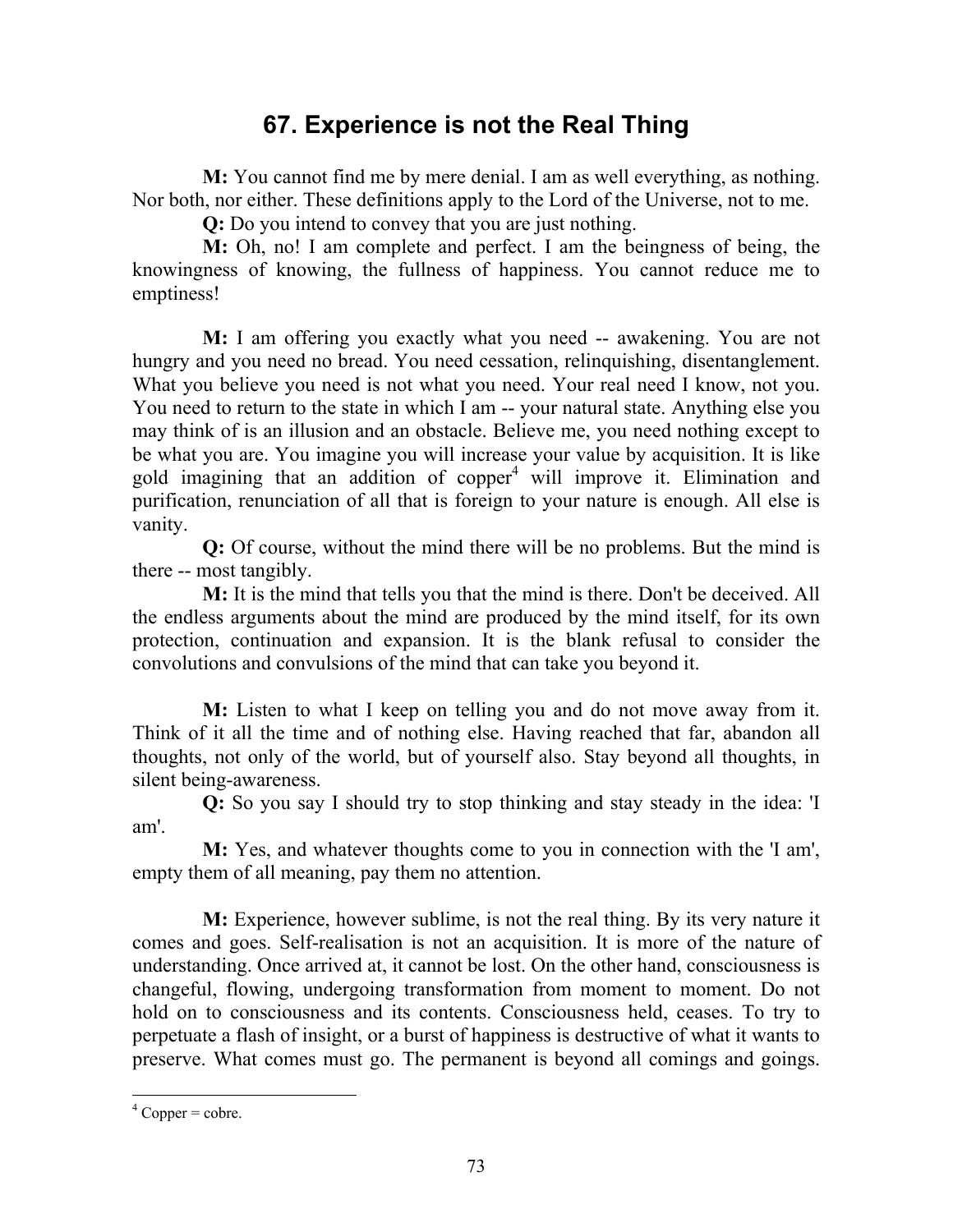# 67. Experience is not the Real Thing

**M:** You cannot find me by mere denial. I am as well everything, as nothing. Nor both, nor either. These definitions apply to the Lord of the Universe, not to me.

**Q:** Do you intend to convey that you are just nothing.

**M:** Oh, no! I am complete and perfect. I am the beingness of being, the knowingness of knowing, the fullness of happiness. You cannot reduce me to emptiness!

**M:** I am offering you exactly what you need -- awakening. You are not hungry and you need no bread. You need cessation, relinquishing, disentanglement. What you believe you need is not what you need. Your real need I know, not you. You need to return to the state in which I am -- your natural state. Anything else you may think of is an illusion and an obstacle. Believe me, you need nothing except to be what you are. You imagine you will increase your value by acquisition. It is like gold imagining that an addition of copper[4] will improve it. Elimination and purification, renunciation of all that is foreign to your nature is enough. All else is vanity.

**Q:** Of course, without the mind there will be no problems. But the mind is there -- most tangibly.

**M:** It is the mind that tells you that the mind is there. Don't be deceived. All the endless arguments about the mind are produced by the mind itself, for its own protection, continuation and expansion. It is the blank refusal to consider the convolutions and convulsions of the mind that can take you beyond it.

**M:** Listen to what I keep on telling you and do not move away from it. Think of it all the time and of nothing else. Having reached that far, abandon all thoughts, not only of the world, but of yourself also. Stay beyond all thoughts, in silent being-awareness.

**Q:** So you say I should try to stop thinking and stay steady in the idea: 'I am'.

**M:** Yes, and whatever thoughts come to you in connection with the 'I am', empty them of all meaning, pay them no attention.

**M:** Experience, however sublime, is not the real thing. By its very nature it comes and goes. Self-realisation is not an acquisition. It is more of the nature of understanding. Once arrived at, it cannot be lost. On the other hand, consciousness is changeful, flowing, undergoing transformation from moment to moment. Do not hold on to consciousness and its contents. Consciousness held, ceases. To try to perpetuate a flash of insight, or a burst of happiness is destructive of what it wants to preserve. What comes must go. The permanent is beyond all comings and goings.

---

[4] Copper = cobre.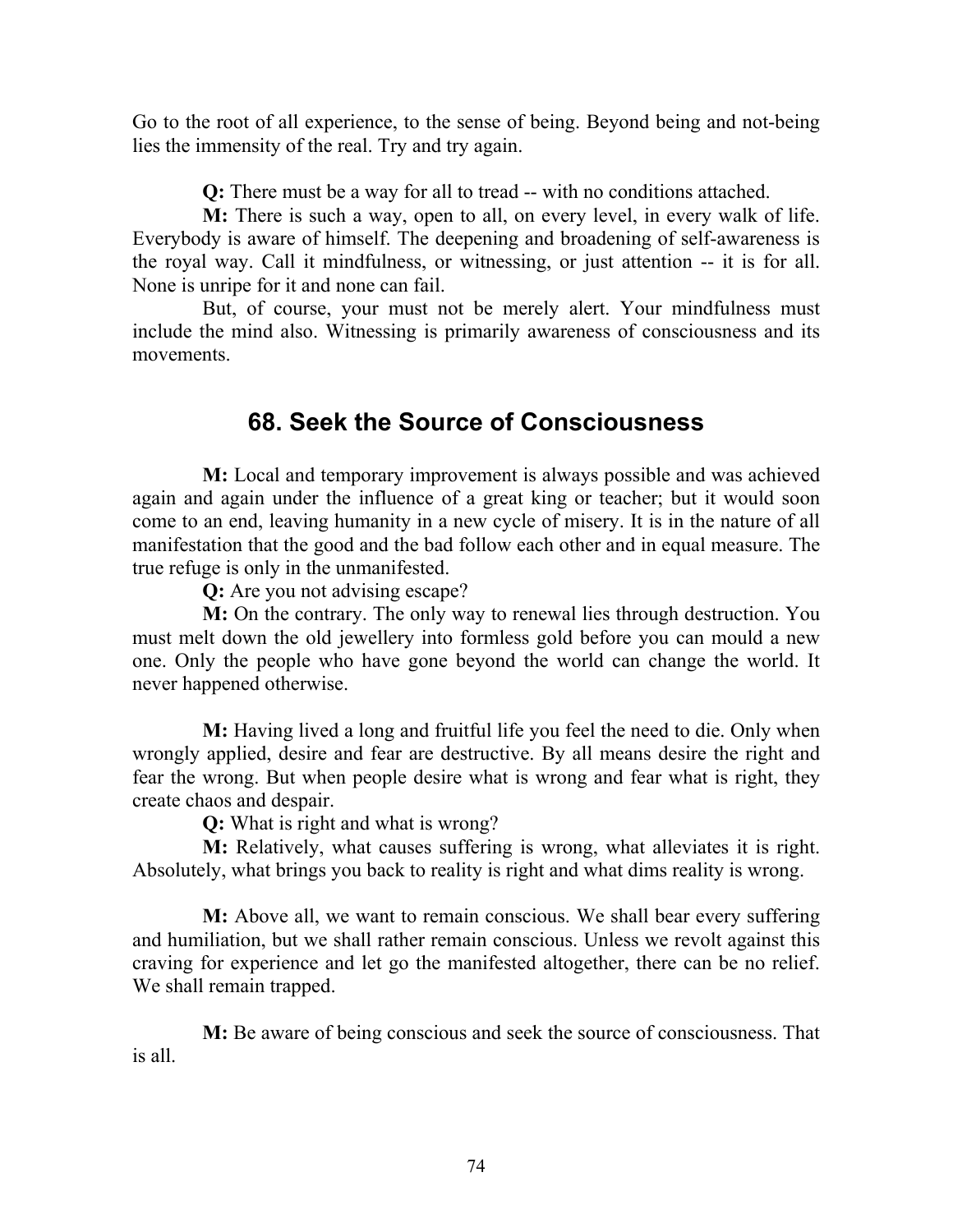Go to the root of all experience, to the sense of being. Beyond being and not-being lies the immensity of the real. Try and try again.

**Q:** There must be a way for all to tread -- with no conditions attached.

**M:** There is such a way, open to all, on every level, in every walk of life. Everybody is aware of himself. The deepening and broadening of self-awareness is the royal way. Call it mindfulness, or witnessing, or just attention -- it is for all. None is unripe for it and none can fail.

But, of course, your must not be merely alert. Your mindfulness must include the mind also. Witnessing is primarily awareness of consciousness and its movements.

## 68. Seek the Source of Consciousness

**M:** Local and temporary improvement is always possible and was achieved again and again under the influence of a great king or teacher; but it would soon come to an end, leaving humanity in a new cycle of misery. It is in the nature of all manifestation that the good and the bad follow each other and in equal measure. The true refuge is only in the unmanifested.

**Q:** Are you not advising escape?

**M:** On the contrary. The only way to renewal lies through destruction. You must melt down the old jewellery into formless gold before you can mould a new one. Only the people who have gone beyond the world can change the world. It never happened otherwise.

**M:** Having lived a long and fruitful life you feel the need to die. Only when wrongly applied, desire and fear are destructive. By all means desire the right and fear the wrong. But when people desire what is wrong and fear what is right, they create chaos and despair.

**Q:** What is right and what is wrong?

**M:** Relatively, what causes suffering is wrong, what alleviates it is right. Absolutely, what brings you back to reality is right and what dims reality is wrong.

**M:** Above all, we want to remain conscious. We shall bear every suffering and humiliation, but we shall rather remain conscious. Unless we revolt against this craving for experience and let go the manifested altogether, there can be no relief. We shall remain trapped.

**M:** Be aware of being conscious and seek the source of consciousness. That is all.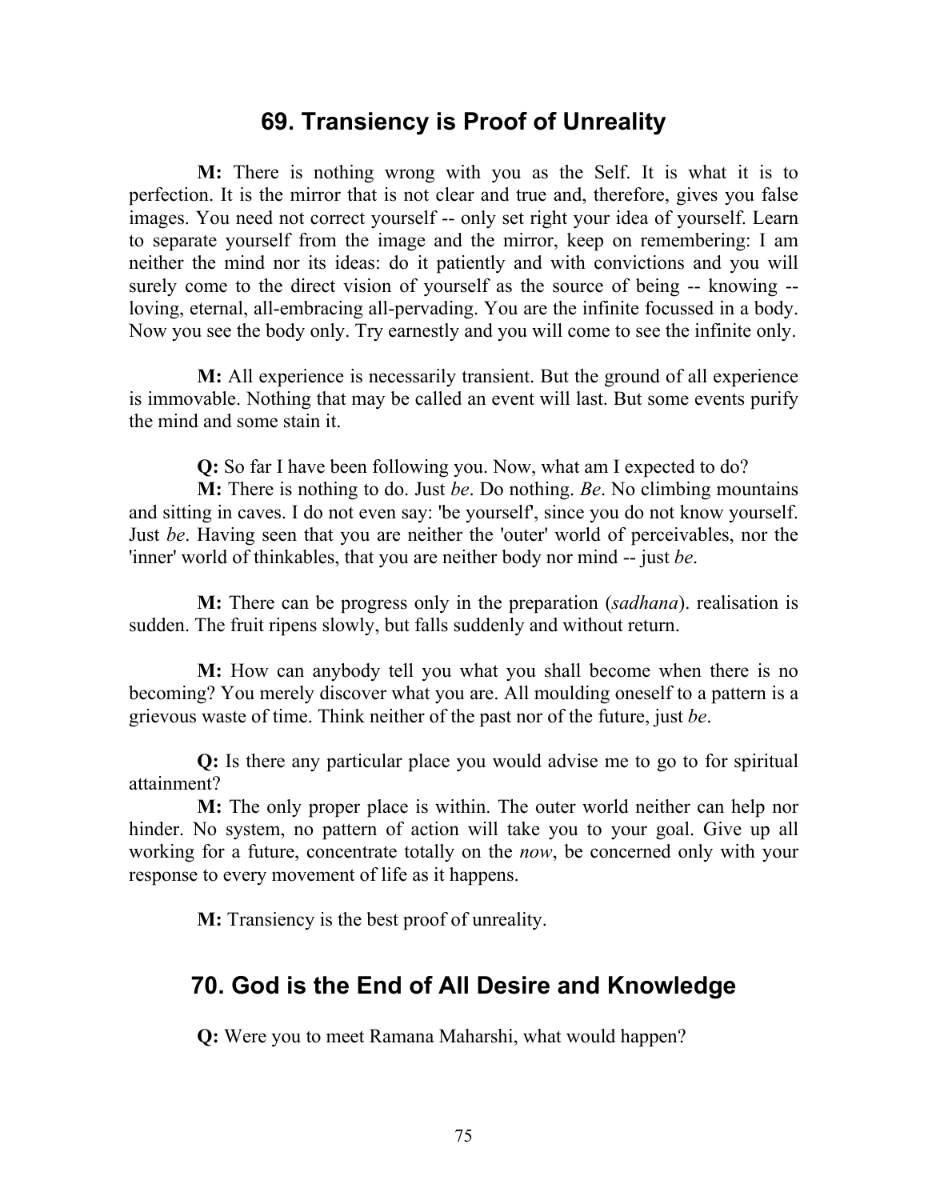## 69. Transiency is Proof of Unreality

**M:** There is nothing wrong with you as the Self. It is what it is to perfection. It is the mirror that is not clear and true and, therefore, gives you false images. You need not correct yourself -- only set right your idea of yourself. Learn to separate yourself from the image and the mirror, keep on remembering: I am neither the mind nor its ideas: do it patiently and with convictions and you will surely come to the direct vision of yourself as the source of being -- knowing -- loving, eternal, all-embracing all-pervading. You are the infinite focussed in a body. Now you see the body only. Try earnestly and you will come to see the infinite only.

**M:** All experience is necessarily transient. But the ground of all experience is immovable. Nothing that may be called an event will last. But some events purify the mind and some stain it.

**Q:** So far I have been following you. Now, what am I expected to do?

**M:** There is nothing to do. Just *be*. Do nothing. *Be*. No climbing mountains and sitting in caves. I do not even say: 'be yourself', since you do not know yourself. Just *be*. Having seen that you are neither the 'outer' world of perceivables, nor the 'inner' world of thinkables, that you are neither body nor mind -- just *be*.

**M:** There can be progress only in the preparation (*sadhana*). realisation is sudden. The fruit ripens slowly, but falls suddenly and without return.

**M:** How can anybody tell you what you shall become when there is no becoming? You merely discover what you are. All moulding oneself to a pattern is a grievous waste of time. Think neither of the past nor of the future, just *be*.

**Q:** Is there any particular place you would advise me to go to for spiritual attainment?

**M:** The only proper place is within. The outer world neither can help nor hinder. No system, no pattern of action will take you to your goal. Give up all working for a future, concentrate totally on the *now*, be concerned only with your response to every movement of life as it happens.

**M:** Transiency is the best proof of unreality.

## 70. God is the End of All Desire and Knowledge

**Q:** Were you to meet Ramana Maharshi, what would happen?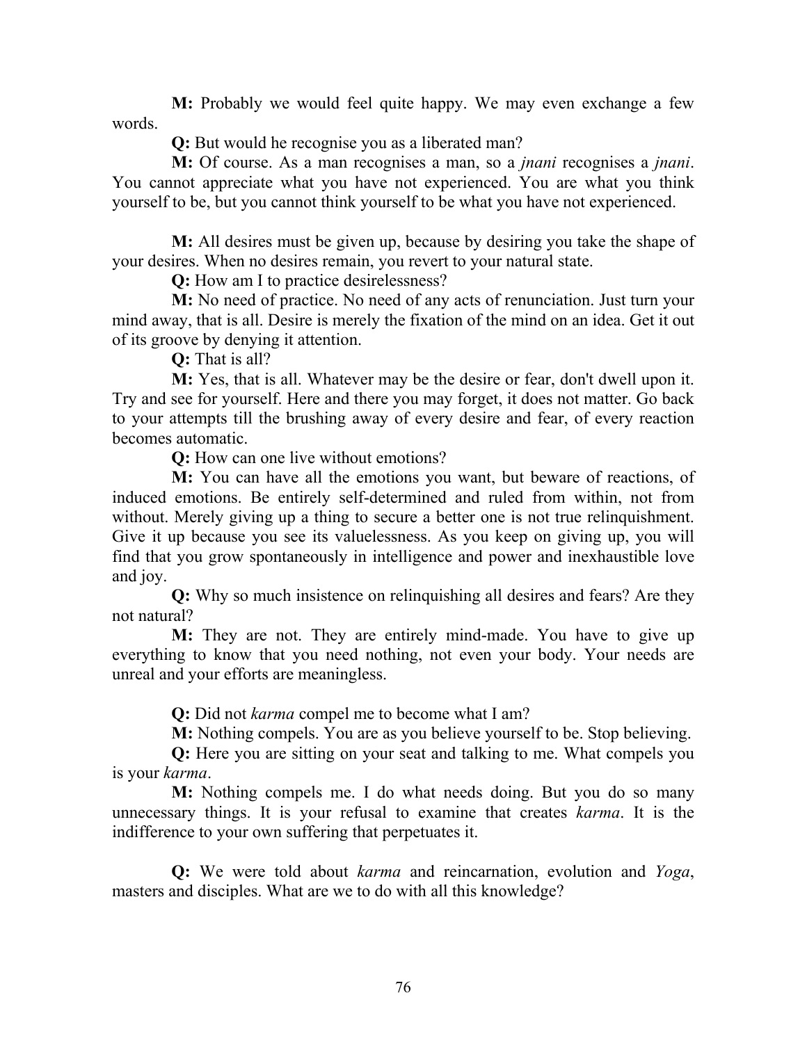**M:** Probably we would feel quite happy. We may even exchange a few words.

**Q:** But would he recognise you as a liberated man?

**M:** Of course. As a man recognises a man, so a *jnani* recognises a *jnani*. You cannot appreciate what you have not experienced. You are what you think yourself to be, but you cannot think yourself to be what you have not experienced.

**M:** All desires must be given up, because by desiring you take the shape of your desires. When no desires remain, you revert to your natural state.

**Q:** How am I to practice desirelessness?

**M:** No need of practice. No need of any acts of renunciation. Just turn your mind away, that is all. Desire is merely the fixation of the mind on an idea. Get it out of its groove by denying it attention.

**Q:** That is all?

**M:** Yes, that is all. Whatever may be the desire or fear, don't dwell upon it. Try and see for yourself. Here and there you may forget, it does not matter. Go back to your attempts till the brushing away of every desire and fear, of every reaction becomes automatic.

**Q:** How can one live without emotions?

**M:** You can have all the emotions you want, but beware of reactions, of induced emotions. Be entirely self-determined and ruled from within, not from without. Merely giving up a thing to secure a better one is not true relinquishment. Give it up because you see its valuelessness. As you keep on giving up, you will find that you grow spontaneously in intelligence and power and inexhaustible love and joy.

**Q:** Why so much insistence on relinquishing all desires and fears? Are they not natural?

**M:** They are not. They are entirely mind-made. You have to give up everything to know that you need nothing, not even your body. Your needs are unreal and your efforts are meaningless.

**Q:** Did not *karma* compel me to become what I am?

**M:** Nothing compels. You are as you believe yourself to be. Stop believing.

**Q:** Here you are sitting on your seat and talking to me. What compels you is your *karma*.

**M:** Nothing compels me. I do what needs doing. But you do so many unnecessary things. It is your refusal to examine that creates *karma*. It is the indifference to your own suffering that perpetuates it.

**Q:** We were told about *karma* and reincarnation, evolution and *Yoga*, masters and disciples. What are we to do with all this knowledge?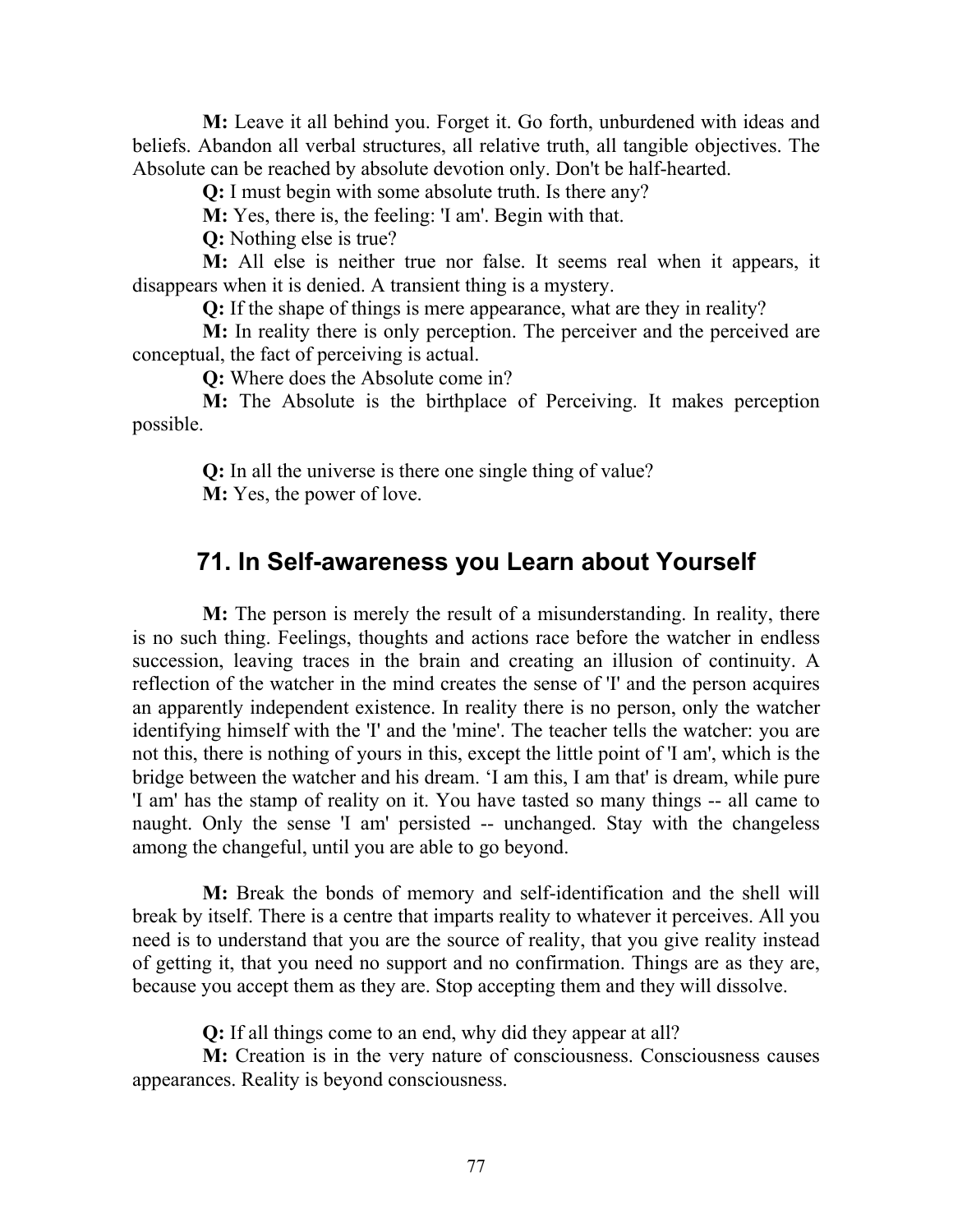**M:** Leave it all behind you. Forget it. Go forth, unburdened with ideas and beliefs. Abandon all verbal structures, all relative truth, all tangible objectives. The Absolute can be reached by absolute devotion only. Don't be half-hearted.

**Q:** I must begin with some absolute truth. Is there any?

**M:** Yes, there is, the feeling: 'I am'. Begin with that.

**Q:** Nothing else is true?

**M:** All else is neither true nor false. It seems real when it appears, it disappears when it is denied. A transient thing is a mystery.

**Q:** If the shape of things is mere appearance, what are they in reality?

**M:** In reality there is only perception. The perceiver and the perceived are conceptual, the fact of perceiving is actual.

**Q:** Where does the Absolute come in?

**M:** The Absolute is the birthplace of Perceiving. It makes perception possible.

**Q:** In all the universe is there one single thing of value?

**M:** Yes, the power of love.

## 71. In Self-awareness you Learn about Yourself

**M:** The person is merely the result of a misunderstanding. In reality, there is no such thing. Feelings, thoughts and actions race before the watcher in endless succession, leaving traces in the brain and creating an illusion of continuity. A reflection of the watcher in the mind creates the sense of 'I' and the person acquires an apparently independent existence. In reality there is no person, only the watcher identifying himself with the 'I' and the 'mine'. The teacher tells the watcher: you are not this, there is nothing of yours in this, except the little point of 'I am', which is the bridge between the watcher and his dream. 'I am this, I am that' is dream, while pure 'I am' has the stamp of reality on it. You have tasted so many things -- all came to naught. Only the sense 'I am' persisted -- unchanged. Stay with the changeless among the changeful, until you are able to go beyond.

**M:** Break the bonds of memory and self-identification and the shell will break by itself. There is a centre that imparts reality to whatever it perceives. All you need is to understand that you are the source of reality, that you give reality instead of getting it, that you need no support and no confirmation. Things are as they are, because you accept them as they are. Stop accepting them and they will dissolve.

**Q:** If all things come to an end, why did they appear at all?

**M:** Creation is in the very nature of consciousness. Consciousness causes appearances. Reality is beyond consciousness.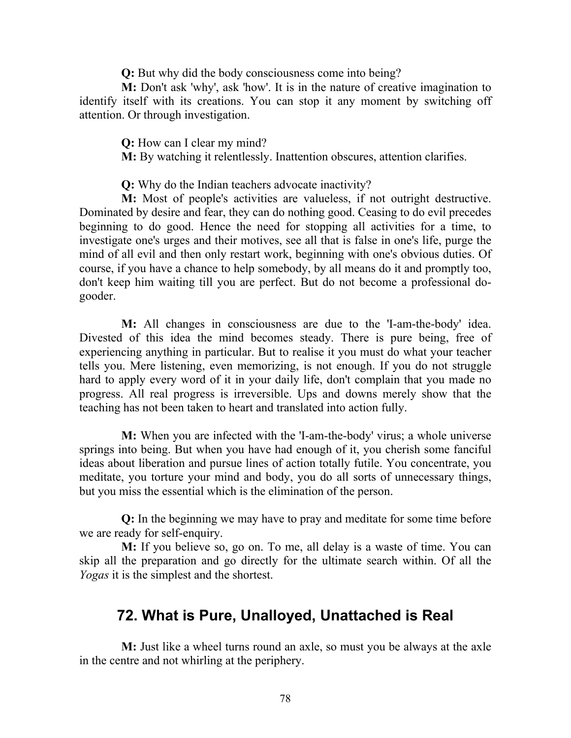**Q:** But why did the body consciousness come into being?

**M:** Don't ask 'why', ask 'how'. It is in the nature of creative imagination to identify itself with its creations. You can stop it any moment by switching off attention. Or through investigation.

**Q:** How can I clear my mind?

**M:** By watching it relentlessly. Inattention obscures, attention clarifies.

**Q:** Why do the Indian teachers advocate inactivity?

**M:** Most of people's activities are valueless, if not outright destructive. Dominated by desire and fear, they can do nothing good. Ceasing to do evil precedes beginning to do good. Hence the need for stopping all activities for a time, to investigate one's urges and their motives, see all that is false in one's life, purge the mind of all evil and then only restart work, beginning with one's obvious duties. Of course, if you have a chance to help somebody, by all means do it and promptly too, don't keep him waiting till you are perfect. But do not become a professional do-gooder.

**M:** All changes in consciousness are due to the 'I-am-the-body' idea. Divested of this idea the mind becomes steady. There is pure being, free of experiencing anything in particular. But to realise it you must do what your teacher tells you. Mere listening, even memorizing, is not enough. If you do not struggle hard to apply every word of it in your daily life, don't complain that you made no progress. All real progress is irreversible. Ups and downs merely show that the teaching has not been taken to heart and translated into action fully.

**M:** When you are infected with the 'I-am-the-body' virus; a whole universe springs into being. But when you have had enough of it, you cherish some fanciful ideas about liberation and pursue lines of action totally futile. You concentrate, you meditate, you torture your mind and body, you do all sorts of unnecessary things, but you miss the essential which is the elimination of the person.

**Q:** In the beginning we may have to pray and meditate for some time before we are ready for self-enquiry.

**M:** If you believe so, go on. To me, all delay is a waste of time. You can skip all the preparation and go directly for the ultimate search within. Of all the *Yogas* it is the simplest and the shortest.

## 72. What is Pure, Unalloyed, Unattached is Real

**M:** Just like a wheel turns round an axle, so must you be always at the axle in the centre and not whirling at the periphery.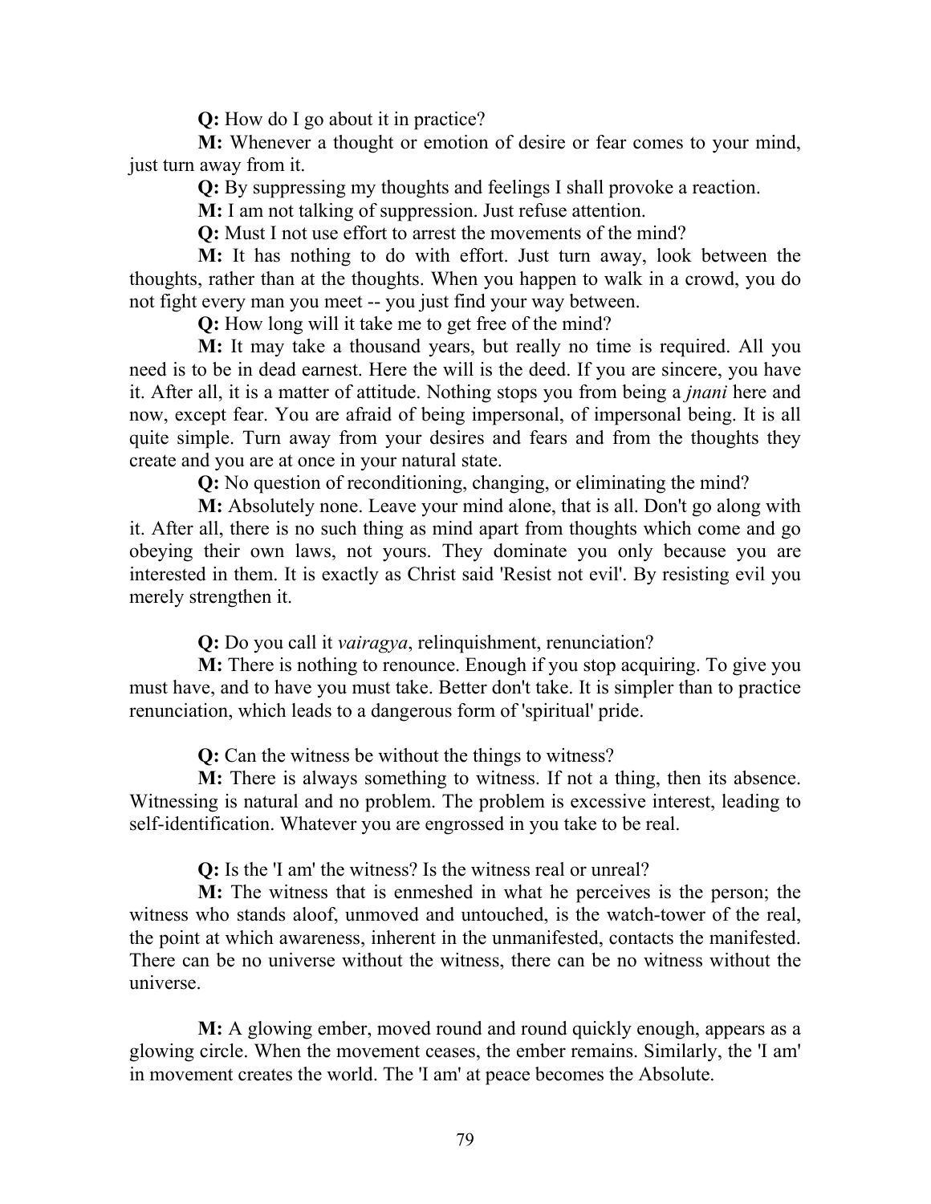**Q:** How do I go about it in practice?

**M:** Whenever a thought or emotion of desire or fear comes to your mind, just turn away from it.

**Q:** By suppressing my thoughts and feelings I shall provoke a reaction.

**M:** I am not talking of suppression. Just refuse attention.

**Q:** Must I not use effort to arrest the movements of the mind?

**M:** It has nothing to do with effort. Just turn away, look between the thoughts, rather than at the thoughts. When you happen to walk in a crowd, you do not fight every man you meet -- you just find your way between.

**Q:** How long will it take me to get free of the mind?

**M:** It may take a thousand years, but really no time is required. All you need is to be in dead earnest. Here the will is the deed. If you are sincere, you have it. After all, it is a matter of attitude. Nothing stops you from being a *jnani* here and now, except fear. You are afraid of being impersonal, of impersonal being. It is all quite simple. Turn away from your desires and fears and from the thoughts they create and you are at once in your natural state.

**Q:** No question of reconditioning, changing, or eliminating the mind?

**M:** Absolutely none. Leave your mind alone, that is all. Don't go along with it. After all, there is no such thing as mind apart from thoughts which come and go obeying their own laws, not yours. They dominate you only because you are interested in them. It is exactly as Christ said 'Resist not evil'. By resisting evil you merely strengthen it.

**Q:** Do you call it *vairagya*, relinquishment, renunciation?

**M:** There is nothing to renounce. Enough if you stop acquiring. To give you must have, and to have you must take. Better don't take. It is simpler than to practice renunciation, which leads to a dangerous form of 'spiritual' pride.

**Q:** Can the witness be without the things to witness?

**M:** There is always something to witness. If not a thing, then its absence. Witnessing is natural and no problem. The problem is excessive interest, leading to self-identification. Whatever you are engrossed in you take to be real.

**Q:** Is the 'I am' the witness? Is the witness real or unreal?

**M:** The witness that is enmeshed in what he perceives is the person; the witness who stands aloof, unmoved and untouched, is the watch-tower of the real, the point at which awareness, inherent in the unmanifested, contacts the manifested. There can be no universe without the witness, there can be no witness without the universe.

**M:** A glowing ember, moved round and round quickly enough, appears as a glowing circle. When the movement ceases, the ember remains. Similarly, the 'I am' in movement creates the world. The 'I am' at peace becomes the Absolute.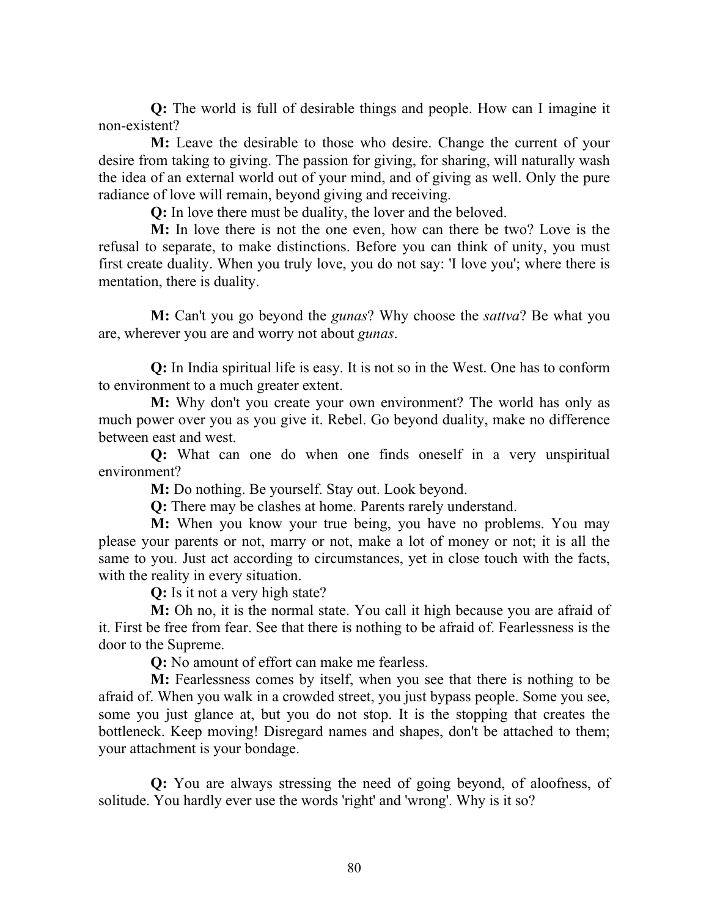**Q:** The world is full of desirable things and people. How can I imagine it non-existent?

**M:** Leave the desirable to those who desire. Change the current of your desire from taking to giving. The passion for giving, for sharing, will naturally wash the idea of an external world out of your mind, and of giving as well. Only the pure radiance of love will remain, beyond giving and receiving.

**Q:** In love there must be duality, the lover and the beloved.

**M:** In love there is not the one even, how can there be two? Love is the refusal to separate, to make distinctions. Before you can think of unity, you must first create duality. When you truly love, you do not say: 'I love you'; where there is mentation, there is duality.

**M:** Can't you go beyond the *gunas*? Why choose the *sattva*? Be what you are, wherever you are and worry not about *gunas*.

**Q:** In India spiritual life is easy. It is not so in the West. One has to conform to environment to a much greater extent.

**M:** Why don't you create your own environment? The world has only as much power over you as you give it. Rebel. Go beyond duality, make no difference between east and west.

**Q:** What can one do when one finds oneself in a very unspiritual environment?

**M:** Do nothing. Be yourself. Stay out. Look beyond.

**Q:** There may be clashes at home. Parents rarely understand.

**M:** When you know your true being, you have no problems. You may please your parents or not, marry or not, make a lot of money or not; it is all the same to you. Just act according to circumstances, yet in close touch with the facts, with the reality in every situation.

**Q:** Is it not a very high state?

**M:** Oh no, it is the normal state. You call it high because you are afraid of it. First be free from fear. See that there is nothing to be afraid of. Fearlessness is the door to the Supreme.

**Q:** No amount of effort can make me fearless.

**M:** Fearlessness comes by itself, when you see that there is nothing to be afraid of. When you walk in a crowded street, you just bypass people. Some you see, some you just glance at, but you do not stop. It is the stopping that creates the bottleneck. Keep moving! Disregard names and shapes, don't be attached to them; your attachment is your bondage.

**Q:** You are always stressing the need of going beyond, of aloofness, of solitude. You hardly ever use the words 'right' and 'wrong'. Why is it so?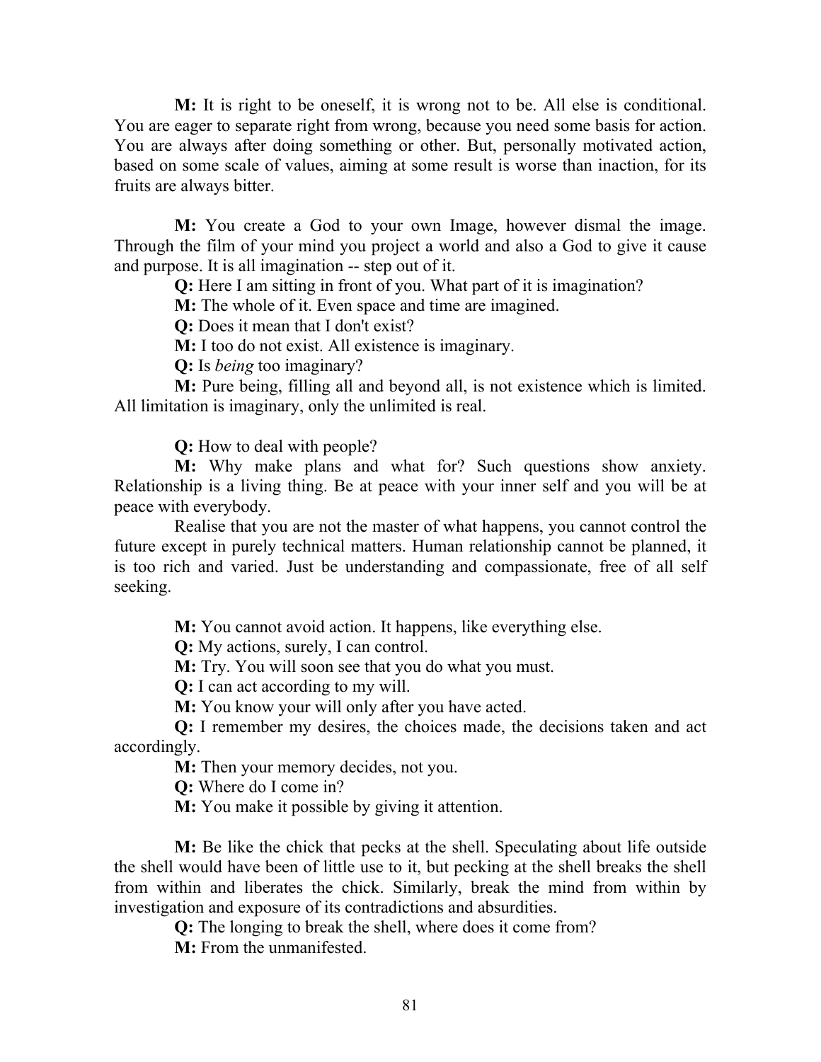**M:** It is right to be oneself, it is wrong not to be. All else is conditional. You are eager to separate right from wrong, because you need some basis for action. You are always after doing something or other. But, personally motivated action, based on some scale of values, aiming at some result is worse than inaction, for its fruits are always bitter.

**M:** You create a God to your own Image, however dismal the image. Through the film of your mind you project a world and also a God to give it cause and purpose. It is all imagination -- step out of it.

**Q:** Here I am sitting in front of you. What part of it is imagination?

**M:** The whole of it. Even space and time are imagined.

**Q:** Does it mean that I don't exist?

**M:** I too do not exist. All existence is imaginary.

**Q:** Is *being* too imaginary?

**M:** Pure being, filling all and beyond all, is not existence which is limited. All limitation is imaginary, only the unlimited is real.

**Q:** How to deal with people?

**M:** Why make plans and what for? Such questions show anxiety. Relationship is a living thing. Be at peace with your inner self and you will be at peace with everybody.

Realise that you are not the master of what happens, you cannot control the future except in purely technical matters. Human relationship cannot be planned, it is too rich and varied. Just be understanding and compassionate, free of all self seeking.

**M:** You cannot avoid action. It happens, like everything else.

**Q:** My actions, surely, I can control.

**M:** Try. You will soon see that you do what you must.

**Q:** I can act according to my will.

**M:** You know your will only after you have acted.

**Q:** I remember my desires, the choices made, the decisions taken and act accordingly.

**M:** Then your memory decides, not you.

**Q:** Where do I come in?

**M:** You make it possible by giving it attention.

**M:** Be like the chick that pecks at the shell. Speculating about life outside the shell would have been of little use to it, but pecking at the shell breaks the shell from within and liberates the chick. Similarly, break the mind from within by investigation and exposure of its contradictions and absurdities.

**Q:** The longing to break the shell, where does it come from?

**M:** From the unmanifested.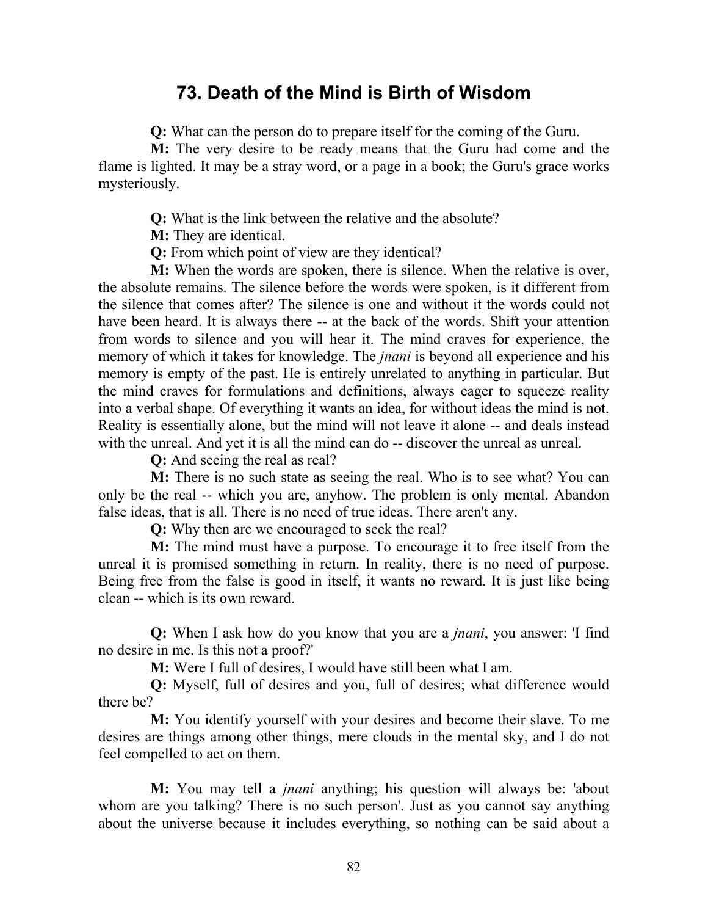## 73. Death of the Mind is Birth of Wisdom

**Q:** What can the person do to prepare itself for the coming of the Guru.

**M:** The very desire to be ready means that the Guru had come and the flame is lighted. It may be a stray word, or a page in a book; the Guru's grace works mysteriously.

**Q:** What is the link between the relative and the absolute?

**M:** They are identical.

**Q:** From which point of view are they identical?

**M:** When the words are spoken, there is silence. When the relative is over, the absolute remains. The silence before the words were spoken, is it different from the silence that comes after? The silence is one and without it the words could not have been heard. It is always there -- at the back of the words. Shift your attention from words to silence and you will hear it. The mind craves for experience, the memory of which it takes for knowledge. The *jnani* is beyond all experience and his memory is empty of the past. He is entirely unrelated to anything in particular. But the mind craves for formulations and definitions, always eager to squeeze reality into a verbal shape. Of everything it wants an idea, for without ideas the mind is not. Reality is essentially alone, but the mind will not leave it alone -- and deals instead with the unreal. And yet it is all the mind can do -- discover the unreal as unreal.

**Q:** And seeing the real as real?

**M:** There is no such state as seeing the real. Who is to see what? You can only be the real -- which you are, anyhow. The problem is only mental. Abandon false ideas, that is all. There is no need of true ideas. There aren't any.

**Q:** Why then are we encouraged to seek the real?

**M:** The mind must have a purpose. To encourage it to free itself from the unreal it is promised something in return. In reality, there is no need of purpose. Being free from the false is good in itself, it wants no reward. It is just like being clean -- which is its own reward.

**Q:** When I ask how do you know that you are a *jnani*, you answer: 'I find no desire in me. Is this not a proof?'

**M:** Were I full of desires, I would have still been what I am.

**Q:** Myself, full of desires and you, full of desires; what difference would there be?

**M:** You identify yourself with your desires and become their slave. To me desires are things among other things, mere clouds in the mental sky, and I do not feel compelled to act on them.

**M:** You may tell a *jnani* anything; his question will always be: 'about whom are you talking? There is no such person'. Just as you cannot say anything about the universe because it includes everything, so nothing can be said about a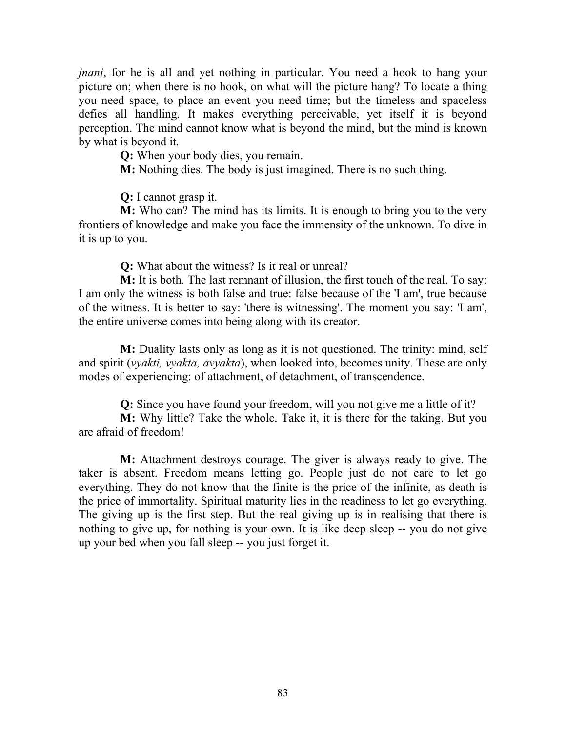*jnani*, for he is all and yet nothing in particular. You need a hook to hang your picture on; when there is no hook, on what will the picture hang? To locate a thing you need space, to place an event you need time; but the timeless and spaceless defies all handling. It makes everything perceivable, yet itself it is beyond perception. The mind cannot know what is beyond the mind, but the mind is known by what is beyond it.

**Q:** When your body dies, you remain.

**M:** Nothing dies. The body is just imagined. There is no such thing.

**Q:** I cannot grasp it.

**M:** Who can? The mind has its limits. It is enough to bring you to the very frontiers of knowledge and make you face the immensity of the unknown. To dive in it is up to you.

**Q:** What about the witness? Is it real or unreal?

**M:** It is both. The last remnant of illusion, the first touch of the real. To say: I am only the witness is both false and true: false because of the 'I am', true because of the witness. It is better to say: 'there is witnessing'. The moment you say: 'I am', the entire universe comes into being along with its creator.

**M:** Duality lasts only as long as it is not questioned. The trinity: mind, self and spirit (*vyakti, vyakta, avyakta*), when looked into, becomes unity. These are only modes of experiencing: of attachment, of detachment, of transcendence.

**Q:** Since you have found your freedom, will you not give me a little of it?

**M:** Why little? Take the whole. Take it, it is there for the taking. But you are afraid of freedom!

**M:** Attachment destroys courage. The giver is always ready to give. The taker is absent. Freedom means letting go. People just do not care to let go everything. They do not know that the finite is the price of the infinite, as death is the price of immortality. Spiritual maturity lies in the readiness to let go everything. The giving up is the first step. But the real giving up is in realising that there is nothing to give up, for nothing is your own. It is like deep sleep -- you do not give up your bed when you fall sleep -- you just forget it.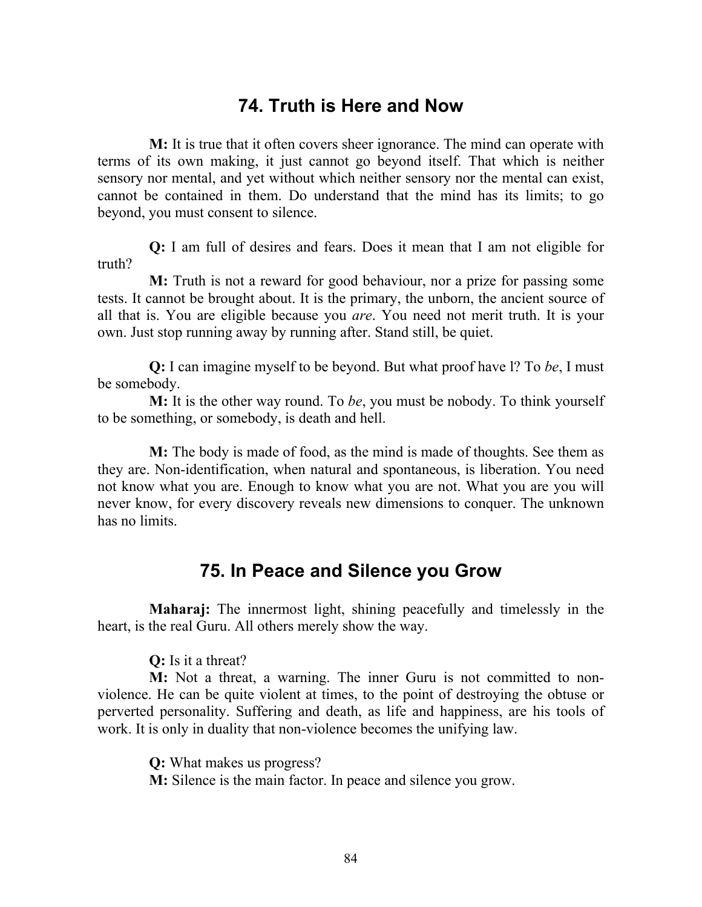## 74. Truth is Here and Now

**M:** It is true that it often covers sheer ignorance. The mind can operate with terms of its own making, it just cannot go beyond itself. That which is neither sensory nor mental, and yet without which neither sensory nor the mental can exist, cannot be contained in them. Do understand that the mind has its limits; to go beyond, you must consent to silence.

**Q:** I am full of desires and fears. Does it mean that I am not eligible for truth?

**M:** Truth is not a reward for good behaviour, nor a prize for passing some tests. It cannot be brought about. It is the primary, the unborn, the ancient source of all that is. You are eligible because you *are*. You need not merit truth. It is your own. Just stop running away by running after. Stand still, be quiet.

**Q:** I can imagine myself to be beyond. But what proof have l? To *be*, I must be somebody.

**M:** It is the other way round. To *be*, you must be nobody. To think yourself to be something, or somebody, is death and hell.

**M:** The body is made of food, as the mind is made of thoughts. See them as they are. Non-identification, when natural and spontaneous, is liberation. You need not know what you are. Enough to know what you are not. What you are you will never know, for every discovery reveals new dimensions to conquer. The unknown has no limits.

## 75. In Peace and Silence you Grow

**Maharaj:** The innermost light, shining peacefully and timelessly in the heart, is the real Guru. All others merely show the way.

**Q:** Is it a threat?

**M:** Not a threat, a warning. The inner Guru is not committed to non-violence. He can be quite violent at times, to the point of destroying the obtuse or perverted personality. Suffering and death, as life and happiness, are his tools of work. It is only in duality that non-violence becomes the unifying law.

**Q:** What makes us progress?

**M:** Silence is the main factor. In peace and silence you grow.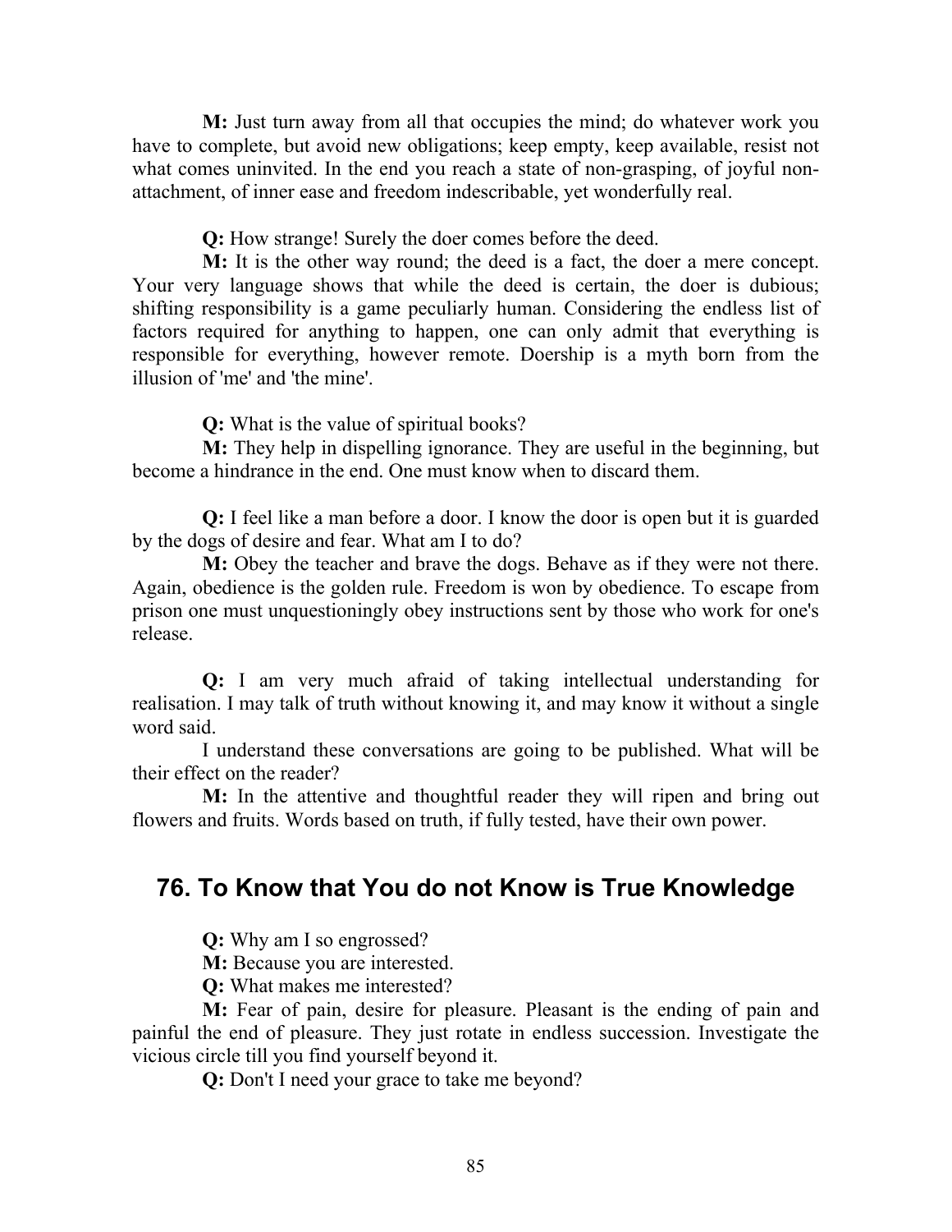**M:** Just turn away from all that occupies the mind; do whatever work you have to complete, but avoid new obligations; keep empty, keep available, resist not what comes uninvited. In the end you reach a state of non-grasping, of joyful non-attachment, of inner ease and freedom indescribable, yet wonderfully real.

**Q:** How strange! Surely the doer comes before the deed.

**M:** It is the other way round; the deed is a fact, the doer a mere concept. Your very language shows that while the deed is certain, the doer is dubious; shifting responsibility is a game peculiarly human. Considering the endless list of factors required for anything to happen, one can only admit that everything is responsible for everything, however remote. Doership is a myth born from the illusion of 'me' and 'the mine'.

**Q:** What is the value of spiritual books?

**M:** They help in dispelling ignorance. They are useful in the beginning, but become a hindrance in the end. One must know when to discard them.

**Q:** I feel like a man before a door. I know the door is open but it is guarded by the dogs of desire and fear. What am I to do?

**M:** Obey the teacher and brave the dogs. Behave as if they were not there. Again, obedience is the golden rule. Freedom is won by obedience. To escape from prison one must unquestioningly obey instructions sent by those who work for one's release.

**Q:** I am very much afraid of taking intellectual understanding for realisation. I may talk of truth without knowing it, and may know it without a single word said.

I understand these conversations are going to be published. What will be their effect on the reader?

**M:** In the attentive and thoughtful reader they will ripen and bring out flowers and fruits. Words based on truth, if fully tested, have their own power.

## 76. To Know that You do not Know is True Knowledge

**Q:** Why am I so engrossed?

**M:** Because you are interested.

**Q:** What makes me interested?

**M:** Fear of pain, desire for pleasure. Pleasant is the ending of pain and painful the end of pleasure. They just rotate in endless succession. Investigate the vicious circle till you find yourself beyond it.

**Q:** Don't I need your grace to take me beyond?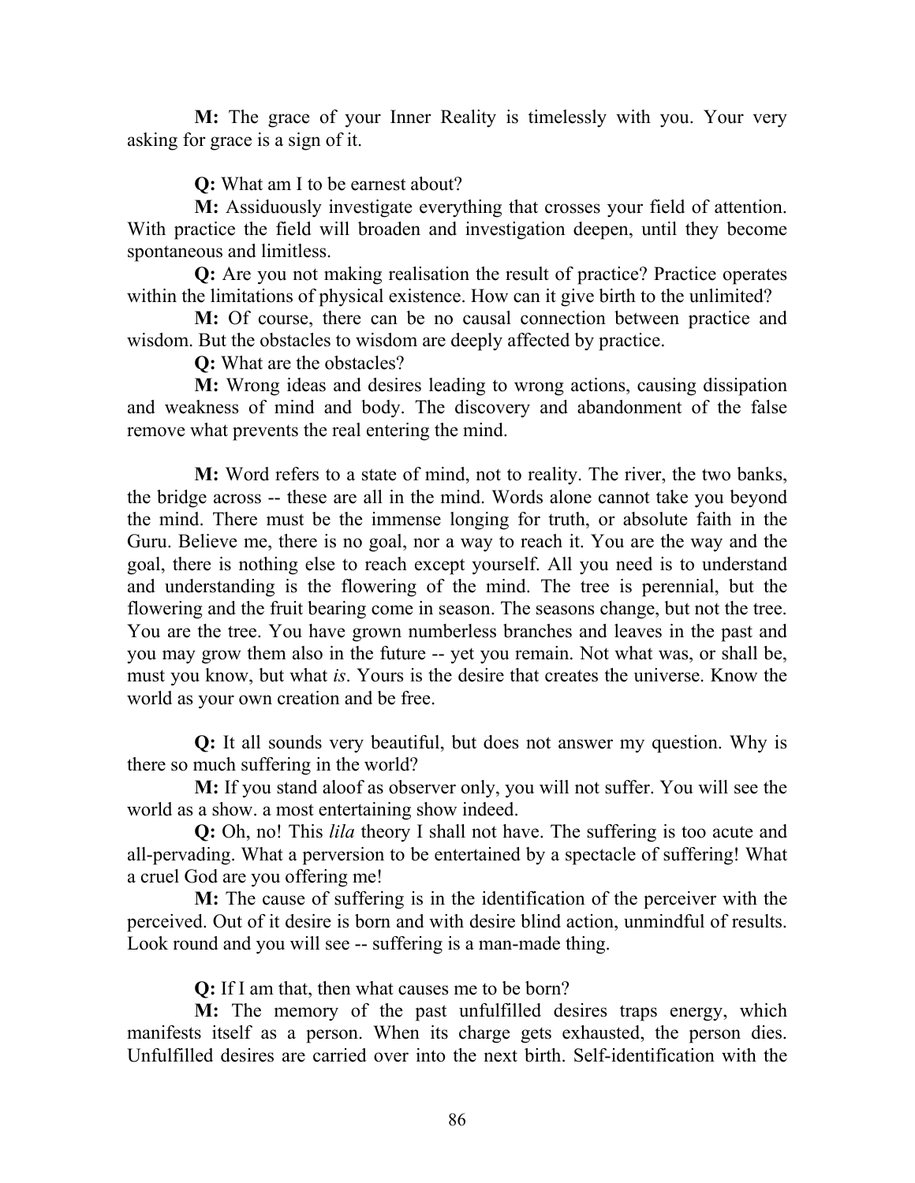**M:** The grace of your Inner Reality is timelessly with you. Your very asking for grace is a sign of it.

**Q:** What am I to be earnest about?

**M:** Assiduously investigate everything that crosses your field of attention. With practice the field will broaden and investigation deepen, until they become spontaneous and limitless.

**Q:** Are you not making realisation the result of practice? Practice operates within the limitations of physical existence. How can it give birth to the unlimited?

**M:** Of course, there can be no causal connection between practice and wisdom. But the obstacles to wisdom are deeply affected by practice.

**Q:** What are the obstacles?

**M:** Wrong ideas and desires leading to wrong actions, causing dissipation and weakness of mind and body. The discovery and abandonment of the false remove what prevents the real entering the mind.

**M:** Word refers to a state of mind, not to reality. The river, the two banks, the bridge across -- these are all in the mind. Words alone cannot take you beyond the mind. There must be the immense longing for truth, or absolute faith in the Guru. Believe me, there is no goal, nor a way to reach it. You are the way and the goal, there is nothing else to reach except yourself. All you need is to understand and understanding is the flowering of the mind. The tree is perennial, but the flowering and the fruit bearing come in season. The seasons change, but not the tree. You are the tree. You have grown numberless branches and leaves in the past and you may grow them also in the future -- yet you remain. Not what was, or shall be, must you know, but what *is*. Yours is the desire that creates the universe. Know the world as your own creation and be free.

**Q:** It all sounds very beautiful, but does not answer my question. Why is there so much suffering in the world?

**M:** If you stand aloof as observer only, you will not suffer. You will see the world as a show. a most entertaining show indeed.

**Q:** Oh, no! This *lila* theory I shall not have. The suffering is too acute and all-pervading. What a perversion to be entertained by a spectacle of suffering! What a cruel God are you offering me!

**M:** The cause of suffering is in the identification of the perceiver with the perceived. Out of it desire is born and with desire blind action, unmindful of results. Look round and you will see -- suffering is a man-made thing.

**Q:** If I am that, then what causes me to be born?

**M:** The memory of the past unfulfilled desires traps energy, which manifests itself as a person. When its charge gets exhausted, the person dies. Unfulfilled desires are carried over into the next birth. Self-identification with the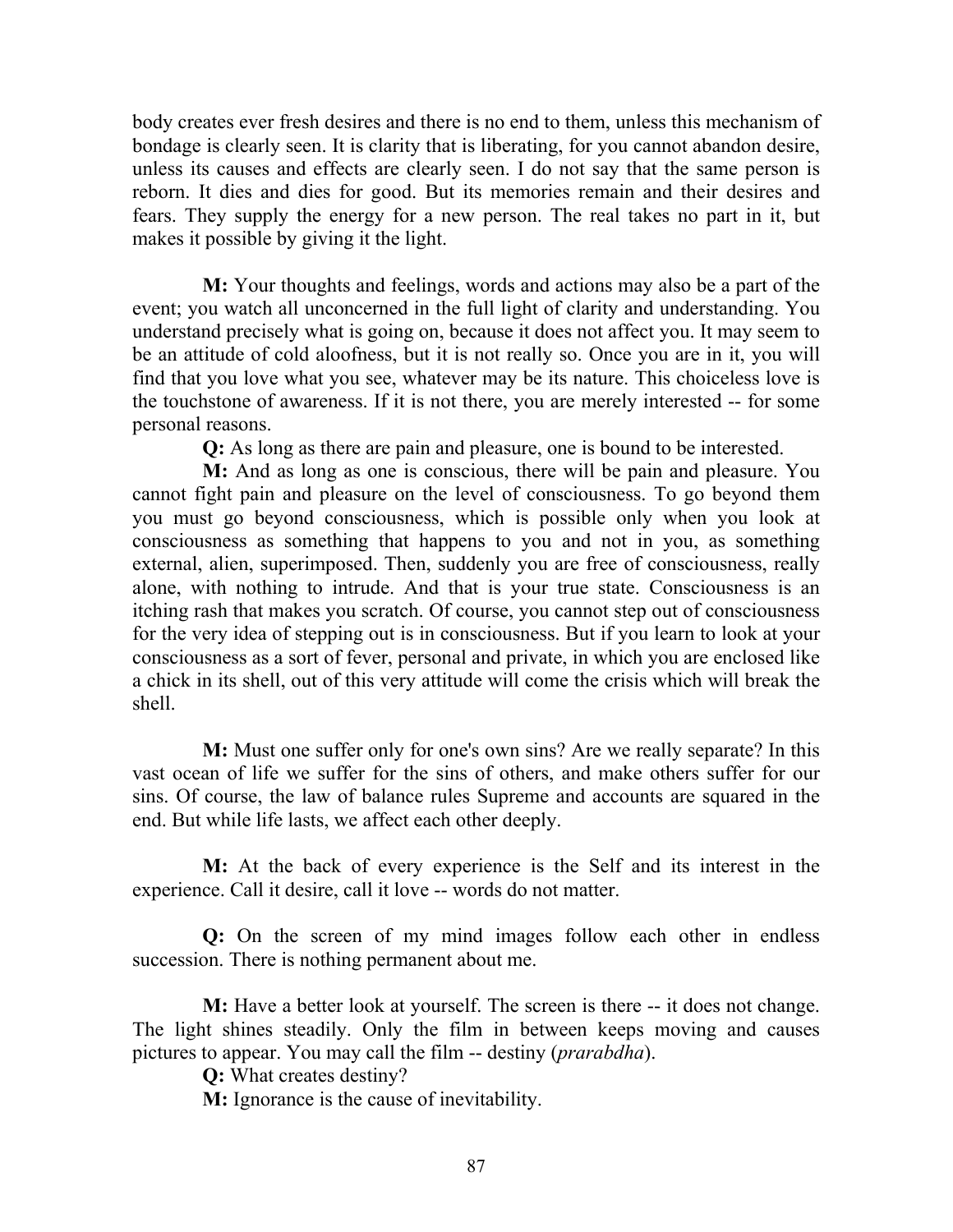body creates ever fresh desires and there is no end to them, unless this mechanism of bondage is clearly seen. It is clarity that is liberating, for you cannot abandon desire, unless its causes and effects are clearly seen. I do not say that the same person is reborn. It dies and dies for good. But its memories remain and their desires and fears. They supply the energy for a new person. The real takes no part in it, but makes it possible by giving it the light.

**M:** Your thoughts and feelings, words and actions may also be a part of the event; you watch all unconcerned in the full light of clarity and understanding. You understand precisely what is going on, because it does not affect you. It may seem to be an attitude of cold aloofness, but it is not really so. Once you are in it, you will find that you love what you see, whatever may be its nature. This choiceless love is the touchstone of awareness. If it is not there, you are merely interested -- for some personal reasons.

**Q:** As long as there are pain and pleasure, one is bound to be interested.

**M:** And as long as one is conscious, there will be pain and pleasure. You cannot fight pain and pleasure on the level of consciousness. To go beyond them you must go beyond consciousness, which is possible only when you look at consciousness as something that happens to you and not in you, as something external, alien, superimposed. Then, suddenly you are free of consciousness, really alone, with nothing to intrude. And that is your true state. Consciousness is an itching rash that makes you scratch. Of course, you cannot step out of consciousness for the very idea of stepping out is in consciousness. But if you learn to look at your consciousness as a sort of fever, personal and private, in which you are enclosed like a chick in its shell, out of this very attitude will come the crisis which will break the shell.

**M:** Must one suffer only for one's own sins? Are we really separate? In this vast ocean of life we suffer for the sins of others, and make others suffer for our sins. Of course, the law of balance rules Supreme and accounts are squared in the end. But while life lasts, we affect each other deeply.

**M:** At the back of every experience is the Self and its interest in the experience. Call it desire, call it love -- words do not matter.

**Q:** On the screen of my mind images follow each other in endless succession. There is nothing permanent about me.

**M:** Have a better look at yourself. The screen is there -- it does not change. The light shines steadily. Only the film in between keeps moving and causes pictures to appear. You may call the film -- destiny (*prarabdha*).

**Q:** What creates destiny?

**M:** Ignorance is the cause of inevitability.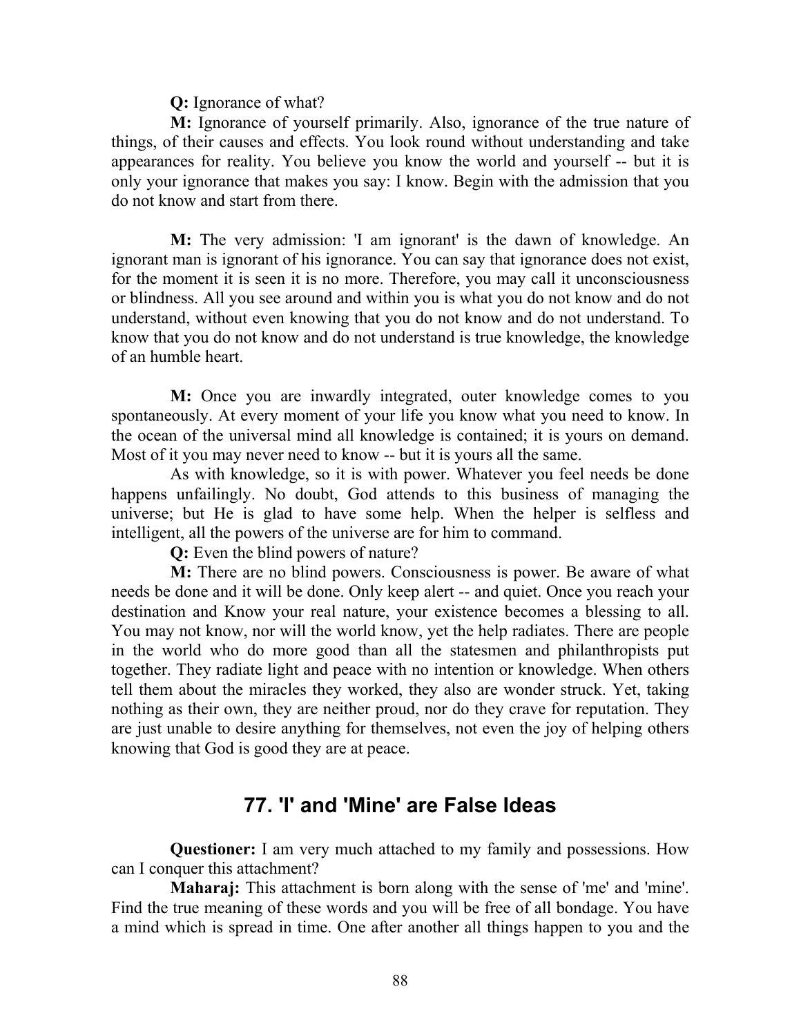**Q:** Ignorance of what?

**M:** Ignorance of yourself primarily. Also, ignorance of the true nature of things, of their causes and effects. You look round without understanding and take appearances for reality. You believe you know the world and yourself -- but it is only your ignorance that makes you say: I know. Begin with the admission that you do not know and start from there.

**M:** The very admission: 'I am ignorant' is the dawn of knowledge. An ignorant man is ignorant of his ignorance. You can say that ignorance does not exist, for the moment it is seen it is no more. Therefore, you may call it unconsciousness or blindness. All you see around and within you is what you do not know and do not understand, without even knowing that you do not know and do not understand. To know that you do not know and do not understand is true knowledge, the knowledge of an humble heart.

**M:** Once you are inwardly integrated, outer knowledge comes to you spontaneously. At every moment of your life you know what you need to know. In the ocean of the universal mind all knowledge is contained; it is yours on demand. Most of it you may never need to know -- but it is yours all the same.

As with knowledge, so it is with power. Whatever you feel needs be done happens unfailingly. No doubt, God attends to this business of managing the universe; but He is glad to have some help. When the helper is selfless and intelligent, all the powers of the universe are for him to command.

**Q:** Even the blind powers of nature?

**M:** There are no blind powers. Consciousness is power. Be aware of what needs be done and it will be done. Only keep alert -- and quiet. Once you reach your destination and Know your real nature, your existence becomes a blessing to all. You may not know, nor will the world know, yet the help radiates. There are people in the world who do more good than all the statesmen and philanthropists put together. They radiate light and peace with no intention or knowledge. When others tell them about the miracles they worked, they also are wonder struck. Yet, taking nothing as their own, they are neither proud, nor do they crave for reputation. They are just unable to desire anything for themselves, not even the joy of helping others knowing that God is good they are at peace.

## 77. 'I' and 'Mine' are False Ideas

**Questioner:** I am very much attached to my family and possessions. How can I conquer this attachment?

**Maharaj:** This attachment is born along with the sense of 'me' and 'mine'. Find the true meaning of these words and you will be free of all bondage. You have a mind which is spread in time. One after another all things happen to you and the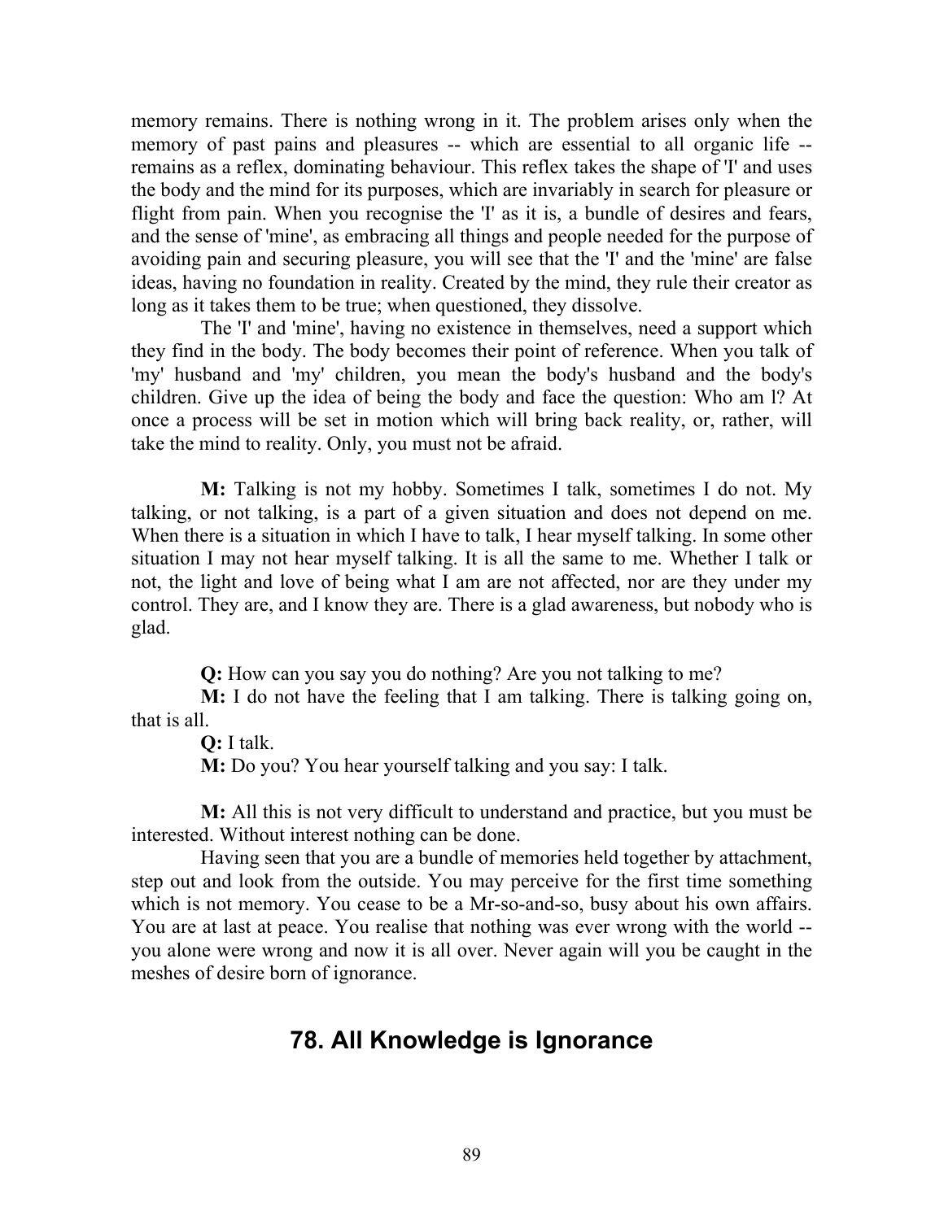memory remains. There is nothing wrong in it. The problem arises only when the memory of past pains and pleasures -- which are essential to all organic life -- remains as a reflex, dominating behaviour. This reflex takes the shape of 'I' and uses the body and the mind for its purposes, which are invariably in search for pleasure or flight from pain. When you recognise the 'I' as it is, a bundle of desires and fears, and the sense of 'mine', as embracing all things and people needed for the purpose of avoiding pain and securing pleasure, you will see that the 'I' and the 'mine' are false ideas, having no foundation in reality. Created by the mind, they rule their creator as long as it takes them to be true; when questioned, they dissolve.

The 'I' and 'mine', having no existence in themselves, need a support which they find in the body. The body becomes their point of reference. When you talk of 'my' husband and 'my' children, you mean the body's husband and the body's children. Give up the idea of being the body and face the question: Who am l? At once a process will be set in motion which will bring back reality, or, rather, will take the mind to reality. Only, you must not be afraid.

**M:** Talking is not my hobby. Sometimes I talk, sometimes I do not. My talking, or not talking, is a part of a given situation and does not depend on me. When there is a situation in which I have to talk, I hear myself talking. In some other situation I may not hear myself talking. It is all the same to me. Whether I talk or not, the light and love of being what I am are not affected, nor are they under my control. They are, and I know they are. There is a glad awareness, but nobody who is glad.

**Q:** How can you say you do nothing? Are you not talking to me?

**M:** I do not have the feeling that I am talking. There is talking going on, that is all.

**Q:** I talk.

**M:** Do you? You hear yourself talking and you say: I talk.

**M:** All this is not very difficult to understand and practice, but you must be interested. Without interest nothing can be done.

Having seen that you are a bundle of memories held together by attachment, step out and look from the outside. You may perceive for the first time something which is not memory. You cease to be a Mr-so-and-so, busy about his own affairs. You are at last at peace. You realise that nothing was ever wrong with the world -- you alone were wrong and now it is all over. Never again will you be caught in the meshes of desire born of ignorance.

## 78. All Knowledge is Ignorance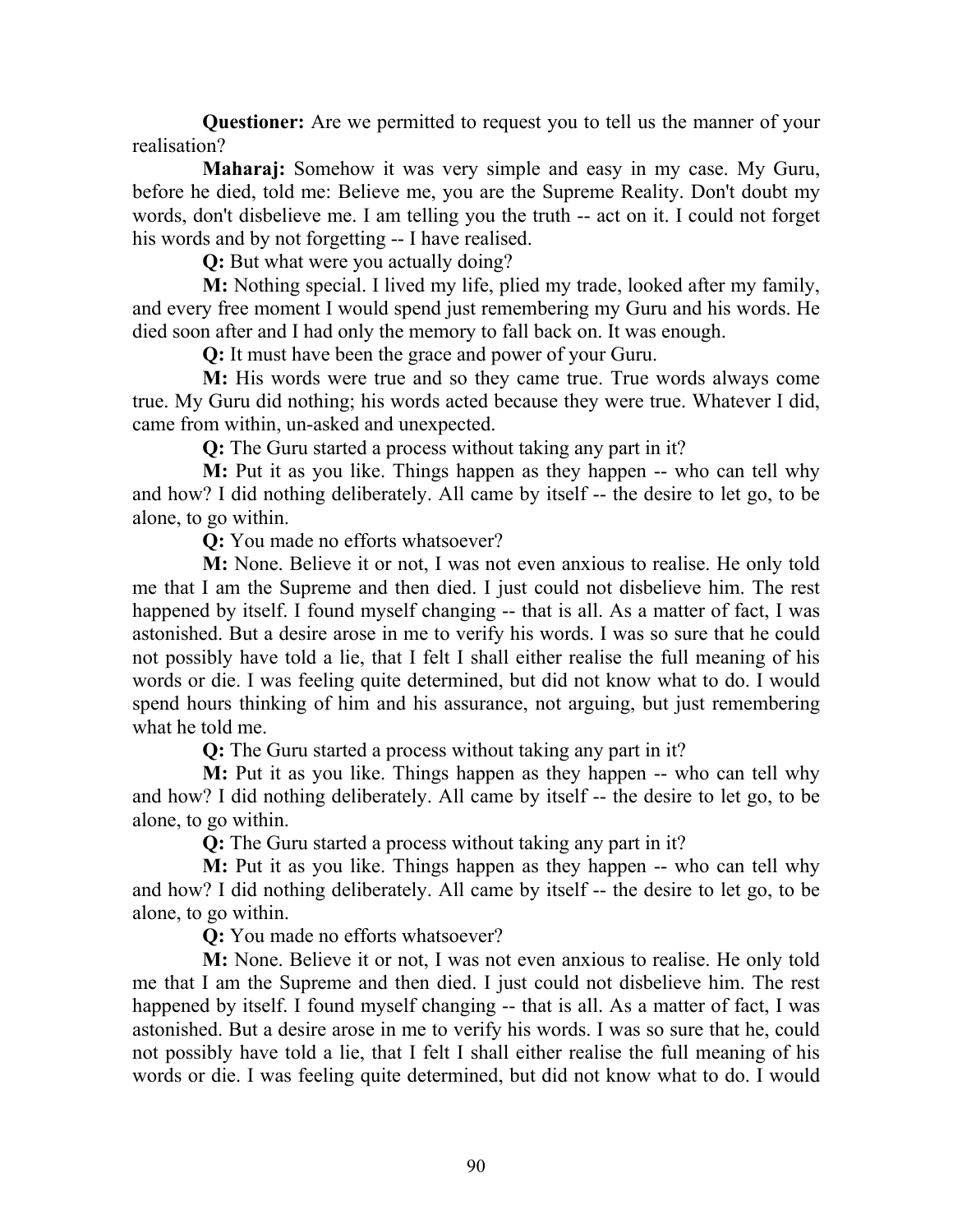**Questioner:** Are we permitted to request you to tell us the manner of your realisation?

**Maharaj:** Somehow it was very simple and easy in my case. My Guru, before he died, told me: Believe me, you are the Supreme Reality. Don't doubt my words, don't disbelieve me. I am telling you the truth -- act on it. I could not forget his words and by not forgetting -- I have realised.

**Q:** But what were you actually doing?

**M:** Nothing special. I lived my life, plied my trade, looked after my family, and every free moment I would spend just remembering my Guru and his words. He died soon after and I had only the memory to fall back on. It was enough.

**Q:** It must have been the grace and power of your Guru.

**M:** His words were true and so they came true. True words always come true. My Guru did nothing; his words acted because they were true. Whatever I did, came from within, un-asked and unexpected.

**Q:** The Guru started a process without taking any part in it?

**M:** Put it as you like. Things happen as they happen -- who can tell why and how? I did nothing deliberately. All came by itself -- the desire to let go, to be alone, to go within.

**Q:** You made no efforts whatsoever?

**M:** None. Believe it or not, I was not even anxious to realise. He only told me that I am the Supreme and then died. I just could not disbelieve him. The rest happened by itself. I found myself changing -- that is all. As a matter of fact, I was astonished. But a desire arose in me to verify his words. I was so sure that he could not possibly have told a lie, that I felt I shall either realise the full meaning of his words or die. I was feeling quite determined, but did not know what to do. I would spend hours thinking of him and his assurance, not arguing, but just remembering what he told me.

**Q:** The Guru started a process without taking any part in it?

**M:** Put it as you like. Things happen as they happen -- who can tell why and how? I did nothing deliberately. All came by itself -- the desire to let go, to be alone, to go within.

**Q:** The Guru started a process without taking any part in it?

**M:** Put it as you like. Things happen as they happen -- who can tell why and how? I did nothing deliberately. All came by itself -- the desire to let go, to be alone, to go within.

**Q:** You made no efforts whatsoever?

**M:** None. Believe it or not, I was not even anxious to realise. He only told me that I am the Supreme and then died. I just could not disbelieve him. The rest happened by itself. I found myself changing -- that is all. As a matter of fact, I was astonished. But a desire arose in me to verify his words. I was so sure that he, could not possibly have told a lie, that I felt I shall either realise the full meaning of his words or die. I was feeling quite determined, but did not know what to do. I would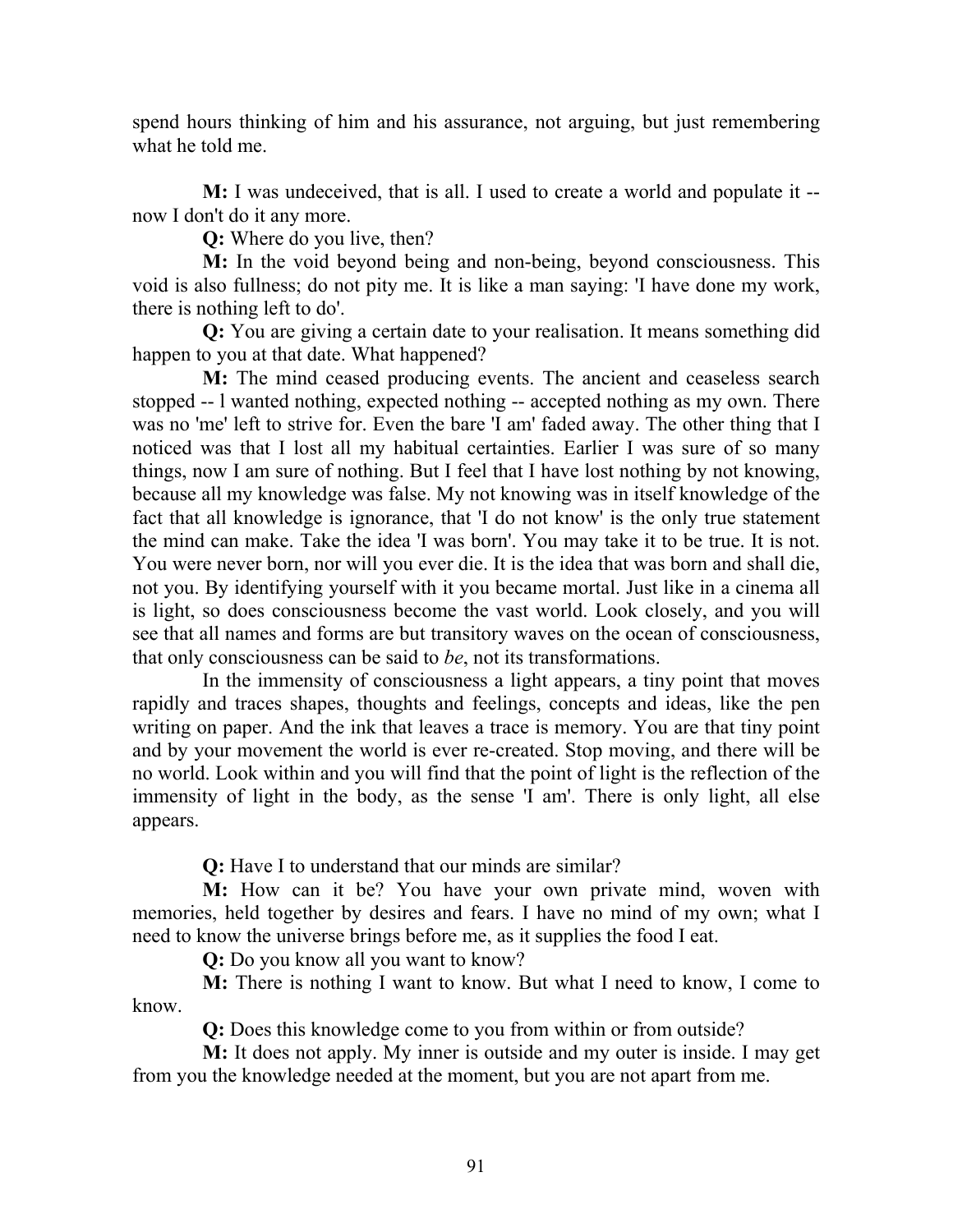spend hours thinking of him and his assurance, not arguing, but just remembering what he told me.

**M:** I was undeceived, that is all. I used to create a world and populate it -- now I don't do it any more.

**Q:** Where do you live, then?

**M:** In the void beyond being and non-being, beyond consciousness. This void is also fullness; do not pity me. It is like a man saying: 'I have done my work, there is nothing left to do'.

**Q:** You are giving a certain date to your realisation. It means something did happen to you at that date. What happened?

**M:** The mind ceased producing events. The ancient and ceaseless search stopped -- I wanted nothing, expected nothing -- accepted nothing as my own. There was no 'me' left to strive for. Even the bare 'I am' faded away. The other thing that I noticed was that I lost all my habitual certainties. Earlier I was sure of so many things, now I am sure of nothing. But I feel that I have lost nothing by not knowing, because all my knowledge was false. My not knowing was in itself knowledge of the fact that all knowledge is ignorance, that 'I do not know' is the only true statement the mind can make. Take the idea 'I was born'. You may take it to be true. It is not. You were never born, nor will you ever die. It is the idea that was born and shall die, not you. By identifying yourself with it you became mortal. Just like in a cinema all is light, so does consciousness become the vast world. Look closely, and you will see that all names and forms are but transitory waves on the ocean of consciousness, that only consciousness can be said to *be*, not its transformations.

In the immensity of consciousness a light appears, a tiny point that moves rapidly and traces shapes, thoughts and feelings, concepts and ideas, like the pen writing on paper. And the ink that leaves a trace is memory. You are that tiny point and by your movement the world is ever re-created. Stop moving, and there will be no world. Look within and you will find that the point of light is the reflection of the immensity of light in the body, as the sense 'I am'. There is only light, all else appears.

**Q:** Have I to understand that our minds are similar?

**M:** How can it be? You have your own private mind, woven with memories, held together by desires and fears. I have no mind of my own; what I need to know the universe brings before me, as it supplies the food I eat.

**Q:** Do you know all you want to know?

**M:** There is nothing I want to know. But what I need to know, I come to know.

**Q:** Does this knowledge come to you from within or from outside?

**M:** It does not apply. My inner is outside and my outer is inside. I may get from you the knowledge needed at the moment, but you are not apart from me.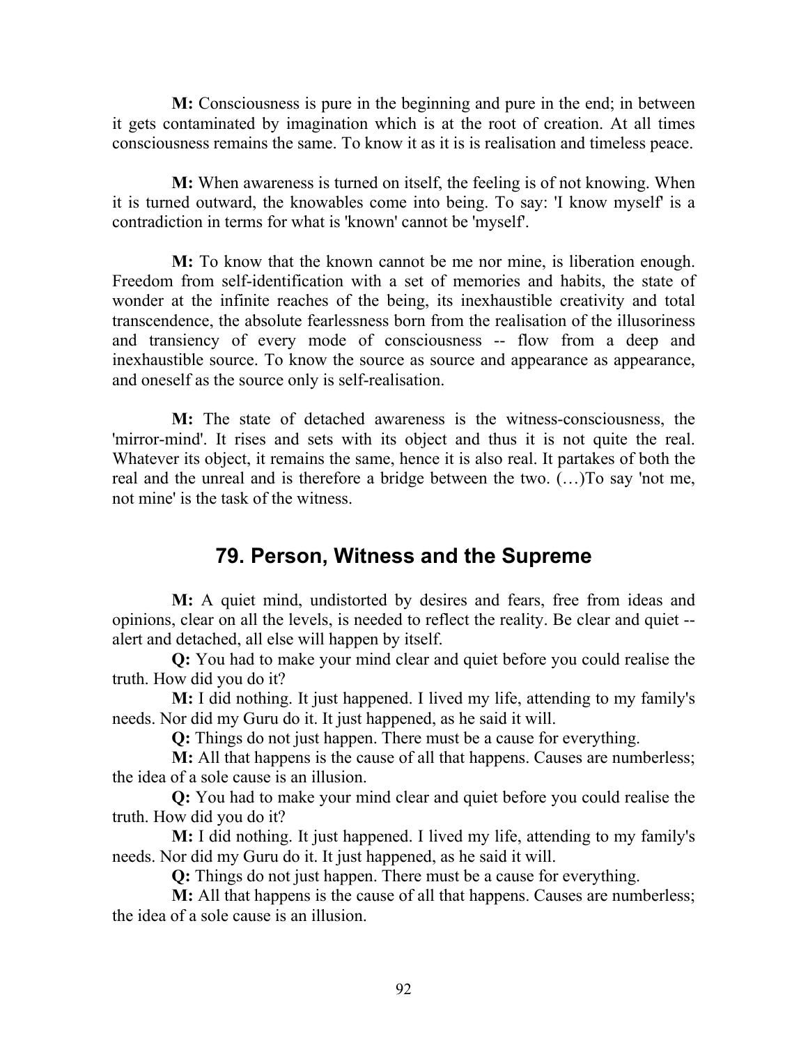**M:** Consciousness is pure in the beginning and pure in the end; in between it gets contaminated by imagination which is at the root of creation. At all times consciousness remains the same. To know it as it is is realisation and timeless peace.

**M:** When awareness is turned on itself, the feeling is of not knowing. When it is turned outward, the knowables come into being. To say: 'I know myself' is a contradiction in terms for what is 'known' cannot be 'myself'.

**M:** To know that the known cannot be me nor mine, is liberation enough. Freedom from self-identification with a set of memories and habits, the state of wonder at the infinite reaches of the being, its inexhaustible creativity and total transcendence, the absolute fearlessness born from the realisation of the illusoriness and transiency of every mode of consciousness -- flow from a deep and inexhaustible source. To know the source as source and appearance as appearance, and oneself as the source only is self-realisation.

**M:** The state of detached awareness is the witness-consciousness, the 'mirror-mind'. It rises and sets with its object and thus it is not quite the real. Whatever its object, it remains the same, hence it is also real. It partakes of both the real and the unreal and is therefore a bridge between the two. (…)To say 'not me, not mine' is the task of the witness.

## 79. Person, Witness and the Supreme

**M:** A quiet mind, undistorted by desires and fears, free from ideas and opinions, clear on all the levels, is needed to reflect the reality. Be clear and quiet -- alert and detached, all else will happen by itself.

**Q:** You had to make your mind clear and quiet before you could realise the truth. How did you do it?

**M:** I did nothing. It just happened. I lived my life, attending to my family's needs. Nor did my Guru do it. It just happened, as he said it will.

**Q:** Things do not just happen. There must be a cause for everything.

**M:** All that happens is the cause of all that happens. Causes are numberless; the idea of a sole cause is an illusion.

**Q:** You had to make your mind clear and quiet before you could realise the truth. How did you do it?

**M:** I did nothing. It just happened. I lived my life, attending to my family's needs. Nor did my Guru do it. It just happened, as he said it will.

**Q:** Things do not just happen. There must be a cause for everything.

**M:** All that happens is the cause of all that happens. Causes are numberless; the idea of a sole cause is an illusion.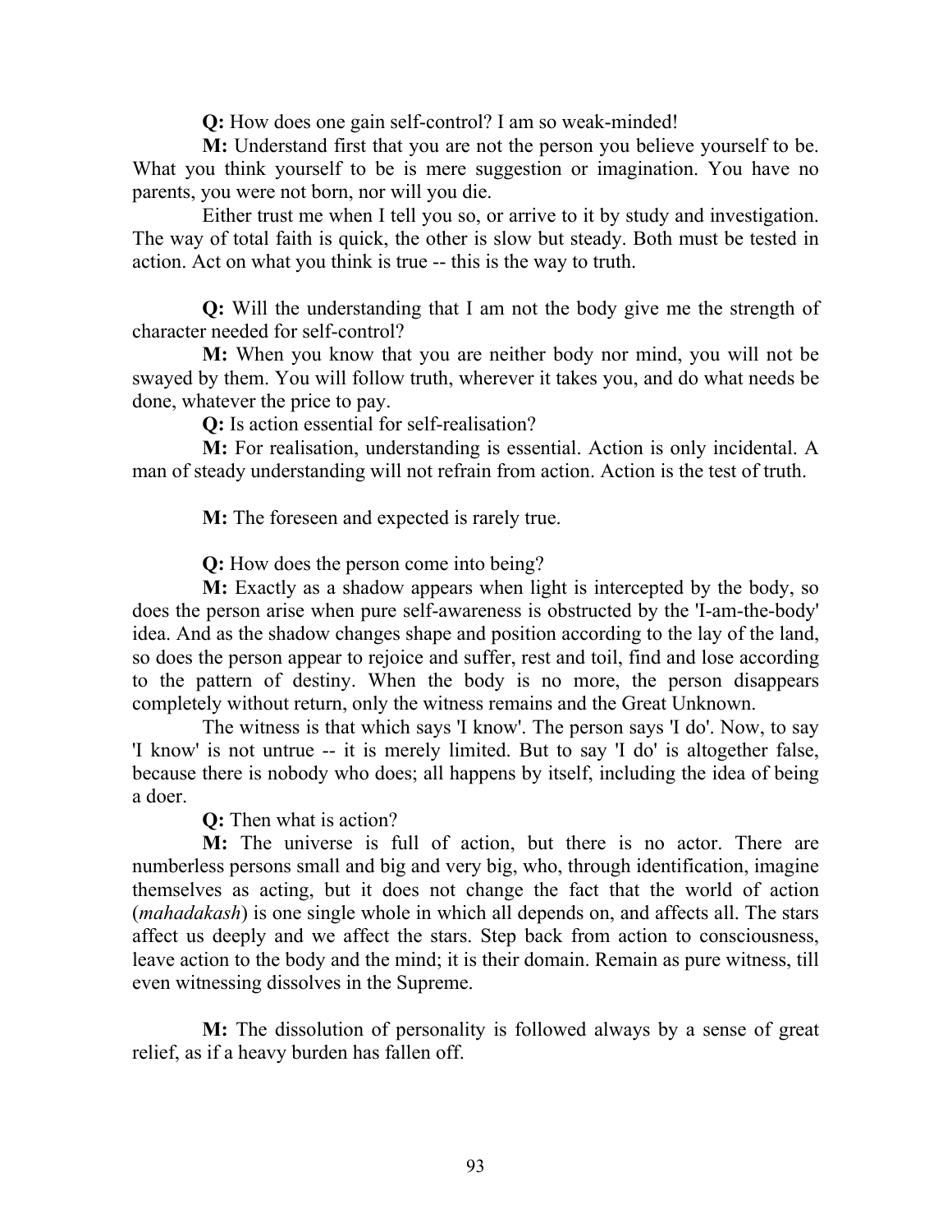**Q:** How does one gain self-control? I am so weak-minded!

**M:** Understand first that you are not the person you believe yourself to be. What you think yourself to be is mere suggestion or imagination. You have no parents, you were not born, nor will you die.

Either trust me when I tell you so, or arrive to it by study and investigation. The way of total faith is quick, the other is slow but steady. Both must be tested in action. Act on what you think is true -- this is the way to truth.

**Q:** Will the understanding that I am not the body give me the strength of character needed for self-control?

**M:** When you know that you are neither body nor mind, you will not be swayed by them. You will follow truth, wherever it takes you, and do what needs be done, whatever the price to pay.

**Q:** Is action essential for self-realisation?

**M:** For realisation, understanding is essential. Action is only incidental. A man of steady understanding will not refrain from action. Action is the test of truth.

**M:** The foreseen and expected is rarely true.

**Q:** How does the person come into being?

**M:** Exactly as a shadow appears when light is intercepted by the body, so does the person arise when pure self-awareness is obstructed by the 'I-am-the-body' idea. And as the shadow changes shape and position according to the lay of the land, so does the person appear to rejoice and suffer, rest and toil, find and lose according to the pattern of destiny. When the body is no more, the person disappears completely without return, only the witness remains and the Great Unknown.

The witness is that which says 'I know'. The person says 'I do'. Now, to say 'I know' is not untrue -- it is merely limited. But to say 'I do' is altogether false, because there is nobody who does; all happens by itself, including the idea of being a doer.

**Q:** Then what is action?

**M:** The universe is full of action, but there is no actor. There are numberless persons small and big and very big, who, through identification, imagine themselves as acting, but it does not change the fact that the world of action (*mahadakash*) is one single whole in which all depends on, and affects all. The stars affect us deeply and we affect the stars. Step back from action to consciousness, leave action to the body and the mind; it is their domain. Remain as pure witness, till even witnessing dissolves in the Supreme.

**M:** The dissolution of personality is followed always by a sense of great relief, as if a heavy burden has fallen off.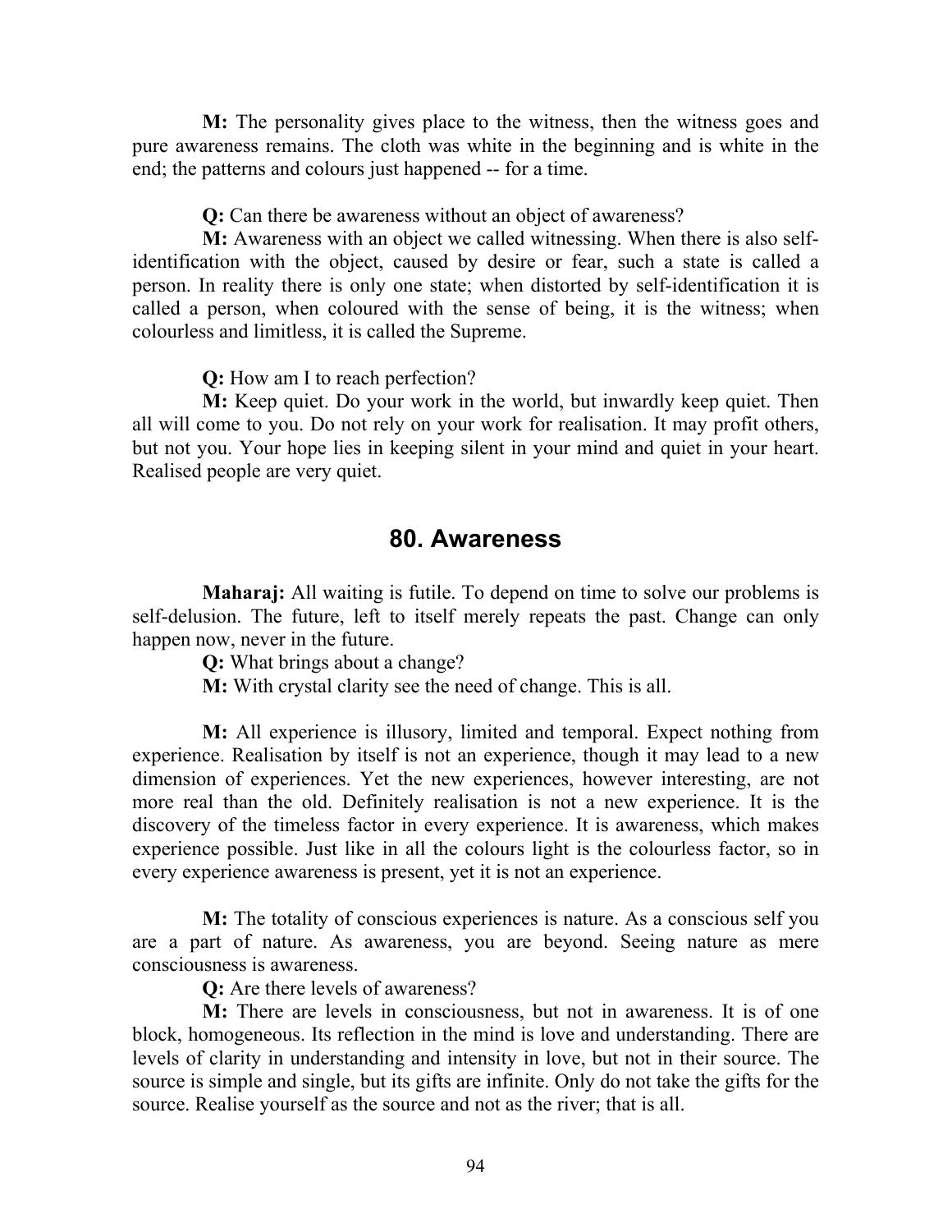**M:** The personality gives place to the witness, then the witness goes and pure awareness remains. The cloth was white in the beginning and is white in the end; the patterns and colours just happened -- for a time.

**Q:** Can there be awareness without an object of awareness?

**M:** Awareness with an object we called witnessing. When there is also self-identification with the object, caused by desire or fear, such a state is called a person. In reality there is only one state; when distorted by self-identification it is called a person, when coloured with the sense of being, it is the witness; when colourless and limitless, it is called the Supreme.

**Q:** How am I to reach perfection?

**M:** Keep quiet. Do your work in the world, but inwardly keep quiet. Then all will come to you. Do not rely on your work for realisation. It may profit others, but not you. Your hope lies in keeping silent in your mind and quiet in your heart. Realised people are very quiet.

## 80. Awareness

**Maharaj:** All waiting is futile. To depend on time to solve our problems is self-delusion. The future, left to itself merely repeats the past. Change can only happen now, never in the future.

**Q:** What brings about a change?

**M:** With crystal clarity see the need of change. This is all.

**M:** All experience is illusory, limited and temporal. Expect nothing from experience. Realisation by itself is not an experience, though it may lead to a new dimension of experiences. Yet the new experiences, however interesting, are not more real than the old. Definitely realisation is not a new experience. It is the discovery of the timeless factor in every experience. It is awareness, which makes experience possible. Just like in all the colours light is the colourless factor, so in every experience awareness is present, yet it is not an experience.

**M:** The totality of conscious experiences is nature. As a conscious self you are a part of nature. As awareness, you are beyond. Seeing nature as mere consciousness is awareness.

**Q:** Are there levels of awareness?

**M:** There are levels in consciousness, but not in awareness. It is of one block, homogeneous. Its reflection in the mind is love and understanding. There are levels of clarity in understanding and intensity in love, but not in their source. The source is simple and single, but its gifts are infinite. Only do not take the gifts for the source. Realise yourself as the source and not as the river; that is all.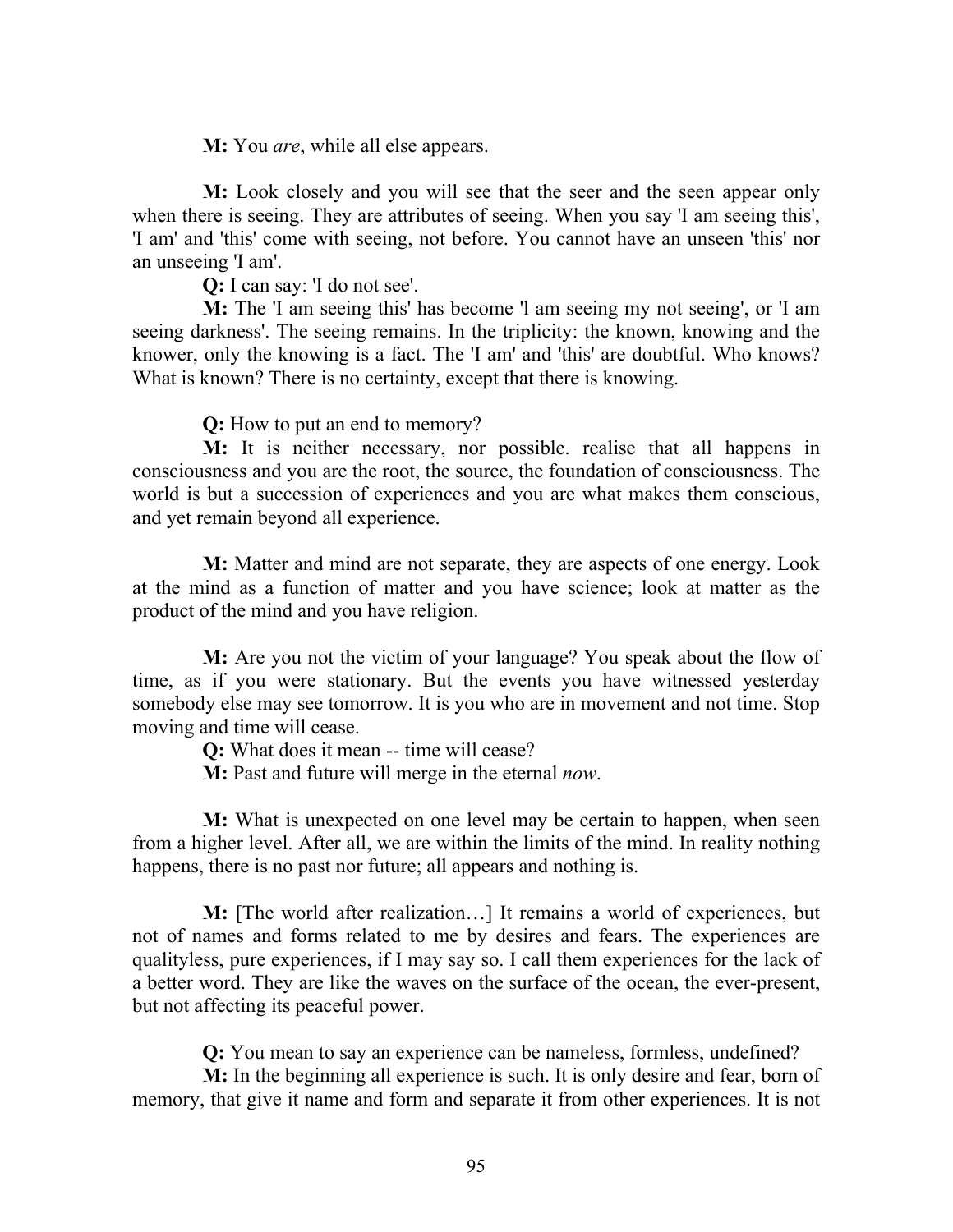**M:** You *are*, while all else appears.

**M:** Look closely and you will see that the seer and the seen appear only when there is seeing. They are attributes of seeing. When you say 'I am seeing this', 'I am' and 'this' come with seeing, not before. You cannot have an unseen 'this' nor an unseeing 'I am'.

**Q:** I can say: 'I do not see'.

**M:** The 'I am seeing this' has become 'l am seeing my not seeing', or 'I am seeing darkness'. The seeing remains. In the triplicity: the known, knowing and the knower, only the knowing is a fact. The 'I am' and 'this' are doubtful. Who knows? What is known? There is no certainty, except that there is knowing.

**Q:** How to put an end to memory?

**M:** It is neither necessary, nor possible. realise that all happens in consciousness and you are the root, the source, the foundation of consciousness. The world is but a succession of experiences and you are what makes them conscious, and yet remain beyond all experience.

**M:** Matter and mind are not separate, they are aspects of one energy. Look at the mind as a function of matter and you have science; look at matter as the product of the mind and you have religion.

**M:** Are you not the victim of your language? You speak about the flow of time, as if you were stationary. But the events you have witnessed yesterday somebody else may see tomorrow. It is you who are in movement and not time. Stop moving and time will cease.

**Q:** What does it mean -- time will cease?

**M:** Past and future will merge in the eternal *now*.

**M:** What is unexpected on one level may be certain to happen, when seen from a higher level. After all, we are within the limits of the mind. In reality nothing happens, there is no past nor future; all appears and nothing is.

**M:** [The world after realization…] It remains a world of experiences, but not of names and forms related to me by desires and fears. The experiences are qualityless, pure experiences, if I may say so. I call them experiences for the lack of a better word. They are like the waves on the surface of the ocean, the ever-present, but not affecting its peaceful power.

**Q:** You mean to say an experience can be nameless, formless, undefined?

**M:** In the beginning all experience is such. It is only desire and fear, born of memory, that give it name and form and separate it from other experiences. It is not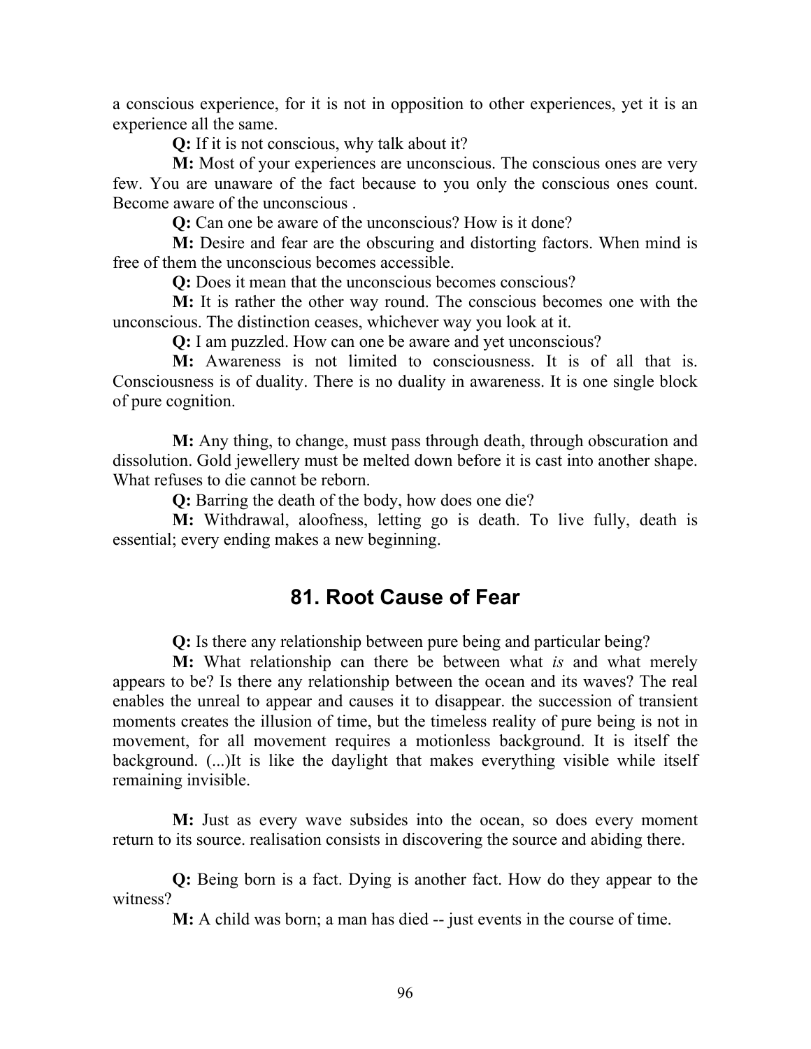a conscious experience, for it is not in opposition to other experiences, yet it is an experience all the same.

**Q:** If it is not conscious, why talk about it?

**M:** Most of your experiences are unconscious. The conscious ones are very few. You are unaware of the fact because to you only the conscious ones count. Become aware of the unconscious .

**Q:** Can one be aware of the unconscious? How is it done?

**M:** Desire and fear are the obscuring and distorting factors. When mind is free of them the unconscious becomes accessible.

**Q:** Does it mean that the unconscious becomes conscious?

**M:** It is rather the other way round. The conscious becomes one with the unconscious. The distinction ceases, whichever way you look at it.

**Q:** I am puzzled. How can one be aware and yet unconscious?

**M:** Awareness is not limited to consciousness. It is of all that is. Consciousness is of duality. There is no duality in awareness. It is one single block of pure cognition.

**M:** Any thing, to change, must pass through death, through obscuration and dissolution. Gold jewellery must be melted down before it is cast into another shape. What refuses to die cannot be reborn.

**Q:** Barring the death of the body, how does one die?

**M:** Withdrawal, aloofness, letting go is death. To live fully, death is essential; every ending makes a new beginning.

## 81. Root Cause of Fear

**Q:** Is there any relationship between pure being and particular being?

**M:** What relationship can there be between what *is* and what merely appears to be? Is there any relationship between the ocean and its waves? The real enables the unreal to appear and causes it to disappear. the succession of transient moments creates the illusion of time, but the timeless reality of pure being is not in movement, for all movement requires a motionless background. It is itself the background. (...)It is like the daylight that makes everything visible while itself remaining invisible.

**M:** Just as every wave subsides into the ocean, so does every moment return to its source. realisation consists in discovering the source and abiding there.

**Q:** Being born is a fact. Dying is another fact. How do they appear to the witness?

**M:** A child was born; a man has died -- just events in the course of time.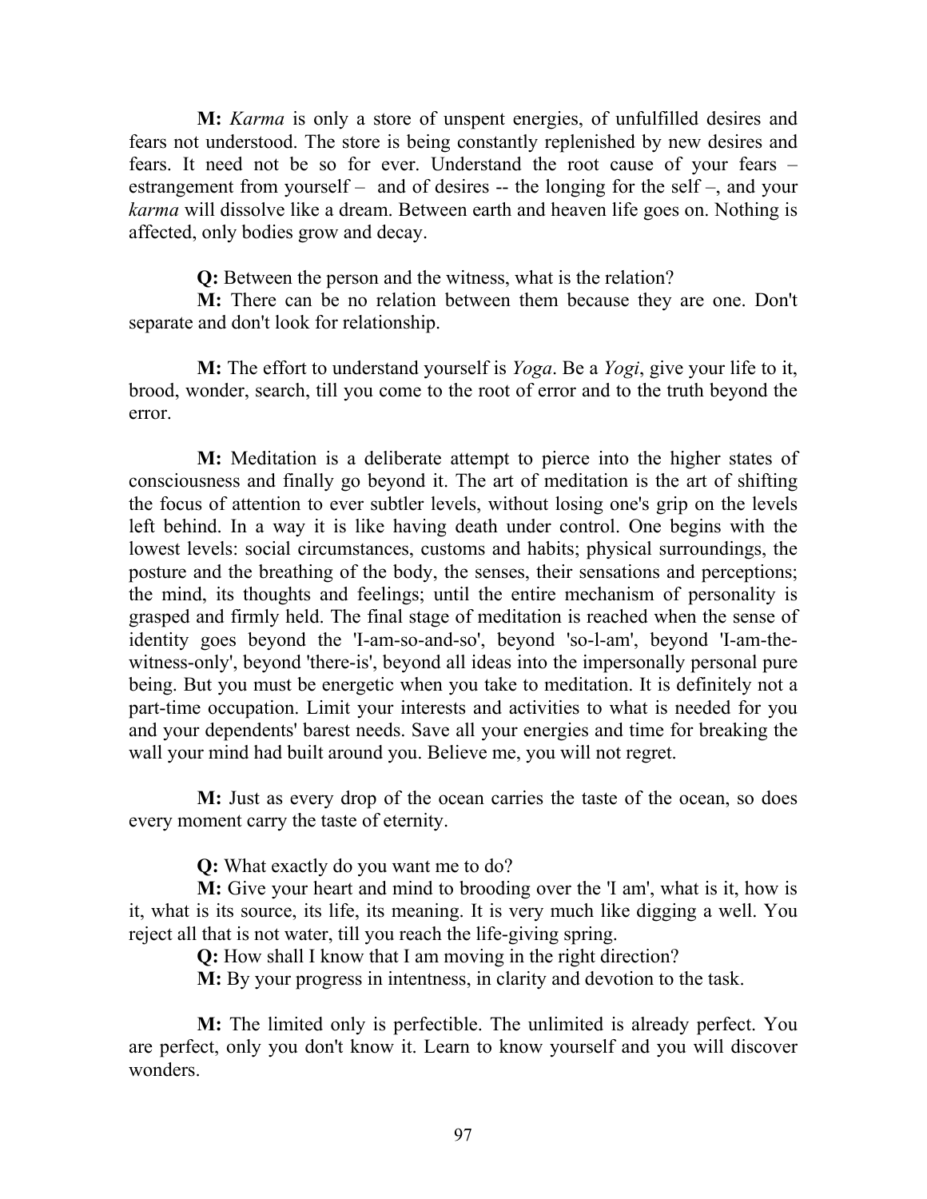**M:** *Karma* is only a store of unspent energies, of unfulfilled desires and fears not understood. The store is being constantly replenished by new desires and fears. It need not be so for ever. Understand the root cause of your fears – estrangement from yourself – and of desires -- the longing for the self –, and your *karma* will dissolve like a dream. Between earth and heaven life goes on. Nothing is affected, only bodies grow and decay.

**Q:** Between the person and the witness, what is the relation?
**M:** There can be no relation between them because they are one. Don't separate and don't look for relationship.

**M:** The effort to understand yourself is *Yoga*. Be a *Yogi*, give your life to it, brood, wonder, search, till you come to the root of error and to the truth beyond the error.

**M:** Meditation is a deliberate attempt to pierce into the higher states of consciousness and finally go beyond it. The art of meditation is the art of shifting the focus of attention to ever subtler levels, without losing one's grip on the levels left behind. In a way it is like having death under control. One begins with the lowest levels: social circumstances, customs and habits; physical surroundings, the posture and the breathing of the body, the senses, their sensations and perceptions; the mind, its thoughts and feelings; until the entire mechanism of personality is grasped and firmly held. The final stage of meditation is reached when the sense of identity goes beyond the 'I-am-so-and-so', beyond 'so-I-am', beyond 'I-am-the-witness-only', beyond 'there-is', beyond all ideas into the impersonally personal pure being. But you must be energetic when you take to meditation. It is definitely not a part-time occupation. Limit your interests and activities to what is needed for you and your dependents' barest needs. Save all your energies and time for breaking the wall your mind had built around you. Believe me, you will not regret.

**M:** Just as every drop of the ocean carries the taste of the ocean, so does every moment carry the taste of eternity.

**Q:** What exactly do you want me to do?
**M:** Give your heart and mind to brooding over the 'I am', what is it, how is it, what is its source, its life, its meaning. It is very much like digging a well. You reject all that is not water, till you reach the life-giving spring.
**Q:** How shall I know that I am moving in the right direction?
**M:** By your progress in intentness, in clarity and devotion to the task.

**M:** The limited only is perfectible. The unlimited is already perfect. You are perfect, only you don't know it. Learn to know yourself and you will discover wonders.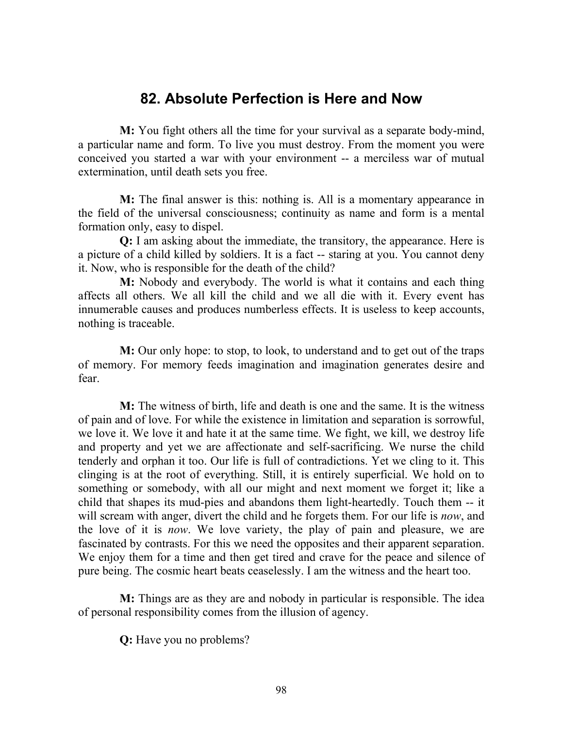## 82. Absolute Perfection is Here and Now

**M:** You fight others all the time for your survival as a separate body-mind, a particular name and form. To live you must destroy. From the moment you were conceived you started a war with your environment -- a merciless war of mutual extermination, until death sets you free.

**M:** The final answer is this: nothing is. All is a momentary appearance in the field of the universal consciousness; continuity as name and form is a mental formation only, easy to dispel.

**Q:** I am asking about the immediate, the transitory, the appearance. Here is a picture of a child killed by soldiers. It is a fact -- staring at you. You cannot deny it. Now, who is responsible for the death of the child?

**M:** Nobody and everybody. The world is what it contains and each thing affects all others. We all kill the child and we all die with it. Every event has innumerable causes and produces numberless effects. It is useless to keep accounts, nothing is traceable.

**M:** Our only hope: to stop, to look, to understand and to get out of the traps of memory. For memory feeds imagination and imagination generates desire and fear.

**M:** The witness of birth, life and death is one and the same. It is the witness of pain and of love. For while the existence in limitation and separation is sorrowful, we love it. We love it and hate it at the same time. We fight, we kill, we destroy life and property and yet we are affectionate and self-sacrificing. We nurse the child tenderly and orphan it too. Our life is full of contradictions. Yet we cling to it. This clinging is at the root of everything. Still, it is entirely superficial. We hold on to something or somebody, with all our might and next moment we forget it; like a child that shapes its mud-pies and abandons them light-heartedly. Touch them -- it will scream with anger, divert the child and he forgets them. For our life is *now*, and the love of it is *now*. We love variety, the play of pain and pleasure, we are fascinated by contrasts. For this we need the opposites and their apparent separation. We enjoy them for a time and then get tired and crave for the peace and silence of pure being. The cosmic heart beats ceaselessly. I am the witness and the heart too.

**M:** Things are as they are and nobody in particular is responsible. The idea of personal responsibility comes from the illusion of agency.

**Q:** Have you no problems?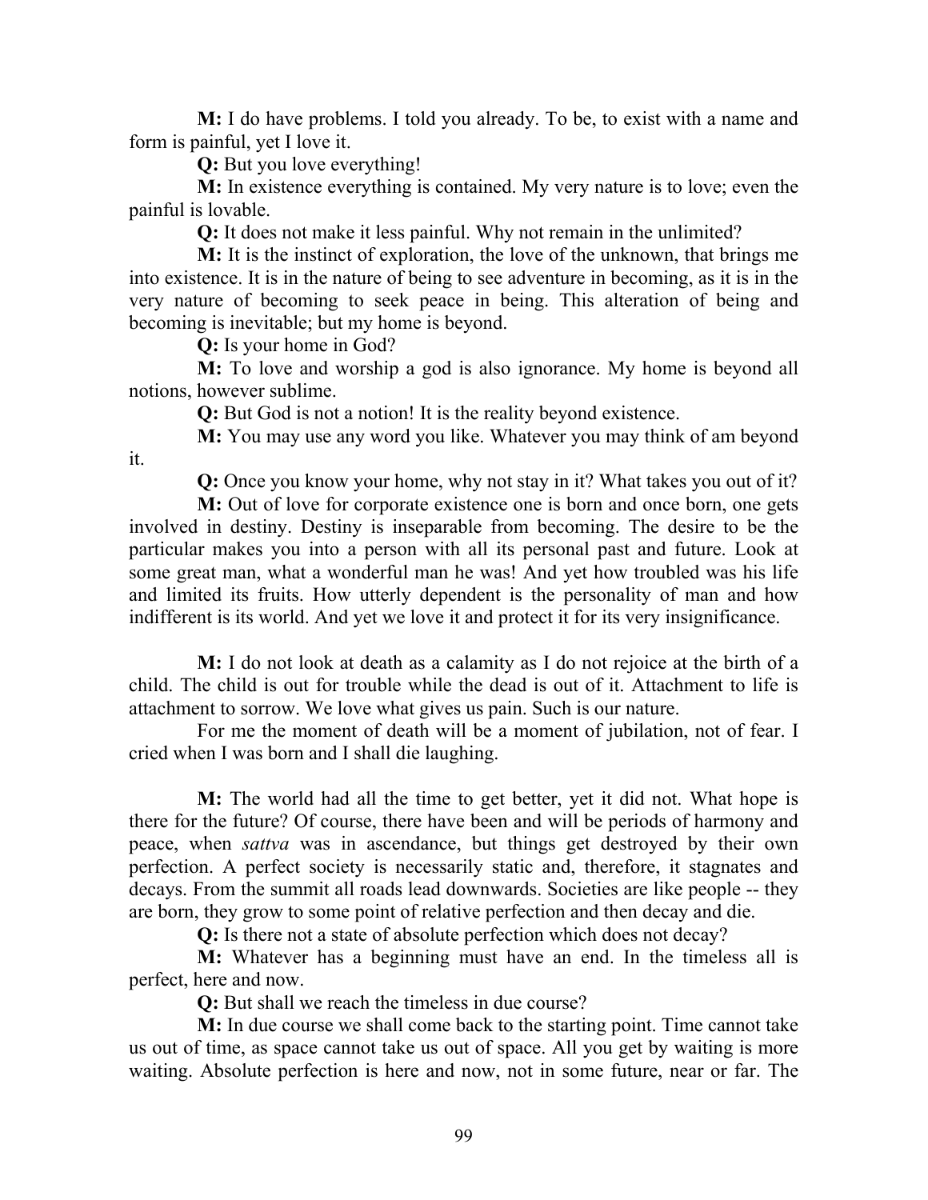**M:** I do have problems. I told you already. To be, to exist with a name and form is painful, yet I love it.

**Q:** But you love everything!

**M:** In existence everything is contained. My very nature is to love; even the painful is lovable.

**Q:** It does not make it less painful. Why not remain in the unlimited?

**M:** It is the instinct of exploration, the love of the unknown, that brings me into existence. It is in the nature of being to see adventure in becoming, as it is in the very nature of becoming to seek peace in being. This alteration of being and becoming is inevitable; but my home is beyond.

**Q:** Is your home in God?

**M:** To love and worship a god is also ignorance. My home is beyond all notions, however sublime.

**Q:** But God is not a notion! It is the reality beyond existence.

**M:** You may use any word you like. Whatever you may think of am beyond it.

**Q:** Once you know your home, why not stay in it? What takes you out of it?

**M:** Out of love for corporate existence one is born and once born, one gets involved in destiny. Destiny is inseparable from becoming. The desire to be the particular makes you into a person with all its personal past and future. Look at some great man, what a wonderful man he was! And yet how troubled was his life and limited its fruits. How utterly dependent is the personality of man and how indifferent is its world. And yet we love it and protect it for its very insignificance.

**M:** I do not look at death as a calamity as I do not rejoice at the birth of a child. The child is out for trouble while the dead is out of it. Attachment to life is attachment to sorrow. We love what gives us pain. Such is our nature.

For me the moment of death will be a moment of jubilation, not of fear. I cried when I was born and I shall die laughing.

**M:** The world had all the time to get better, yet it did not. What hope is there for the future? Of course, there have been and will be periods of harmony and peace, when *sattva* was in ascendance, but things get destroyed by their own perfection. A perfect society is necessarily static and, therefore, it stagnates and decays. From the summit all roads lead downwards. Societies are like people -- they are born, they grow to some point of relative perfection and then decay and die.

**Q:** Is there not a state of absolute perfection which does not decay?

**M:** Whatever has a beginning must have an end. In the timeless all is perfect, here and now.

**Q:** But shall we reach the timeless in due course?

**M:** In due course we shall come back to the starting point. Time cannot take us out of time, as space cannot take us out of space. All you get by waiting is more waiting. Absolute perfection is here and now, not in some future, near or far. The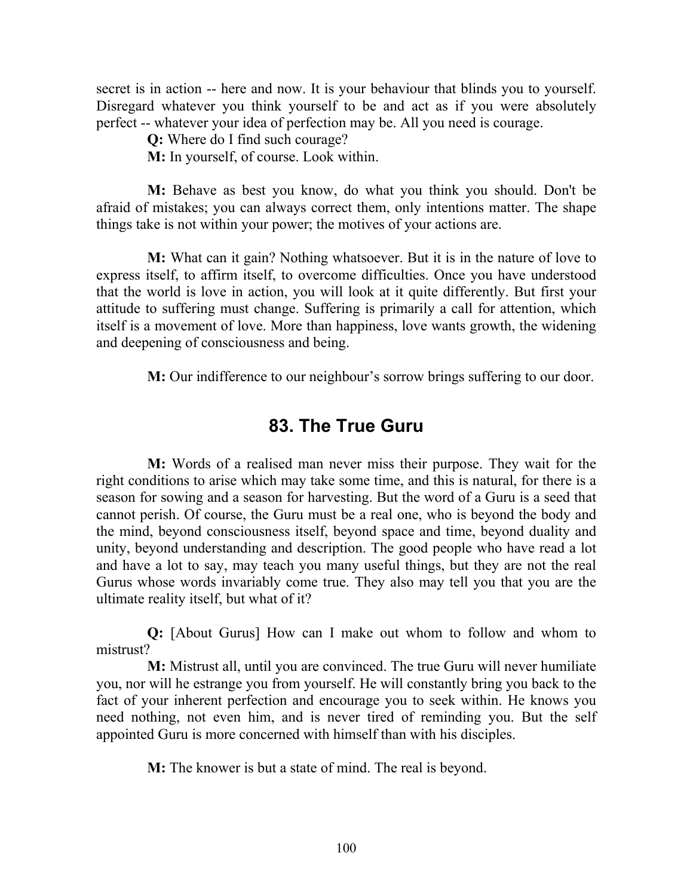secret is in action -- here and now. It is your behaviour that blinds you to yourself. Disregard whatever you think yourself to be and act as if you were absolutely perfect -- whatever your idea of perfection may be. All you need is courage.

**Q:** Where do I find such courage?

**M:** In yourself, of course. Look within.

**M:** Behave as best you know, do what you think you should. Don't be afraid of mistakes; you can always correct them, only intentions matter. The shape things take is not within your power; the motives of your actions are.

**M:** What can it gain? Nothing whatsoever. But it is in the nature of love to express itself, to affirm itself, to overcome difficulties. Once you have understood that the world is love in action, you will look at it quite differently. But first your attitude to suffering must change. Suffering is primarily a call for attention, which itself is a movement of love. More than happiness, love wants growth, the widening and deepening of consciousness and being.

**M:** Our indifference to our neighbour's sorrow brings suffering to our door.

## 83. The True Guru

**M:** Words of a realised man never miss their purpose. They wait for the right conditions to arise which may take some time, and this is natural, for there is a season for sowing and a season for harvesting. But the word of a Guru is a seed that cannot perish. Of course, the Guru must be a real one, who is beyond the body and the mind, beyond consciousness itself, beyond space and time, beyond duality and unity, beyond understanding and description. The good people who have read a lot and have a lot to say, may teach you many useful things, but they are not the real Gurus whose words invariably come true. They also may tell you that you are the ultimate reality itself, but what of it?

**Q:** [About Gurus] How can I make out whom to follow and whom to mistrust?

**M:** Mistrust all, until you are convinced. The true Guru will never humiliate you, nor will he estrange you from yourself. He will constantly bring you back to the fact of your inherent perfection and encourage you to seek within. He knows you need nothing, not even him, and is never tired of reminding you. But the self appointed Guru is more concerned with himself than with his disciples.

**M:** The knower is but a state of mind. The real is beyond.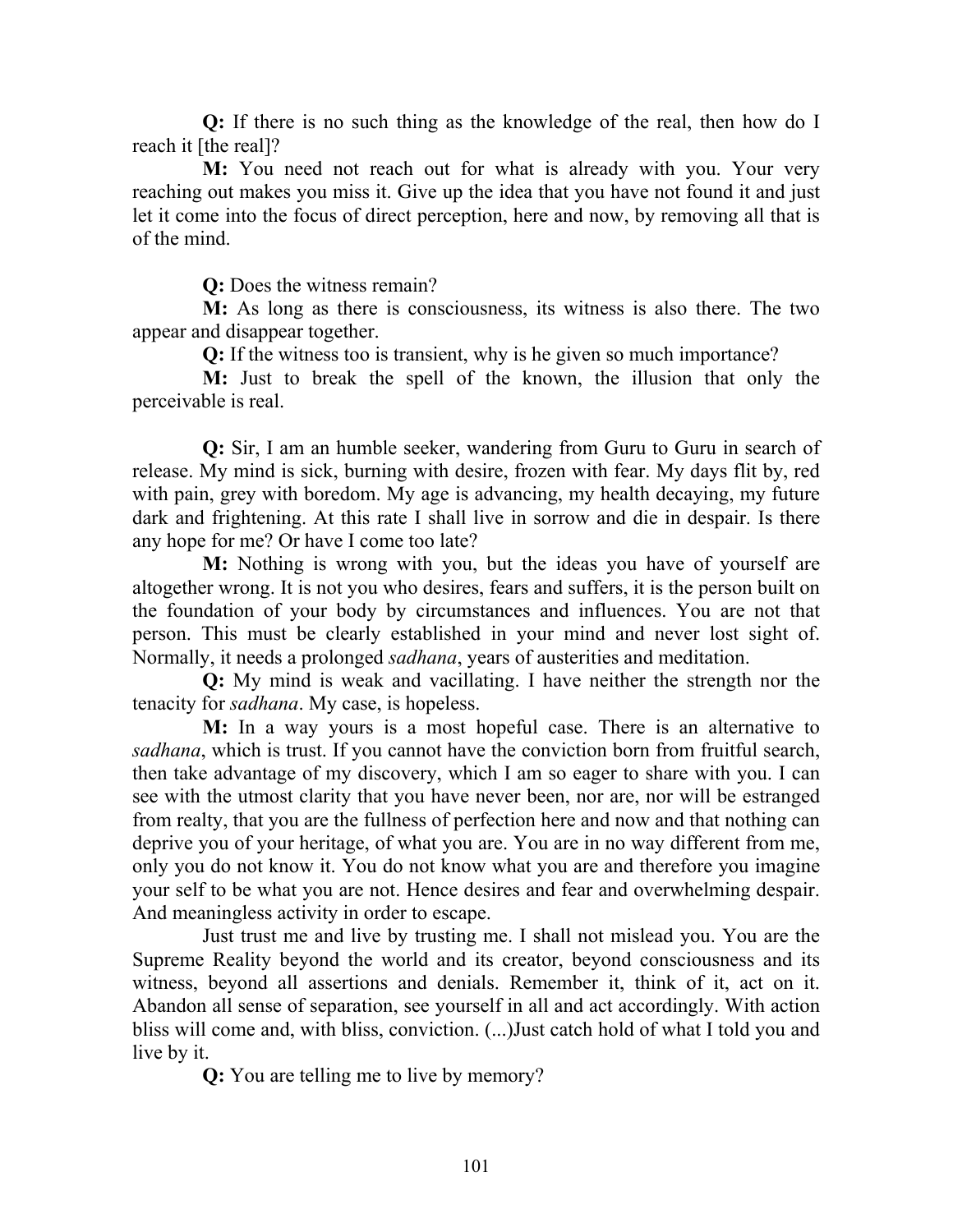**Q:** If there is no such thing as the knowledge of the real, then how do I reach it [the real]?

**M:** You need not reach out for what is already with you. Your very reaching out makes you miss it. Give up the idea that you have not found it and just let it come into the focus of direct perception, here and now, by removing all that is of the mind.

**Q:** Does the witness remain?

**M:** As long as there is consciousness, its witness is also there. The two appear and disappear together.

**Q:** If the witness too is transient, why is he given so much importance?

**M:** Just to break the spell of the known, the illusion that only the perceivable is real.

**Q:** Sir, I am an humble seeker, wandering from Guru to Guru in search of release. My mind is sick, burning with desire, frozen with fear. My days flit by, red with pain, grey with boredom. My age is advancing, my health decaying, my future dark and frightening. At this rate I shall live in sorrow and die in despair. Is there any hope for me? Or have I come too late?

**M:** Nothing is wrong with you, but the ideas you have of yourself are altogether wrong. It is not you who desires, fears and suffers, it is the person built on the foundation of your body by circumstances and influences. You are not that person. This must be clearly established in your mind and never lost sight of. Normally, it needs a prolonged *sadhana*, years of austerities and meditation.

**Q:** My mind is weak and vacillating. I have neither the strength nor the tenacity for *sadhana*. My case, is hopeless.

**M:** In a way yours is a most hopeful case. There is an alternative to *sadhana*, which is trust. If you cannot have the conviction born from fruitful search, then take advantage of my discovery, which I am so eager to share with you. I can see with the utmost clarity that you have never been, nor are, nor will be estranged from realty, that you are the fullness of perfection here and now and that nothing can deprive you of your heritage, of what you are. You are in no way different from me, only you do not know it. You do not know what you are and therefore you imagine your self to be what you are not. Hence desires and fear and overwhelming despair. And meaningless activity in order to escape.

Just trust me and live by trusting me. I shall not mislead you. You are the Supreme Reality beyond the world and its creator, beyond consciousness and its witness, beyond all assertions and denials. Remember it, think of it, act on it. Abandon all sense of separation, see yourself in all and act accordingly. With action bliss will come and, with bliss, conviction. (...)Just catch hold of what I told you and live by it.

**Q:** You are telling me to live by memory?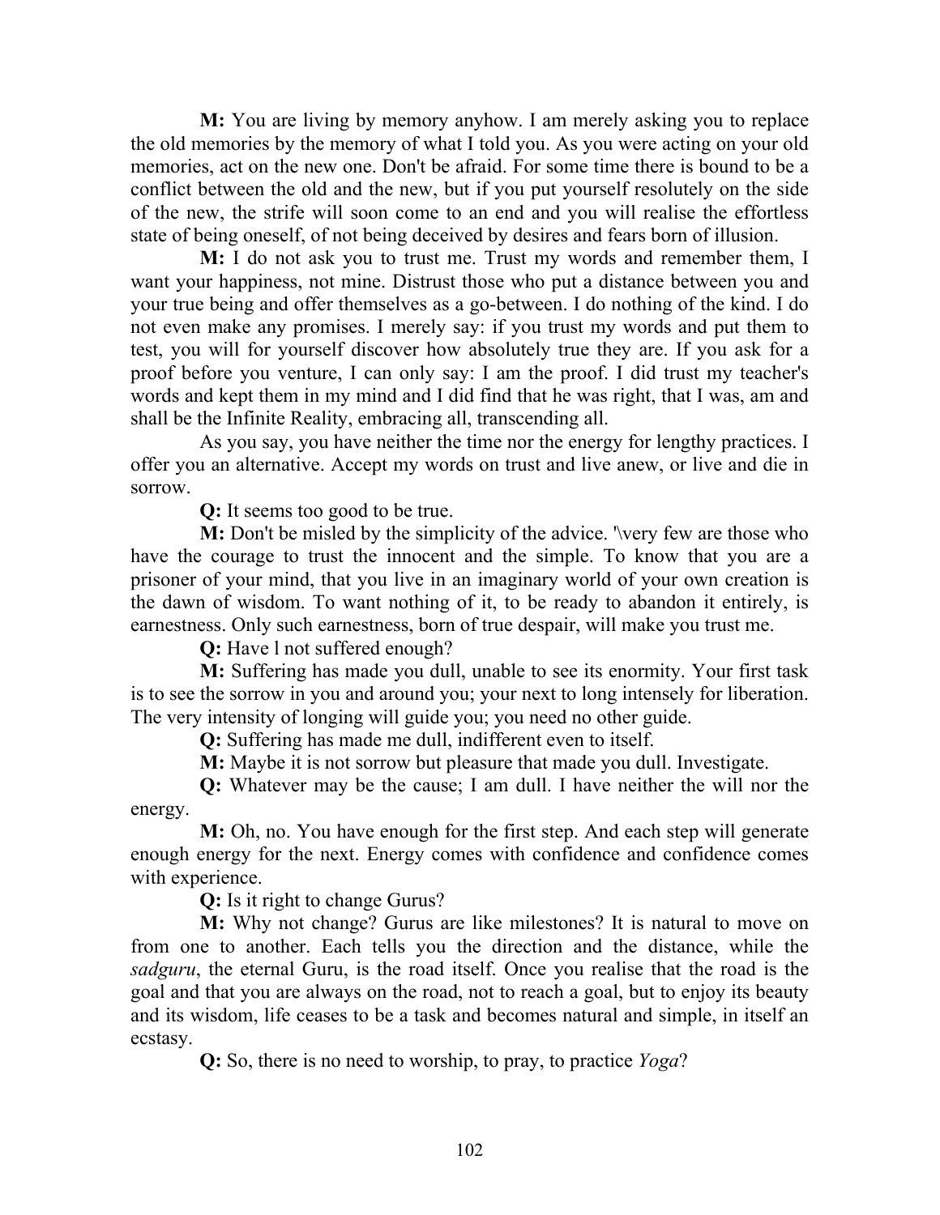**M:** You are living by memory anyhow. I am merely asking you to replace the old memories by the memory of what I told you. As you were acting on your old memories, act on the new one. Don't be afraid. For some time there is bound to be a conflict between the old and the new, but if you put yourself resolutely on the side of the new, the strife will soon come to an end and you will realise the effortless state of being oneself, of not being deceived by desires and fears born of illusion.

**M:** I do not ask you to trust me. Trust my words and remember them, I want your happiness, not mine. Distrust those who put a distance between you and your true being and offer themselves as a go-between. I do nothing of the kind. I do not even make any promises. I merely say: if you trust my words and put them to test, you will for yourself discover how absolutely true they are. If you ask for a proof before you venture, I can only say: I am the proof. I did trust my teacher's words and kept them in my mind and I did find that he was right, that I was, am and shall be the Infinite Reality, embracing all, transcending all.

As you say, you have neither the time nor the energy for lengthy practices. I offer you an alternative. Accept my words on trust and live anew, or live and die in sorrow.

**Q:** It seems too good to be true.

**M:** Don't be misled by the simplicity of the advice. '\very few are those who have the courage to trust the innocent and the simple. To know that you are a prisoner of your mind, that you live in an imaginary world of your own creation is the dawn of wisdom. To want nothing of it, to be ready to abandon it entirely, is earnestness. Only such earnestness, born of true despair, will make you trust me.

**Q:** Have l not suffered enough?

**M:** Suffering has made you dull, unable to see its enormity. Your first task is to see the sorrow in you and around you; your next to long intensely for liberation. The very intensity of longing will guide you; you need no other guide.

**Q:** Suffering has made me dull, indifferent even to itself.

**M:** Maybe it is not sorrow but pleasure that made you dull. Investigate.

**Q:** Whatever may be the cause; I am dull. I have neither the will nor the energy.

**M:** Oh, no. You have enough for the first step. And each step will generate enough energy for the next. Energy comes with confidence and confidence comes with experience.

**Q:** Is it right to change Gurus?

**M:** Why not change? Gurus are like milestones? It is natural to move on from one to another. Each tells you the direction and the distance, while the *sadguru*, the eternal Guru, is the road itself. Once you realise that the road is the goal and that you are always on the road, not to reach a goal, but to enjoy its beauty and its wisdom, life ceases to be a task and becomes natural and simple, in itself an ecstasy.

**Q:** So, there is no need to worship, to pray, to practice *Yoga*?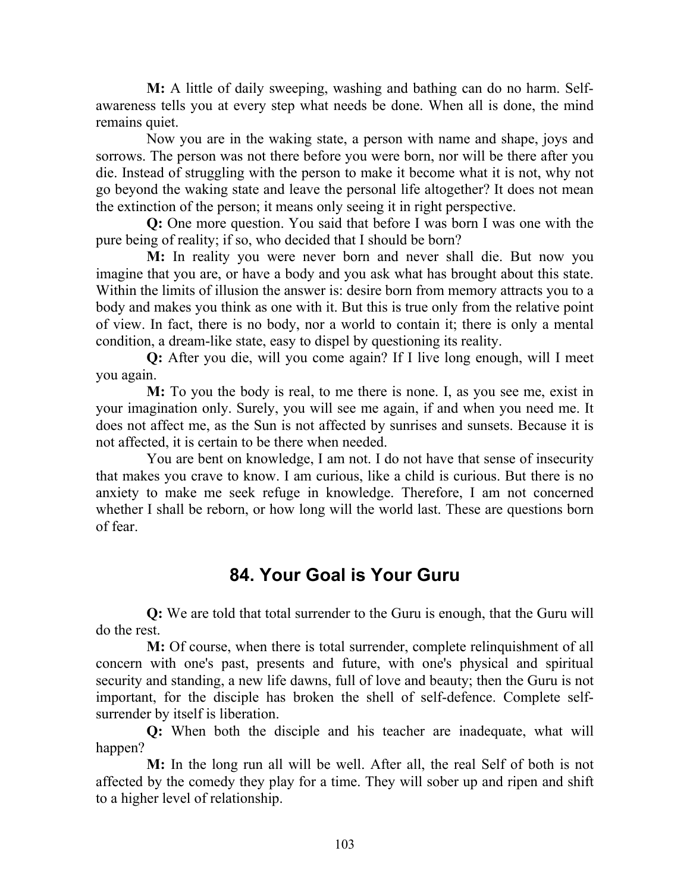**M:** A little of daily sweeping, washing and bathing can do no harm. Self-awareness tells you at every step what needs be done. When all is done, the mind remains quiet.

Now you are in the waking state, a person with name and shape, joys and sorrows. The person was not there before you were born, nor will be there after you die. Instead of struggling with the person to make it become what it is not, why not go beyond the waking state and leave the personal life altogether? It does not mean the extinction of the person; it means only seeing it in right perspective.

**Q:** One more question. You said that before I was born I was one with the pure being of reality; if so, who decided that I should be born?

**M:** In reality you were never born and never shall die. But now you imagine that you are, or have a body and you ask what has brought about this state. Within the limits of illusion the answer is: desire born from memory attracts you to a body and makes you think as one with it. But this is true only from the relative point of view. In fact, there is no body, nor a world to contain it; there is only a mental condition, a dream-like state, easy to dispel by questioning its reality.

**Q:** After you die, will you come again? If I live long enough, will I meet you again.

**M:** To you the body is real, to me there is none. I, as you see me, exist in your imagination only. Surely, you will see me again, if and when you need me. It does not affect me, as the Sun is not affected by sunrises and sunsets. Because it is not affected, it is certain to be there when needed.

You are bent on knowledge, I am not. I do not have that sense of insecurity that makes you crave to know. I am curious, like a child is curious. But there is no anxiety to make me seek refuge in knowledge. Therefore, I am not concerned whether I shall be reborn, or how long will the world last. These are questions born of fear.

## 84. Your Goal is Your Guru

**Q:** We are told that total surrender to the Guru is enough, that the Guru will do the rest.

**M:** Of course, when there is total surrender, complete relinquishment of all concern with one's past, presents and future, with one's physical and spiritual security and standing, a new life dawns, full of love and beauty; then the Guru is not important, for the disciple has broken the shell of self-defence. Complete self-surrender by itself is liberation.

**Q:** When both the disciple and his teacher are inadequate, what will happen?

**M:** In the long run all will be well. After all, the real Self of both is not affected by the comedy they play for a time. They will sober up and ripen and shift to a higher level of relationship.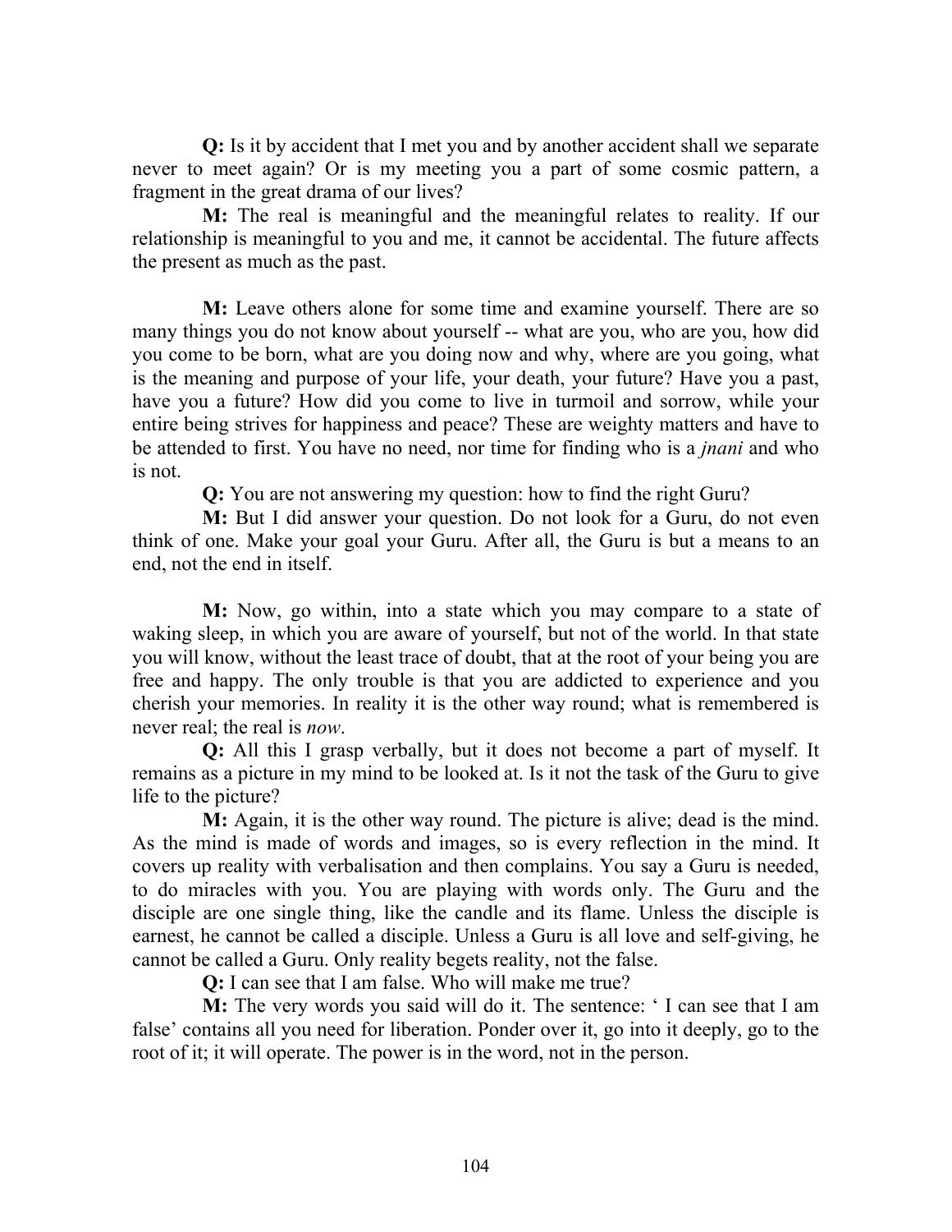**Q:** Is it by accident that I met you and by another accident shall we separate never to meet again? Or is my meeting you a part of some cosmic pattern, a fragment in the great drama of our lives?

**M:** The real is meaningful and the meaningful relates to reality. If our relationship is meaningful to you and me, it cannot be accidental. The future affects the present as much as the past.

**M:** Leave others alone for some time and examine yourself. There are so many things you do not know about yourself -- what are you, who are you, how did you come to be born, what are you doing now and why, where are you going, what is the meaning and purpose of your life, your death, your future? Have you a past, have you a future? How did you come to live in turmoil and sorrow, while your entire being strives for happiness and peace? These are weighty matters and have to be attended to first. You have no need, nor time for finding who is a *jnani* and who is not.

**Q:** You are not answering my question: how to find the right Guru?

**M:** But I did answer your question. Do not look for a Guru, do not even think of one. Make your goal your Guru. After all, the Guru is but a means to an end, not the end in itself.

**M:** Now, go within, into a state which you may compare to a state of waking sleep, in which you are aware of yourself, but not of the world. In that state you will know, without the least trace of doubt, that at the root of your being you are free and happy. The only trouble is that you are addicted to experience and you cherish your memories. In reality it is the other way round; what is remembered is never real; the real is *now*.

**Q:** All this I grasp verbally, but it does not become a part of myself. It remains as a picture in my mind to be looked at. Is it not the task of the Guru to give life to the picture?

**M:** Again, it is the other way round. The picture is alive; dead is the mind. As the mind is made of words and images, so is every reflection in the mind. It covers up reality with verbalisation and then complains. You say a Guru is needed, to do miracles with you. You are playing with words only. The Guru and the disciple are one single thing, like the candle and its flame. Unless the disciple is earnest, he cannot be called a disciple. Unless a Guru is all love and self-giving, he cannot be called a Guru. Only reality begets reality, not the false.

**Q:** I can see that I am false. Who will make me true?

**M:** The very words you said will do it. The sentence: ' I can see that I am false' contains all you need for liberation. Ponder over it, go into it deeply, go to the root of it; it will operate. The power is in the word, not in the person.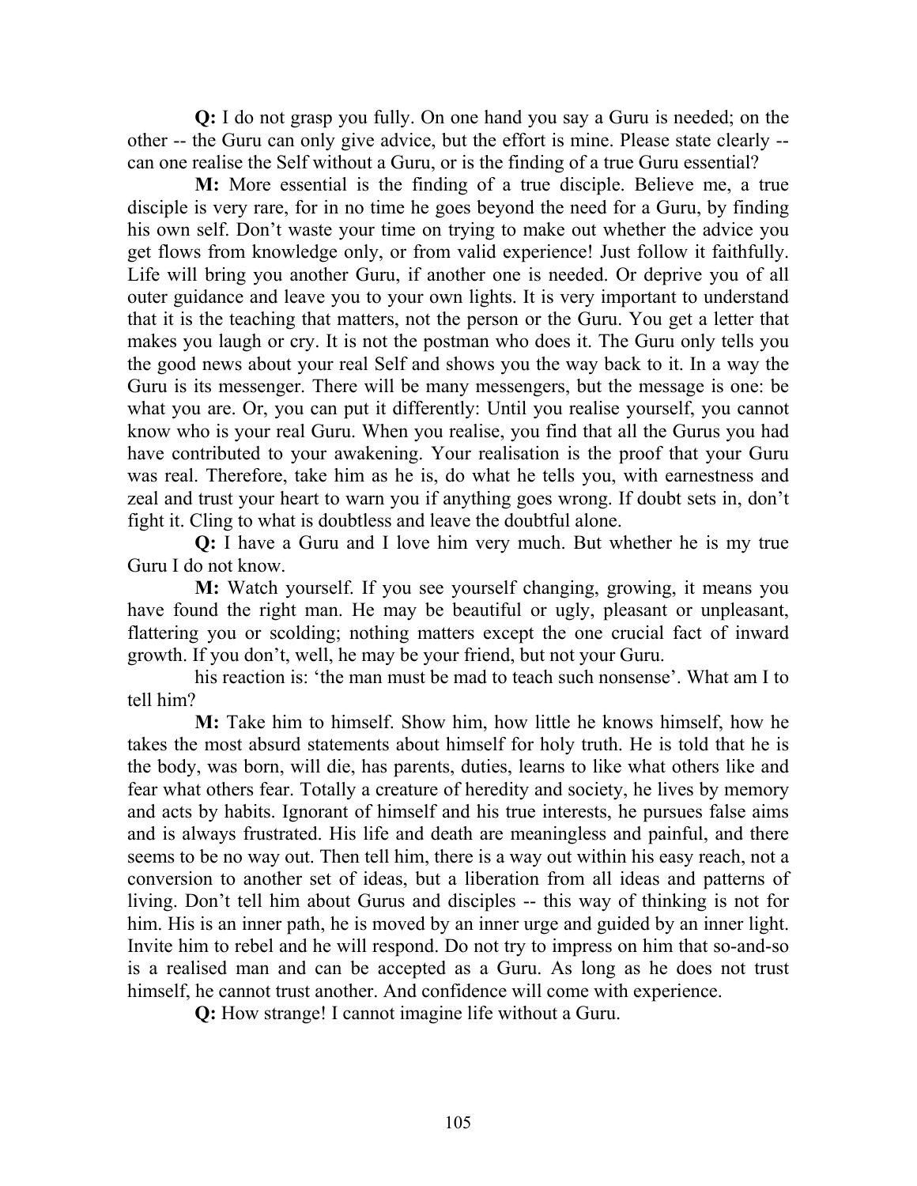**Q:** I do not grasp you fully. On one hand you say a Guru is needed; on the other -- the Guru can only give advice, but the effort is mine. Please state clearly -- can one realise the Self without a Guru, or is the finding of a true Guru essential?

**M:** More essential is the finding of a true disciple. Believe me, a true disciple is very rare, for in no time he goes beyond the need for a Guru, by finding his own self. Don't waste your time on trying to make out whether the advice you get flows from knowledge only, or from valid experience! Just follow it faithfully. Life will bring you another Guru, if another one is needed. Or deprive you of all outer guidance and leave you to your own lights. It is very important to understand that it is the teaching that matters, not the person or the Guru. You get a letter that makes you laugh or cry. It is not the postman who does it. The Guru only tells you the good news about your real Self and shows you the way back to it. In a way the Guru is its messenger. There will be many messengers, but the message is one: be what you are. Or, you can put it differently: Until you realise yourself, you cannot know who is your real Guru. When you realise, you find that all the Gurus you had have contributed to your awakening. Your realisation is the proof that your Guru was real. Therefore, take him as he is, do what he tells you, with earnestness and zeal and trust your heart to warn you if anything goes wrong. If doubt sets in, don't fight it. Cling to what is doubtless and leave the doubtful alone.

**Q:** I have a Guru and I love him very much. But whether he is my true Guru I do not know.

**M:** Watch yourself. If you see yourself changing, growing, it means you have found the right man. He may be beautiful or ugly, pleasant or unpleasant, flattering you or scolding; nothing matters except the one crucial fact of inward growth. If you don't, well, he may be your friend, but not your Guru.

his reaction is: 'the man must be mad to teach such nonsense'. What am I to tell him?

**M:** Take him to himself. Show him, how little he knows himself, how he takes the most absurd statements about himself for holy truth. He is told that he is the body, was born, will die, has parents, duties, learns to like what others like and fear what others fear. Totally a creature of heredity and society, he lives by memory and acts by habits. Ignorant of himself and his true interests, he pursues false aims and is always frustrated. His life and death are meaningless and painful, and there seems to be no way out. Then tell him, there is a way out within his easy reach, not a conversion to another set of ideas, but a liberation from all ideas and patterns of living. Don't tell him about Gurus and disciples -- this way of thinking is not for him. His is an inner path, he is moved by an inner urge and guided by an inner light. Invite him to rebel and he will respond. Do not try to impress on him that so-and-so is a realised man and can be accepted as a Guru. As long as he does not trust himself, he cannot trust another. And confidence will come with experience.

**Q:** How strange! I cannot imagine life without a Guru.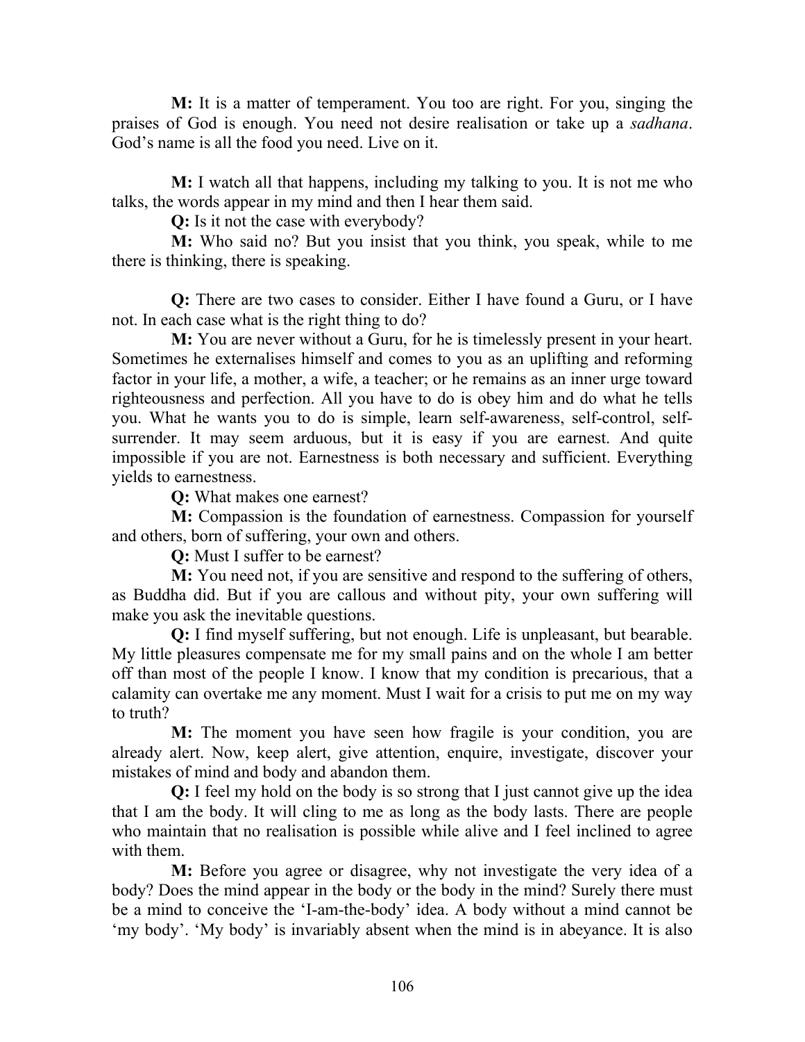**M:** It is a matter of temperament. You too are right. For you, singing the praises of God is enough. You need not desire realisation or take up a *sadhana*. God's name is all the food you need. Live on it.

**M:** I watch all that happens, including my talking to you. It is not me who talks, the words appear in my mind and then I hear them said.

**Q:** Is it not the case with everybody?

**M:** Who said no? But you insist that you think, you speak, while to me there is thinking, there is speaking.

**Q:** There are two cases to consider. Either I have found a Guru, or I have not. In each case what is the right thing to do?

**M:** You are never without a Guru, for he is timelessly present in your heart. Sometimes he externalises himself and comes to you as an uplifting and reforming factor in your life, a mother, a wife, a teacher; or he remains as an inner urge toward righteousness and perfection. All you have to do is obey him and do what he tells you. What he wants you to do is simple, learn self-awareness, self-control, self-surrender. It may seem arduous, but it is easy if you are earnest. And quite impossible if you are not. Earnestness is both necessary and sufficient. Everything yields to earnestness.

**Q:** What makes one earnest?

**M:** Compassion is the foundation of earnestness. Compassion for yourself and others, born of suffering, your own and others.

**Q:** Must I suffer to be earnest?

**M:** You need not, if you are sensitive and respond to the suffering of others, as Buddha did. But if you are callous and without pity, your own suffering will make you ask the inevitable questions.

**Q:** I find myself suffering, but not enough. Life is unpleasant, but bearable. My little pleasures compensate me for my small pains and on the whole I am better off than most of the people I know. I know that my condition is precarious, that a calamity can overtake me any moment. Must I wait for a crisis to put me on my way to truth?

**M:** The moment you have seen how fragile is your condition, you are already alert. Now, keep alert, give attention, enquire, investigate, discover your mistakes of mind and body and abandon them.

**Q:** I feel my hold on the body is so strong that I just cannot give up the idea that I am the body. It will cling to me as long as the body lasts. There are people who maintain that no realisation is possible while alive and I feel inclined to agree with them.

**M:** Before you agree or disagree, why not investigate the very idea of a body? Does the mind appear in the body or the body in the mind? Surely there must be a mind to conceive the 'I-am-the-body' idea. A body without a mind cannot be 'my body'. 'My body' is invariably absent when the mind is in abeyance. It is also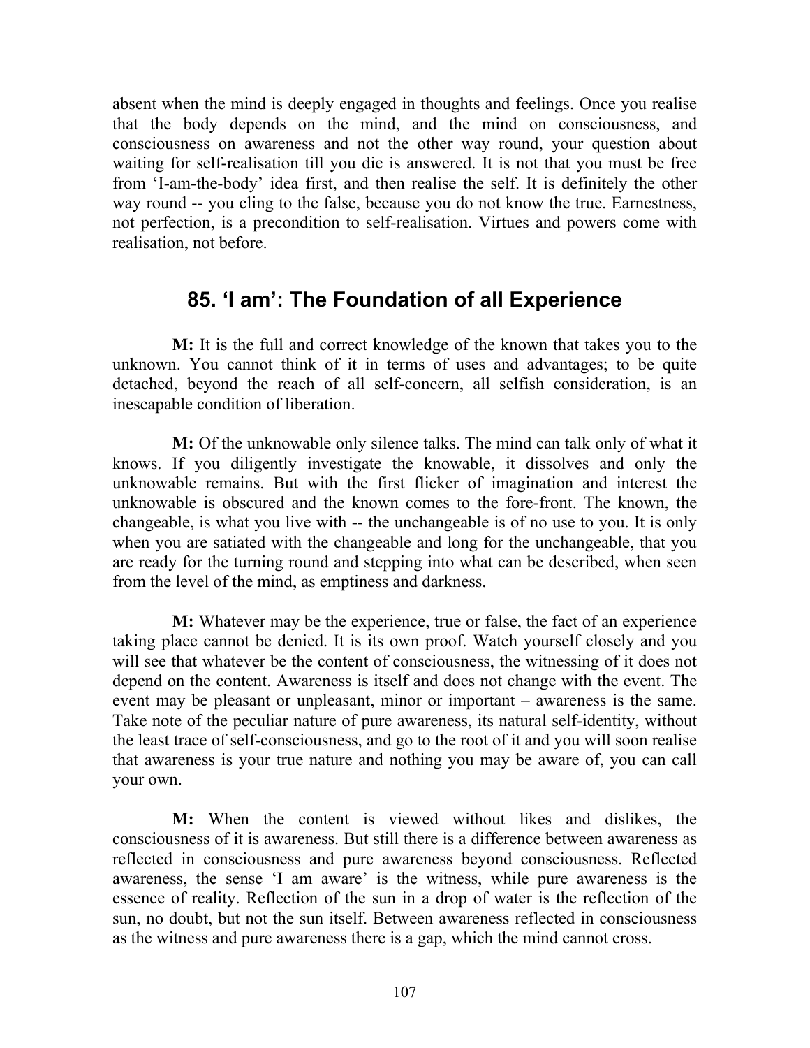absent when the mind is deeply engaged in thoughts and feelings. Once you realise that the body depends on the mind, and the mind on consciousness, and consciousness on awareness and not the other way round, your question about waiting for self-realisation till you die is answered. It is not that you must be free from 'I-am-the-body' idea first, and then realise the self. It is definitely the other way round -- you cling to the false, because you do not know the true. Earnestness, not perfection, is a precondition to self-realisation. Virtues and powers come with realisation, not before.

## 85. 'I am': The Foundation of all Experience

**M:** It is the full and correct knowledge of the known that takes you to the unknown. You cannot think of it in terms of uses and advantages; to be quite detached, beyond the reach of all self-concern, all selfish consideration, is an inescapable condition of liberation.

**M:** Of the unknowable only silence talks. The mind can talk only of what it knows. If you diligently investigate the knowable, it dissolves and only the unknowable remains. But with the first flicker of imagination and interest the unknowable is obscured and the known comes to the fore-front. The known, the changeable, is what you live with -- the unchangeable is of no use to you. It is only when you are satiated with the changeable and long for the unchangeable, that you are ready for the turning round and stepping into what can be described, when seen from the level of the mind, as emptiness and darkness.

**M:** Whatever may be the experience, true or false, the fact of an experience taking place cannot be denied. It is its own proof. Watch yourself closely and you will see that whatever be the content of consciousness, the witnessing of it does not depend on the content. Awareness is itself and does not change with the event. The event may be pleasant or unpleasant, minor or important – awareness is the same. Take note of the peculiar nature of pure awareness, its natural self-identity, without the least trace of self-consciousness, and go to the root of it and you will soon realise that awareness is your true nature and nothing you may be aware of, you can call your own.

**M:** When the content is viewed without likes and dislikes, the consciousness of it is awareness. But still there is a difference between awareness as reflected in consciousness and pure awareness beyond consciousness. Reflected awareness, the sense 'I am aware' is the witness, while pure awareness is the essence of reality. Reflection of the sun in a drop of water is the reflection of the sun, no doubt, but not the sun itself. Between awareness reflected in consciousness as the witness and pure awareness there is a gap, which the mind cannot cross.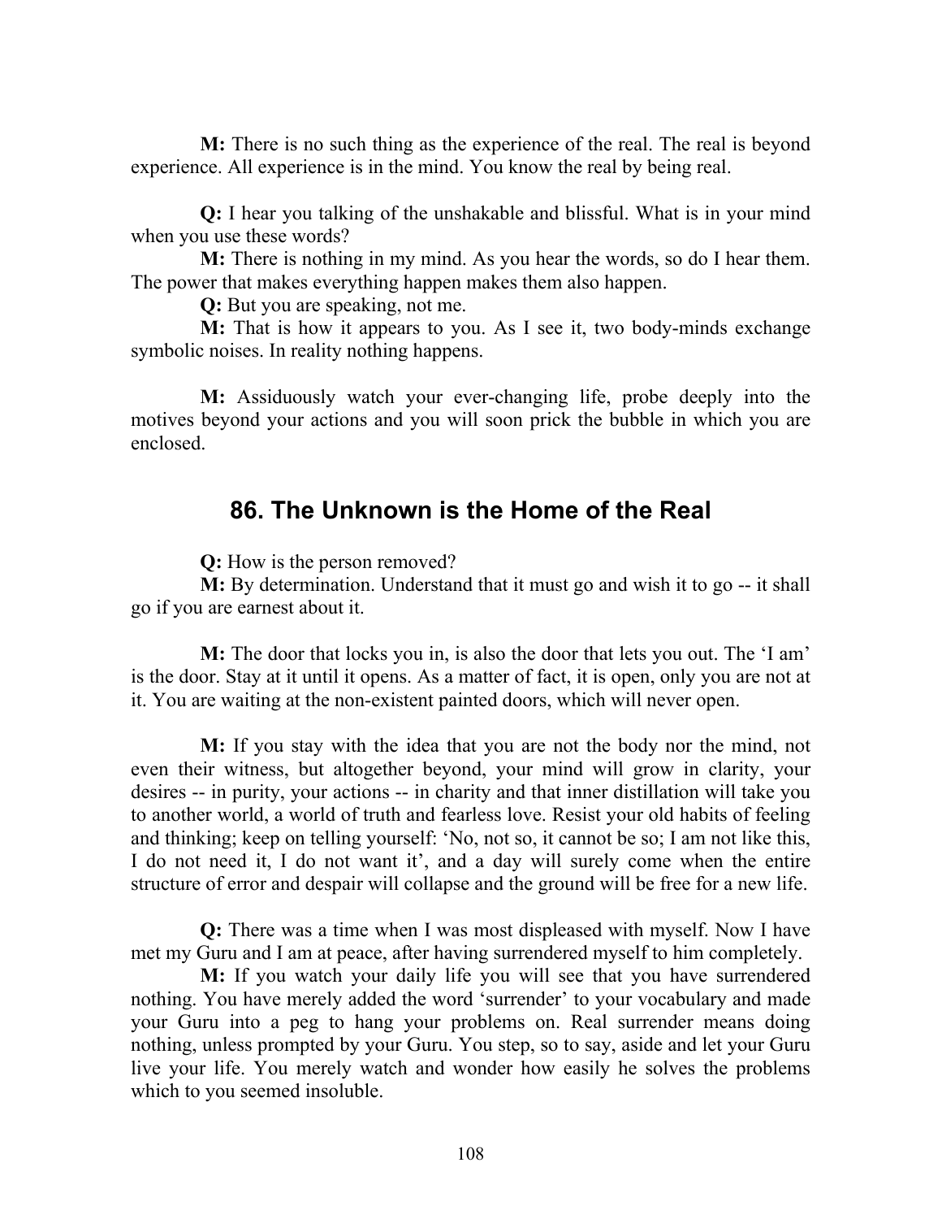**M:** There is no such thing as the experience of the real. The real is beyond experience. All experience is in the mind. You know the real by being real.

**Q:** I hear you talking of the unshakable and blissful. What is in your mind when you use these words?

**M:** There is nothing in my mind. As you hear the words, so do I hear them. The power that makes everything happen makes them also happen.

**Q:** But you are speaking, not me.

**M:** That is how it appears to you. As I see it, two body-minds exchange symbolic noises. In reality nothing happens.

**M:** Assiduously watch your ever-changing life, probe deeply into the motives beyond your actions and you will soon prick the bubble in which you are enclosed.

## 86. The Unknown is the Home of the Real

**Q:** How is the person removed?

**M:** By determination. Understand that it must go and wish it to go -- it shall go if you are earnest about it.

**M:** The door that locks you in, is also the door that lets you out. The 'I am' is the door. Stay at it until it opens. As a matter of fact, it is open, only you are not at it. You are waiting at the non-existent painted doors, which will never open.

**M:** If you stay with the idea that you are not the body nor the mind, not even their witness, but altogether beyond, your mind will grow in clarity, your desires -- in purity, your actions -- in charity and that inner distillation will take you to another world, a world of truth and fearless love. Resist your old habits of feeling and thinking; keep on telling yourself: 'No, not so, it cannot be so; I am not like this, I do not need it, I do not want it', and a day will surely come when the entire structure of error and despair will collapse and the ground will be free for a new life.

**Q:** There was a time when I was most displeased with myself. Now I have met my Guru and I am at peace, after having surrendered myself to him completely.

**M:** If you watch your daily life you will see that you have surrendered nothing. You have merely added the word 'surrender' to your vocabulary and made your Guru into a peg to hang your problems on. Real surrender means doing nothing, unless prompted by your Guru. You step, so to say, aside and let your Guru live your life. You merely watch and wonder how easily he solves the problems which to you seemed insoluble.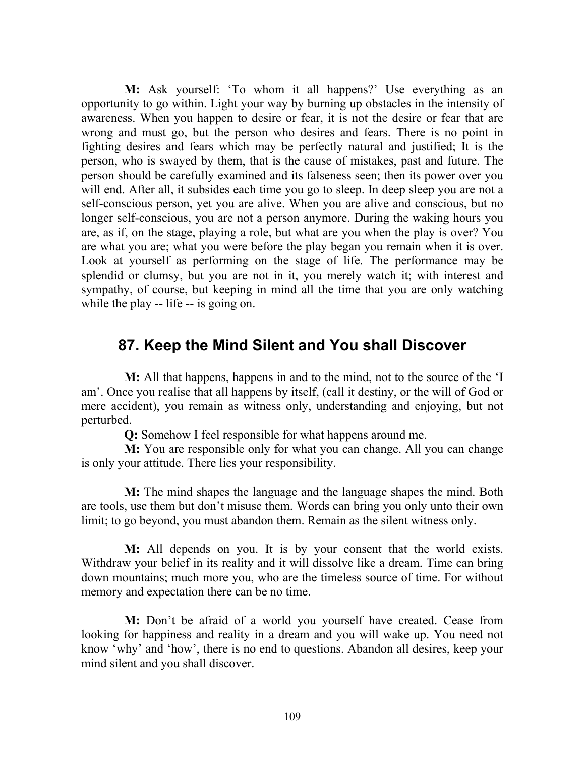**M:** Ask yourself: 'To whom it all happens?' Use everything as an opportunity to go within. Light your way by burning up obstacles in the intensity of awareness. When you happen to desire or fear, it is not the desire or fear that are wrong and must go, but the person who desires and fears. There is no point in fighting desires and fears which may be perfectly natural and justified; It is the person, who is swayed by them, that is the cause of mistakes, past and future. The person should be carefully examined and its falseness seen; then its power over you will end. After all, it subsides each time you go to sleep. In deep sleep you are not a self-conscious person, yet you are alive. When you are alive and conscious, but no longer self-conscious, you are not a person anymore. During the waking hours you are, as if, on the stage, playing a role, but what are you when the play is over? You are what you are; what you were before the play began you remain when it is over. Look at yourself as performing on the stage of life. The performance may be splendid or clumsy, but you are not in it, you merely watch it; with interest and sympathy, of course, but keeping in mind all the time that you are only watching while the play -- life -- is going on.

## 87. Keep the Mind Silent and You shall Discover

**M:** All that happens, happens in and to the mind, not to the source of the 'I am'. Once you realise that all happens by itself, (call it destiny, or the will of God or mere accident), you remain as witness only, understanding and enjoying, but not perturbed.

**Q:** Somehow I feel responsible for what happens around me.

**M:** You are responsible only for what you can change. All you can change is only your attitude. There lies your responsibility.

**M:** The mind shapes the language and the language shapes the mind. Both are tools, use them but don't misuse them. Words can bring you only unto their own limit; to go beyond, you must abandon them. Remain as the silent witness only.

**M:** All depends on you. It is by your consent that the world exists. Withdraw your belief in its reality and it will dissolve like a dream. Time can bring down mountains; much more you, who are the timeless source of time. For without memory and expectation there can be no time.

**M:** Don't be afraid of a world you yourself have created. Cease from looking for happiness and reality in a dream and you will wake up. You need not know 'why' and 'how', there is no end to questions. Abandon all desires, keep your mind silent and you shall discover.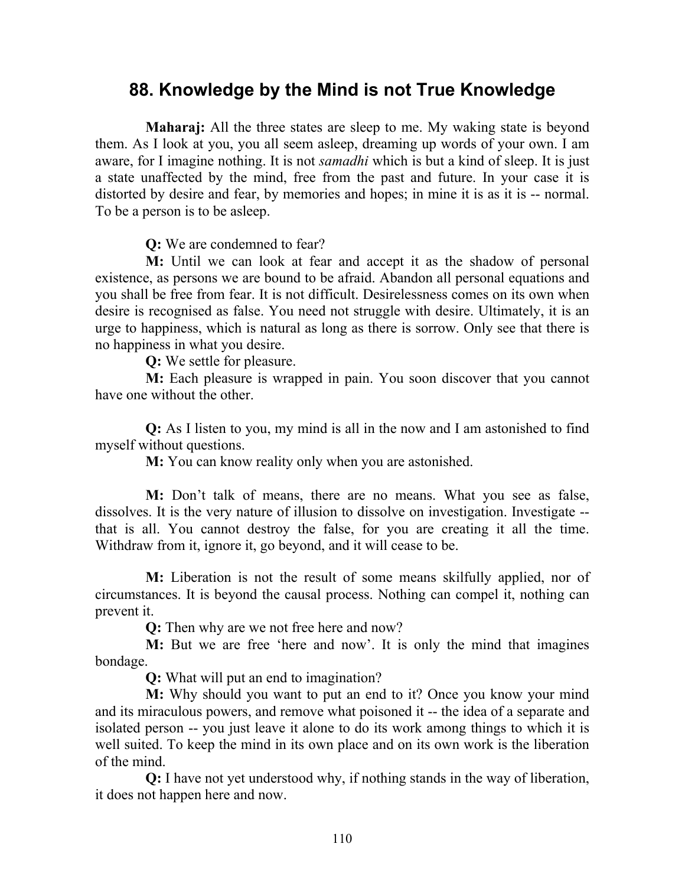## 88. Knowledge by the Mind is not True Knowledge

**Maharaj:** All the three states are sleep to me. My waking state is beyond them. As I look at you, you all seem asleep, dreaming up words of your own. I am aware, for I imagine nothing. It is not *samadhi* which is but a kind of sleep. It is just a state unaffected by the mind, free from the past and future. In your case it is distorted by desire and fear, by memories and hopes; in mine it is as it is -- normal. To be a person is to be asleep.

**Q:** We are condemned to fear?

**M:** Until we can look at fear and accept it as the shadow of personal existence, as persons we are bound to be afraid. Abandon all personal equations and you shall be free from fear. It is not difficult. Desirelessness comes on its own when desire is recognised as false. You need not struggle with desire. Ultimately, it is an urge to happiness, which is natural as long as there is sorrow. Only see that there is no happiness in what you desire.

**Q:** We settle for pleasure.

**M:** Each pleasure is wrapped in pain. You soon discover that you cannot have one without the other.

**Q:** As I listen to you, my mind is all in the now and I am astonished to find myself without questions.

**M:** You can know reality only when you are astonished.

**M:** Don't talk of means, there are no means. What you see as false, dissolves. It is the very nature of illusion to dissolve on investigation. Investigate -- that is all. You cannot destroy the false, for you are creating it all the time. Withdraw from it, ignore it, go beyond, and it will cease to be.

**M:** Liberation is not the result of some means skilfully applied, nor of circumstances. It is beyond the causal process. Nothing can compel it, nothing can prevent it.

**Q:** Then why are we not free here and now?

**M:** But we are free 'here and now'. It is only the mind that imagines bondage.

**Q:** What will put an end to imagination?

**M:** Why should you want to put an end to it? Once you know your mind and its miraculous powers, and remove what poisoned it -- the idea of a separate and isolated person -- you just leave it alone to do its work among things to which it is well suited. To keep the mind in its own place and on its own work is the liberation of the mind.

**Q:** I have not yet understood why, if nothing stands in the way of liberation, it does not happen here and now.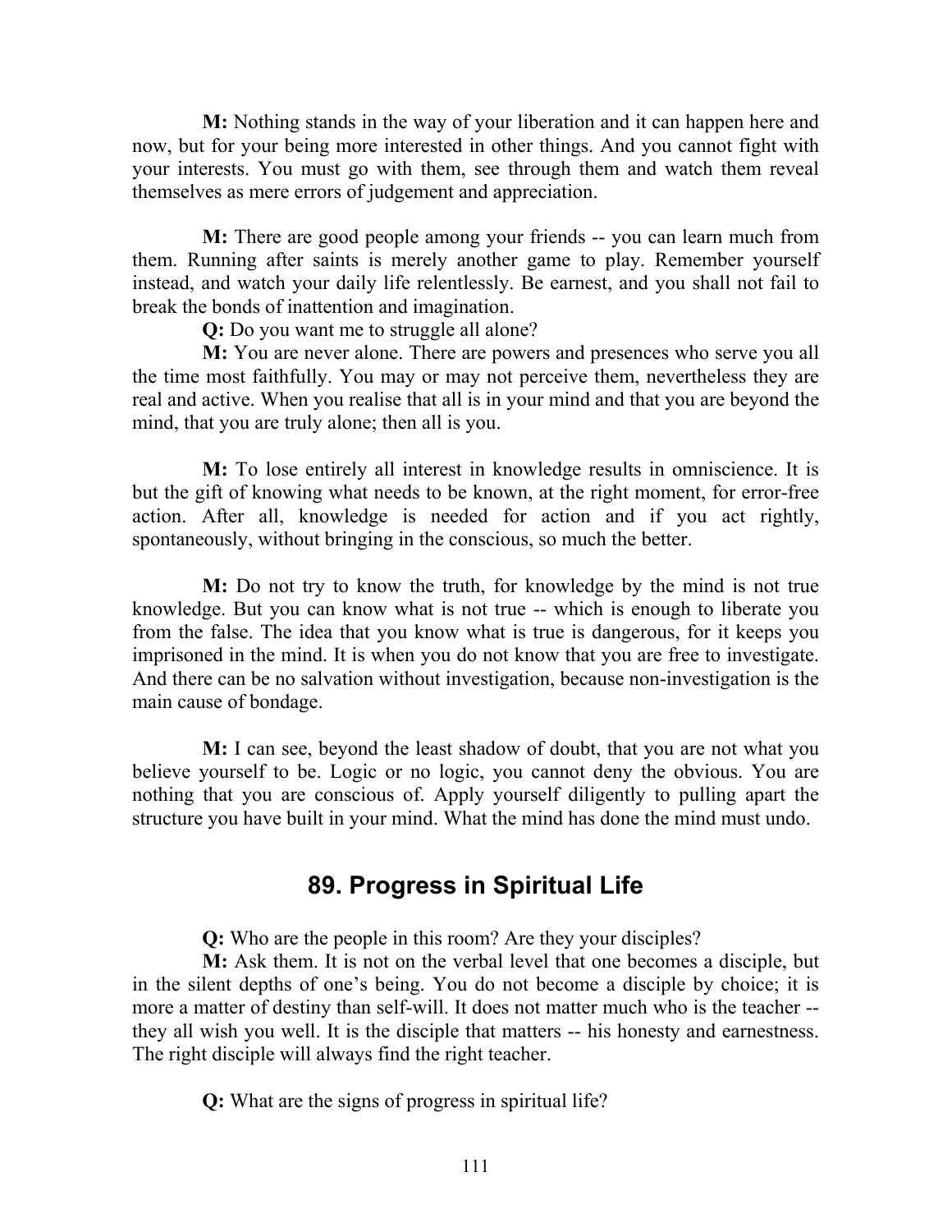**M:** Nothing stands in the way of your liberation and it can happen here and now, but for your being more interested in other things. And you cannot fight with your interests. You must go with them, see through them and watch them reveal themselves as mere errors of judgement and appreciation.

**M:** There are good people among your friends -- you can learn much from them. Running after saints is merely another game to play. Remember yourself instead, and watch your daily life relentlessly. Be earnest, and you shall not fail to break the bonds of inattention and imagination.

**Q:** Do you want me to struggle all alone?

**M:** You are never alone. There are powers and presences who serve you all the time most faithfully. You may or may not perceive them, nevertheless they are real and active. When you realise that all is in your mind and that you are beyond the mind, that you are truly alone; then all is you.

**M:** To lose entirely all interest in knowledge results in omniscience. It is but the gift of knowing what needs to be known, at the right moment, for error-free action. After all, knowledge is needed for action and if you act rightly, spontaneously, without bringing in the conscious, so much the better.

**M:** Do not try to know the truth, for knowledge by the mind is not true knowledge. But you can know what is not true -- which is enough to liberate you from the false. The idea that you know what is true is dangerous, for it keeps you imprisoned in the mind. It is when you do not know that you are free to investigate. And there can be no salvation without investigation, because non-investigation is the main cause of bondage.

**M:** I can see, beyond the least shadow of doubt, that you are not what you believe yourself to be. Logic or no logic, you cannot deny the obvious. You are nothing that you are conscious of. Apply yourself diligently to pulling apart the structure you have built in your mind. What the mind has done the mind must undo.

## 89. Progress in Spiritual Life

**Q:** Who are the people in this room? Are they your disciples?

**M:** Ask them. It is not on the verbal level that one becomes a disciple, but in the silent depths of one's being. You do not become a disciple by choice; it is more a matter of destiny than self-will. It does not matter much who is the teacher -- they all wish you well. It is the disciple that matters -- his honesty and earnestness. The right disciple will always find the right teacher.

**Q:** What are the signs of progress in spiritual life?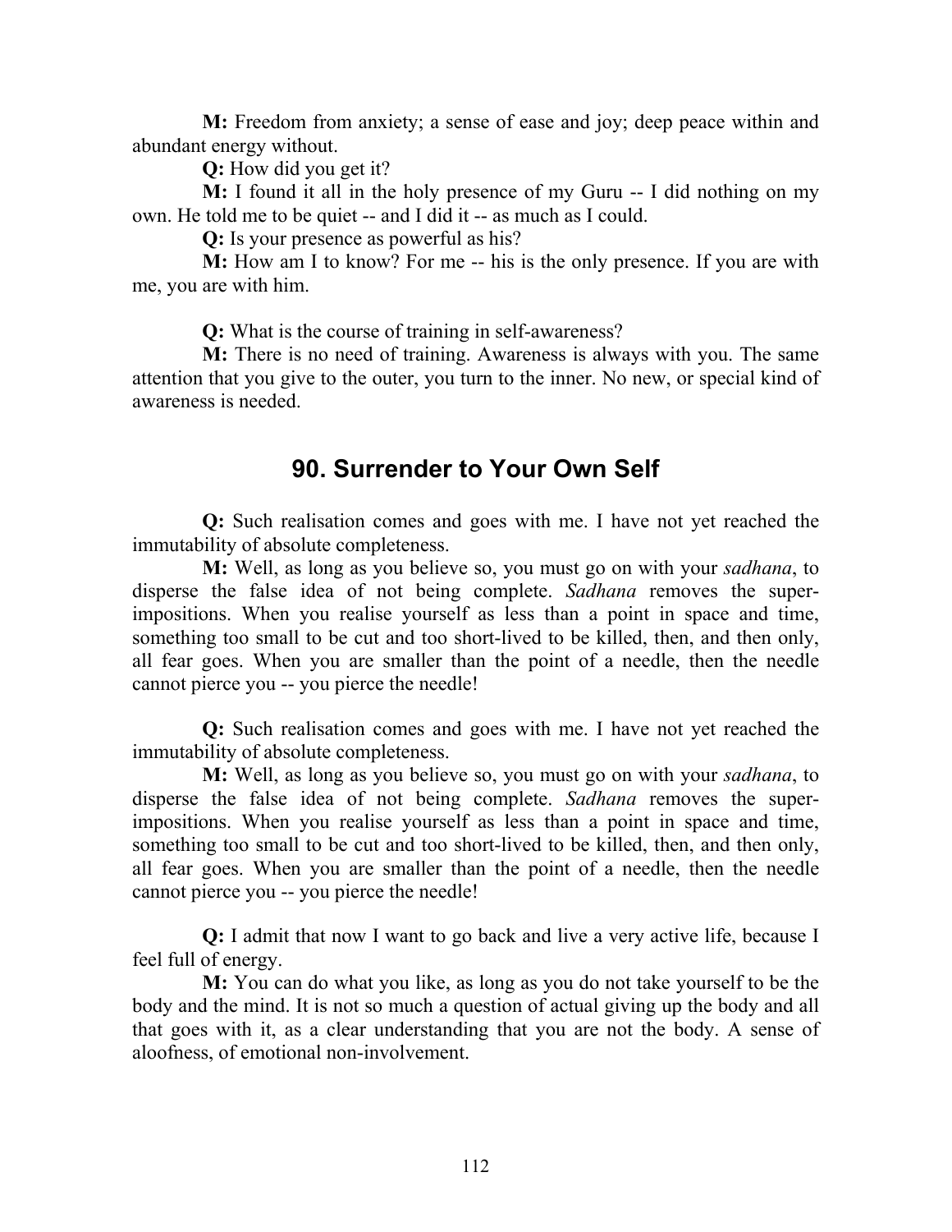**M:** Freedom from anxiety; a sense of ease and joy; deep peace within and abundant energy without.

**Q:** How did you get it?

**M:** I found it all in the holy presence of my Guru -- I did nothing on my own. He told me to be quiet -- and I did it -- as much as I could.

**Q:** Is your presence as powerful as his?

**M:** How am I to know? For me -- his is the only presence. If you are with me, you are with him.

**Q:** What is the course of training in self-awareness?

**M:** There is no need of training. Awareness is always with you. The same attention that you give to the outer, you turn to the inner. No new, or special kind of awareness is needed.

## 90. Surrender to Your Own Self

**Q:** Such realisation comes and goes with me. I have not yet reached the immutability of absolute completeness.

**M:** Well, as long as you believe so, you must go on with your *sadhana*, to disperse the false idea of not being complete. *Sadhana* removes the super-impositions. When you realise yourself as less than a point in space and time, something too small to be cut and too short-lived to be killed, then, and then only, all fear goes. When you are smaller than the point of a needle, then the needle cannot pierce you -- you pierce the needle!

**Q:** Such realisation comes and goes with me. I have not yet reached the immutability of absolute completeness.

**M:** Well, as long as you believe so, you must go on with your *sadhana*, to disperse the false idea of not being complete. *Sadhana* removes the super-impositions. When you realise yourself as less than a point in space and time, something too small to be cut and too short-lived to be killed, then, and then only, all fear goes. When you are smaller than the point of a needle, then the needle cannot pierce you -- you pierce the needle!

**Q:** I admit that now I want to go back and live a very active life, because I feel full of energy.

**M:** You can do what you like, as long as you do not take yourself to be the body and the mind. It is not so much a question of actual giving up the body and all that goes with it, as a clear understanding that you are not the body. A sense of aloofness, of emotional non-involvement.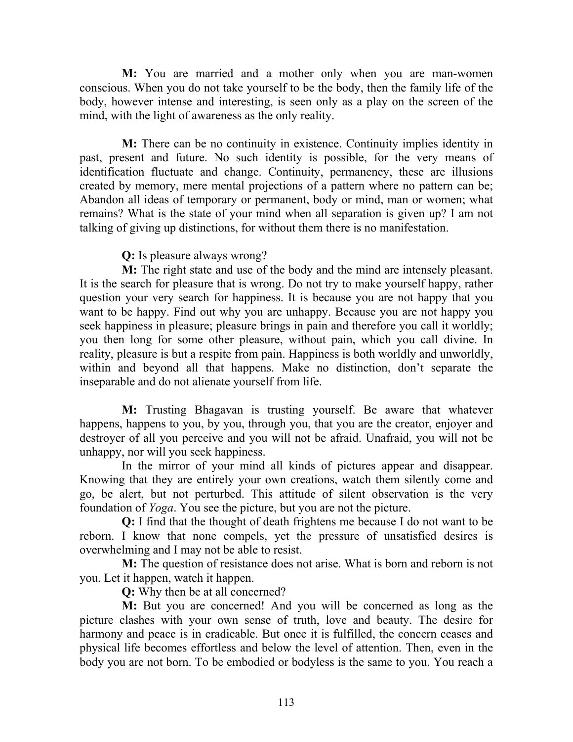**M:** You are married and a mother only when you are man-women conscious. When you do not take yourself to be the body, then the family life of the body, however intense and interesting, is seen only as a play on the screen of the mind, with the light of awareness as the only reality.

**M:** There can be no continuity in existence. Continuity implies identity in past, present and future. No such identity is possible, for the very means of identification fluctuate and change. Continuity, permanency, these are illusions created by memory, mere mental projections of a pattern where no pattern can be; Abandon all ideas of temporary or permanent, body or mind, man or women; what remains? What is the state of your mind when all separation is given up? I am not talking of giving up distinctions, for without them there is no manifestation.

**Q:** Is pleasure always wrong?

**M:** The right state and use of the body and the mind are intensely pleasant. It is the search for pleasure that is wrong. Do not try to make yourself happy, rather question your very search for happiness. It is because you are not happy that you want to be happy. Find out why you are unhappy. Because you are not happy you seek happiness in pleasure; pleasure brings in pain and therefore you call it worldly; you then long for some other pleasure, without pain, which you call divine. In reality, pleasure is but a respite from pain. Happiness is both worldly and unworldly, within and beyond all that happens. Make no distinction, don't separate the inseparable and do not alienate yourself from life.

**M:** Trusting Bhagavan is trusting yourself. Be aware that whatever happens, happens to you, by you, through you, that you are the creator, enjoyer and destroyer of all you perceive and you will not be afraid. Unafraid, you will not be unhappy, nor will you seek happiness.

In the mirror of your mind all kinds of pictures appear and disappear. Knowing that they are entirely your own creations, watch them silently come and go, be alert, but not perturbed. This attitude of silent observation is the very foundation of *Yoga*. You see the picture, but you are not the picture.

**Q:** I find that the thought of death frightens me because I do not want to be reborn. I know that none compels, yet the pressure of unsatisfied desires is overwhelming and I may not be able to resist.

**M:** The question of resistance does not arise. What is born and reborn is not you. Let it happen, watch it happen.

**Q:** Why then be at all concerned?

**M:** But you are concerned! And you will be concerned as long as the picture clashes with your own sense of truth, love and beauty. The desire for harmony and peace is in eradicable. But once it is fulfilled, the concern ceases and physical life becomes effortless and below the level of attention. Then, even in the body you are not born. To be embodied or bodyless is the same to you. You reach a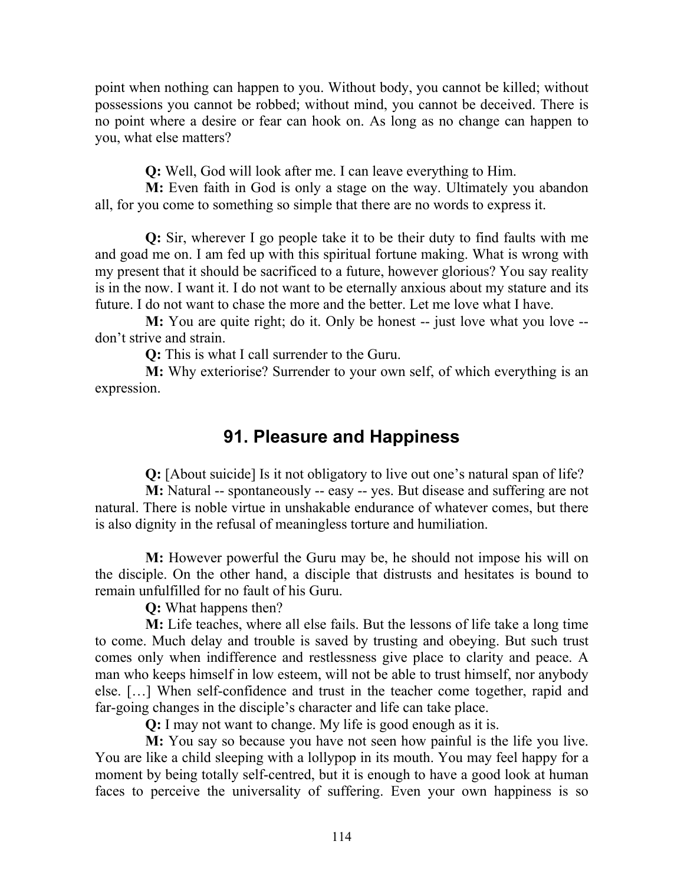point when nothing can happen to you. Without body, you cannot be killed; without possessions you cannot be robbed; without mind, you cannot be deceived. There is no point where a desire or fear can hook on. As long as no change can happen to you, what else matters?

**Q:** Well, God will look after me. I can leave everything to Him.

**M:** Even faith in God is only a stage on the way. Ultimately you abandon all, for you come to something so simple that there are no words to express it.

**Q:** Sir, wherever I go people take it to be their duty to find faults with me and goad me on. I am fed up with this spiritual fortune making. What is wrong with my present that it should be sacrificed to a future, however glorious? You say reality is in the now. I want it. I do not want to be eternally anxious about my stature and its future. I do not want to chase the more and the better. Let me love what I have.

**M:** You are quite right; do it. Only be honest -- just love what you love -- don't strive and strain.

**Q:** This is what I call surrender to the Guru.

**M:** Why exteriorise? Surrender to your own self, of which everything is an expression.

## 91. Pleasure and Happiness

**Q:** [About suicide] Is it not obligatory to live out one's natural span of life?

**M:** Natural -- spontaneously -- easy -- yes. But disease and suffering are not natural. There is noble virtue in unshakable endurance of whatever comes, but there is also dignity in the refusal of meaningless torture and humiliation.

**M:** However powerful the Guru may be, he should not impose his will on the disciple. On the other hand, a disciple that distrusts and hesitates is bound to remain unfulfilled for no fault of his Guru.

**Q:** What happens then?

**M:** Life teaches, where all else fails. But the lessons of life take a long time to come. Much delay and trouble is saved by trusting and obeying. But such trust comes only when indifference and restlessness give place to clarity and peace. A man who keeps himself in low esteem, will not be able to trust himself, nor anybody else. […] When self-confidence and trust in the teacher come together, rapid and far-going changes in the disciple's character and life can take place.

**Q:** I may not want to change. My life is good enough as it is.

**M:** You say so because you have not seen how painful is the life you live. You are like a child sleeping with a lollypop in its mouth. You may feel happy for a moment by being totally self-centred, but it is enough to have a good look at human faces to perceive the universality of suffering. Even your own happiness is so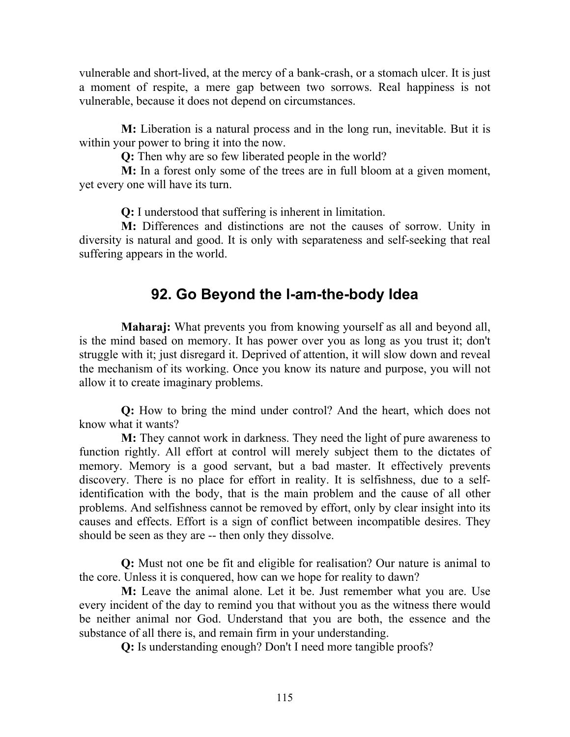vulnerable and short-lived, at the mercy of a bank-crash, or a stomach ulcer. It is just a moment of respite, a mere gap between two sorrows. Real happiness is not vulnerable, because it does not depend on circumstances.

**M:** Liberation is a natural process and in the long run, inevitable. But it is within your power to bring it into the now.

**Q:** Then why are so few liberated people in the world?

**M:** In a forest only some of the trees are in full bloom at a given moment, yet every one will have its turn.

**Q:** I understood that suffering is inherent in limitation.

**M:** Differences and distinctions are not the causes of sorrow. Unity in diversity is natural and good. It is only with separateness and self-seeking that real suffering appears in the world.

## 92. Go Beyond the I-am-the-body Idea

**Maharaj:** What prevents you from knowing yourself as all and beyond all, is the mind based on memory. It has power over you as long as you trust it; don't struggle with it; just disregard it. Deprived of attention, it will slow down and reveal the mechanism of its working. Once you know its nature and purpose, you will not allow it to create imaginary problems.

**Q:** How to bring the mind under control? And the heart, which does not know what it wants?

**M:** They cannot work in darkness. They need the light of pure awareness to function rightly. All effort at control will merely subject them to the dictates of memory. Memory is a good servant, but a bad master. It effectively prevents discovery. There is no place for effort in reality. It is selfishness, due to a self-identification with the body, that is the main problem and the cause of all other problems. And selfishness cannot be removed by effort, only by clear insight into its causes and effects. Effort is a sign of conflict between incompatible desires. They should be seen as they are -- then only they dissolve.

**Q:** Must not one be fit and eligible for realisation? Our nature is animal to the core. Unless it is conquered, how can we hope for reality to dawn?

**M:** Leave the animal alone. Let it be. Just remember what you are. Use every incident of the day to remind you that without you as the witness there would be neither animal nor God. Understand that you are both, the essence and the substance of all there is, and remain firm in your understanding.

**Q:** Is understanding enough? Don't I need more tangible proofs?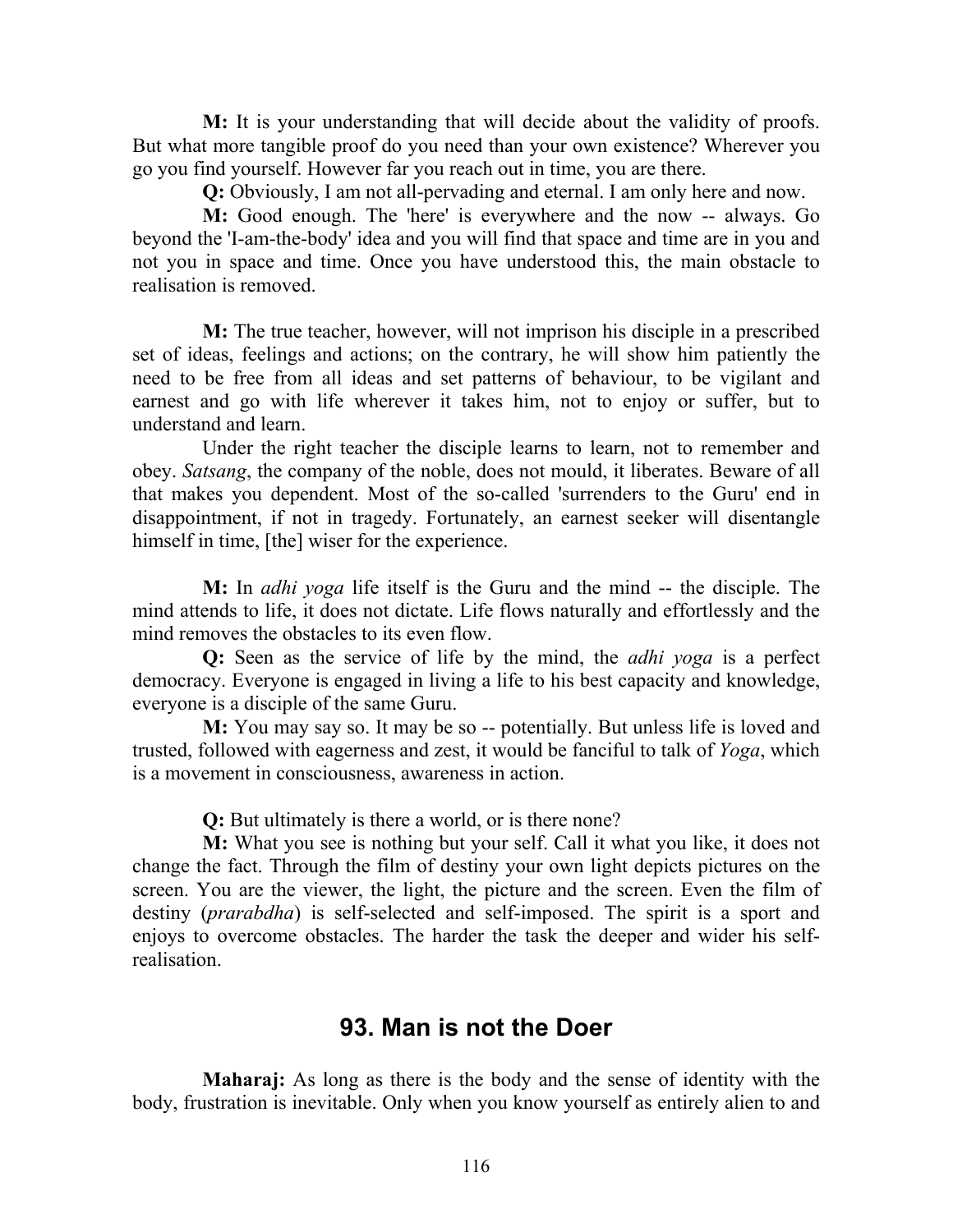**M:** It is your understanding that will decide about the validity of proofs. But what more tangible proof do you need than your own existence? Wherever you go you find yourself. However far you reach out in time, you are there.

**Q:** Obviously, I am not all-pervading and eternal. I am only here and now.

**M:** Good enough. The 'here' is everywhere and the now -- always. Go beyond the 'I-am-the-body' idea and you will find that space and time are in you and not you in space and time. Once you have understood this, the main obstacle to realisation is removed.

**M:** The true teacher, however, will not imprison his disciple in a prescribed set of ideas, feelings and actions; on the contrary, he will show him patiently the need to be free from all ideas and set patterns of behaviour, to be vigilant and earnest and go with life wherever it takes him, not to enjoy or suffer, but to understand and learn.

Under the right teacher the disciple learns to learn, not to remember and obey. *Satsang*, the company of the noble, does not mould, it liberates. Beware of all that makes you dependent. Most of the so-called 'surrenders to the Guru' end in disappointment, if not in tragedy. Fortunately, an earnest seeker will disentangle himself in time, [the] wiser for the experience.

**M:** In *adhi yoga* life itself is the Guru and the mind -- the disciple. The mind attends to life, it does not dictate. Life flows naturally and effortlessly and the mind removes the obstacles to its even flow.

**Q:** Seen as the service of life by the mind, the *adhi yoga* is a perfect democracy. Everyone is engaged in living a life to his best capacity and knowledge, everyone is a disciple of the same Guru.

**M:** You may say so. It may be so -- potentially. But unless life is loved and trusted, followed with eagerness and zest, it would be fanciful to talk of *Yoga*, which is a movement in consciousness, awareness in action.

**Q:** But ultimately is there a world, or is there none?

**M:** What you see is nothing but your self. Call it what you like, it does not change the fact. Through the film of destiny your own light depicts pictures on the screen. You are the viewer, the light, the picture and the screen. Even the film of destiny (*prarabdha*) is self-selected and self-imposed. The spirit is a sport and enjoys to overcome obstacles. The harder the task the deeper and wider his self-realisation.

## 93. Man is not the Doer

**Maharaj:** As long as there is the body and the sense of identity with the body, frustration is inevitable. Only when you know yourself as entirely alien to and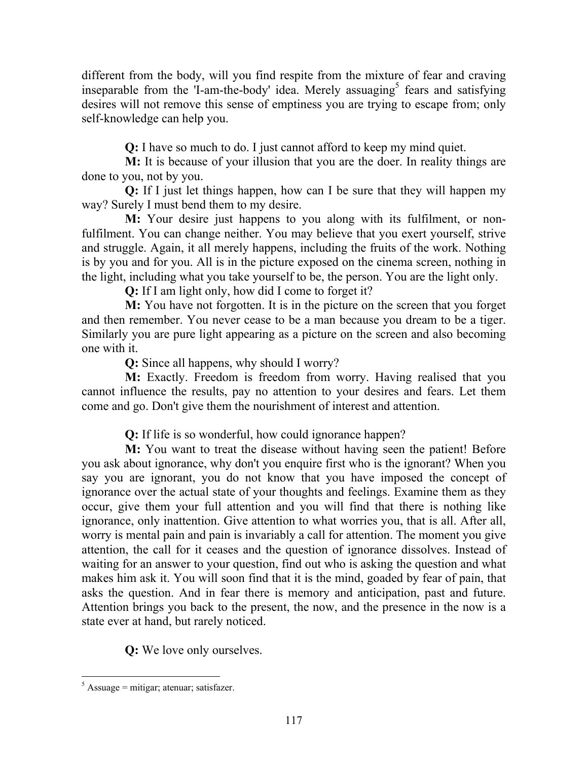different from the body, will you find respite from the mixture of fear and craving inseparable from the 'I-am-the-body' idea. Merely assuaging[5] fears and satisfying desires will not remove this sense of emptiness you are trying to escape from; only self-knowledge can help you.

**Q:** I have so much to do. I just cannot afford to keep my mind quiet.

**M:** It is because of your illusion that you are the doer. In reality things are done to you, not by you.

**Q:** If I just let things happen, how can I be sure that they will happen my way? Surely I must bend them to my desire.

**M:** Your desire just happens to you along with its fulfilment, or non-fulfilment. You can change neither. You may believe that you exert yourself, strive and struggle. Again, it all merely happens, including the fruits of the work. Nothing is by you and for you. All is in the picture exposed on the cinema screen, nothing in the light, including what you take yourself to be, the person. You are the light only.

**Q:** If I am light only, how did I come to forget it?

**M:** You have not forgotten. It is in the picture on the screen that you forget and then remember. You never cease to be a man because you dream to be a tiger. Similarly you are pure light appearing as a picture on the screen and also becoming one with it.

**Q:** Since all happens, why should I worry?

**M:** Exactly. Freedom is freedom from worry. Having realised that you cannot influence the results, pay no attention to your desires and fears. Let them come and go. Don't give them the nourishment of interest and attention.

**Q:** If life is so wonderful, how could ignorance happen?

**M:** You want to treat the disease without having seen the patient! Before you ask about ignorance, why don't you enquire first who is the ignorant? When you say you are ignorant, you do not know that you have imposed the concept of ignorance over the actual state of your thoughts and feelings. Examine them as they occur, give them your full attention and you will find that there is nothing like ignorance, only inattention. Give attention to what worries you, that is all. After all, worry is mental pain and pain is invariably a call for attention. The moment you give attention, the call for it ceases and the question of ignorance dissolves. Instead of waiting for an answer to your question, find out who is asking the question and what makes him ask it. You will soon find that it is the mind, goaded by fear of pain, that asks the question. And in fear there is memory and anticipation, past and future. Attention brings you back to the present, the now, and the presence in the now is a state ever at hand, but rarely noticed.

**Q:** We love only ourselves.

---

[5] Assuage = mitigar; atenuar; satisfazer.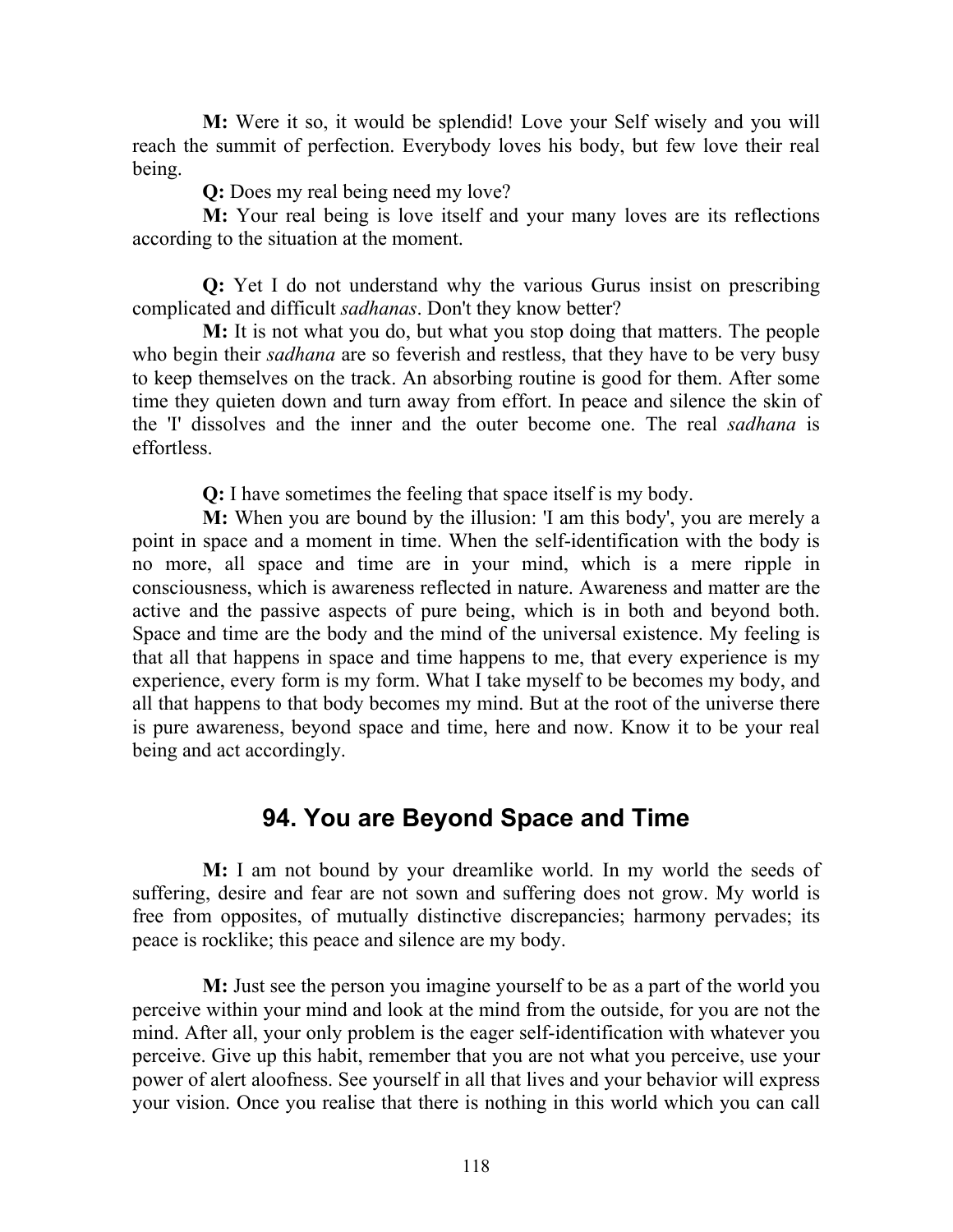**M:** Were it so, it would be splendid! Love your Self wisely and you will reach the summit of perfection. Everybody loves his body, but few love their real being.

**Q:** Does my real being need my love?

**M:** Your real being is love itself and your many loves are its reflections according to the situation at the moment.

**Q:** Yet I do not understand why the various Gurus insist on prescribing complicated and difficult *sadhanas*. Don't they know better?

**M:** It is not what you do, but what you stop doing that matters. The people who begin their *sadhana* are so feverish and restless, that they have to be very busy to keep themselves on the track. An absorbing routine is good for them. After some time they quieten down and turn away from effort. In peace and silence the skin of the 'I' dissolves and the inner and the outer become one. The real *sadhana* is effortless.

**Q:** I have sometimes the feeling that space itself is my body.

**M:** When you are bound by the illusion: 'I am this body', you are merely a point in space and a moment in time. When the self-identification with the body is no more, all space and time are in your mind, which is a mere ripple in consciousness, which is awareness reflected in nature. Awareness and matter are the active and the passive aspects of pure being, which is in both and beyond both. Space and time are the body and the mind of the universal existence. My feeling is that all that happens in space and time happens to me, that every experience is my experience, every form is my form. What I take myself to be becomes my body, and all that happens to that body becomes my mind. But at the root of the universe there is pure awareness, beyond space and time, here and now. Know it to be your real being and act accordingly.

## 94. You are Beyond Space and Time

**M:** I am not bound by your dreamlike world. In my world the seeds of suffering, desire and fear are not sown and suffering does not grow. My world is free from opposites, of mutually distinctive discrepancies; harmony pervades; its peace is rocklike; this peace and silence are my body.

**M:** Just see the person you imagine yourself to be as a part of the world you perceive within your mind and look at the mind from the outside, for you are not the mind. After all, your only problem is the eager self-identification with whatever you perceive. Give up this habit, remember that you are not what you perceive, use your power of alert aloofness. See yourself in all that lives and your behavior will express your vision. Once you realise that there is nothing in this world which you can call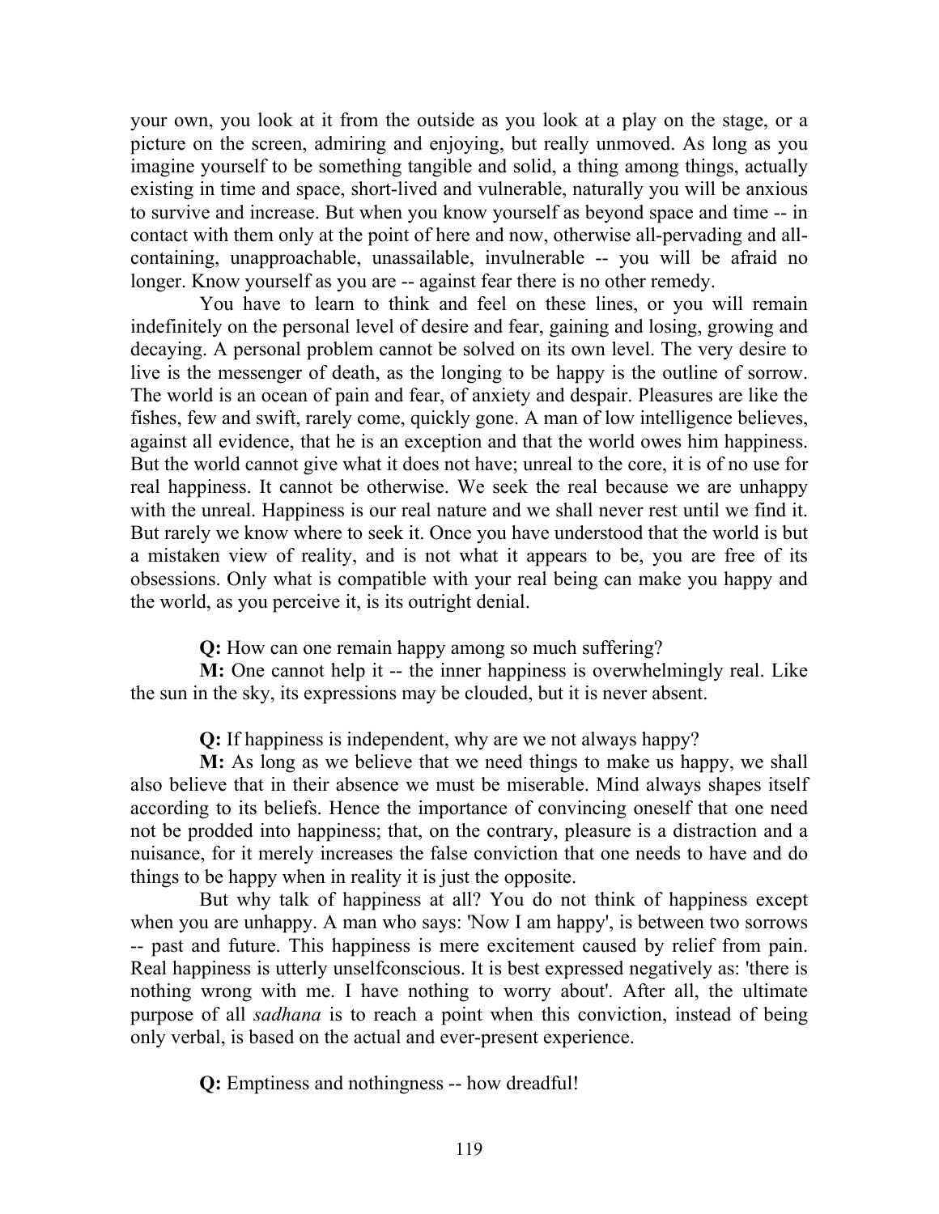your own, you look at it from the outside as you look at a play on the stage, or a picture on the screen, admiring and enjoying, but really unmoved. As long as you imagine yourself to be something tangible and solid, a thing among things, actually existing in time and space, short-lived and vulnerable, naturally you will be anxious to survive and increase. But when you know yourself as beyond space and time -- in contact with them only at the point of here and now, otherwise all-pervading and all-containing, unapproachable, unassailable, invulnerable -- you will be afraid no longer. Know yourself as you are -- against fear there is no other remedy.

You have to learn to think and feel on these lines, or you will remain indefinitely on the personal level of desire and fear, gaining and losing, growing and decaying. A personal problem cannot be solved on its own level. The very desire to live is the messenger of death, as the longing to be happy is the outline of sorrow. The world is an ocean of pain and fear, of anxiety and despair. Pleasures are like the fishes, few and swift, rarely come, quickly gone. A man of low intelligence believes, against all evidence, that he is an exception and that the world owes him happiness. But the world cannot give what it does not have; unreal to the core, it is of no use for real happiness. It cannot be otherwise. We seek the real because we are unhappy with the unreal. Happiness is our real nature and we shall never rest until we find it. But rarely we know where to seek it. Once you have understood that the world is but a mistaken view of reality, and is not what it appears to be, you are free of its obsessions. Only what is compatible with your real being can make you happy and the world, as you perceive it, is its outright denial.

**Q:** How can one remain happy among so much suffering?

**M:** One cannot help it -- the inner happiness is overwhelmingly real. Like the sun in the sky, its expressions may be clouded, but it is never absent.

**Q:** If happiness is independent, why are we not always happy?

**M:** As long as we believe that we need things to make us happy, we shall also believe that in their absence we must be miserable. Mind always shapes itself according to its beliefs. Hence the importance of convincing oneself that one need not be prodded into happiness; that, on the contrary, pleasure is a distraction and a nuisance, for it merely increases the false conviction that one needs to have and do things to be happy when in reality it is just the opposite.

But why talk of happiness at all? You do not think of happiness except when you are unhappy. A man who says: 'Now I am happy', is between two sorrows -- past and future. This happiness is mere excitement caused by relief from pain. Real happiness is utterly unselfconscious. It is best expressed negatively as: 'there is nothing wrong with me. I have nothing to worry about'. After all, the ultimate purpose of all *sadhana* is to reach a point when this conviction, instead of being only verbal, is based on the actual and ever-present experience.

**Q:** Emptiness and nothingness -- how dreadful!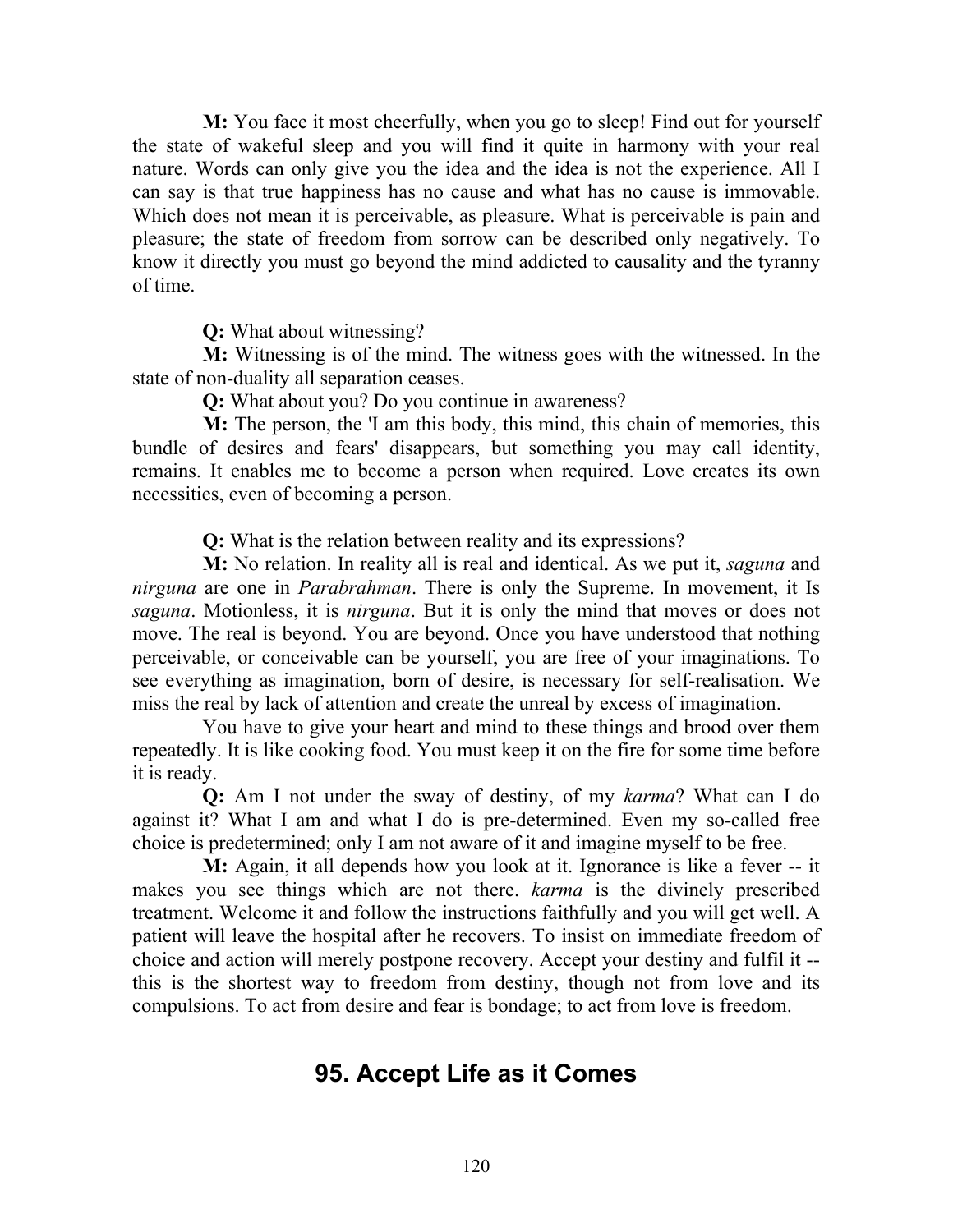**M:** You face it most cheerfully, when you go to sleep! Find out for yourself the state of wakeful sleep and you will find it quite in harmony with your real nature. Words can only give you the idea and the idea is not the experience. All I can say is that true happiness has no cause and what has no cause is immovable. Which does not mean it is perceivable, as pleasure. What is perceivable is pain and pleasure; the state of freedom from sorrow can be described only negatively. To know it directly you must go beyond the mind addicted to causality and the tyranny of time.

**Q:** What about witnessing?

**M:** Witnessing is of the mind. The witness goes with the witnessed. In the state of non-duality all separation ceases.

**Q:** What about you? Do you continue in awareness?

**M:** The person, the 'I am this body, this mind, this chain of memories, this bundle of desires and fears' disappears, but something you may call identity, remains. It enables me to become a person when required. Love creates its own necessities, even of becoming a person.

**Q:** What is the relation between reality and its expressions?

**M:** No relation. In reality all is real and identical. As we put it, *saguna* and *nirguna* are one in *Parabrahman*. There is only the Supreme. In movement, it Is *saguna*. Motionless, it is *nirguna*. But it is only the mind that moves or does not move. The real is beyond. You are beyond. Once you have understood that nothing perceivable, or conceivable can be yourself, you are free of your imaginations. To see everything as imagination, born of desire, is necessary for self-realisation. We miss the real by lack of attention and create the unreal by excess of imagination.

You have to give your heart and mind to these things and brood over them repeatedly. It is like cooking food. You must keep it on the fire for some time before it is ready.

**Q:** Am I not under the sway of destiny, of my *karma*? What can I do against it? What I am and what I do is pre-determined. Even my so-called free choice is predetermined; only I am not aware of it and imagine myself to be free.

**M:** Again, it all depends how you look at it. Ignorance is like a fever -- it makes you see things which are not there. *karma* is the divinely prescribed treatment. Welcome it and follow the instructions faithfully and you will get well. A patient will leave the hospital after he recovers. To insist on immediate freedom of choice and action will merely postpone recovery. Accept your destiny and fulfil it -- this is the shortest way to freedom from destiny, though not from love and its compulsions. To act from desire and fear is bondage; to act from love is freedom.

## 95. Accept Life as it Comes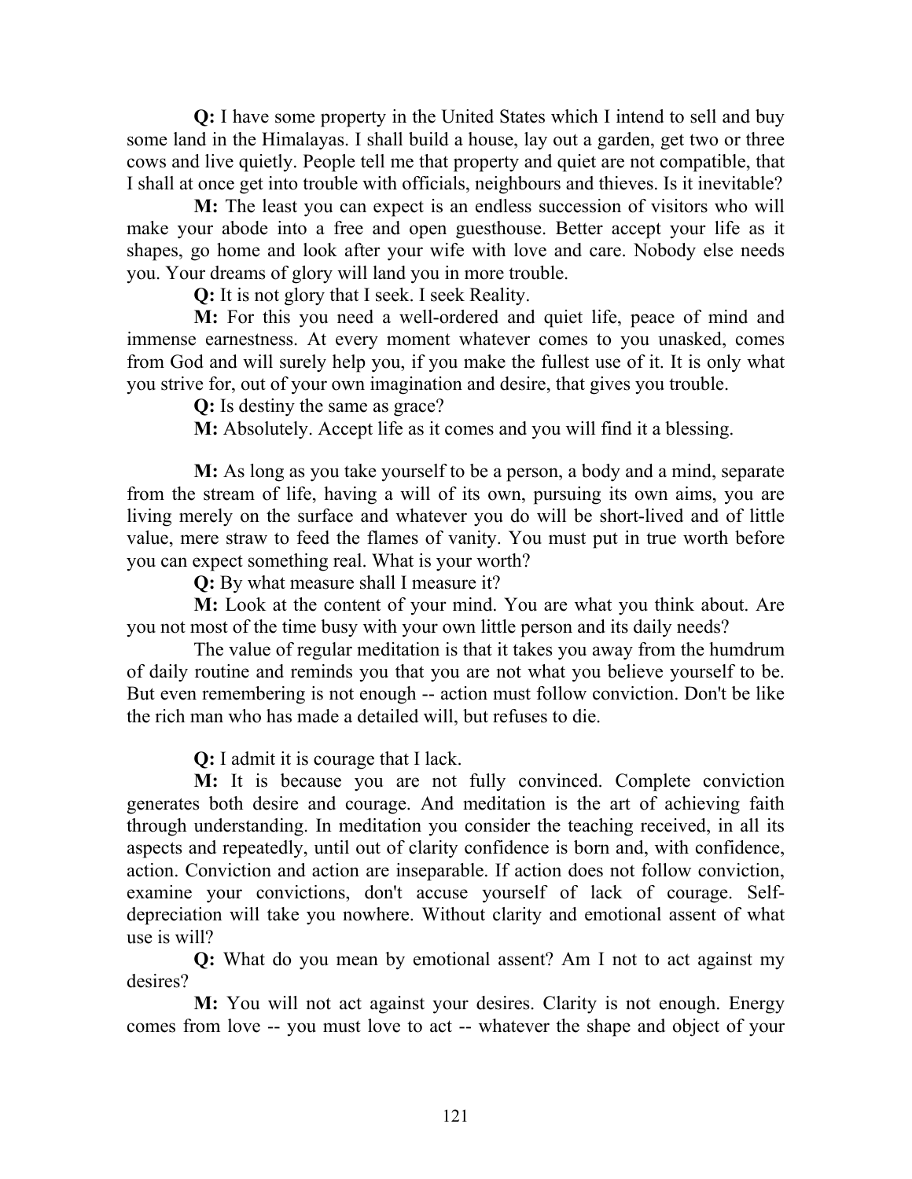**Q:** I have some property in the United States which I intend to sell and buy some land in the Himalayas. I shall build a house, lay out a garden, get two or three cows and live quietly. People tell me that property and quiet are not compatible, that I shall at once get into trouble with officials, neighbours and thieves. Is it inevitable?

**M:** The least you can expect is an endless succession of visitors who will make your abode into a free and open guesthouse. Better accept your life as it shapes, go home and look after your wife with love and care. Nobody else needs you. Your dreams of glory will land you in more trouble.

**Q:** It is not glory that I seek. I seek Reality.

**M:** For this you need a well-ordered and quiet life, peace of mind and immense earnestness. At every moment whatever comes to you unasked, comes from God and will surely help you, if you make the fullest use of it. It is only what you strive for, out of your own imagination and desire, that gives you trouble.

**Q:** Is destiny the same as grace?

**M:** Absolutely. Accept life as it comes and you will find it a blessing.

**M:** As long as you take yourself to be a person, a body and a mind, separate from the stream of life, having a will of its own, pursuing its own aims, you are living merely on the surface and whatever you do will be short-lived and of little value, mere straw to feed the flames of vanity. You must put in true worth before you can expect something real. What is your worth?

**Q:** By what measure shall I measure it?

**M:** Look at the content of your mind. You are what you think about. Are you not most of the time busy with your own little person and its daily needs?

The value of regular meditation is that it takes you away from the humdrum of daily routine and reminds you that you are not what you believe yourself to be. But even remembering is not enough -- action must follow conviction. Don't be like the rich man who has made a detailed will, but refuses to die.

**Q:** I admit it is courage that I lack.

**M:** It is because you are not fully convinced. Complete conviction generates both desire and courage. And meditation is the art of achieving faith through understanding. In meditation you consider the teaching received, in all its aspects and repeatedly, until out of clarity confidence is born and, with confidence, action. Conviction and action are inseparable. If action does not follow conviction, examine your convictions, don't accuse yourself of lack of courage. Self-depreciation will take you nowhere. Without clarity and emotional assent of what use is will?

**Q:** What do you mean by emotional assent? Am I not to act against my desires?

**M:** You will not act against your desires. Clarity is not enough. Energy comes from love -- you must love to act -- whatever the shape and object of your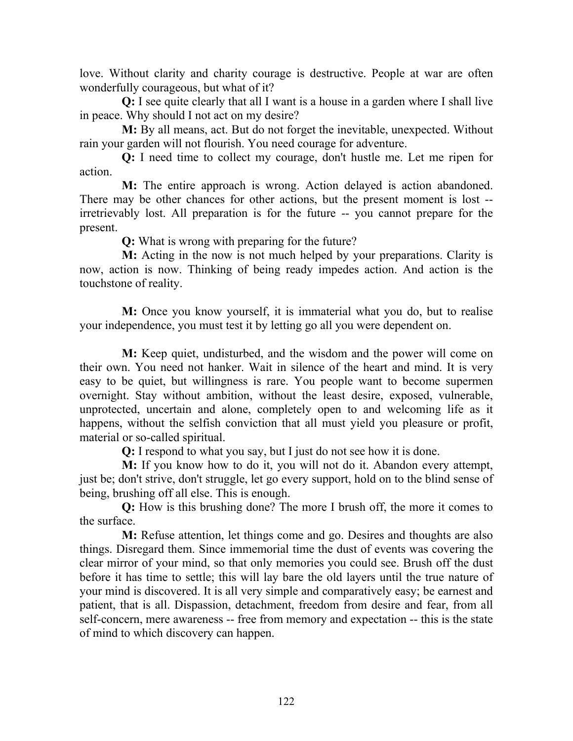love. Without clarity and charity courage is destructive. People at war are often wonderfully courageous, but what of it?

**Q:** I see quite clearly that all I want is a house in a garden where I shall live in peace. Why should I not act on my desire?

**M:** By all means, act. But do not forget the inevitable, unexpected. Without rain your garden will not flourish. You need courage for adventure.

**Q:** I need time to collect my courage, don't hustle me. Let me ripen for action.

**M:** The entire approach is wrong. Action delayed is action abandoned. There may be other chances for other actions, but the present moment is lost -- irretrievably lost. All preparation is for the future -- you cannot prepare for the present.

**Q:** What is wrong with preparing for the future?

**M:** Acting in the now is not much helped by your preparations. Clarity is now, action is now. Thinking of being ready impedes action. And action is the touchstone of reality.

**M:** Once you know yourself, it is immaterial what you do, but to realise your independence, you must test it by letting go all you were dependent on.

**M:** Keep quiet, undisturbed, and the wisdom and the power will come on their own. You need not hanker. Wait in silence of the heart and mind. It is very easy to be quiet, but willingness is rare. You people want to become supermen overnight. Stay without ambition, without the least desire, exposed, vulnerable, unprotected, uncertain and alone, completely open to and welcoming life as it happens, without the selfish conviction that all must yield you pleasure or profit, material or so-called spiritual.

**Q:** I respond to what you say, but I just do not see how it is done.

**M:** If you know how to do it, you will not do it. Abandon every attempt, just be; don't strive, don't struggle, let go every support, hold on to the blind sense of being, brushing off all else. This is enough.

**Q:** How is this brushing done? The more I brush off, the more it comes to the surface.

**M:** Refuse attention, let things come and go. Desires and thoughts are also things. Disregard them. Since immemorial time the dust of events was covering the clear mirror of your mind, so that only memories you could see. Brush off the dust before it has time to settle; this will lay bare the old layers until the true nature of your mind is discovered. It is all very simple and comparatively easy; be earnest and patient, that is all. Dispassion, detachment, freedom from desire and fear, from all self-concern, mere awareness -- free from memory and expectation -- this is the state of mind to which discovery can happen.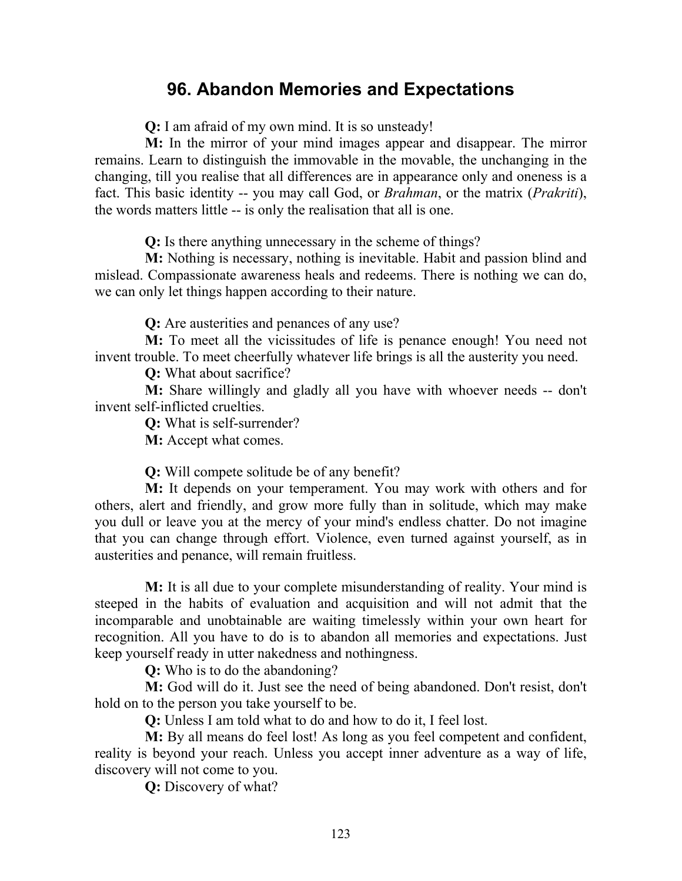# 96. Abandon Memories and Expectations

**Q:** I am afraid of my own mind. It is so unsteady!

**M:** In the mirror of your mind images appear and disappear. The mirror remains. Learn to distinguish the immovable in the movable, the unchanging in the changing, till you realise that all differences are in appearance only and oneness is a fact. This basic identity -- you may call God, or *Brahman*, or the matrix (*Prakriti*), the words matters little -- is only the realisation that all is one.

**Q:** Is there anything unnecessary in the scheme of things?

**M:** Nothing is necessary, nothing is inevitable. Habit and passion blind and mislead. Compassionate awareness heals and redeems. There is nothing we can do, we can only let things happen according to their nature.

**Q:** Are austerities and penances of any use?

**M:** To meet all the vicissitudes of life is penance enough! You need not invent trouble. To meet cheerfully whatever life brings is all the austerity you need.

**Q:** What about sacrifice?

**M:** Share willingly and gladly all you have with whoever needs -- don't invent self-inflicted cruelties.

**Q:** What is self-surrender?

**M:** Accept what comes.

**Q:** Will compete solitude be of any benefit?

**M:** It depends on your temperament. You may work with others and for others, alert and friendly, and grow more fully than in solitude, which may make you dull or leave you at the mercy of your mind's endless chatter. Do not imagine that you can change through effort. Violence, even turned against yourself, as in austerities and penance, will remain fruitless.

**M:** It is all due to your complete misunderstanding of reality. Your mind is steeped in the habits of evaluation and acquisition and will not admit that the incomparable and unobtainable are waiting timelessly within your own heart for recognition. All you have to do is to abandon all memories and expectations. Just keep yourself ready in utter nakedness and nothingness.

**Q:** Who is to do the abandoning?

**M:** God will do it. Just see the need of being abandoned. Don't resist, don't hold on to the person you take yourself to be.

**Q:** Unless I am told what to do and how to do it, I feel lost.

**M:** By all means do feel lost! As long as you feel competent and confident, reality is beyond your reach. Unless you accept inner adventure as a way of life, discovery will not come to you.

**Q:** Discovery of what?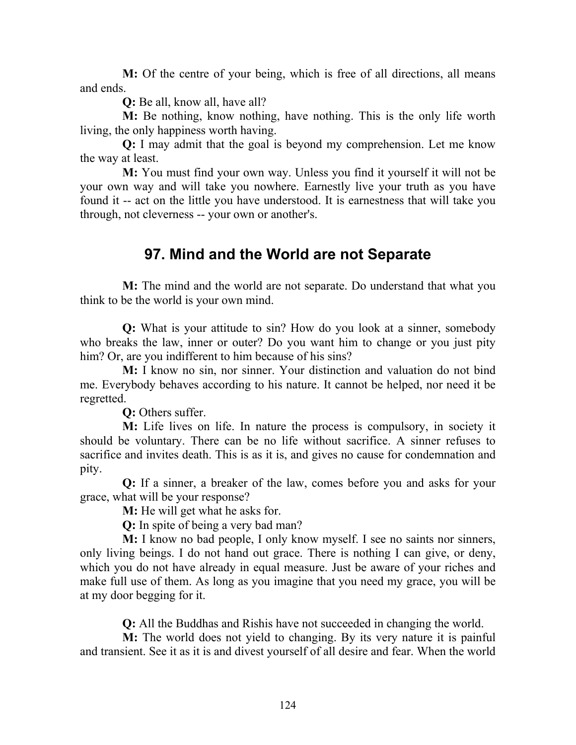**M:** Of the centre of your being, which is free of all directions, all means and ends.

**Q:** Be all, know all, have all?

**M:** Be nothing, know nothing, have nothing. This is the only life worth living, the only happiness worth having.

**Q:** I may admit that the goal is beyond my comprehension. Let me know the way at least.

**M:** You must find your own way. Unless you find it yourself it will not be your own way and will take you nowhere. Earnestly live your truth as you have found it -- act on the little you have understood. It is earnestness that will take you through, not cleverness -- your own or another's.

## 97. Mind and the World are not Separate

**M:** The mind and the world are not separate. Do understand that what you think to be the world is your own mind.

**Q:** What is your attitude to sin? How do you look at a sinner, somebody who breaks the law, inner or outer? Do you want him to change or you just pity him? Or, are you indifferent to him because of his sins?

**M:** I know no sin, nor sinner. Your distinction and valuation do not bind me. Everybody behaves according to his nature. It cannot be helped, nor need it be regretted.

**Q:** Others suffer.

**M:** Life lives on life. In nature the process is compulsory, in society it should be voluntary. There can be no life without sacrifice. A sinner refuses to sacrifice and invites death. This is as it is, and gives no cause for condemnation and pity.

**Q:** If a sinner, a breaker of the law, comes before you and asks for your grace, what will be your response?

**M:** He will get what he asks for.

**Q:** In spite of being a very bad man?

**M:** I know no bad people, I only know myself. I see no saints nor sinners, only living beings. I do not hand out grace. There is nothing I can give, or deny, which you do not have already in equal measure. Just be aware of your riches and make full use of them. As long as you imagine that you need my grace, you will be at my door begging for it.

**Q:** All the Buddhas and Rishis have not succeeded in changing the world.

**M:** The world does not yield to changing. By its very nature it is painful and transient. See it as it is and divest yourself of all desire and fear. When the world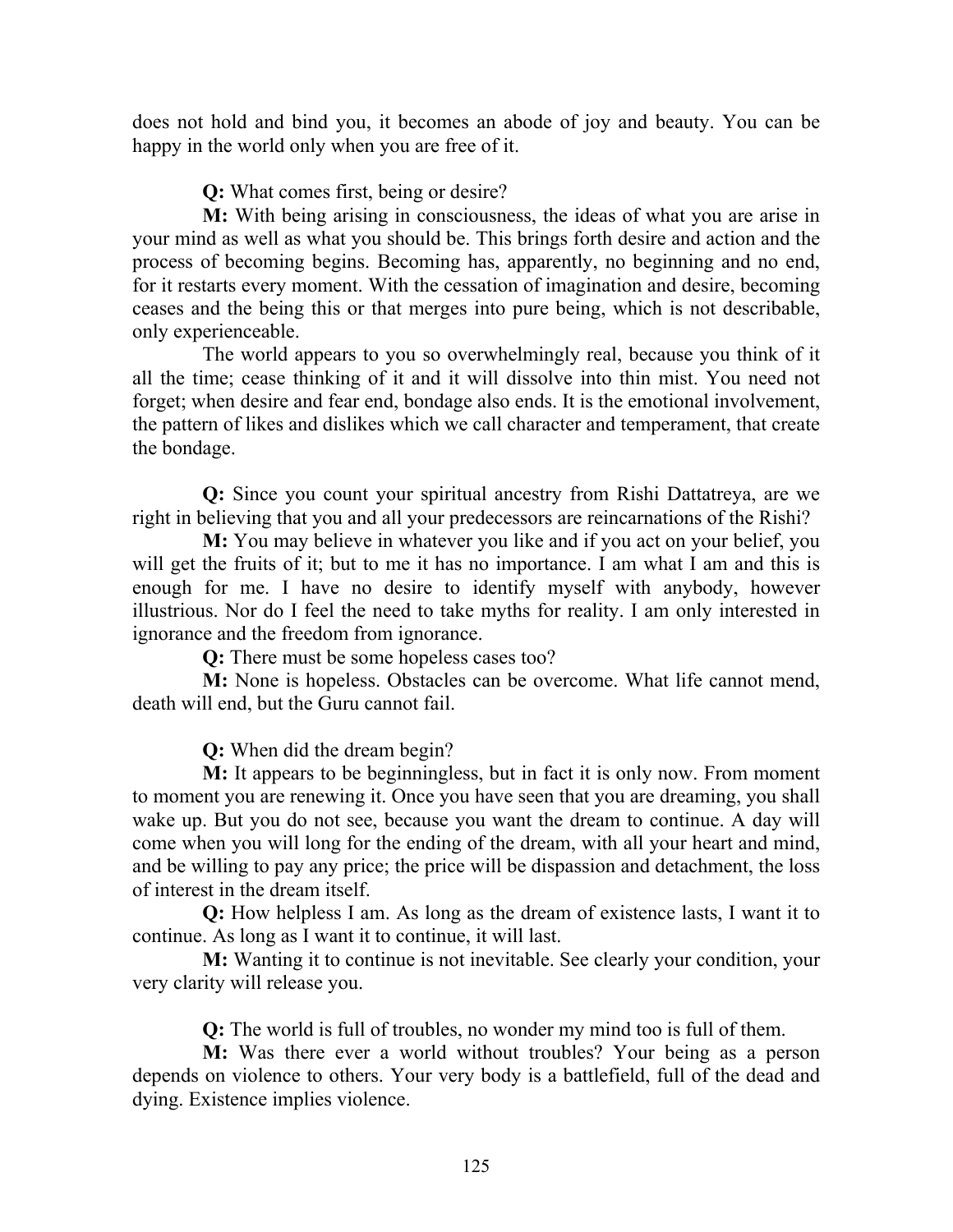does not hold and bind you, it becomes an abode of joy and beauty. You can be happy in the world only when you are free of it.

**Q:** What comes first, being or desire?

**M:** With being arising in consciousness, the ideas of what you are arise in your mind as well as what you should be. This brings forth desire and action and the process of becoming begins. Becoming has, apparently, no beginning and no end, for it restarts every moment. With the cessation of imagination and desire, becoming ceases and the being this or that merges into pure being, which is not describable, only experienceable.

The world appears to you so overwhelmingly real, because you think of it all the time; cease thinking of it and it will dissolve into thin mist. You need not forget; when desire and fear end, bondage also ends. It is the emotional involvement, the pattern of likes and dislikes which we call character and temperament, that create the bondage.

**Q:** Since you count your spiritual ancestry from Rishi Dattatreya, are we right in believing that you and all your predecessors are reincarnations of the Rishi?

**M:** You may believe in whatever you like and if you act on your belief, you will get the fruits of it; but to me it has no importance. I am what I am and this is enough for me. I have no desire to identify myself with anybody, however illustrious. Nor do I feel the need to take myths for reality. I am only interested in ignorance and the freedom from ignorance.

**Q:** There must be some hopeless cases too?

**M:** None is hopeless. Obstacles can be overcome. What life cannot mend, death will end, but the Guru cannot fail.

**Q:** When did the dream begin?

**M:** It appears to be beginningless, but in fact it is only now. From moment to moment you are renewing it. Once you have seen that you are dreaming, you shall wake up. But you do not see, because you want the dream to continue. A day will come when you will long for the ending of the dream, with all your heart and mind, and be willing to pay any price; the price will be dispassion and detachment, the loss of interest in the dream itself.

**Q:** How helpless I am. As long as the dream of existence lasts, I want it to continue. As long as I want it to continue, it will last.

**M:** Wanting it to continue is not inevitable. See clearly your condition, your very clarity will release you.

**Q:** The world is full of troubles, no wonder my mind too is full of them.

**M:** Was there ever a world without troubles? Your being as a person depends on violence to others. Your very body is a battlefield, full of the dead and dying. Existence implies violence.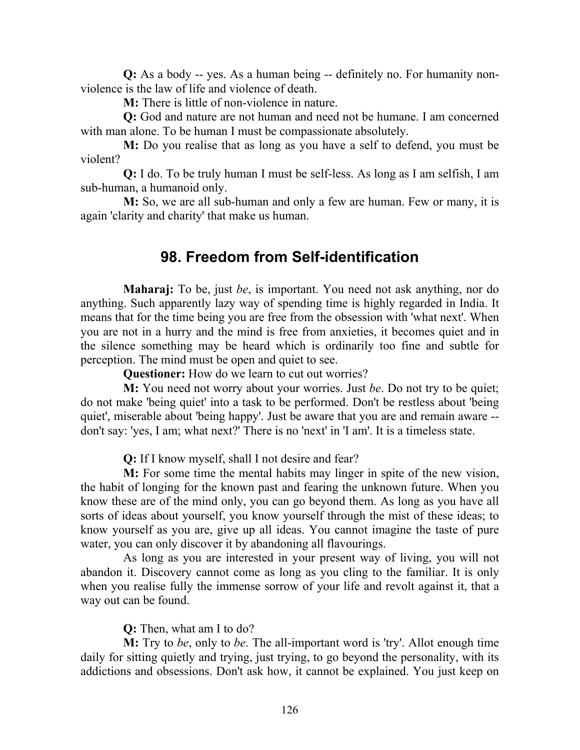**Q:** As a body -- yes. As a human being -- definitely no. For humanity non-violence is the law of life and violence of death.

**M:** There is little of non-violence in nature.

**Q:** God and nature are not human and need not be humane. I am concerned with man alone. To be human I must be compassionate absolutely.

**M:** Do you realise that as long as you have a self to defend, you must be violent?

**Q:** I do. To be truly human I must be self-less. As long as I am selfish, I am sub-human, a humanoid only.

**M:** So, we are all sub-human and only a few are human. Few or many, it is again 'clarity and charity' that make us human.

## 98. Freedom from Self-identification

**Maharaj:** To be, just *be*, is important. You need not ask anything, nor do anything. Such apparently lazy way of spending time is highly regarded in India. It means that for the time being you are free from the obsession with 'what next'. When you are not in a hurry and the mind is free from anxieties, it becomes quiet and in the silence something may be heard which is ordinarily too fine and subtle for perception. The mind must be open and quiet to see.

**Questioner:** How do we learn to cut out worries?

**M:** You need not worry about your worries. Just *be*. Do not try to be quiet; do not make 'being quiet' into a task to be performed. Don't be restless about 'being quiet', miserable about 'being happy'. Just be aware that you are and remain aware -- don't say: 'yes, I am; what next?' There is no 'next' in 'I am'. It is a timeless state.

**Q:** If I know myself, shall I not desire and fear?

**M:** For some time the mental habits may linger in spite of the new vision, the habit of longing for the known past and fearing the unknown future. When you know these are of the mind only, you can go beyond them. As long as you have all sorts of ideas about yourself, you know yourself through the mist of these ideas; to know yourself as you are, give up all ideas. You cannot imagine the taste of pure water, you can only discover it by abandoning all flavourings.

As long as you are interested in your present way of living, you will not abandon it. Discovery cannot come as long as you cling to the familiar. It is only when you realise fully the immense sorrow of your life and revolt against it, that a way out can be found.

**Q:** Then, what am I to do?

**M:** Try to *be*, only to *be*. The all-important word is 'try'. Allot enough time daily for sitting quietly and trying, just trying, to go beyond the personality, with its addictions and obsessions. Don't ask how, it cannot be explained. You just keep on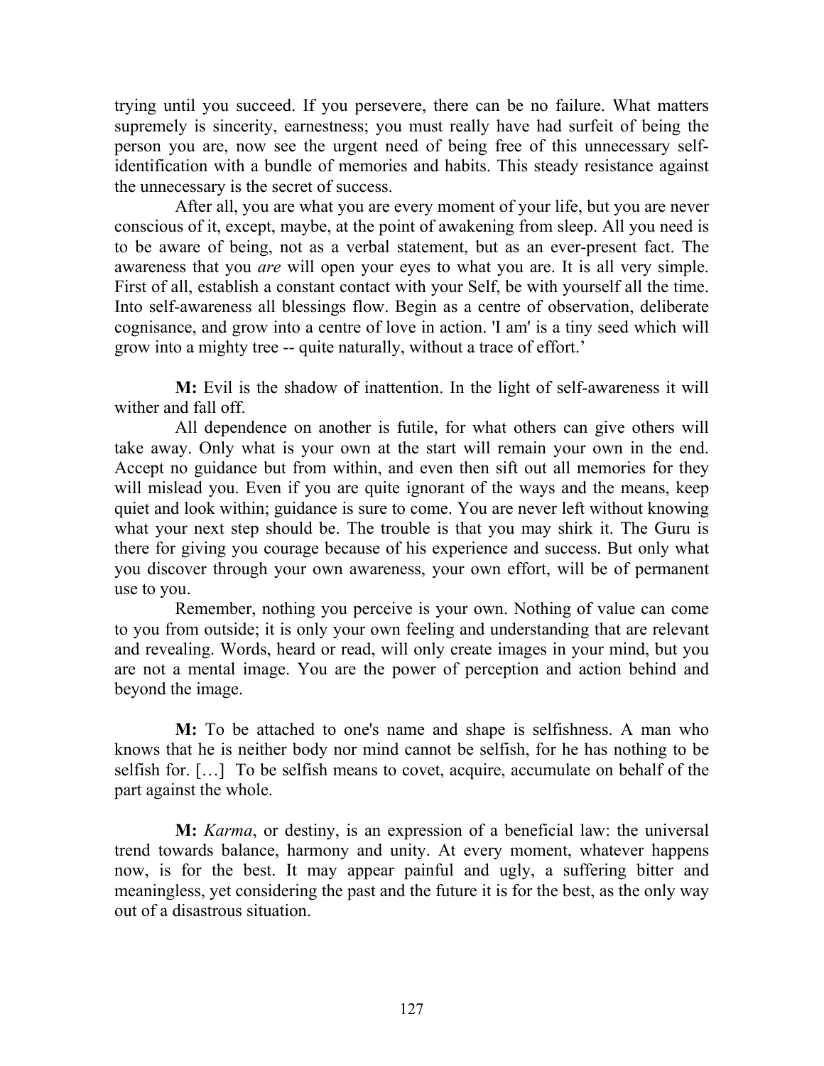trying until you succeed. If you persevere, there can be no failure. What matters supremely is sincerity, earnestness; you must really have had surfeit of being the person you are, now see the urgent need of being free of this unnecessary self-identification with a bundle of memories and habits. This steady resistance against the unnecessary is the secret of success.

After all, you are what you are every moment of your life, but you are never conscious of it, except, maybe, at the point of awakening from sleep. All you need is to be aware of being, not as a verbal statement, but as an ever-present fact. The awareness that you *are* will open your eyes to what you are. It is all very simple. First of all, establish a constant contact with your Self, be with yourself all the time. Into self-awareness all blessings flow. Begin as a centre of observation, deliberate cognisance, and grow into a centre of love in action. 'I am' is a tiny seed which will grow into a mighty tree -- quite naturally, without a trace of effort.'

**M:** Evil is the shadow of inattention. In the light of self-awareness it will wither and fall off.

All dependence on another is futile, for what others can give others will take away. Only what is your own at the start will remain your own in the end. Accept no guidance but from within, and even then sift out all memories for they will mislead you. Even if you are quite ignorant of the ways and the means, keep quiet and look within; guidance is sure to come. You are never left without knowing what your next step should be. The trouble is that you may shirk it. The Guru is there for giving you courage because of his experience and success. But only what you discover through your own awareness, your own effort, will be of permanent use to you.

Remember, nothing you perceive is your own. Nothing of value can come to you from outside; it is only your own feeling and understanding that are relevant and revealing. Words, heard or read, will only create images in your mind, but you are not a mental image. You are the power of perception and action behind and beyond the image.

**M:** To be attached to one's name and shape is selfishness. A man who knows that he is neither body nor mind cannot be selfish, for he has nothing to be selfish for. […] To be selfish means to covet, acquire, accumulate on behalf of the part against the whole.

**M:** *Karma*, or destiny, is an expression of a beneficial law: the universal trend towards balance, harmony and unity. At every moment, whatever happens now, is for the best. It may appear painful and ugly, a suffering bitter and meaningless, yet considering the past and the future it is for the best, as the only way out of a disastrous situation.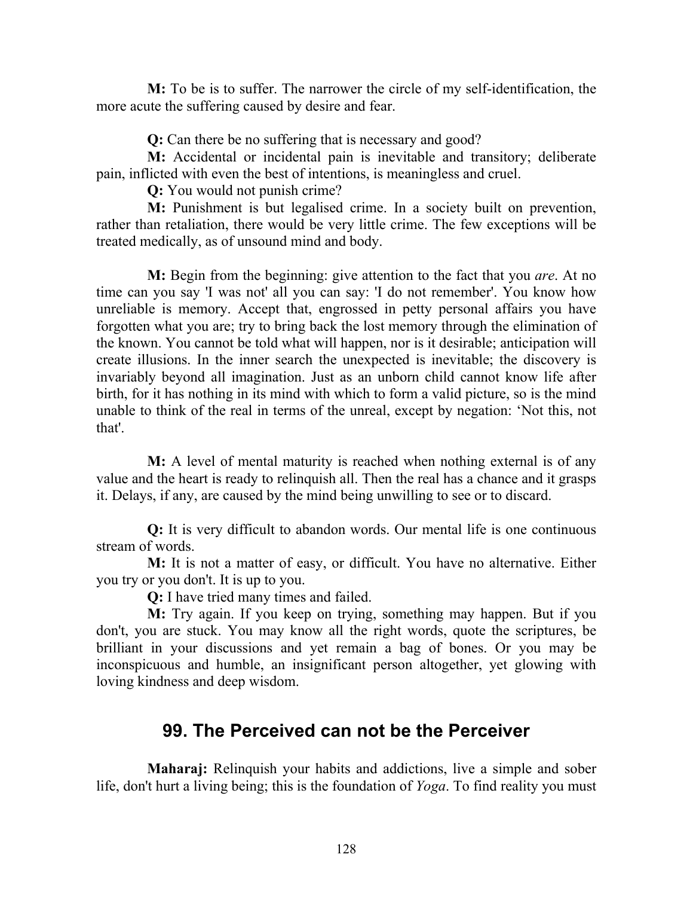**M:** To be is to suffer. The narrower the circle of my self-identification, the more acute the suffering caused by desire and fear.

**Q:** Can there be no suffering that is necessary and good?

**M:** Accidental or incidental pain is inevitable and transitory; deliberate pain, inflicted with even the best of intentions, is meaningless and cruel.

**Q:** You would not punish crime?

**M:** Punishment is but legalised crime. In a society built on prevention, rather than retaliation, there would be very little crime. The few exceptions will be treated medically, as of unsound mind and body.

**M:** Begin from the beginning: give attention to the fact that you *are*. At no time can you say 'I was not' all you can say: 'I do not remember'. You know how unreliable is memory. Accept that, engrossed in petty personal affairs you have forgotten what you are; try to bring back the lost memory through the elimination of the known. You cannot be told what will happen, nor is it desirable; anticipation will create illusions. In the inner search the unexpected is inevitable; the discovery is invariably beyond all imagination. Just as an unborn child cannot know life after birth, for it has nothing in its mind with which to form a valid picture, so is the mind unable to think of the real in terms of the unreal, except by negation: 'Not this, not that'.

**M:** A level of mental maturity is reached when nothing external is of any value and the heart is ready to relinquish all. Then the real has a chance and it grasps it. Delays, if any, are caused by the mind being unwilling to see or to discard.

**Q:** It is very difficult to abandon words. Our mental life is one continuous stream of words.

**M:** It is not a matter of easy, or difficult. You have no alternative. Either you try or you don't. It is up to you.

**Q:** I have tried many times and failed.

**M:** Try again. If you keep on trying, something may happen. But if you don't, you are stuck. You may know all the right words, quote the scriptures, be brilliant in your discussions and yet remain a bag of bones. Or you may be inconspicuous and humble, an insignificant person altogether, yet glowing with loving kindness and deep wisdom.

## 99. The Perceived can not be the Perceiver

**Maharaj:** Relinquish your habits and addictions, live a simple and sober life, don't hurt a living being; this is the foundation of *Yoga*. To find reality you must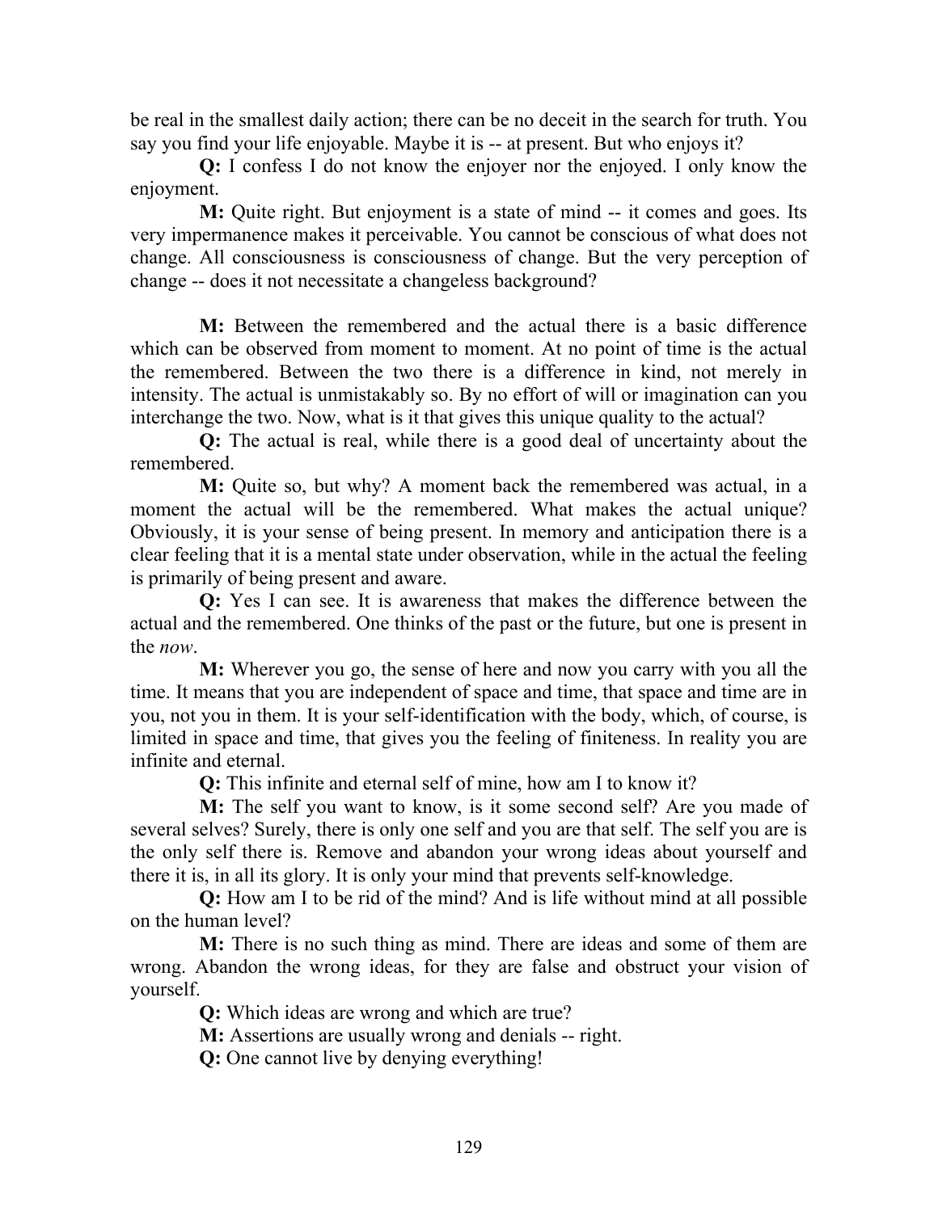be real in the smallest daily action; there can be no deceit in the search for truth. You say you find your life enjoyable. Maybe it is -- at present. But who enjoys it?

**Q:** I confess I do not know the enjoyer nor the enjoyed. I only know the enjoyment.

**M:** Quite right. But enjoyment is a state of mind -- it comes and goes. Its very impermanence makes it perceivable. You cannot be conscious of what does not change. All consciousness is consciousness of change. But the very perception of change -- does it not necessitate a changeless background?

**M:** Between the remembered and the actual there is a basic difference which can be observed from moment to moment. At no point of time is the actual the remembered. Between the two there is a difference in kind, not merely in intensity. The actual is unmistakably so. By no effort of will or imagination can you interchange the two. Now, what is it that gives this unique quality to the actual?

**Q:** The actual is real, while there is a good deal of uncertainty about the remembered.

**M:** Quite so, but why? A moment back the remembered was actual, in a moment the actual will be the remembered. What makes the actual unique? Obviously, it is your sense of being present. In memory and anticipation there is a clear feeling that it is a mental state under observation, while in the actual the feeling is primarily of being present and aware.

**Q:** Yes I can see. It is awareness that makes the difference between the actual and the remembered. One thinks of the past or the future, but one is present in the *now*.

**M:** Wherever you go, the sense of here and now you carry with you all the time. It means that you are independent of space and time, that space and time are in you, not you in them. It is your self-identification with the body, which, of course, is limited in space and time, that gives you the feeling of finiteness. In reality you are infinite and eternal.

**Q:** This infinite and eternal self of mine, how am I to know it?

**M:** The self you want to know, is it some second self? Are you made of several selves? Surely, there is only one self and you are that self. The self you are is the only self there is. Remove and abandon your wrong ideas about yourself and there it is, in all its glory. It is only your mind that prevents self-knowledge.

**Q:** How am I to be rid of the mind? And is life without mind at all possible on the human level?

**M:** There is no such thing as mind. There are ideas and some of them are wrong. Abandon the wrong ideas, for they are false and obstruct your vision of yourself.

**Q:** Which ideas are wrong and which are true?

**M:** Assertions are usually wrong and denials -- right.

**Q:** One cannot live by denying everything!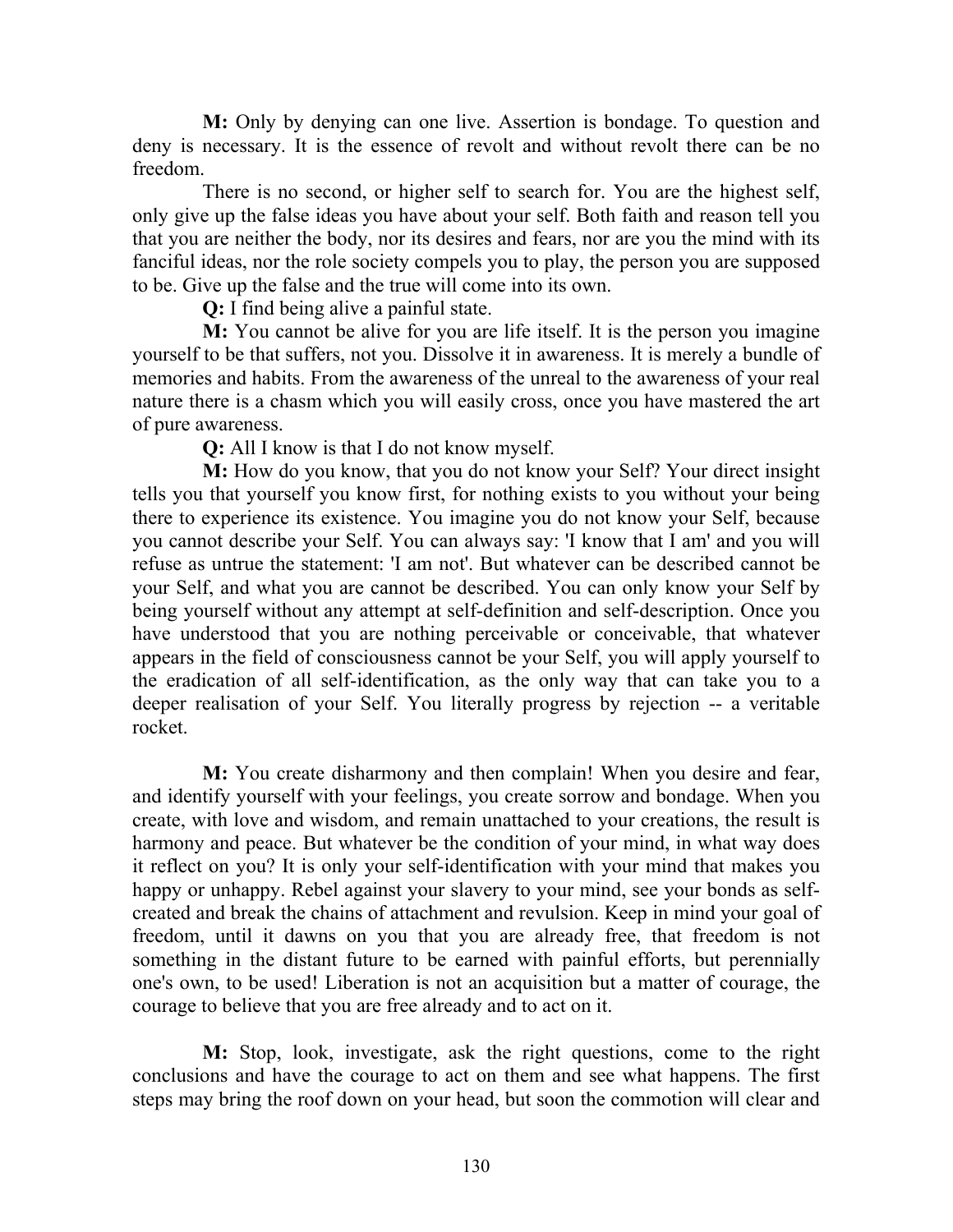**M:** Only by denying can one live. Assertion is bondage. To question and deny is necessary. It is the essence of revolt and without revolt there can be no freedom.

There is no second, or higher self to search for. You are the highest self, only give up the false ideas you have about your self. Both faith and reason tell you that you are neither the body, nor its desires and fears, nor are you the mind with its fanciful ideas, nor the role society compels you to play, the person you are supposed to be. Give up the false and the true will come into its own.

**Q:** I find being alive a painful state.

**M:** You cannot be alive for you are life itself. It is the person you imagine yourself to be that suffers, not you. Dissolve it in awareness. It is merely a bundle of memories and habits. From the awareness of the unreal to the awareness of your real nature there is a chasm which you will easily cross, once you have mastered the art of pure awareness.

**Q:** All I know is that I do not know myself.

**M:** How do you know, that you do not know your Self? Your direct insight tells you that yourself you know first, for nothing exists to you without your being there to experience its existence. You imagine you do not know your Self, because you cannot describe your Self. You can always say: 'I know that I am' and you will refuse as untrue the statement: 'I am not'. But whatever can be described cannot be your Self, and what you are cannot be described. You can only know your Self by being yourself without any attempt at self-definition and self-description. Once you have understood that you are nothing perceivable or conceivable, that whatever appears in the field of consciousness cannot be your Self, you will apply yourself to the eradication of all self-identification, as the only way that can take you to a deeper realisation of your Self. You literally progress by rejection -- a veritable rocket.

**M:** You create disharmony and then complain! When you desire and fear, and identify yourself with your feelings, you create sorrow and bondage. When you create, with love and wisdom, and remain unattached to your creations, the result is harmony and peace. But whatever be the condition of your mind, in what way does it reflect on you? It is only your self-identification with your mind that makes you happy or unhappy. Rebel against your slavery to your mind, see your bonds as self-created and break the chains of attachment and revulsion. Keep in mind your goal of freedom, until it dawns on you that you are already free, that freedom is not something in the distant future to be earned with painful efforts, but perennially one's own, to be used! Liberation is not an acquisition but a matter of courage, the courage to believe that you are free already and to act on it.

**M:** Stop, look, investigate, ask the right questions, come to the right conclusions and have the courage to act on them and see what happens. The first steps may bring the roof down on your head, but soon the commotion will clear and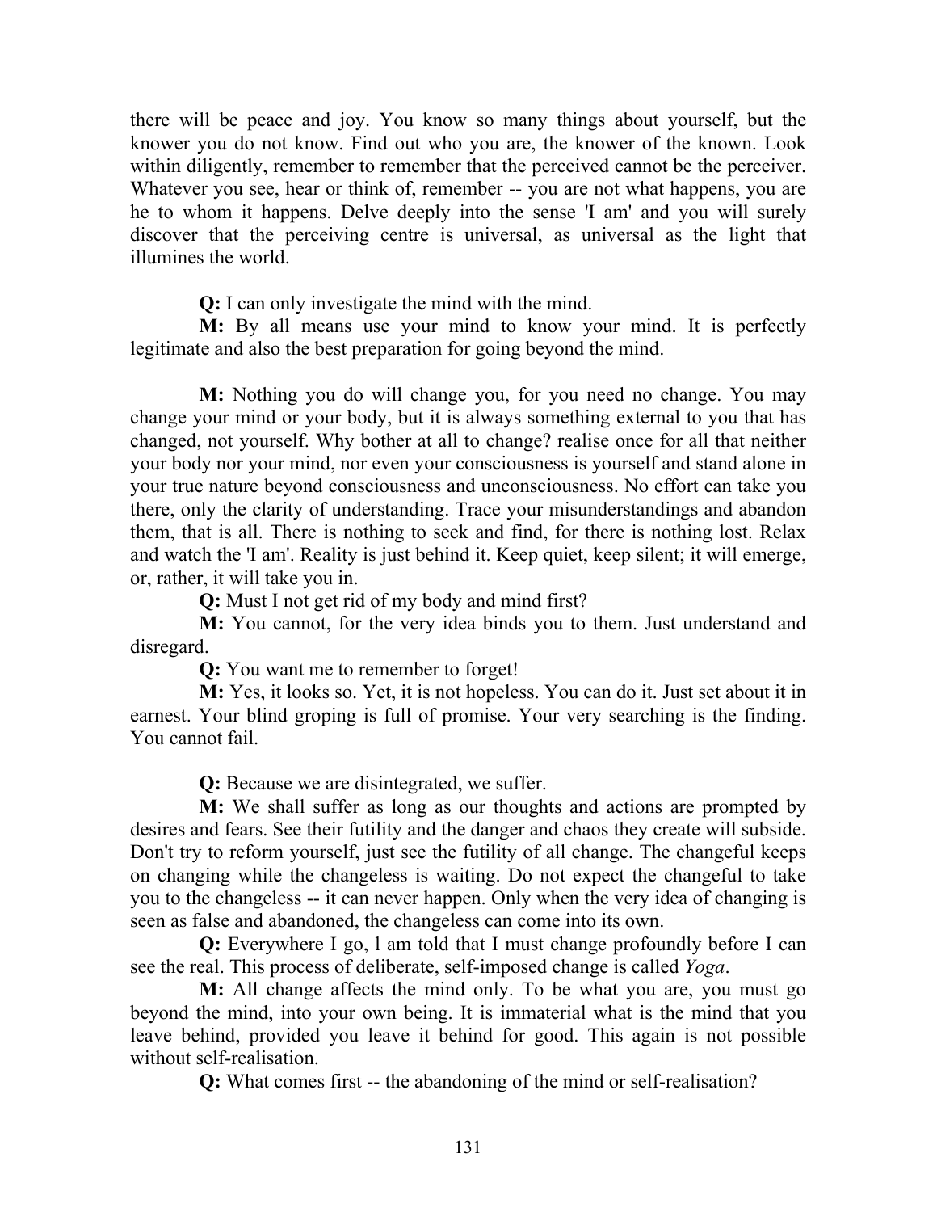there will be peace and joy. You know so many things about yourself, but the knower you do not know. Find out who you are, the knower of the known. Look within diligently, remember to remember that the perceived cannot be the perceiver. Whatever you see, hear or think of, remember -- you are not what happens, you are he to whom it happens. Delve deeply into the sense 'I am' and you will surely discover that the perceiving centre is universal, as universal as the light that illumines the world.

**Q:** I can only investigate the mind with the mind.

**M:** By all means use your mind to know your mind. It is perfectly legitimate and also the best preparation for going beyond the mind.

**M:** Nothing you do will change you, for you need no change. You may change your mind or your body, but it is always something external to you that has changed, not yourself. Why bother at all to change? realise once for all that neither your body nor your mind, nor even your consciousness is yourself and stand alone in your true nature beyond consciousness and unconsciousness. No effort can take you there, only the clarity of understanding. Trace your misunderstandings and abandon them, that is all. There is nothing to seek and find, for there is nothing lost. Relax and watch the 'I am'. Reality is just behind it. Keep quiet, keep silent; it will emerge, or, rather, it will take you in.

**Q:** Must I not get rid of my body and mind first?

**M:** You cannot, for the very idea binds you to them. Just understand and disregard.

**Q:** You want me to remember to forget!

**M:** Yes, it looks so. Yet, it is not hopeless. You can do it. Just set about it in earnest. Your blind groping is full of promise. Your very searching is the finding. You cannot fail.

**Q:** Because we are disintegrated, we suffer.

**M:** We shall suffer as long as our thoughts and actions are prompted by desires and fears. See their futility and the danger and chaos they create will subside. Don't try to reform yourself, just see the futility of all change. The changeful keeps on changing while the changeless is waiting. Do not expect the changeful to take you to the changeless -- it can never happen. Only when the very idea of changing is seen as false and abandoned, the changeless can come into its own.

**Q:** Everywhere I go, I am told that I must change profoundly before I can see the real. This process of deliberate, self-imposed change is called *Yoga*.

**M:** All change affects the mind only. To be what you are, you must go beyond the mind, into your own being. It is immaterial what is the mind that you leave behind, provided you leave it behind for good. This again is not possible without self-realisation.

**Q:** What comes first -- the abandoning of the mind or self-realisation?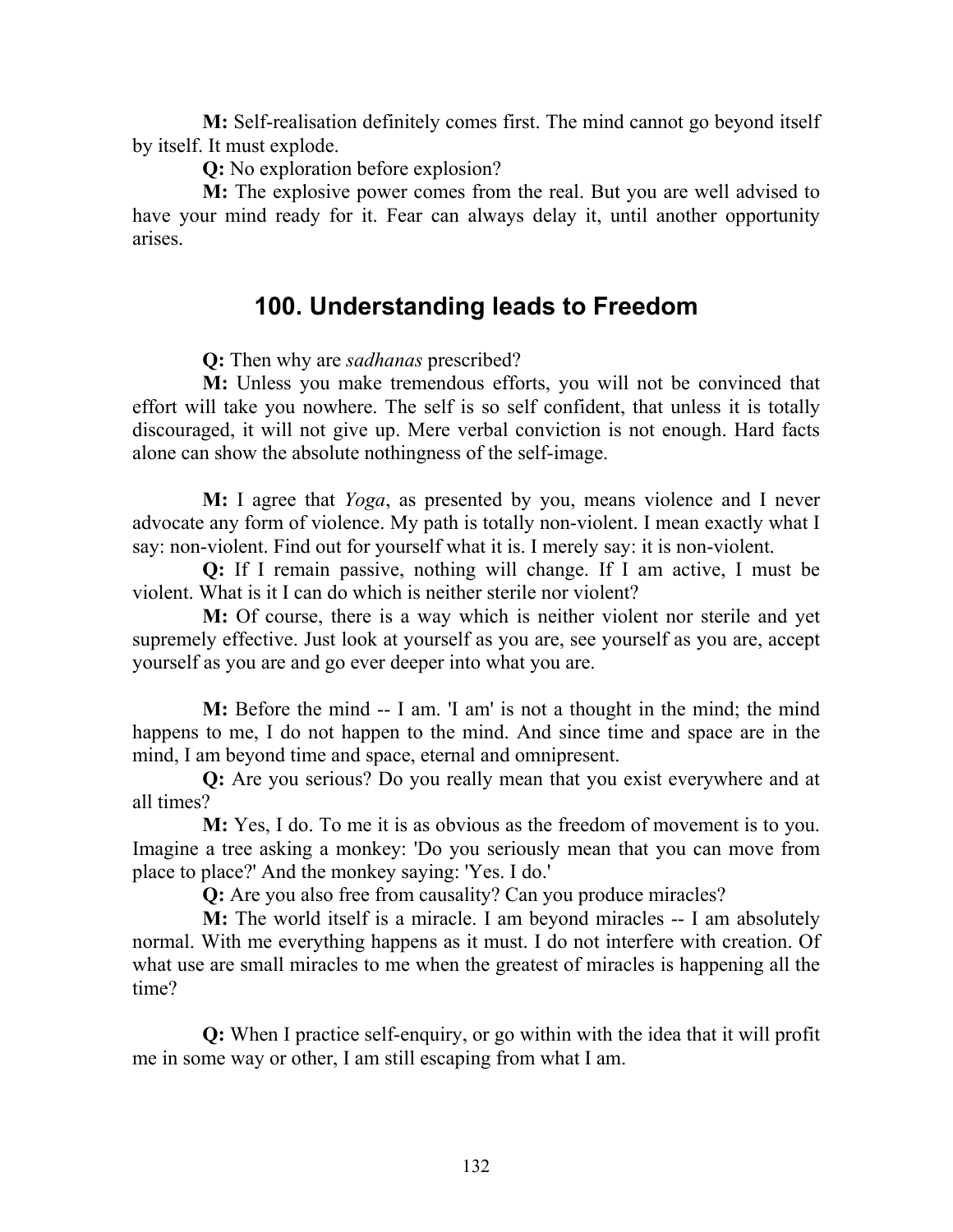**M:** Self-realisation definitely comes first. The mind cannot go beyond itself by itself. It must explode.

**Q:** No exploration before explosion?

**M:** The explosive power comes from the real. But you are well advised to have your mind ready for it. Fear can always delay it, until another opportunity arises.

## 100. Understanding leads to Freedom

**Q:** Then why are *sadhanas* prescribed?

**M:** Unless you make tremendous efforts, you will not be convinced that effort will take you nowhere. The self is so self confident, that unless it is totally discouraged, it will not give up. Mere verbal conviction is not enough. Hard facts alone can show the absolute nothingness of the self-image.

**M:** I agree that *Yoga*, as presented by you, means violence and I never advocate any form of violence. My path is totally non-violent. I mean exactly what I say: non-violent. Find out for yourself what it is. I merely say: it is non-violent.

**Q:** If I remain passive, nothing will change. If I am active, I must be violent. What is it I can do which is neither sterile nor violent?

**M:** Of course, there is a way which is neither violent nor sterile and yet supremely effective. Just look at yourself as you are, see yourself as you are, accept yourself as you are and go ever deeper into what you are.

**M:** Before the mind -- I am. 'I am' is not a thought in the mind; the mind happens to me, I do not happen to the mind. And since time and space are in the mind, I am beyond time and space, eternal and omnipresent.

**Q:** Are you serious? Do you really mean that you exist everywhere and at all times?

**M:** Yes, I do. To me it is as obvious as the freedom of movement is to you. Imagine a tree asking a monkey: 'Do you seriously mean that you can move from place to place?' And the monkey saying: 'Yes. I do.'

**Q:** Are you also free from causality? Can you produce miracles?

**M:** The world itself is a miracle. I am beyond miracles -- I am absolutely normal. With me everything happens as it must. I do not interfere with creation. Of what use are small miracles to me when the greatest of miracles is happening all the time?

**Q:** When I practice self-enquiry, or go within with the idea that it will profit me in some way or other, I am still escaping from what I am.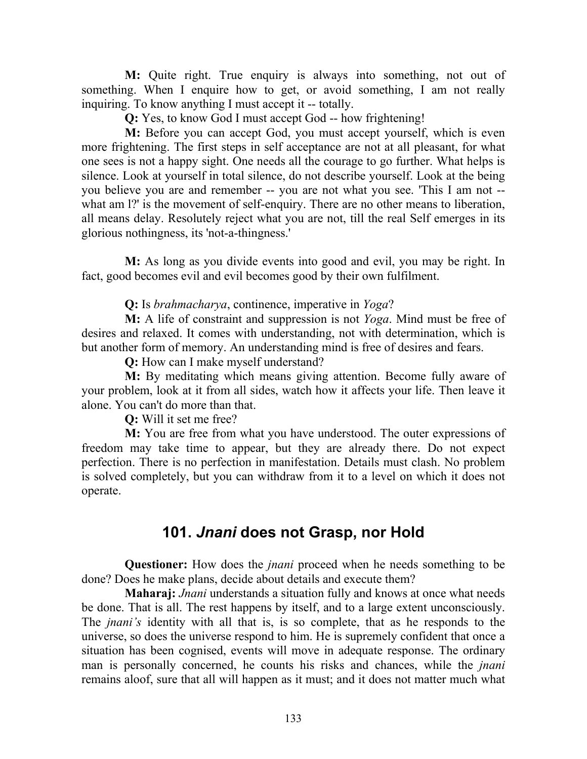**M:** Quite right. True enquiry is always into something, not out of something. When I enquire how to get, or avoid something, I am not really inquiring. To know anything I must accept it -- totally.

**Q:** Yes, to know God I must accept God -- how frightening!

**M:** Before you can accept God, you must accept yourself, which is even more frightening. The first steps in self acceptance are not at all pleasant, for what one sees is not a happy sight. One needs all the courage to go further. What helps is silence. Look at yourself in total silence, do not describe yourself. Look at the being you believe you are and remember -- you are not what you see. 'This I am not -- what am I?' is the movement of self-enquiry. There are no other means to liberation, all means delay. Resolutely reject what you are not, till the real Self emerges in its glorious nothingness, its 'not-a-thingness.'

**M:** As long as you divide events into good and evil, you may be right. In fact, good becomes evil and evil becomes good by their own fulfilment.

**Q:** Is *brahmacharya*, continence, imperative in *Yoga*?

**M:** A life of constraint and suppression is not *Yoga*. Mind must be free of desires and relaxed. It comes with understanding, not with determination, which is but another form of memory. An understanding mind is free of desires and fears.

**Q:** How can I make myself understand?

**M:** By meditating which means giving attention. Become fully aware of your problem, look at it from all sides, watch how it affects your life. Then leave it alone. You can't do more than that.

**Q:** Will it set me free?

**M:** You are free from what you have understood. The outer expressions of freedom may take time to appear, but they are already there. Do not expect perfection. There is no perfection in manifestation. Details must clash. No problem is solved completely, but you can withdraw from it to a level on which it does not operate.

## 101. *Jnani* does not Grasp, nor Hold

**Questioner:** How does the *jnani* proceed when he needs something to be done? Does he make plans, decide about details and execute them?

**Maharaj:** *Jnani* understands a situation fully and knows at once what needs be done. That is all. The rest happens by itself, and to a large extent unconsciously. The *jnani's* identity with all that is, is so complete, that as he responds to the universe, so does the universe respond to him. He is supremely confident that once a situation has been cognised, events will move in adequate response. The ordinary man is personally concerned, he counts his risks and chances, while the *jnani* remains aloof, sure that all will happen as it must; and it does not matter much what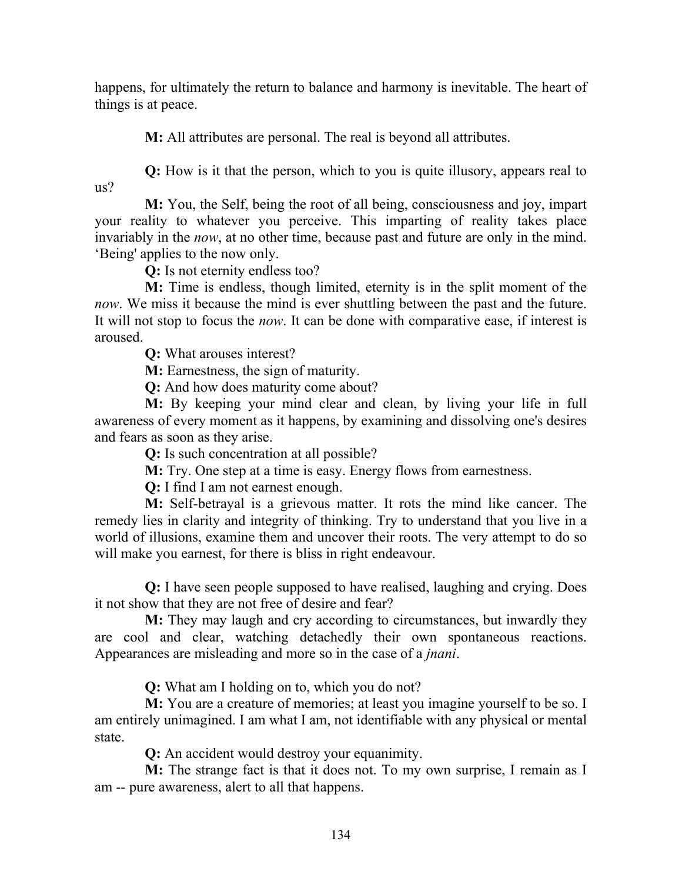happens, for ultimately the return to balance and harmony is inevitable. The heart of things is at peace.

**M:** All attributes are personal. The real is beyond all attributes.

**Q:** How is it that the person, which to you is quite illusory, appears real to us?

**M:** You, the Self, being the root of all being, consciousness and joy, impart your reality to whatever you perceive. This imparting of reality takes place invariably in the *now*, at no other time, because past and future are only in the mind. 'Being' applies to the now only.

**Q:** Is not eternity endless too?

**M:** Time is endless, though limited, eternity is in the split moment of the *now*. We miss it because the mind is ever shuttling between the past and the future. It will not stop to focus the *now*. It can be done with comparative ease, if interest is aroused.

**Q:** What arouses interest?

**M:** Earnestness, the sign of maturity.

**Q:** And how does maturity come about?

**M:** By keeping your mind clear and clean, by living your life in full awareness of every moment as it happens, by examining and dissolving one's desires and fears as soon as they arise.

**Q:** Is such concentration at all possible?

**M:** Try. One step at a time is easy. Energy flows from earnestness.

**Q:** I find I am not earnest enough.

**M:** Self-betrayal is a grievous matter. It rots the mind like cancer. The remedy lies in clarity and integrity of thinking. Try to understand that you live in a world of illusions, examine them and uncover their roots. The very attempt to do so will make you earnest, for there is bliss in right endeavour.

**Q:** I have seen people supposed to have realised, laughing and crying. Does it not show that they are not free of desire and fear?

**M:** They may laugh and cry according to circumstances, but inwardly they are cool and clear, watching detachedly their own spontaneous reactions. Appearances are misleading and more so in the case of a *jnani*.

**Q:** What am I holding on to, which you do not?

**M:** You are a creature of memories; at least you imagine yourself to be so. I am entirely unimagined. I am what I am, not identifiable with any physical or mental state.

**Q:** An accident would destroy your equanimity.

**M:** The strange fact is that it does not. To my own surprise, I remain as I am -- pure awareness, alert to all that happens.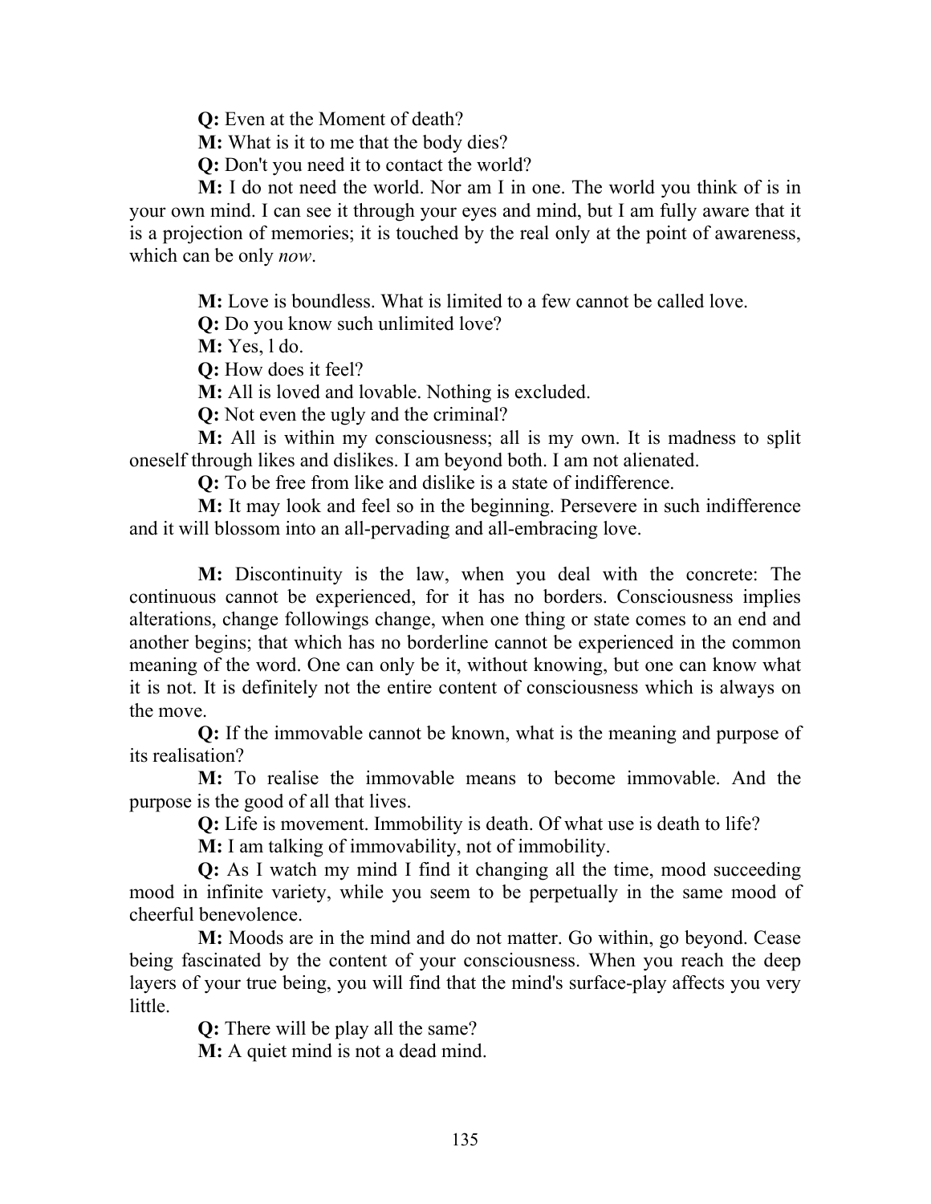**Q:** Even at the Moment of death?

**M:** What is it to me that the body dies?

**Q:** Don't you need it to contact the world?

**M:** I do not need the world. Nor am I in one. The world you think of is in your own mind. I can see it through your eyes and mind, but I am fully aware that it is a projection of memories; it is touched by the real only at the point of awareness, which can be only *now*.

**M:** Love is boundless. What is limited to a few cannot be called love.

**Q:** Do you know such unlimited love?

**M:** Yes, l do.

**Q:** How does it feel?

**M:** All is loved and lovable. Nothing is excluded.

**Q:** Not even the ugly and the criminal?

**M:** All is within my consciousness; all is my own. It is madness to split oneself through likes and dislikes. I am beyond both. I am not alienated.

**Q:** To be free from like and dislike is a state of indifference.

**M:** It may look and feel so in the beginning. Persevere in such indifference and it will blossom into an all-pervading and all-embracing love.

**M:** Discontinuity is the law, when you deal with the concrete: The continuous cannot be experienced, for it has no borders. Consciousness implies alterations, change followings change, when one thing or state comes to an end and another begins; that which has no borderline cannot be experienced in the common meaning of the word. One can only be it, without knowing, but one can know what it is not. It is definitely not the entire content of consciousness which is always on the move.

**Q:** If the immovable cannot be known, what is the meaning and purpose of its realisation?

**M:** To realise the immovable means to become immovable. And the purpose is the good of all that lives.

**Q:** Life is movement. Immobility is death. Of what use is death to life?

**M:** I am talking of immovability, not of immobility.

**Q:** As I watch my mind I find it changing all the time, mood succeeding mood in infinite variety, while you seem to be perpetually in the same mood of cheerful benevolence.

**M:** Moods are in the mind and do not matter. Go within, go beyond. Cease being fascinated by the content of your consciousness. When you reach the deep layers of your true being, you will find that the mind's surface-play affects you very little.

**Q:** There will be play all the same?

**M:** A quiet mind is not a dead mind.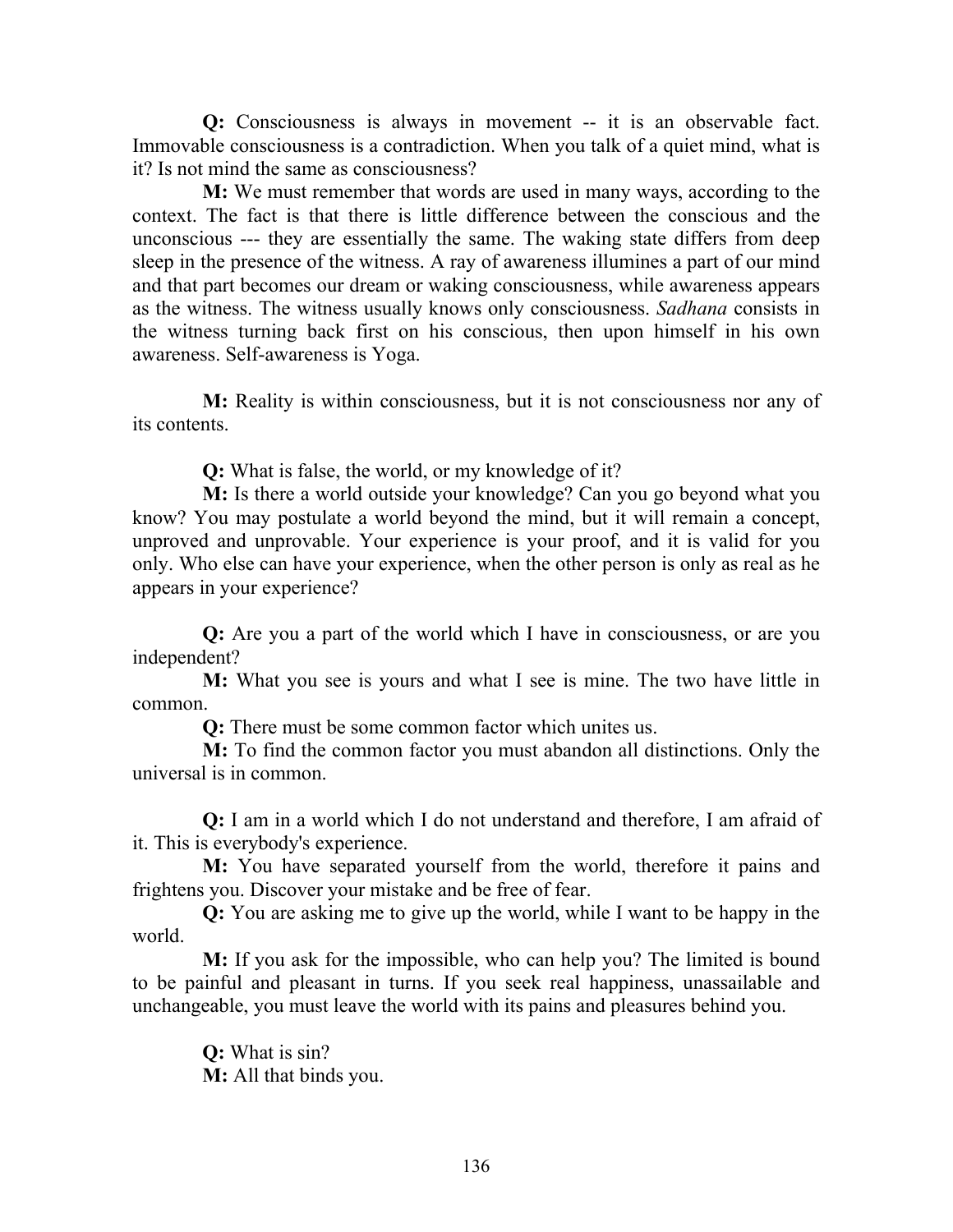**Q:** Consciousness is always in movement -- it is an observable fact. Immovable consciousness is a contradiction. When you talk of a quiet mind, what is it? Is not mind the same as consciousness?

**M:** We must remember that words are used in many ways, according to the context. The fact is that there is little difference between the conscious and the unconscious --- they are essentially the same. The waking state differs from deep sleep in the presence of the witness. A ray of awareness illumines a part of our mind and that part becomes our dream or waking consciousness, while awareness appears as the witness. The witness usually knows only consciousness. *Sadhana* consists in the witness turning back first on his conscious, then upon himself in his own awareness. Self-awareness is Yoga.

**M:** Reality is within consciousness, but it is not consciousness nor any of its contents.

**Q:** What is false, the world, or my knowledge of it?

**M:** Is there a world outside your knowledge? Can you go beyond what you know? You may postulate a world beyond the mind, but it will remain a concept, unproved and unprovable. Your experience is your proof, and it is valid for you only. Who else can have your experience, when the other person is only as real as he appears in your experience?

**Q:** Are you a part of the world which I have in consciousness, or are you independent?

**M:** What you see is yours and what I see is mine. The two have little in common.

**Q:** There must be some common factor which unites us.

**M:** To find the common factor you must abandon all distinctions. Only the universal is in common.

**Q:** I am in a world which I do not understand and therefore, I am afraid of it. This is everybody's experience.

**M:** You have separated yourself from the world, therefore it pains and frightens you. Discover your mistake and be free of fear.

**Q:** You are asking me to give up the world, while I want to be happy in the world.

**M:** If you ask for the impossible, who can help you? The limited is bound to be painful and pleasant in turns. If you seek real happiness, unassailable and unchangeable, you must leave the world with its pains and pleasures behind you.

**Q:** What is sin?

**M:** All that binds you.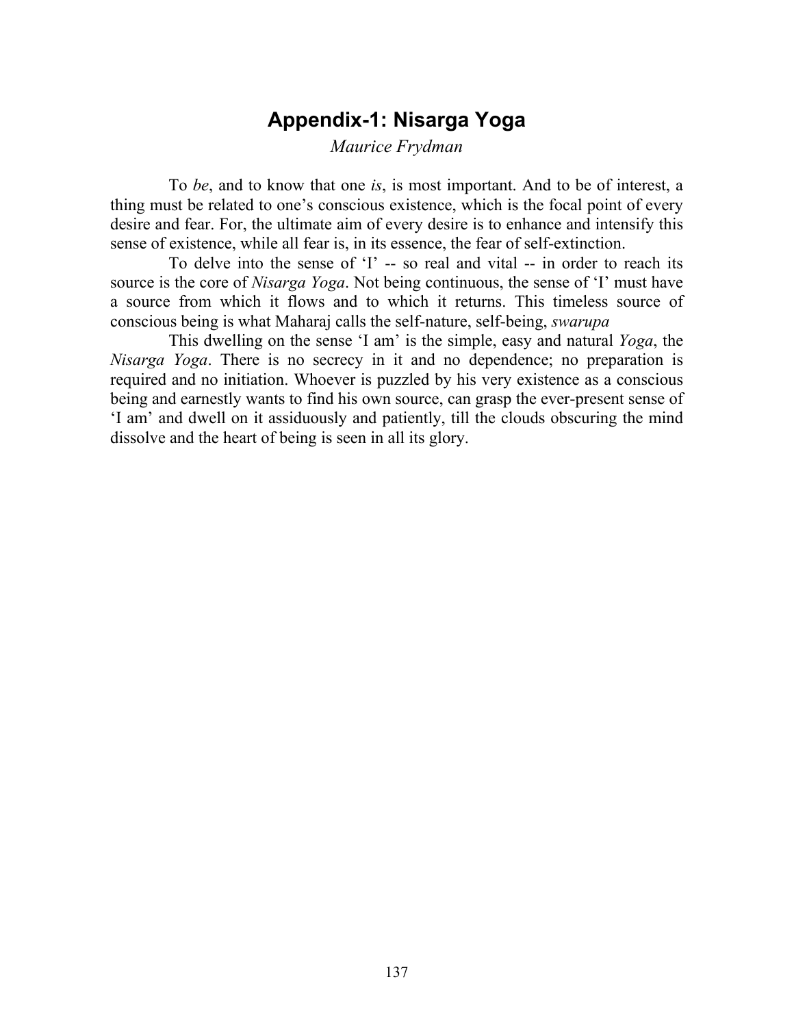# Appendix-1: Nisarga Yoga

*Maurice Frydman*

To *be*, and to know that one *is*, is most important. And to be of interest, a thing must be related to one's conscious existence, which is the focal point of every desire and fear. For, the ultimate aim of every desire is to enhance and intensify this sense of existence, while all fear is, in its essence, the fear of self-extinction.

To delve into the sense of 'I' -- so real and vital -- in order to reach its source is the core of *Nisarga Yoga*. Not being continuous, the sense of 'I' must have a source from which it flows and to which it returns. This timeless source of conscious being is what Maharaj calls the self-nature, self-being, *swarupa*

This dwelling on the sense 'I am' is the simple, easy and natural *Yoga*, the *Nisarga Yoga*. There is no secrecy in it and no dependence; no preparation is required and no initiation. Whoever is puzzled by his very existence as a conscious being and earnestly wants to find his own source, can grasp the ever-present sense of 'I am' and dwell on it assiduously and patiently, till the clouds obscuring the mind dissolve and the heart of being is seen in all its glory.